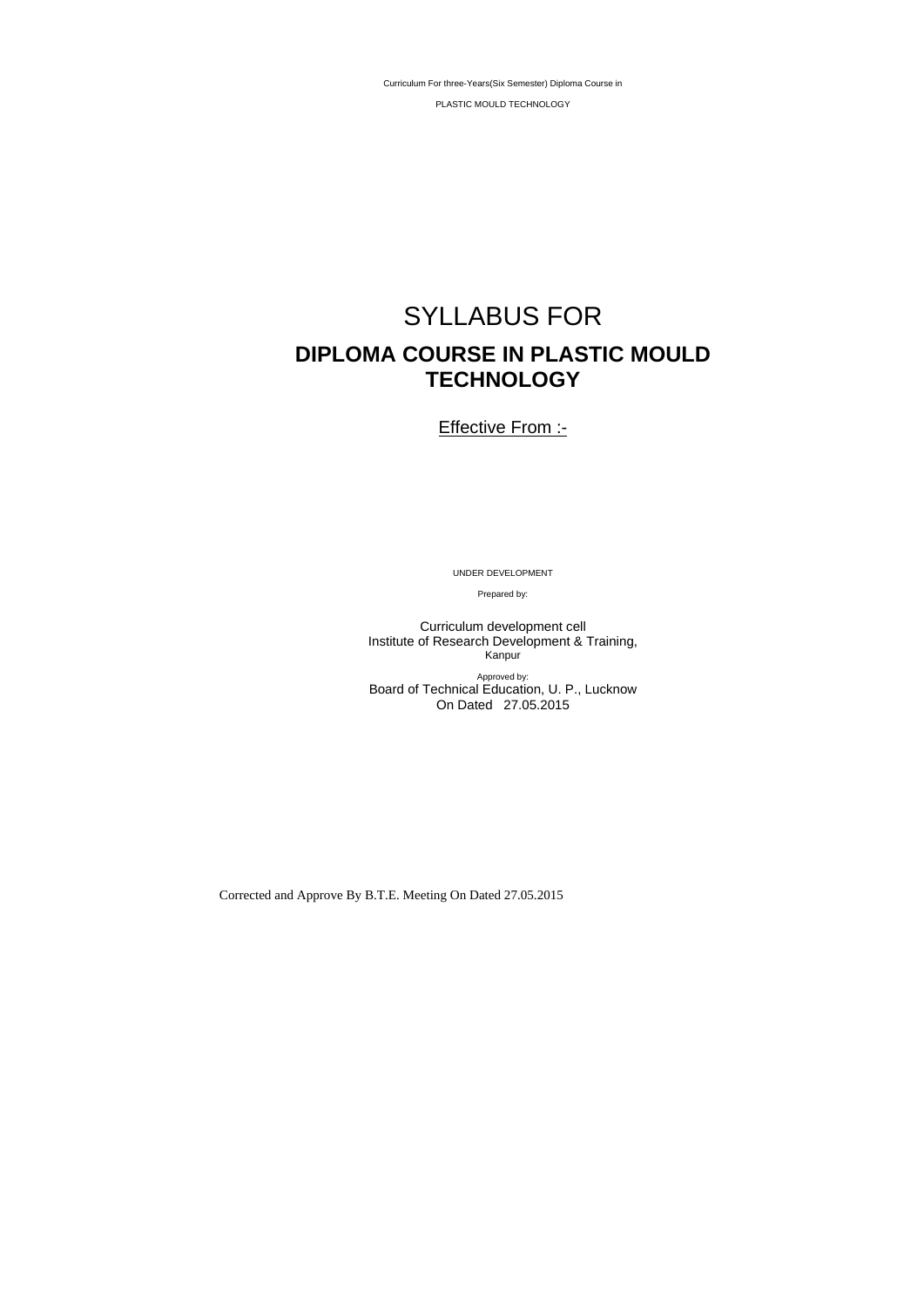Curriculum For three-Years(Six Semester) Diploma Course in

PLASTIC MOULD TECHNOLOGY

# SYLLABUS FOR

## DIPLOMA COURSE IN PLASTIC MOULD TECHNOLOGY

Effective From :-

UNDER DEVELOPMENT

Prepared by:

Curriculum development cell
Institute of Research Development & Training,
Kanpur

Approved by:
Board of Technical Education, U. P., Lucknow
On Dated 27.05.2015

Corrected and Approve By B.T.E. Meeting On Dated 27.05.2015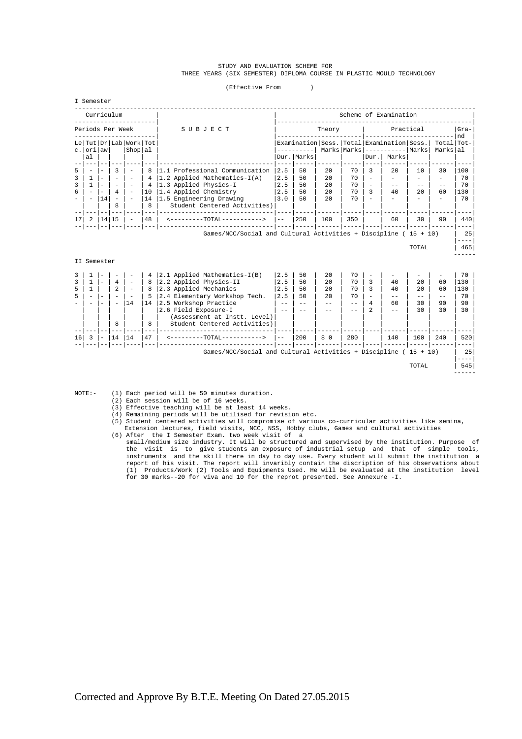STUDY AND EVALUATION SCHEME FOR
THREE YEARS (SIX SEMESTER) DIPLOMA COURSE IN PLASTIC MOULD TECHNOLOGY

(Effective From )

I Semester

| Curriculum | | | | | | | Scheme of Examination | | | | | | | | | |
|---|---|---|---|---|---|---|---|---|---|---|---|---|---|---|---|---|
| Periods Per Week | | | | | | S U B J E C T | Theory | | | | Practical | | | | Grand Total |
| Lec. | Tutorial | Draw | Lab | Work Shop | Total | | Examination Dur. | Examination Marks | Sess. Marks | Total Marks | Examination Dur. | Examination Marks | Sess. Marks | Total Marks | |
| 5 | - | - | 3 | - | 8 | 1.1 Professional Communication | 2.5 | 50 | 20 | 70 | 3 | 20 | 10 | 30 | 100 |
| 3 | 1 | - | - | - | 4 | 1.2 Applied Mathematics-I(A) | 2.5 | 50 | 20 | 70 | - | - | - | - | 70 |
| 3 | 1 | - | - | - | 4 | 1.3 Applied Physics-I | 2.5 | 50 | 20 | 70 | - | -- | -- | -- | 70 |
| 6 | - | - | 4 | - | 10 | 1.4 Applied Chemistry | 2.5 | 50 | 20 | 70 | 3 | 40 | 20 | 60 | 130 |
| - | - | 14 | - | - | 14 | 1.5 Engineering Drawing | 3.0 | 50 | 20 | 70 | - | - | - | - | 70 |
| | | | 8 | | 8 | Student Centered Activities) | | | | | | | | | |
| 17 | 2 | 14 | 15 | - | 48 | <---------TOTAL----------> | -- | 250 | 100 | 350 | | 60 | 30 | 90 | 440 |
| | | | | | | Games/NCC/Social and Cultural Activities + Discipline ( 15 + 10) | | | | | | | | | 25 |
| | | | | | | TOTAL | | | | | | | | | 465 |

II Semester

| Lec. | Tutorial | Draw | Lab | Work Shop | Total | S U B J E C T | Theory Examination Dur. | Theory Examination Marks | Theory Sess. Marks | Theory Total Marks | Practical Examination Dur. | Practical Examination Marks | Practical Sess. Marks | Practical Total Marks | Grand Total |
|---|---|---|---|---|---|---|---|---|---|---|---|---|---|---|---|
| 3 | 1 | - | - | - | 4 | 2.1 Applied Mathematics-I(B) | 2.5 | 50 | 20 | 70 | - | - | - | - | 70 |
| 3 | 1 | - | 4 | - | 8 | 2.2 Applied Physics-II | 2.5 | 50 | 20 | 70 | 3 | 40 | 20 | 60 | 130 |
| 5 | 1 | | 2 | - | 8 | 2.3 Applied Mechanics | 2.5 | 50 | 20 | 70 | 3 | 40 | 20 | 60 | 130 |
| 5 | - | - | - | - | 5 | 2.4 Elementary Workshop Tech. | 2.5 | 50 | 20 | 70 | - | -- | -- | -- | 70 |
| - | - | - | - | 14 | 14 | 2.5 Workshop Practice | -- | -- | -- | -- | 4 | 60 | 30 | 90 | 90 |
| | | | | | | 2.6 Field Exposure-I (Assessment at Instt. Level) | -- | -- | -- | -- | 2 | -- | 30 | 30 | 30 |
| | | | 8 | | 8 | Student Centered Activities) | | | | | | | | | |
| 16 | 3 | - | 14 | 14 | 47 | <---------TOTAL----------> | -- | 200 | 8 0 | 280 | | 140 | 100 | 240 | 520 |
| | | | | | | Games/NCC/Social and Cultural Activities + Discipline ( 15 + 10) | | | | | | | | | 25 |
| | | | | | | TOTAL | | | | | | | | | 545 |

NOTE:-
(1) Each period will be 50 minutes duration.
(2) Each session will be of 16 weeks.
(3) Effective teaching will be at least 14 weeks.
(4) Remaining periods will be utilised for revision etc.
(5) Student centered activities will compromise of various co-curricular activities like semina, Extension lectures, field visits, NCC, NSS, Hobby clubs, Games and cultural activities
(6) After the I Semester Exam. two week visit of a small/medium size industry. It will be structured and supervised by the institution. Purpose of the visit is to give students an exposure of industrial setup and that of simple tools, instruments and the skill there in day to day use. Every student will submit the institution a report of his visit. The report will invaribly contain the discription of his observations about (1) Products/Work (2) Tools and Equipments Used. He will be evaluated at the institution level for 30 marks--20 for viva and 10 for the reprot presented. See Annexure -I.

Corrected and Approve By B.T.E. Meeting On Dated 27.05.2015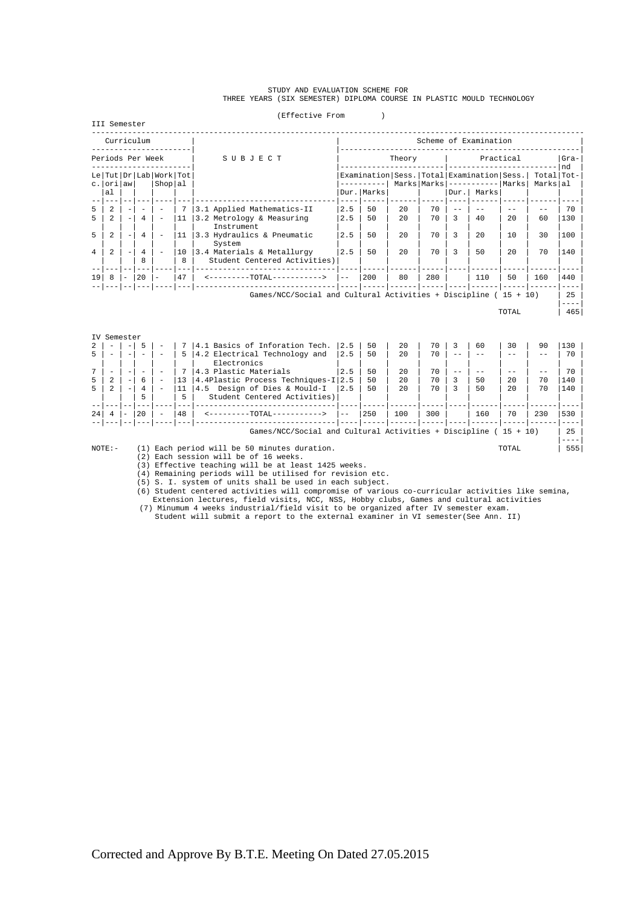STUDY AND EVALUATION SCHEME FOR
THREE YEARS (SIX SEMESTER) DIPLOMA COURSE IN PLASTIC MOULD TECHNOLOGY

(Effective From )

III Semester

| Curriculum | | | | | | SUBJECT | Scheme of Examination | | | | | | | | |
|---|---|---|---|---|---|---|---|---|---|---|---|---|---|---|---|
| Periods Per Week | | | | | | | Theory | | | | Practical | | | | Grand |
| Lec. | Tutorial | Drawing | Lab | Work Shop | Total | | Examination Dur. | Examination Marks | Sess. Marks | Total Marks | Examination Dur. | Examination Marks | Sess. Marks | Total Marks | Total |
| 5 | 2 | - | - | - | 7 | 3.1 Applied Mathematics-II | 2.5 | 50 | 20 | 70 | -- | -- | -- | -- | 70 |
| 5 | 2 | - | 4 | - | 11 | 3.2 Metrology & Measuring Instrument | 2.5 | 50 | 20 | 70 | 3 | 40 | 20 | 60 | 130 |
| 5 | 2 | - | 4 | - | 11 | 3.3 Hydraulics & Pneumatic System | 2.5 | 50 | 20 | 70 | 3 | 20 | 10 | 30 | 100 |
| 4 | 2 | - | 4 | - | 10 | 3.4 Materials & Metallurgy | 2.5 | 50 | 20 | 70 | 3 | 50 | 20 | 70 | 140 |
| | | | 8 | | 8 | Student Centered Activities | | | | | | | | | |
| 19 | 8 | - | 20 | - | 47 | <---------TOTAL-----------> | -- | 200 | 80 | 280 | | 110 | 50 | 160 | 440 |
| | | | | | | Games/NCC/Social and Cultural Activities + Discipline ( 15 + 10) | | | | | | | | | 25 |
| | | | | | | TOTAL | | | | | | | | | 465 |

IV Semester

| Lec. | Tutorial | Drawing | Lab | Work Shop | Total | SUBJECT | Examination Dur. | Examination Marks | Sess. Marks | Total Marks | Examination Dur. | Examination Marks | Sess. Marks | Total Marks | Grand Total |
|---|---|---|---|---|---|---|---|---|---|---|---|---|---|---|---|
| 2 | - | - | 5 | - | 7 | 4.1 Basics of Inforation Tech. | 2.5 | 50 | 20 | 70 | 3 | 60 | 30 | 90 | 130 |
| 5 | - | - | - | - | 5 | 4.2 Electrical Technology and Electronics | 2.5 | 50 | 20 | 70 | -- | -- | -- | -- | 70 |
| 7 | - | - | - | - | 7 | 4.3 Plastic Materials | 2.5 | 50 | 20 | 70 | -- | -- | -- | -- | 70 |
| 5 | 2 | - | 6 | - | 13 | 4.4Plastic Process Techniques-I | 2.5 | 50 | 20 | 70 | 3 | 50 | 20 | 70 | 140 |
| 5 | 2 | - | 4 | - | 11 | 4.5 Design of Dies & Mould-I | 2.5 | 50 | 20 | 70 | 3 | 50 | 20 | 70 | 140 |
| | | | 5 | | 5 | Student Centered Activities | | | | | | | | | |
| 24 | 4 | - | 20 | - | 48 | <---------TOTAL-----------> | -- | 250 | 100 | 300 | | 160 | 70 | 230 | 530 |
| | | | | | | Games/NCC/Social and Cultural Activities + Discipline ( 15 + 10) | | | | | | | | | 25 |
| | | | | | | TOTAL | | | | | | | | | 555 |

NOTE:-
(1) Each period will be 50 minutes duration.
(2) Each session will be of 16 weeks.
(3) Effective teaching will be at least 1425 weeks.
(4) Remaining periods will be utilised for revision etc.
(5) S. I. system of units shall be used in each subject.
(6) Student centered activities will compromise of various co-curricular activities like semina, Extension lectures, field visits, NCC, NSS, Hobby clubs, Games and cultural activities
(7) Minumum 4 weeks industrial/field visit to be organized after IV semester exam. Student will submit a report to the external examiner in VI semester(See Ann. II)

Corrected and Approve By B.T.E. Meeting On Dated 27.05.2015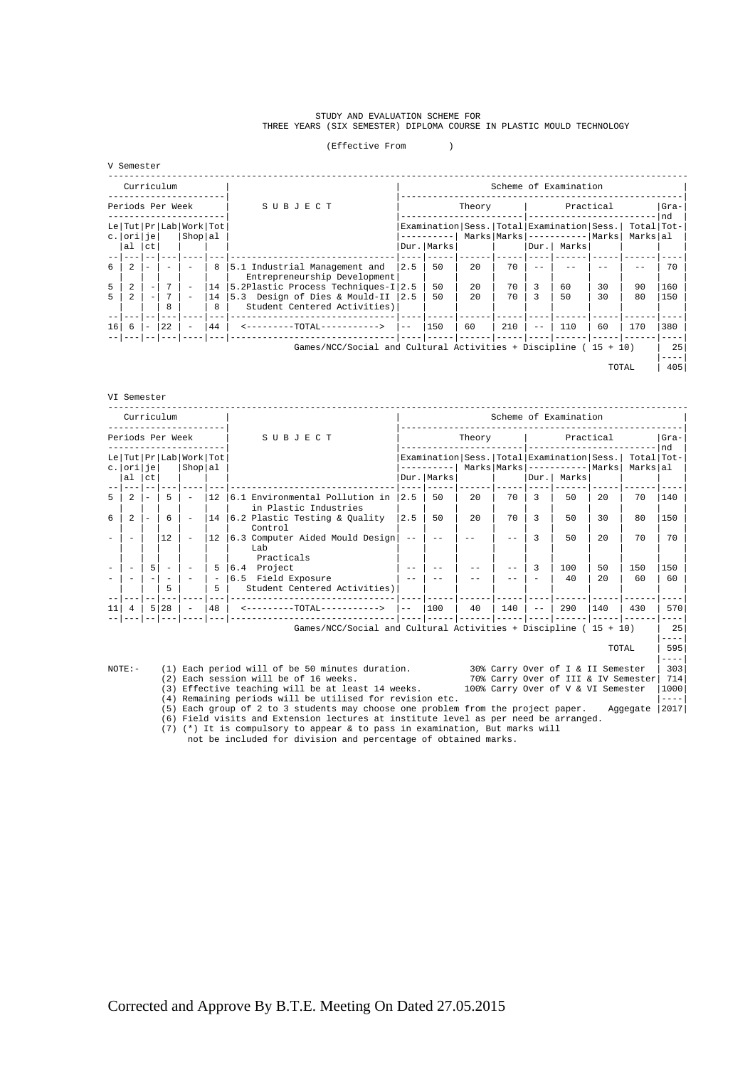STUDY AND EVALUATION SCHEME FOR
THREE YEARS (SIX SEMESTER) DIPLOMA COURSE IN PLASTIC MOULD TECHNOLOGY

(Effective From )

V Semester

| Curriculum | | | | | | SUBJECT | Scheme of Examination | | | | | | | | | |
|---|---|---|---|---|---|---|---|---|---|---|---|---|---|---|---|---|
| Periods Per Week | | | | | | | Theory | | | | Practical | | | | | Grand Total |
| Lec. | Tutorial | Project | Lab | Work Shop | Total | | Examination Dur. | Examination Marks | Sess. Marks | Total Marks | Examination Dur. | Examination Marks | Sess. Marks | Total Marks | |
| 6 | 2 | - | - | - | 8 | 5.1 Industrial Management and Entrepreneurship Development | 2.5 | 50 | 20 | 70 | -- | -- | -- | -- | 70 |
| 5 | 2 | - | 7 | - | 14 | 5.2 Plastic Process Techniques-I | 2.5 | 50 | 20 | 70 | 3 | 60 | 30 | 90 | 160 |
| 5 | 2 | - | 7 | - | 14 | 5.3 Design of Dies & Mould-II | 2.5 | 50 | 20 | 70 | 3 | 50 | 30 | 80 | 150 |
| | | | 8 | | 8 | Student Centered Activities) | | | | | | | | | |
| 16 | 6 | - | 22 | - | 44 | <---------TOTAL----------> | -- | 150 | 60 | 210 | -- | 110 | 60 | 170 | 380 |

Games/NCC/Social and Cultural Activities + Discipline ( 15 + 10) | 25

TOTAL | 405

VI Semester

| Curriculum | | | | | | SUBJECT | Scheme of Examination | | | | | | | | | |
|---|---|---|---|---|---|---|---|---|---|---|---|---|---|---|---|---|
| Periods Per Week | | | | | | | Theory | | | | Practical | | | | | Grand Total |
| Lec. | Tutorial | Project | Lab | Work Shop | Total | | Examination Dur. | Examination Marks | Sess. Marks | Total Marks | Examination Dur. | Examination Marks | Sess. Marks | Total Marks | |
| 5 | 2 | - | 5 | - | 12 | 6.1 Environmental Pollution in Plastic Industries | 2.5 | 50 | 20 | 70 | 3 | 50 | 20 | 70 | 140 |
| 6 | 2 | - | 6 | - | 14 | 6.2 Plastic Testing & Quality Control | 2.5 | 50 | 20 | 70 | 3 | 50 | 30 | 80 | 150 |
| - | - | | 12 | - | 12 | 6.3 Computer Aided Mould Design Lab Practicals | -- | -- | -- | -- | 3 | 50 | 20 | 70 | 70 |
| - | - | 5 | - | - | 5 | 6.4 Project | -- | -- | -- | -- | 3 | 100 | 50 | 150 | 150 |
| - | - | - | - | - | - | 6.5 Field Exposure | -- | -- | -- | -- | - | 40 | 20 | 60 | 60 |
| | | | 5 | | 5 | Student Centered Activities) | | | | | | | | | |
| 11 | 4 | 5 | 28 | - | 48 | <---------TOTAL----------> | -- | 100 | 40 | 140 | -- | 290 | 140 | 430 | 570 |

Games/NCC/Social and Cultural Activities + Discipline ( 15 + 10) | 25

TOTAL | 595

| | |
|---|---|
| 30% Carry Over of I & II Semester | 303 |
| 70% Carry Over of III & IV Semester | 714 |
| 100% Carry Over of V & VI Semester | 1000 |
| Aggegate | 2017 |

NOTE:-

(1) Each period will of be 50 minutes duration.
(2) Each session will be of 16 weeks.
(3) Effective teaching will be at least 14 weeks.
(4) Remaining periods will be utilised for revision etc.
(5) Each group of 2 to 3 students may choose one problem from the project paper.
(6) Field visits and Extension lectures at institute level as per need be arranged.
(7) (*) It is compulsory to appear & to pass in examination, But marks will not be included for division and percentage of obtained marks.

Corrected and Approve By B.T.E. Meeting On Dated 27.05.2015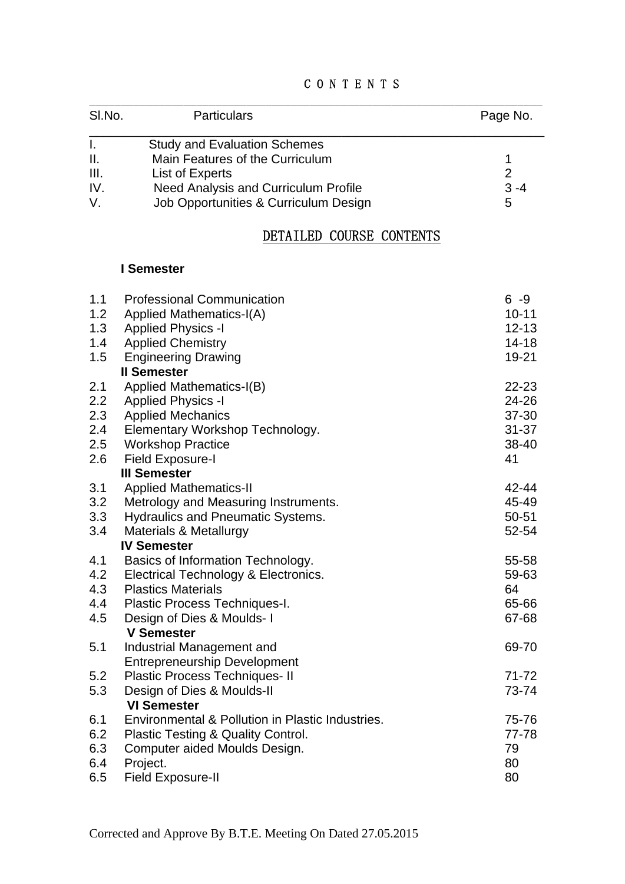# CONTENTS

| Sl.No. | Particulars | Page No. |
|---|---|---|
| I. | Study and Evaluation Schemes | |
| II. | Main Features of the Curriculum | 1 |
| III. | List of Experts | 2 |
| IV. | Need Analysis and Curriculum Profile | 3 -4 |
| V. | Job Opportunities & Curriculum Design | 5 |

## DETAILED COURSE CONTENTS

| | | |
|---|---|---|
| | **I Semester** | |
| 1.1 | Professional Communication | 6 -9 |
| 1.2 | Applied Mathematics-I(A) | 10-11 |
| 1.3 | Applied Physics -I | 12-13 |
| 1.4 | Applied Chemistry | 14-18 |
| 1.5 | Engineering Drawing | 19-21 |
| | **II Semester** | |
| 2.1 | Applied Mathematics-I(B) | 22-23 |
| 2.2 | Applied Physics -I | 24-26 |
| 2.3 | Applied Mechanics | 37-30 |
| 2.4 | Elementary Workshop Technology. | 31-37 |
| 2.5 | Workshop Practice | 38-40 |
| 2.6 | Field Exposure-I | 41 |
| | **III Semester** | |
| 3.1 | Applied Mathematics-II | 42-44 |
| 3.2 | Metrology and Measuring Instruments. | 45-49 |
| 3.3 | Hydraulics and Pneumatic Systems. | 50-51 |
| 3.4 | Materials & Metallurgy | 52-54 |
| | **IV Semester** | |
| 4.1 | Basics of Information Technology. | 55-58 |
| 4.2 | Electrical Technology & Electronics. | 59-63 |
| 4.3 | Plastics Materials | 64 |
| 4.4 | Plastic Process Techniques-I. | 65-66 |
| 4.5 | Design of Dies & Moulds- I | 67-68 |
| | **V Semester** | |
| 5.1 | Industrial Management and Entrepreneurship Development | 69-70 |
| 5.2 | Plastic Process Techniques- II | 71-72 |
| 5.3 | Design of Dies & Moulds-II | 73-74 |
| | **VI Semester** | |
| 6.1 | Environmental & Pollution in Plastic Industries. | 75-76 |
| 6.2 | Plastic Testing & Quality Control. | 77-78 |
| 6.3 | Computer aided Moulds Design. | 79 |
| 6.4 | Project. | 80 |
| 6.5 | Field Exposure-II | 80 |

Corrected and Approve By B.T.E. Meeting On Dated 27.05.2015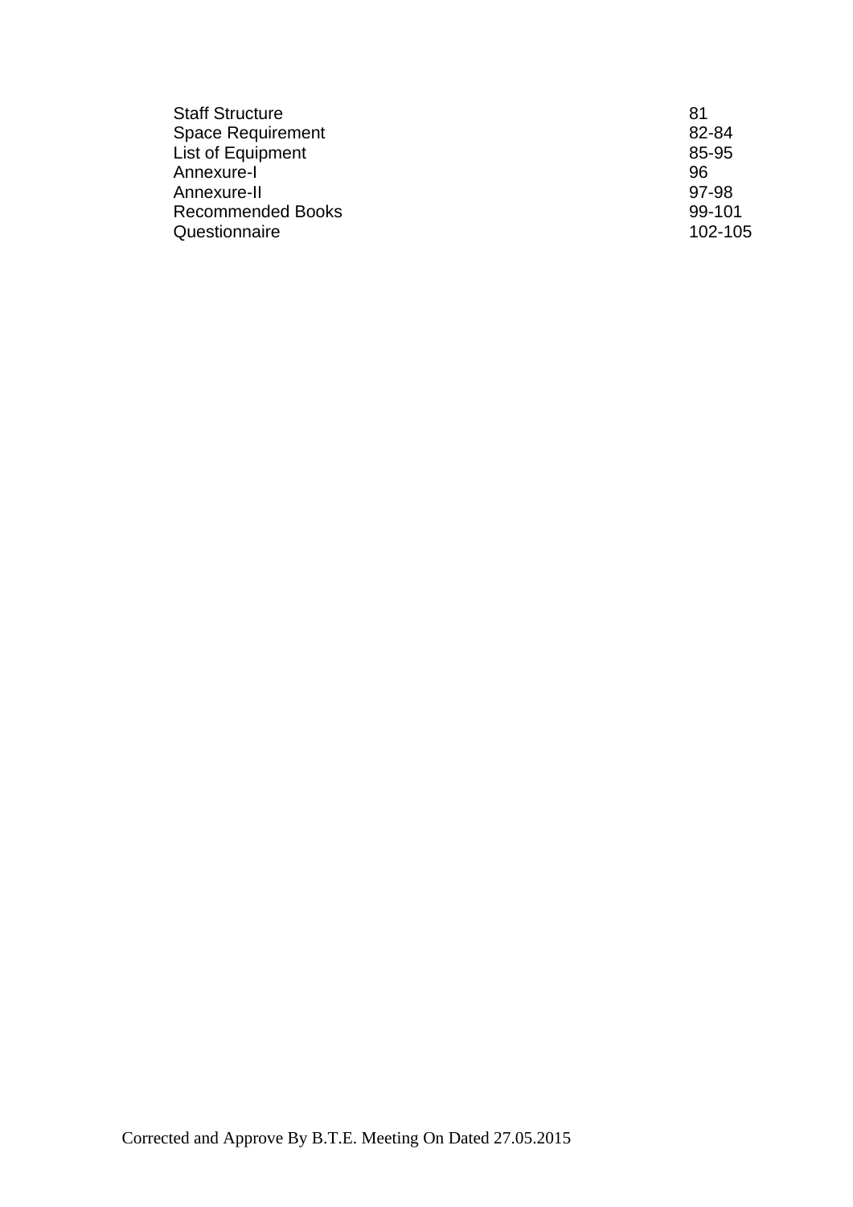| | |
|---|---|
| Staff Structure | 81 |
| Space Requirement | 82-84 |
| List of Equipment | 85-95 |
| Annexure-I | 96 |
| Annexure-II | 97-98 |
| Recommended Books | 99-101 |
| Questionnaire | 102-105 |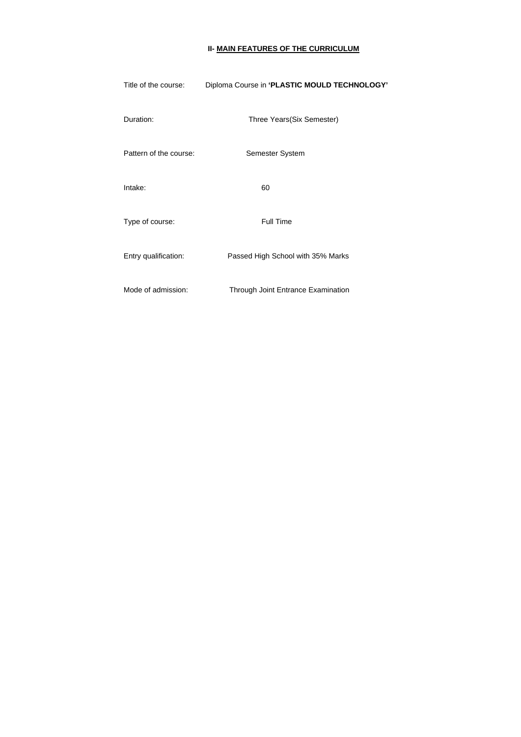## II- MAIN FEATURES OF THE CURRICULUM

Title of the course: Diploma Course in **'PLASTIC MOULD TECHNOLOGY'**

Duration: Three Years(Six Semester)

Pattern of the course: Semester System

Intake: 60

Type of course: Full Time

Entry qualification: Passed High School with 35% Marks

Mode of admission: Through Joint Entrance Examination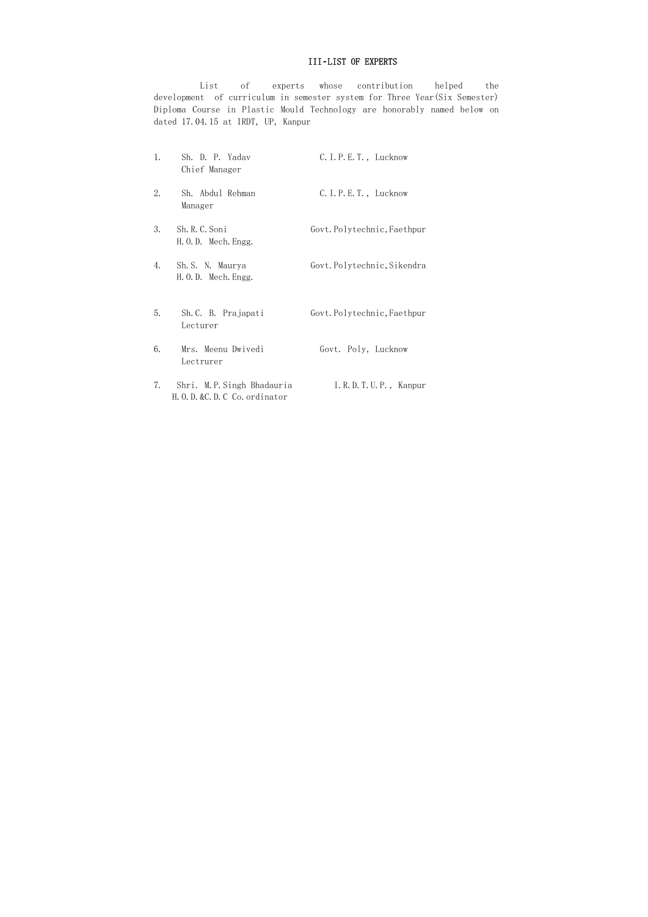# III-LIST OF EXPERTS

List of experts whose contribution helped the development of curriculum in semester system for Three Year(Six Semester) Diploma Course in Plastic Mould Technology are honorably named below on dated 17.04.15 at IRDT, UP, Kanpur

1. Sh. D. P. Yadav — C.I.P.E.T., Lucknow
   Chief Manager

2. Sh. Abdul Rehman — C.I.P.E.T., Lucknow
   Manager

3. Sh.R.C.Soni — Govt.Polytechnic,Faethpur
   H.O.D. Mech.Engg.

4. Sh.S. N. Maurya — Govt.Polytechnic,Sikendra
   H.O.D. Mech.Engg.

5. Sh.C. B. Prajapati — Govt.Polytechnic,Faethpur
   Lecturer

6. Mrs. Meenu Dwivedi — Govt. Poly, Lucknow
   Lectrurer

7. Shri. M.P.Singh Bhadauria — I.R.D.T.U.P., Kanpur
   H.O.D.&C.D.C Co.ordinator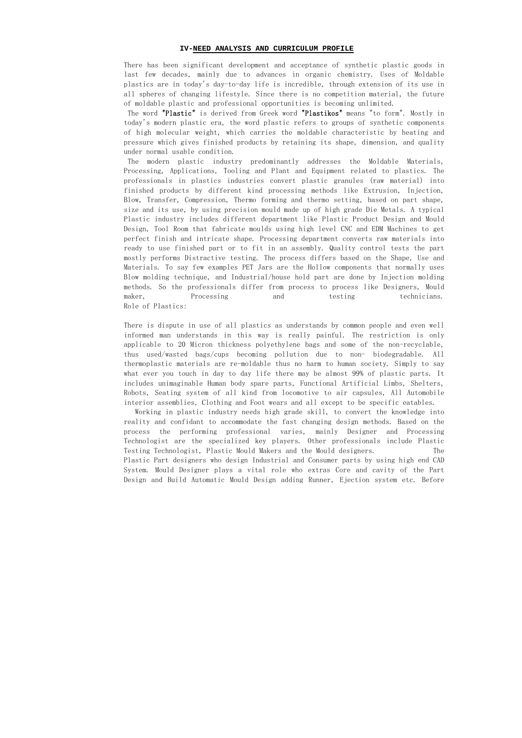## IV-NEED ANALYSIS AND CURRICULUM PROFILE

There has been significant development and acceptance of synthetic plastic goods in last few decades, mainly due to advances in organic chemistry. Uses of Moldable plastics are in today's day-to-day life is incredible, through extension of its use in all spheres of changing lifestyle. Since there is no competition material, the future of moldable plastic and professional opportunities is becoming unlimited.

The word **"Plastic"** is derived from Greek word **"Plastikos"** means "to form". Mostly in today's modern plastic era, the word plastic refers to groups of synthetic components of high molecular weight, which carries the moldable characteristic by heating and pressure which gives finished products by retaining its shape, dimension, and quality under normal usable condition.

The modern plastic industry predominantly addresses the Moldable Materials, Processing, Applications, Tooling and Plant and Equipment related to plastics. The professionals in plastics industries convert plastic granules (raw material) into finished products by different kind processing methods like Extrusion, Injection, Blow, Transfer, Compression, Thermo forming and thermo setting, based on part shape, size and its use, by using precision mould made up of high grade Die Metals. A typical Plastic industry includes different department like Plastic Product Design and Mould Design, Tool Room that fabricate moulds using high level CNC and EDM Machines to get perfect finish and intricate shape. Processing department converts raw materials into ready to use finished part or to fit in an assembly. Quality control tests the part mostly performs Distractive testing. The process differs based on the Shape, Use and Materials. To say few examples PET Jars are the Hollow components that normally uses Blow molding technique, and Industrial/house hold part are done by Injection molding methods. So the professionals differ from process to process like Designers, Mould maker, Processing and testing technicians.

Role of Plastics:

There is dispute in use of all plastics as understands by common people and even well informed man understands in this way is really painful. The restriction is only applicable to 20 Micron thickness polyethylene bags and some of the non-recyclable, thus used/wasted bags/cups becoming pollution due to non- biodegradable. All thermoplastic materials are re-moldable thus no harm to human society. Simply to say what ever you touch in day to day life there may be almost 99% of plastic parts. It includes unimaginable Human body spare parts, Functional Artificial Limbs, Shelters, Robots, Seating system of all kind from locomotive to air capsules, All Automobile interior assemblies, Clothing and Foot wears and all except to be specific eatables.

Working in plastic industry needs high grade skill, to convert the knowledge into reality and confidant to accommodate the fast changing design methods. Based on the process the performing professional varies, mainly Designer and Processing Technologist are the specialized key players. Other professionals include Plastic Testing Technologist, Plastic Mould Makers and the Mould designers. The Plastic Part designers who design Industrial and Consumer parts by using high end CAD System. Mould Designer plays a vital role who extras Core and cavity of the Part Design and Build Automatic Mould Design adding Runner, Ejection system etc. Before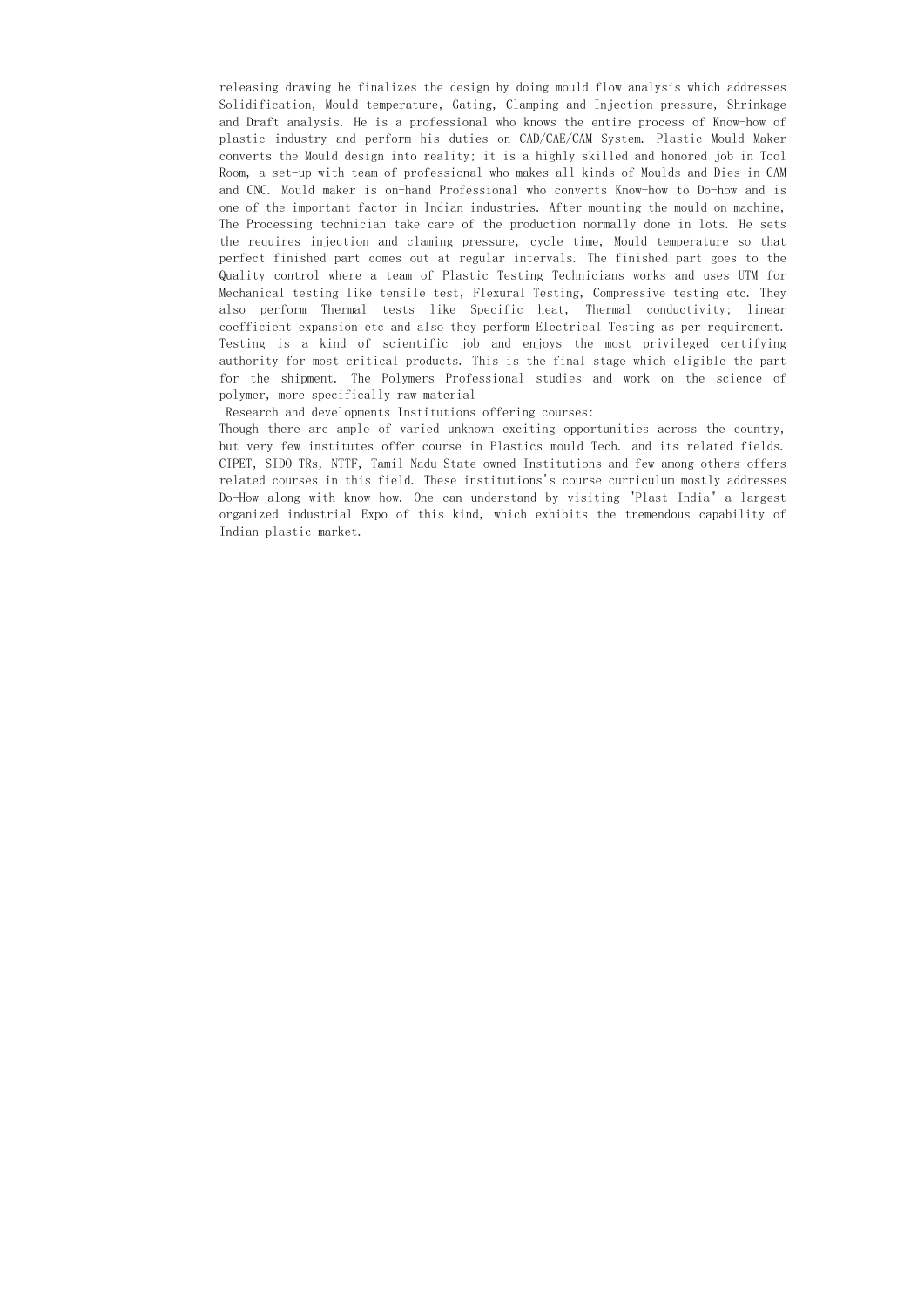releasing drawing he finalizes the design by doing mould flow analysis which addresses Solidification, Mould temperature, Gating, Clamping and Injection pressure, Shrinkage and Draft analysis. He is a professional who knows the entire process of Know-how of plastic industry and perform his duties on CAD/CAE/CAM System. Plastic Mould Maker converts the Mould design into reality; it is a highly skilled and honored job in Tool Room, a set-up with team of professional who makes all kinds of Moulds and Dies in CAM and CNC. Mould maker is on-hand Professional who converts Know-how to Do-how and is one of the important factor in Indian industries. After mounting the mould on machine, The Processing technician take care of the production normally done in lots. He sets the requires injection and claming pressure, cycle time, Mould temperature so that perfect finished part comes out at regular intervals. The finished part goes to the Quality control where a team of Plastic Testing Technicians works and uses UTM for Mechanical testing like tensile test, Flexural Testing, Compressive testing etc. They also perform Thermal tests like Specific heat, Thermal conductivity; linear coefficient expansion etc and also they perform Electrical Testing as per requirement. Testing is a kind of scientific job and enjoys the most privileged certifying authority for most critical products. This is the final stage which eligible the part for the shipment. The Polymers Professional studies and work on the science of polymer, more specifically raw material

Research and developments Institutions offering courses:

Though there are ample of varied unknown exciting opportunities across the country, but very few institutes offer course in Plastics mould Tech. and its related fields. CIPET, SIDO TRs, NTTF, Tamil Nadu State owned Institutions and few among others offers related courses in this field. These institutions's course curriculum mostly addresses Do-How along with know how. One can understand by visiting "Plast India" a largest organized industrial Expo of this kind, which exhibits the tremendous capability of Indian plastic market.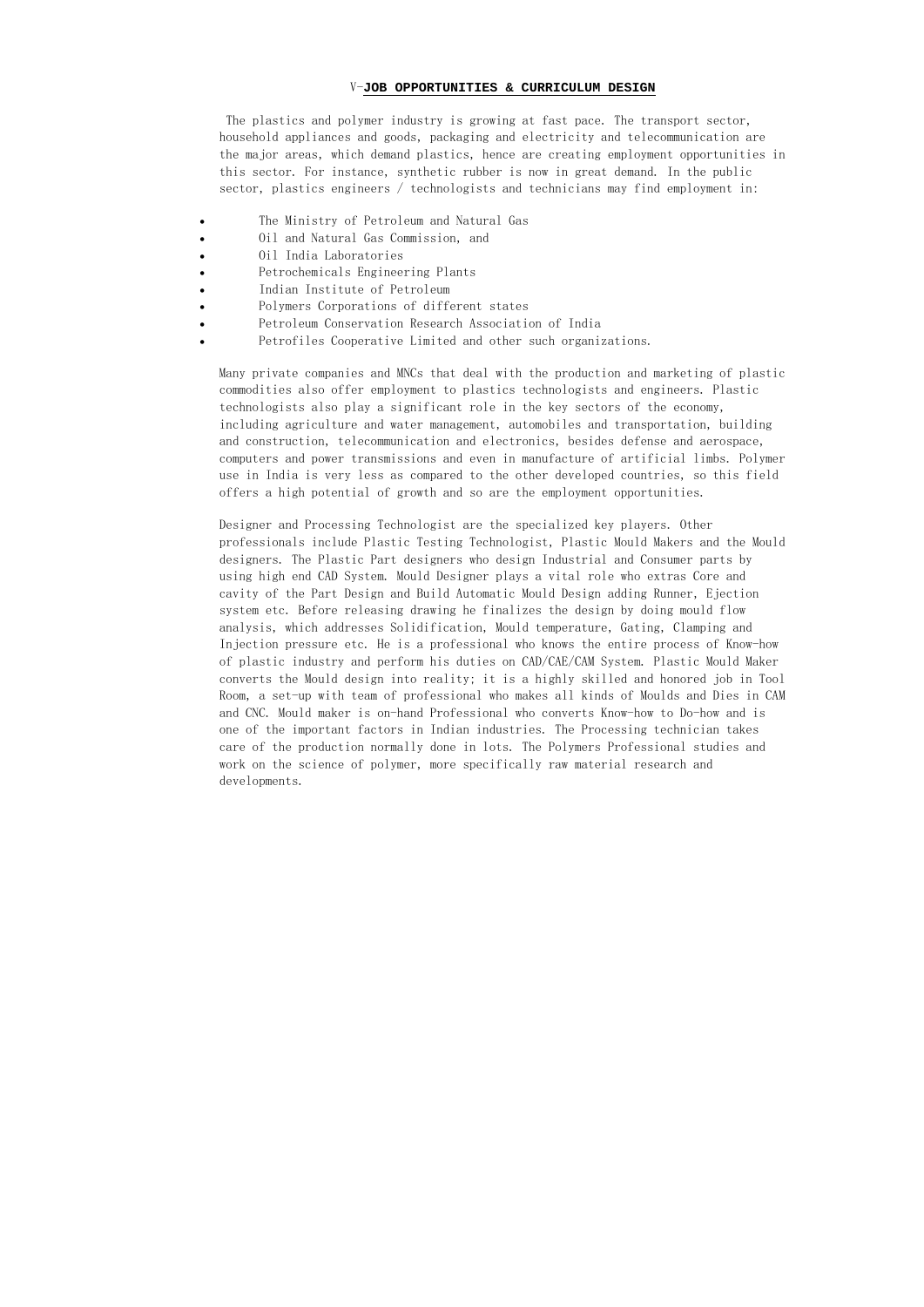## V-JOB OPPORTUNITIES & CURRICULUM DESIGN

The plastics and polymer industry is growing at fast pace. The transport sector, household appliances and goods, packaging and electricity and telecommunication are the major areas, which demand plastics, hence are creating employment opportunities in this sector. For instance, synthetic rubber is now in great demand. In the public sector, plastics engineers / technologists and technicians may find employment in:

- The Ministry of Petroleum and Natural Gas
- Oil and Natural Gas Commission, and
- Oil India Laboratories
- Petrochemicals Engineering Plants
- Indian Institute of Petroleum
- Polymers Corporations of different states
- Petroleum Conservation Research Association of India
- Petrofiles Cooperative Limited and other such organizations.

Many private companies and MNCs that deal with the production and marketing of plastic commodities also offer employment to plastics technologists and engineers. Plastic technologists also play a significant role in the key sectors of the economy, including agriculture and water management, automobiles and transportation, building and construction, telecommunication and electronics, besides defense and aerospace, computers and power transmissions and even in manufacture of artificial limbs. Polymer use in India is very less as compared to the other developed countries, so this field offers a high potential of growth and so are the employment opportunities.

Designer and Processing Technologist are the specialized key players. Other professionals include Plastic Testing Technologist, Plastic Mould Makers and the Mould designers. The Plastic Part designers who design Industrial and Consumer parts by using high end CAD System. Mould Designer plays a vital role who extras Core and cavity of the Part Design and Build Automatic Mould Design adding Runner, Ejection system etc. Before releasing drawing he finalizes the design by doing mould flow analysis, which addresses Solidification, Mould temperature, Gating, Clamping and Injection pressure etc. He is a professional who knows the entire process of Know-how of plastic industry and perform his duties on CAD/CAE/CAM System. Plastic Mould Maker converts the Mould design into reality; it is a highly skilled and honored job in Tool Room, a set-up with team of professional who makes all kinds of Moulds and Dies in CAM and CNC. Mould maker is on-hand Professional who converts Know-how to Do-how and is one of the important factors in Indian industries. The Processing technician takes care of the production normally done in lots. The Polymers Professional studies and work on the science of polymer, more specifically raw material research and developments.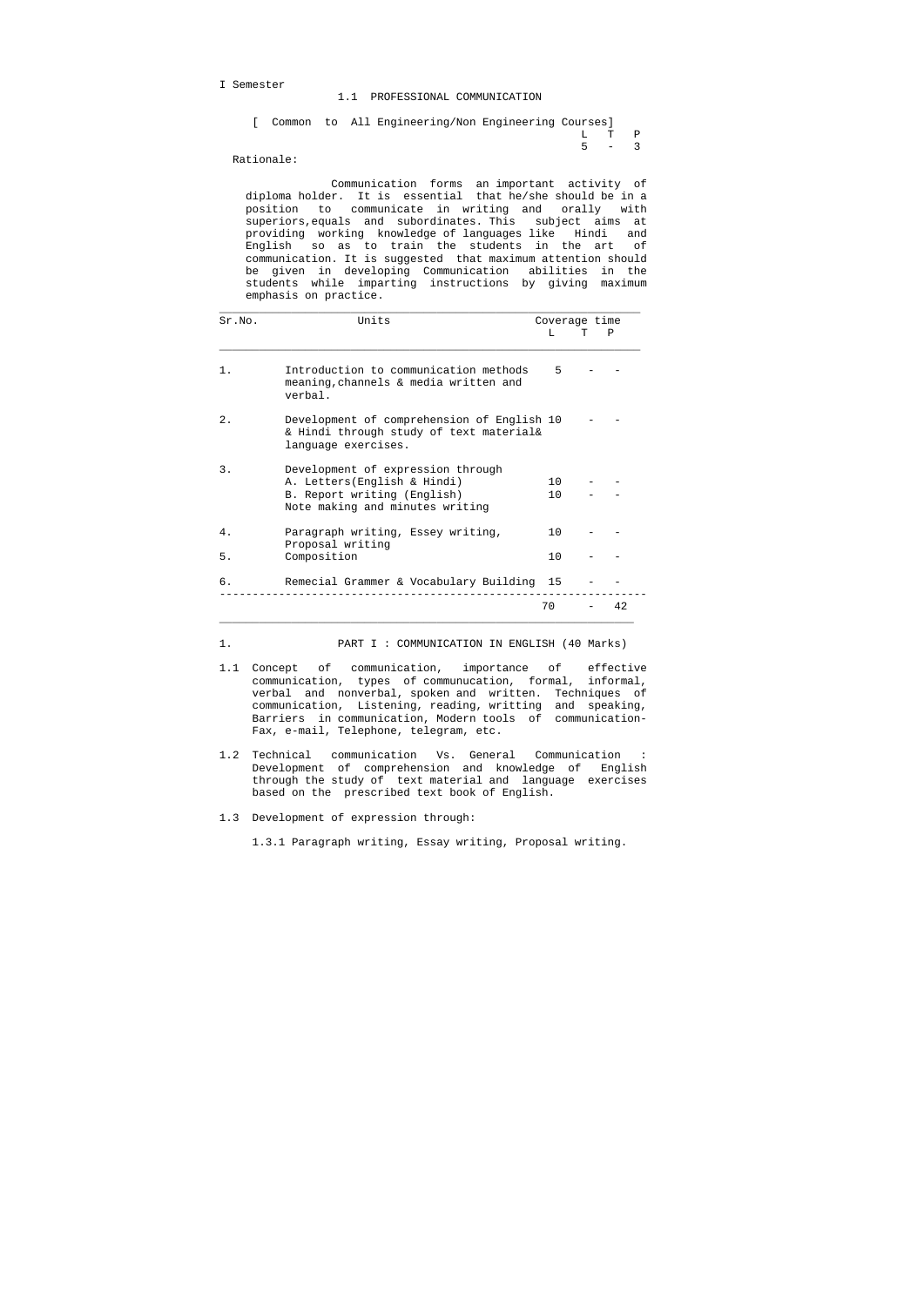I Semester

## 1.1 PROFESSIONAL COMMUNICATION

[ Common to All Engineering/Non Engineering Courses]

| L | T | P |
|---|---|---|
| 5 | - | 3 |

Rationale:

Communication forms an important activity of diploma holder. It is essential that he/she should be in a position to communicate in writing and orally with superiors,equals and subordinates. This subject aims at providing working knowledge of languages like Hindi and English so as to train the students in the art of communication. It is suggested that maximum attention should be given in developing Communication abilities in the students while imparting instructions by giving maximum emphasis on practice.

| Sr.No. | Units | Coverage time L | T | P |
|---|---|---|---|---|
| 1. | Introduction to communication methods meaning,channels & media written and verbal. | 5 | - | - |
| 2. | Development of comprehension of English & Hindi through study of text material& language exercises. | 10 | - | - |
| 3. | Development of expression through<br>A. Letters(English & Hindi)<br>B. Report writing (English)<br>Note making and minutes writing | <br>10<br>10 | <br>-<br>- | <br>-<br>- |
| 4. | Paragraph writing, Essey writing, Proposal writing | 10 | - | - |
| 5. | Composition | 10 | - | - |
| 6. | Remecial Grammer & Vocabulary Building | 15 | - | - |
| | | 70 | - | 42 |

1. PART I : COMMUNICATION IN ENGLISH (40 Marks)

1.1 Concept of communication, importance of effective communication, types of communucation, formal, informal, verbal and nonverbal, spoken and written. Techniques of communication, Listening, reading, writting and speaking, Barriers in communication, Modern tools of communication- Fax, e-mail, Telephone, telegram, etc.

1.2 Technical communication Vs. General Communication : Development of comprehension and knowledge of English through the study of text material and language exercises based on the prescribed text book of English.

1.3 Development of expression through:

1.3.1 Paragraph writing, Essay writing, Proposal writing.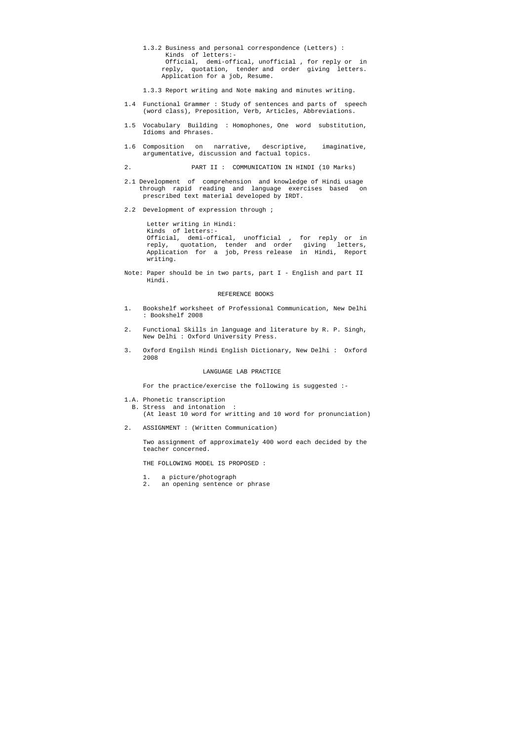1.3.2 Business and personal correspondence (Letters) :
Kinds of letters:-
Official, demi-offical, unofficial , for reply or in reply, quotation, tender and order giving letters. Application for a job, Resume.

1.3.3 Report writing and Note making and minutes writing.

1.4 Functional Grammer : Study of sentences and parts of speech (word class), Preposition, Verb, Articles, Abbreviations.

1.5 Vocabulary Building : Homophones, One word substitution, Idioms and Phrases.

1.6 Composition on narrative, descriptive, imaginative, argumentative, discussion and factual topics.

2. PART II : COMMUNICATION IN HINDI (10 Marks)

2.1 Development of comprehension and knowledge of Hindi usage through rapid reading and language exercises based on prescribed text material developed by IRDT.

2.2 Development of expression through ;

Letter writing in Hindi:
Kinds of letters:-
Official, demi-offical, unofficial , for reply or in reply, quotation, tender and order giving letters, Application for a job, Press release in Hindi, Report writing.

Note: Paper should be in two parts, part I - English and part II Hindi.

REFERENCE BOOKS

1. Bookshelf worksheet of Professional Communication, New Delhi : Bookshelf 2008

2. Functional Skills in language and literature by R. P. Singh, New Delhi : Oxford University Press.

3. Oxford Engilsh Hindi English Dictionary, New Delhi : Oxford 2008

LANGUAGE LAB PRACTICE

For the practice/exercise the following is suggested :-

1.A. Phonetic transcription
B. Stress and intonation :
(At least 10 word for writting and 10 word for pronunciation)

2. ASSIGNMENT : (Written Communication)

Two assignment of approximately 400 word each decided by the teacher concerned.

THE FOLLOWING MODEL IS PROPOSED :

1. a picture/photograph
2. an opening sentence or phrase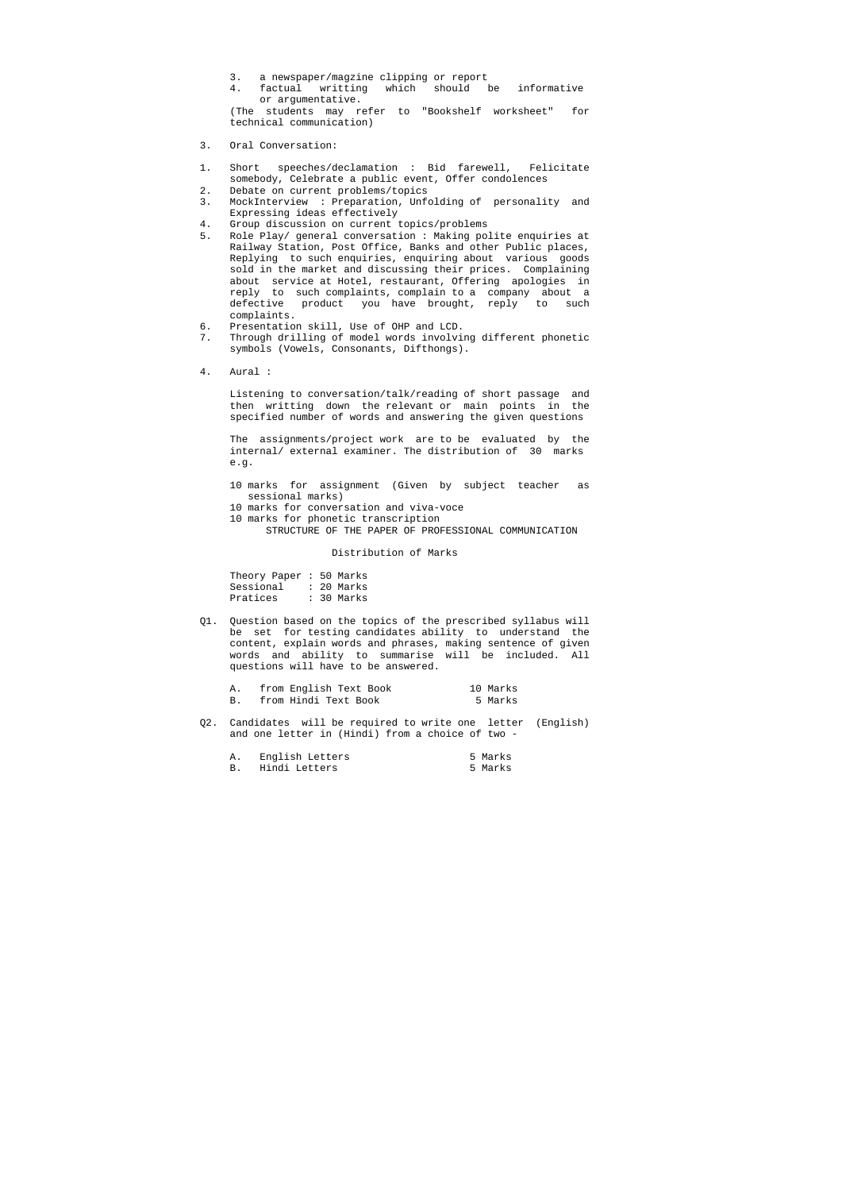3. a newspaper/magzine clipping or report
4. factual writting which should be informative or argumentative.

(The students may refer to "Bookshelf worksheet" for technical communication)

3. Oral Conversation:

1. Short speeches/declamation : Bid farewell, Felicitate somebody, Celebrate a public event, Offer condolences
2. Debate on current problems/topics
3. MockInterview : Preparation, Unfolding of personality and Expressing ideas effectively
4. Group discussion on current topics/problems
5. Role Play/ general conversation : Making polite enquiries at Railway Station, Post Office, Banks and other Public places, Replying to such enquiries, enquiring about various goods sold in the market and discussing their prices. Complaining about service at Hotel, restaurant, Offering apologies in reply to such complaints, complain to a company about a defective product you have brought, reply to such complaints.
6. Presentation skill, Use of OHP and LCD.
7. Through drilling of model words involving different phonetic symbols (Vowels, Consonants, Difthongs).

4. Aural :

Listening to conversation/talk/reading of short passage and then writting down the relevant or main points in the specified number of words and answering the given questions

The assignments/project work are to be evaluated by the internal/ external examiner. The distribution of 30 marks e.g.

10 marks for assignment (Given by subject teacher as sessional marks)
10 marks for conversation and viva-voce
10 marks for phonetic transcription

STRUCTURE OF THE PAPER OF PROFESSIONAL COMMUNICATION

Distribution of Marks

Theory Paper : 50 Marks
Sessional : 20 Marks
Pratices : 30 Marks

Q1. Question based on the topics of the prescribed syllabus will be set for testing candidates ability to understand the content, explain words and phrases, making sentence of given words and ability to summarise will be included. All questions will have to be answered.

| | | |
|---|---|---|
| A. | from English Text Book | 10 Marks |
| B. | from Hindi Text Book | 5 Marks |

Q2. Candidates will be required to write one letter (English) and one letter in (Hindi) from a choice of two -

| | | |
|---|---|---|
| A. | English Letters | 5 Marks |
| B. | Hindi Letters | 5 Marks |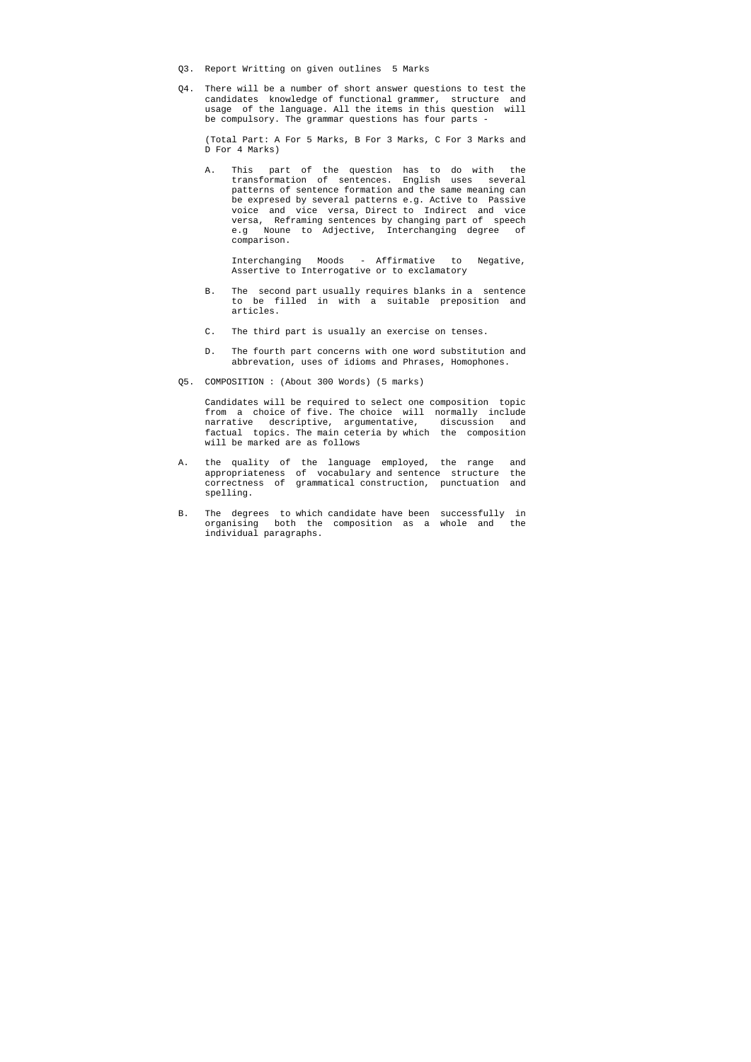Q3. Report Writting on given outlines 5 Marks

Q4. There will be a number of short answer questions to test the candidates knowledge of functional grammer, structure and usage of the language. All the items in this question will be compulsory. The grammar questions has four parts -

(Total Part: A For 5 Marks, B For 3 Marks, C For 3 Marks and D For 4 Marks)

A. This part of the question has to do with the transformation of sentences. English uses several patterns of sentence formation and the same meaning can be expresed by several patterns e.g. Active to Passive voice and vice versa, Direct to Indirect and vice versa, Reframing sentences by changing part of speech e.g Noune to Adjective, Interchanging degree of comparison.

Interchanging Moods - Affirmative to Negative, Assertive to Interrogative or to exclamatory

B. The second part usually requires blanks in a sentence to be filled in with a suitable preposition and articles.

C. The third part is usually an exercise on tenses.

D. The fourth part concerns with one word substitution and abbrevation, uses of idioms and Phrases, Homophones.

Q5. COMPOSITION : (About 300 Words) (5 marks)

Candidates will be required to select one composition topic from a choice of five. The choice will normally include narrative descriptive, argumentative, discussion and factual topics. The main ceteria by which the composition will be marked are as follows

A. the quality of the language employed, the range and appropriateness of vocabulary and sentence structure the correctness of grammatical construction, punctuation and spelling.

B. The degrees to which candidate have been successfully in organising both the composition as a whole and the individual paragraphs.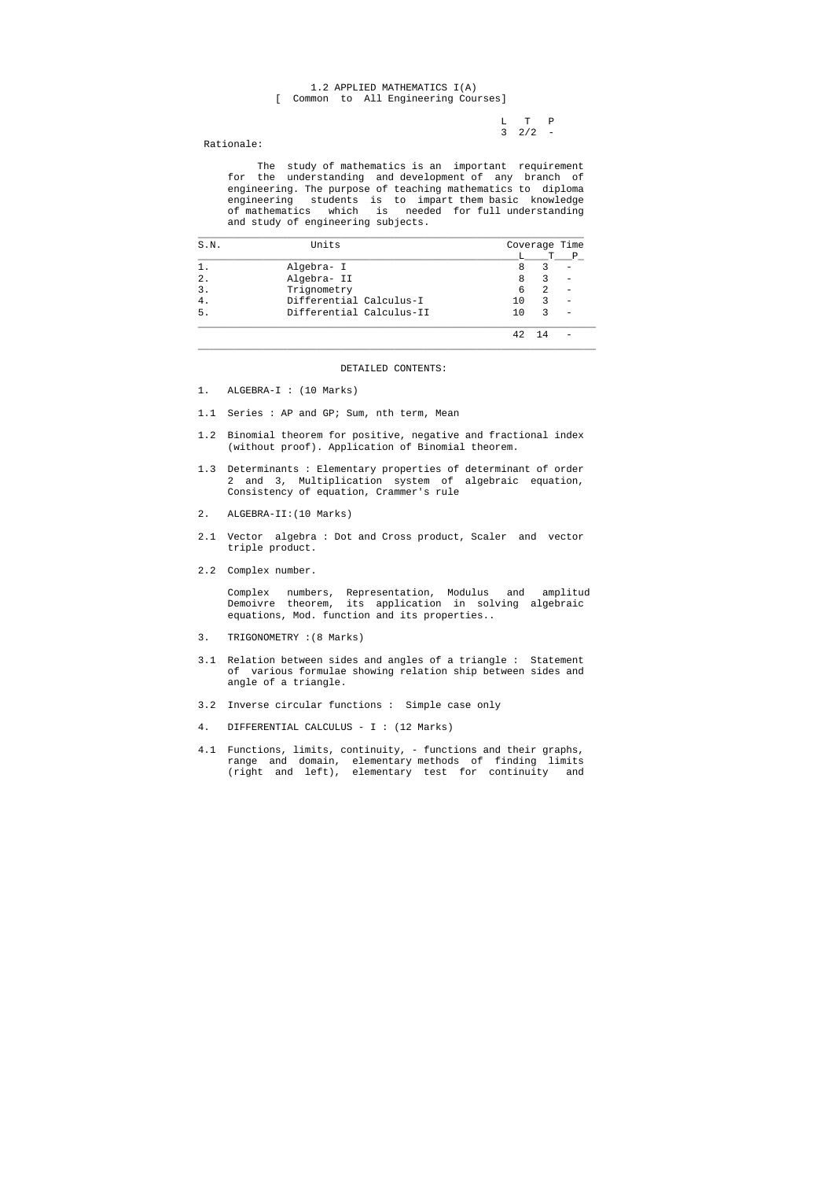## 1.2 APPLIED MATHEMATICS I(A)
[ Common to All Engineering Courses]

| L | T | P |
|---|---|---|
| 3 | 2/2 | - |

Rationale:

The study of mathematics is an important requirement for the understanding and development of any branch of engineering. The purpose of teaching mathematics to diploma engineering students is to impart them basic knowledge of mathematics which is needed for full understanding and study of engineering subjects.

| S.N. | Units | Coverage Time | | |
|---|---|---|---|---|
| | | L | T | P |
| 1. | Algebra- I | 8 | 3 | - |
| 2. | Algebra- II | 8 | 3 | - |
| 3. | Trignometry | 6 | 2 | - |
| 4. | Differential Calculus-I | 10 | 3 | - |
| 5. | Differential Calculus-II | 10 | 3 | - |
| | | 42 | 14 | - |

### DETAILED CONTENTS:

1. ALGEBRA-I : (10 Marks)

1.1 Series : AP and GP; Sum, nth term, Mean

1.2 Binomial theorem for positive, negative and fractional index (without proof). Application of Binomial theorem.

1.3 Determinants : Elementary properties of determinant of order 2 and 3, Multiplication system of algebraic equation, Consistency of equation, Crammer's rule

2. ALGEBRA-II:(10 Marks)

2.1 Vector algebra : Dot and Cross product, Scaler and vector triple product.

2.2 Complex number.

Complex numbers, Representation, Modulus and amplitud Demoivre theorem, its application in solving algebraic equations, Mod. function and its properties..

3. TRIGONOMETRY :(8 Marks)

3.1 Relation between sides and angles of a triangle : Statement of various formulae showing relation ship between sides and angle of a triangle.

3.2 Inverse circular functions : Simple case only

4. DIFFERENTIAL CALCULUS - I : (12 Marks)

4.1 Functions, limits, continuity, - functions and their graphs, range and domain, elementary methods of finding limits (right and left), elementary test for continuity and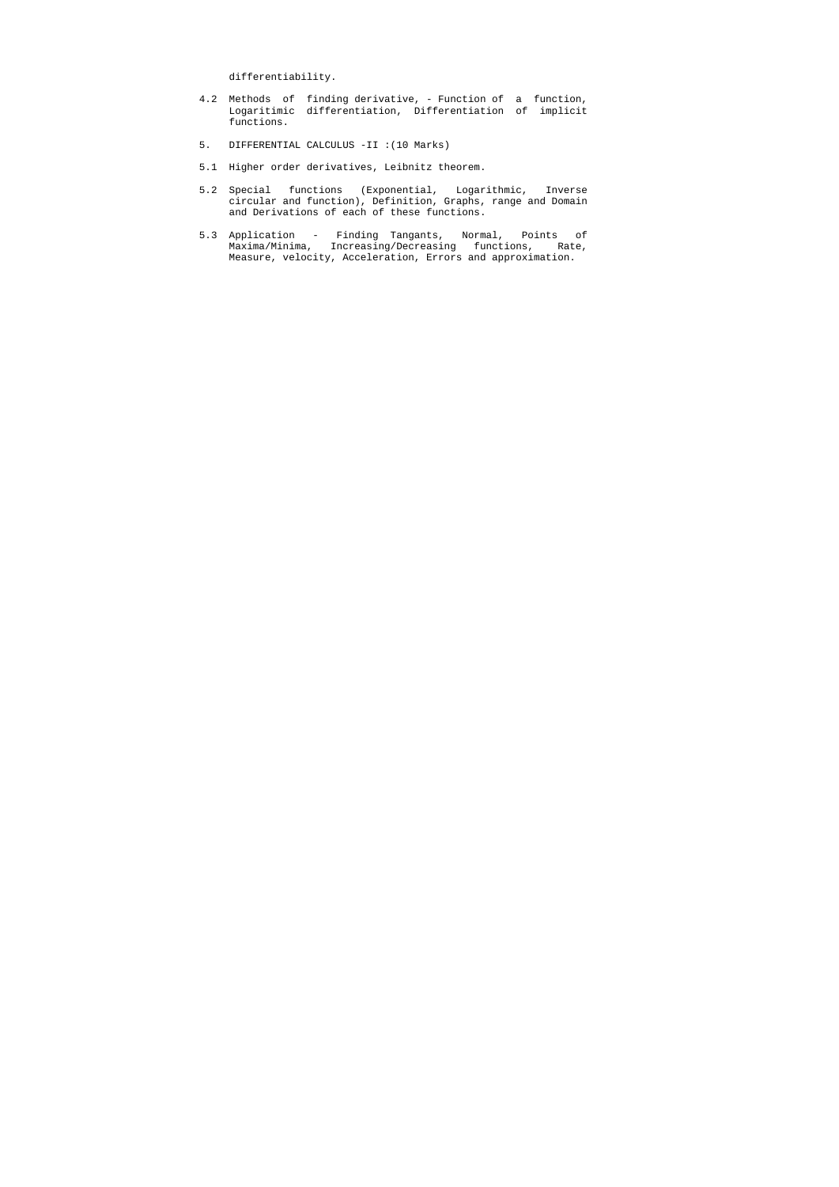differentiability.

4.2 Methods of finding derivative, - Function of a function, Logaritimic differentiation, Differentiation of implicit functions.

5. DIFFERENTIAL CALCULUS -II :(10 Marks)

5.1 Higher order derivatives, Leibnitz theorem.

5.2 Special functions (Exponential, Logarithmic, Inverse circular and function), Definition, Graphs, range and Domain and Derivations of each of these functions.

5.3 Application - Finding Tangants, Normal, Points of Maxima/Minima, Increasing/Decreasing functions, Rate, Measure, velocity, Acceleration, Errors and approximation.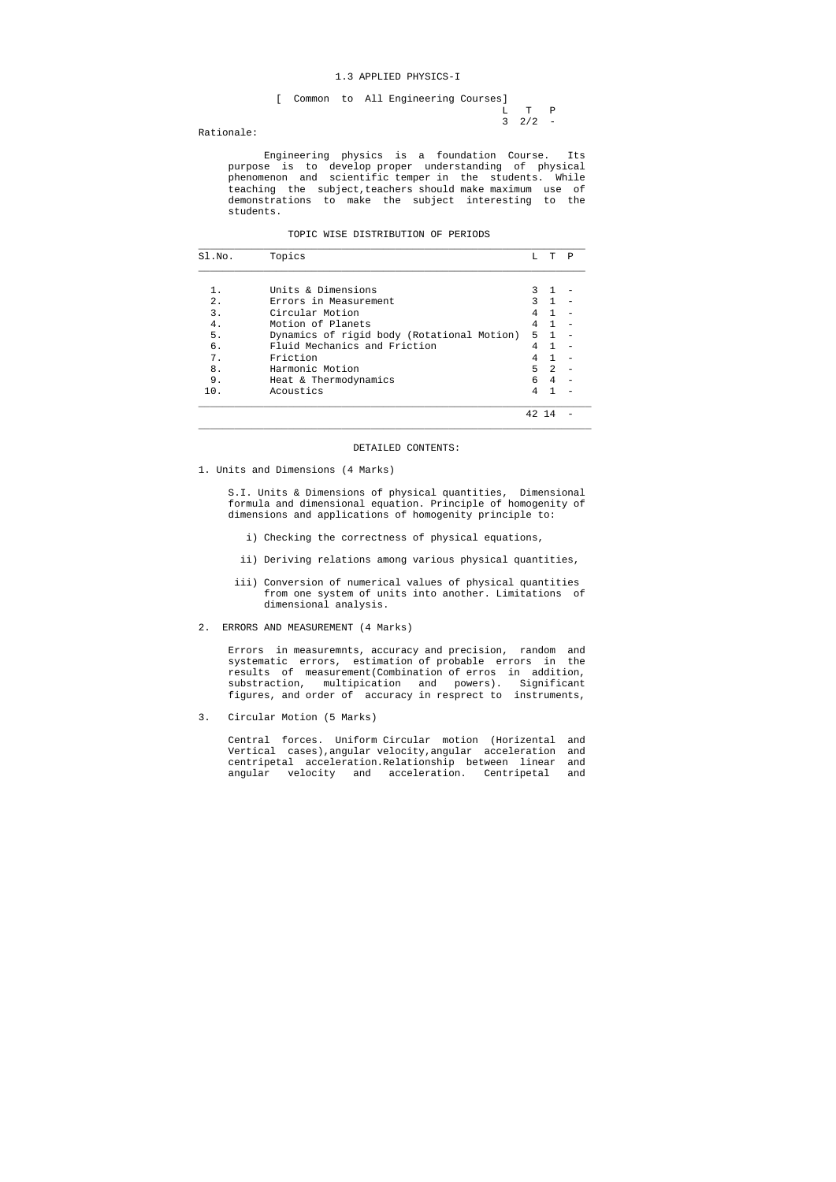# 1.3 APPLIED PHYSICS-I

[ Common to All Engineering Courses]

| L | T | P |
|---|---|---|
| 3 | 2/2 | - |

Rationale:

Engineering physics is a foundation Course. Its purpose is to develop proper understanding of physical phenomenon and scientific temper in the students. While teaching the subject,teachers should make maximum use of demonstrations to make the subject interesting to the students.

## TOPIC WISE DISTRIBUTION OF PERIODS

| Sl.No. | Topics | L | T | P |
|---|---|---|---|---|
| 1. | Units & Dimensions | 3 | 1 | - |
| 2. | Errors in Measurement | 3 | 1 | - |
| 3. | Circular Motion | 4 | 1 | - |
| 4. | Motion of Planets | 4 | 1 | - |
| 5. | Dynamics of rigid body (Rotational Motion) | 5 | 1 | - |
| 6. | Fluid Mechanics and Friction | 4 | 1 | - |
| 7. | Friction | 4 | 1 | - |
| 8. | Harmonic Motion | 5 | 2 | - |
| 9. | Heat & Thermodynamics | 6 | 4 | - |
| 10. | Acoustics | 4 | 1 | - |
| | | 42 | 14 | - |

## DETAILED CONTENTS:

1. Units and Dimensions (4 Marks)

   S.I. Units & Dimensions of physical quantities, Dimensional formula and dimensional equation. Principle of homogenity of dimensions and applications of homogenity principle to:

   i) Checking the correctness of physical equations,

   ii) Deriving relations among various physical quantities,

   iii) Conversion of numerical values of physical quantities from one system of units into another. Limitations of dimensional analysis.

2. ERRORS AND MEASUREMENT (4 Marks)

   Errors in measuremnts, accuracy and precision, random and systematic errors, estimation of probable errors in the results of measurement(Combination of erros in addition, substraction, multipication and powers). Significant figures, and order of accuracy in resprect to instruments,

3. Circular Motion (5 Marks)

   Central forces. Uniform Circular motion (Horizental and Vertical cases),angular velocity,angular acceleration and centripetal acceleration.Relationship between linear and angular velocity and acceleration. Centripetal and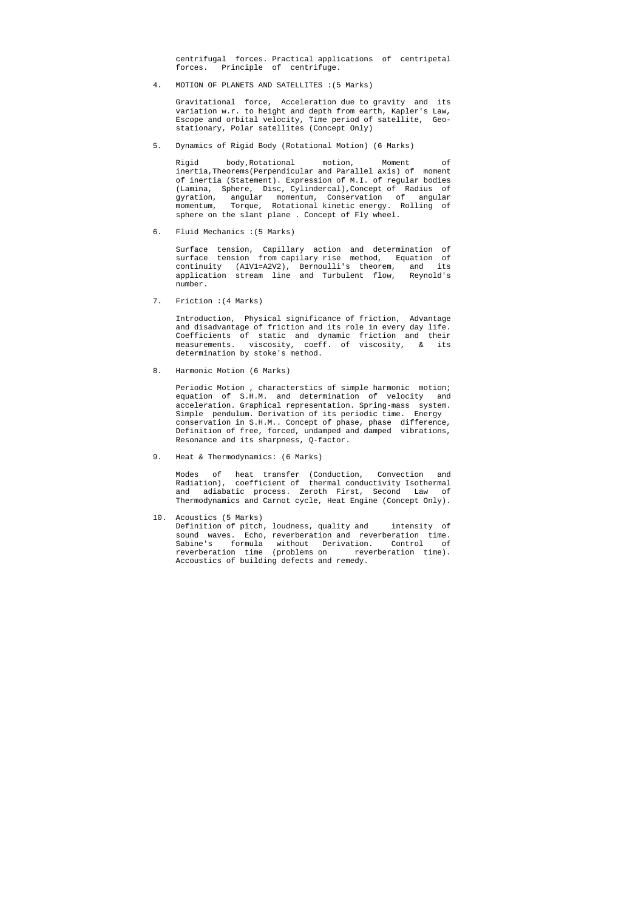centrifugal forces. Practical applications of centripetal forces. Principle of centrifuge.

4. MOTION OF PLANETS AND SATELLITES :(5 Marks)

   Gravitational force, Acceleration due to gravity and its variation w.r. to height and depth from earth, Kapler's Law, Escope and orbital velocity, Time period of satellite, Geo-stationary, Polar satellites (Concept Only)

5. Dynamics of Rigid Body (Rotational Motion) (6 Marks)

   Rigid body,Rotational motion, Moment of inertia,Theorems(Perpendicular and Parallel axis) of moment of inertia (Statement). Expression of M.I. of regular bodies (Lamina, Sphere, Disc, Cylindercal),Concept of Radius of gyration, angular momentum, Conservation of angular momentum, Torque, Rotational kinetic energy. Rolling of sphere on the slant plane . Concept of Fly wheel.

6. Fluid Mechanics :(5 Marks)

   Surface tension, Capillary action and determination of surface tension from capilary rise method, Equation of continuity (A1V1=A2V2), Bernoulli's theorem, and its application stream line and Turbulent flow, Reynold's number.

7. Friction :(4 Marks)

   Introduction, Physical significance of friction, Advantage and disadvantage of friction and its role in every day life. Coefficients of static and dynamic friction and their measurements. viscosity, coeff. of viscosity, & its determination by stoke's method.

8. Harmonic Motion (6 Marks)

   Periodic Motion , characterstics of simple harmonic motion; equation of S.H.M. and determination of velocity and acceleration. Graphical representation. Spring-mass system. Simple pendulum. Derivation of its periodic time. Energy conservation in S.H.M.. Concept of phase, phase difference, Definition of free, forced, undamped and damped vibrations, Resonance and its sharpness, Q-factor.

9. Heat & Thermodynamics: (6 Marks)

   Modes of heat transfer (Conduction, Convection and Radiation), coefficient of thermal conductivity Isothermal and adiabatic process. Zeroth First, Second Law of Thermodynamics and Carnot cycle, Heat Engine (Concept Only).

10. Acoustics (5 Marks)
    Definition of pitch, loudness, quality and intensity of sound waves. Echo, reverberation and reverberation time. Sabine's formula without Derivation. Control of reverberation time (problems on reverberation time). Accoustics of building defects and remedy.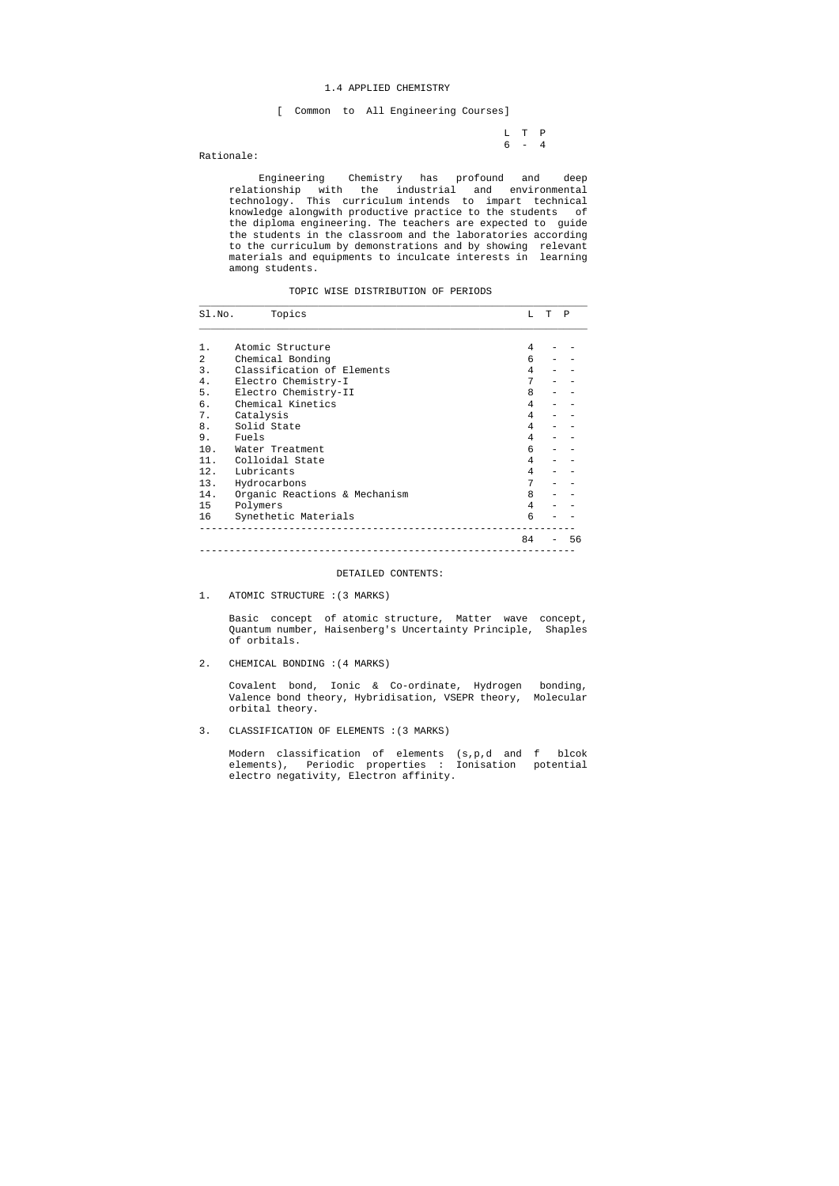# 1.4 APPLIED CHEMISTRY

[ Common to All Engineering Courses]

| L | T | P |
|---|---|---|
| 6 | - | 4 |

Rationale:

Engineering Chemistry has profound and deep relationship with the industrial and environmental technology. This curriculum intends to impart technical knowledge alongwith productive practice to the students of the diploma engineering. The teachers are expected to guide the students in the classroom and the laboratories according to the curriculum by demonstrations and by showing relevant materials and equipments to inculcate interests in learning among students.

## TOPIC WISE DISTRIBUTION OF PERIODS

| Sl.No. | Topics | L | T | P |
|---|---|---|---|---|
| 1. | Atomic Structure | 4 | - | - |
| 2 | Chemical Bonding | 6 | - | - |
| 3. | Classification of Elements | 4 | - | - |
| 4. | Electro Chemistry-I | 7 | - | - |
| 5. | Electro Chemistry-II | 8 | - | - |
| 6. | Chemical Kinetics | 4 | - | - |
| 7. | Catalysis | 4 | - | - |
| 8. | Solid State | 4 | - | - |
| 9. | Fuels | 4 | - | - |
| 10. | Water Treatment | 6 | - | - |
| 11. | Colloidal State | 4 | - | - |
| 12. | Lubricants | 4 | - | - |
| 13. | Hydrocarbons | 7 | - | - |
| 14. | Organic Reactions & Mechanism | 8 | - | - |
| 15 | Polymers | 4 | - | - |
| 16 | Synethetic Materials | 6 | - | - |
| | | 84 | - | 56 |

## DETAILED CONTENTS:

1. ATOMIC STRUCTURE :(3 MARKS)

   Basic concept of atomic structure, Matter wave concept, Quantum number, Haisenberg's Uncertainty Principle, Shaples of orbitals.

2. CHEMICAL BONDING :(4 MARKS)

   Covalent bond, Ionic & Co-ordinate, Hydrogen bonding, Valence bond theory, Hybridisation, VSEPR theory, Molecular orbital theory.

3. CLASSIFICATION OF ELEMENTS :(3 MARKS)

   Modern classification of elements (s,p,d and f blcok elements), Periodic properties : Ionisation potential electro negativity, Electron affinity.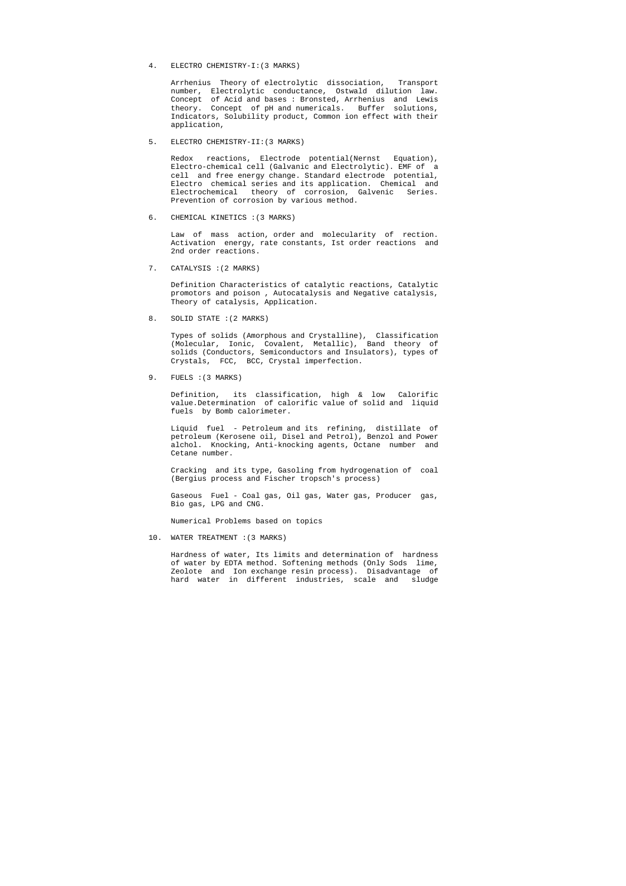4. ELECTRO CHEMISTRY-I:(3 MARKS)

   Arrhenius Theory of electrolytic dissociation, Transport number, Electrolytic conductance, Ostwald dilution law. Concept of Acid and bases : Bronsted, Arrhenius and Lewis theory. Concept of pH and numericals. Buffer solutions, Indicators, Solubility product, Common ion effect with their application,

5. ELECTRO CHEMISTRY-II:(3 MARKS)

   Redox reactions, Electrode potential(Nernst Equation), Electro-chemical cell (Galvanic and Electrolytic). EMF of a cell and free energy change. Standard electrode potential, Electro chemical series and its application. Chemical and Electrochemical theory of corrosion, Galvenic Series. Prevention of corrosion by various method.

6. CHEMICAL KINETICS :(3 MARKS)

   Law of mass action, order and molecularity of rection. Activation energy, rate constants, Ist order reactions and 2nd order reactions.

7. CATALYSIS :(2 MARKS)

   Definition Characteristics of catalytic reactions, Catalytic promotors and poison , Autocatalysis and Negative catalysis, Theory of catalysis, Application.

8. SOLID STATE :(2 MARKS)

   Types of solids (Amorphous and Crystalline), Classification (Molecular, Ionic, Covalent, Metallic), Band theory of solids (Conductors, Semiconductors and Insulators), types of Crystals, FCC, BCC, Crystal imperfection.

9. FUELS :(3 MARKS)

   Definition, its classification, high & low Calorific value.Determination of calorific value of solid and liquid fuels by Bomb calorimeter.

   Liquid fuel - Petroleum and its refining, distillate of petroleum (Kerosene oil, Disel and Petrol), Benzol and Power alchol. Knocking, Anti-knocking agents, Octane number and Cetane number.

   Cracking and its type, Gasoling from hydrogenation of coal (Bergius process and Fischer tropsch's process)

   Gaseous Fuel - Coal gas, Oil gas, Water gas, Producer gas, Bio gas, LPG and CNG.

   Numerical Problems based on topics

10. WATER TREATMENT :(3 MARKS)

    Hardness of water, Its limits and determination of hardness of water by EDTA method. Softening methods (Only Sods lime, Zeolote and Ion exchange resin process). Disadvantage of hard water in different industries, scale and sludge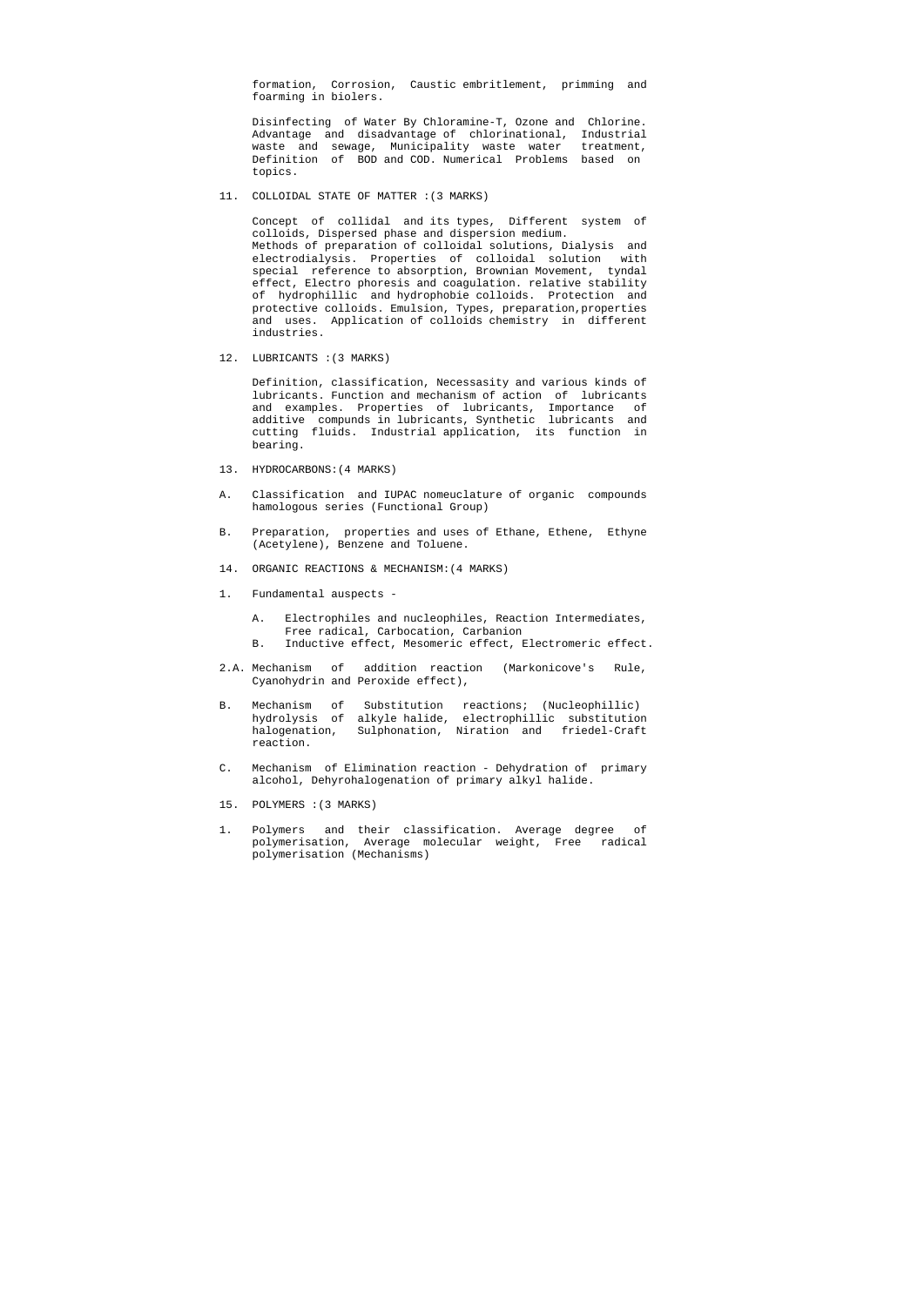formation, Corrosion, Caustic embritlement, primming and foarming in biolers.

Disinfecting of Water By Chloramine-T, Ozone and Chlorine. Advantage and disadvantage of chlorinational, Industrial waste and sewage, Municipality waste water treatment, Definition of BOD and COD. Numerical Problems based on topics.

11. COLLOIDAL STATE OF MATTER :(3 MARKS)

Concept of collidal and its types, Different system of colloids, Dispersed phase and dispersion medium. Methods of preparation of colloidal solutions, Dialysis and electrodialysis. Properties of colloidal solution with special reference to absorption, Brownian Movement, tyndal effect, Electro phoresis and coagulation. relative stability of hydrophillic and hydrophobie colloids. Protection and protective colloids. Emulsion, Types, preparation,properties and uses. Application of colloids chemistry in different industries.

12. LUBRICANTS :(3 MARKS)

Definition, classification, Necessasity and various kinds of lubricants. Function and mechanism of action of lubricants and examples. Properties of lubricants, Importance of additive compunds in lubricants, Synthetic lubricants and cutting fluids. Industrial application, its function in bearing.

13. HYDROCARBONS:(4 MARKS)

A. Classification and IUPAC nomeuclature of organic compounds hamologous series (Functional Group)

B. Preparation, properties and uses of Ethane, Ethene, Ethyne (Acetylene), Benzene and Toluene.

14. ORGANIC REACTIONS & MECHANISM:(4 MARKS)

1. Fundamental auspects -

   A. Electrophiles and nucleophiles, Reaction Intermediates, Free radical, Carbocation, Carbanion
   B. Inductive effect, Mesomeric effect, Electromeric effect.

2.A. Mechanism of addition reaction (Markonicove's Rule, Cyanohydrin and Peroxide effect),

B. Mechanism of Substitution reactions; (Nucleophillic) hydrolysis of alkyle halide, electrophillic substitution halogenation, Sulphonation, Niration and friedel-Craft reaction.

C. Mechanism of Elimination reaction - Dehydration of primary alcohol, Dehyrohalogenation of primary alkyl halide.

15. POLYMERS :(3 MARKS)

1. Polymers and their classification. Average degree of polymerisation, Average molecular weight, Free radical polymerisation (Mechanisms)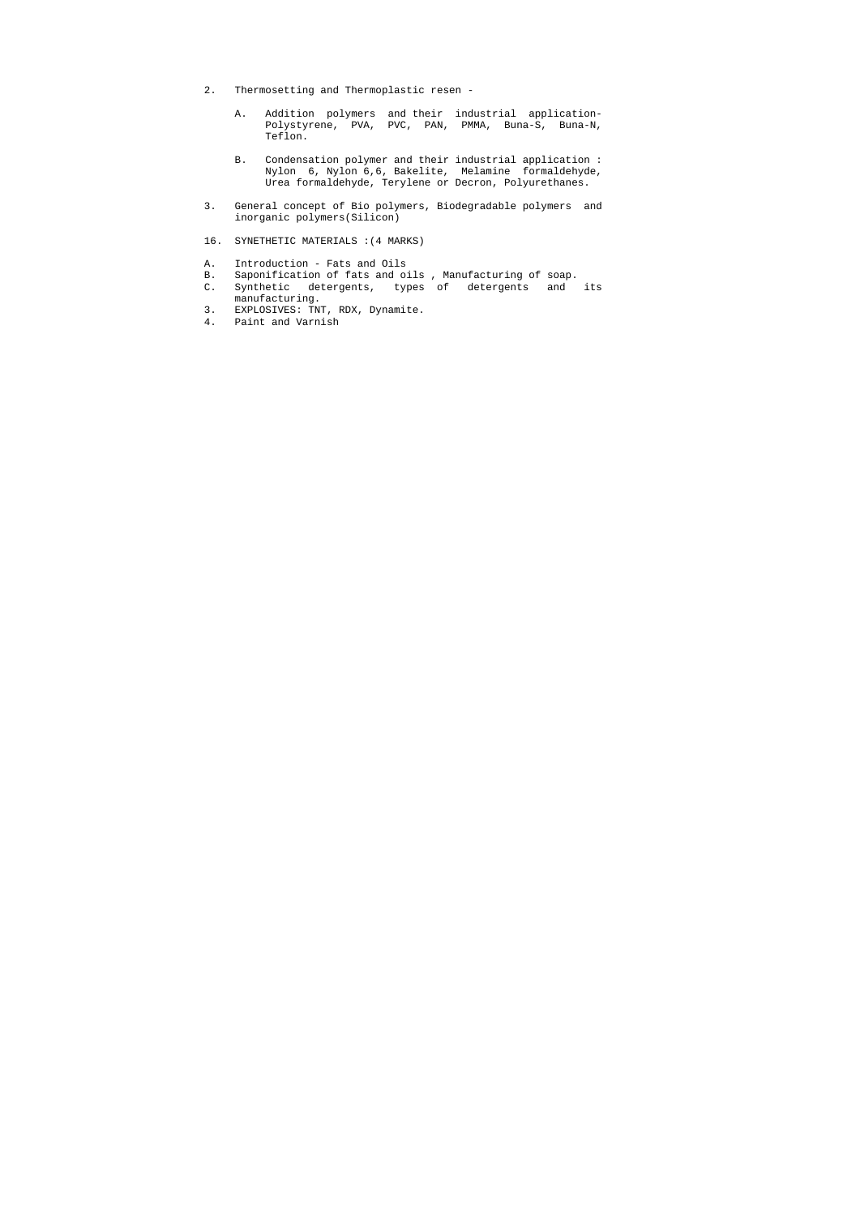2. Thermosetting and Thermoplastic resen -

   A. Addition polymers and their industrial application- Polystyrene, PVA, PVC, PAN, PMMA, Buna-S, Buna-N, Teflon.

   B. Condensation polymer and their industrial application : Nylon 6, Nylon 6,6, Bakelite, Melamine formaldehyde, Urea formaldehyde, Terylene or Decron, Polyurethanes.

3. General concept of Bio polymers, Biodegradable polymers and inorganic polymers(Silicon)

16. SYNETHETIC MATERIALS :(4 MARKS)

A. Introduction - Fats and Oils
B. Saponification of fats and oils , Manufacturing of soap.
C. Synthetic detergents, types of detergents and its manufacturing.
3. EXPLOSIVES: TNT, RDX, Dynamite.
4. Paint and Varnish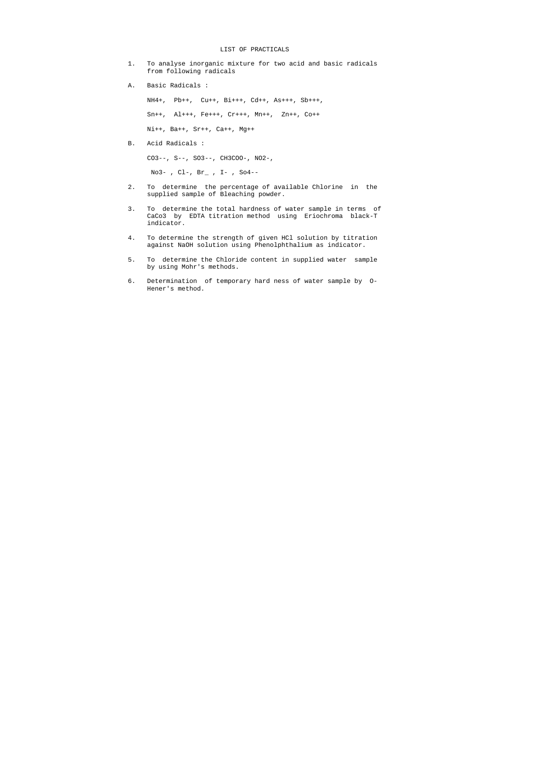# LIST OF PRACTICALS

1. To analyse inorganic mixture for two acid and basic radicals from following radicals

A. Basic Radicals :

$NH_4^+$, $Pb^{++}$, $Cu^{++}$, $Bi^{+++}$, $Cd^{++}$, $As^{+++}$, $Sb^{+++}$,

$Sn^{++}$, $Al^{+++}$, $Fe^{+++}$, $Cr^{+++}$, $Mn^{++}$, $Zn^{++}$, $Co^{++}$

$Ni^{++}$, $Ba^{++}$, $Sr^{++}$, $Ca^{++}$, $Mg^{++}$

B. Acid Radicals :

$CO_3^{--}$, $S^{--}$, $SO_3^{--}$, $CH_3COO^-$, $NO_2^-$,

$No_3^-$ , $Cl^-$, $Br^-$ , $I^-$ , $So_4^{--}$

2. To determine the percentage of available Chlorine in the supplied sample of Bleaching powder.

3. To determine the total hardness of water sample in terms of $CaCo_3$ by EDTA titration method using Eriochroma black-T indicator.

4. To determine the strength of given HCl solution by titration against NaOH solution using Phenolphthalium as indicator.

5. To determine the Chloride content in supplied water sample by using Mohr's methods.

6. Determination of temporary hard ness of water sample by O-Hener's method.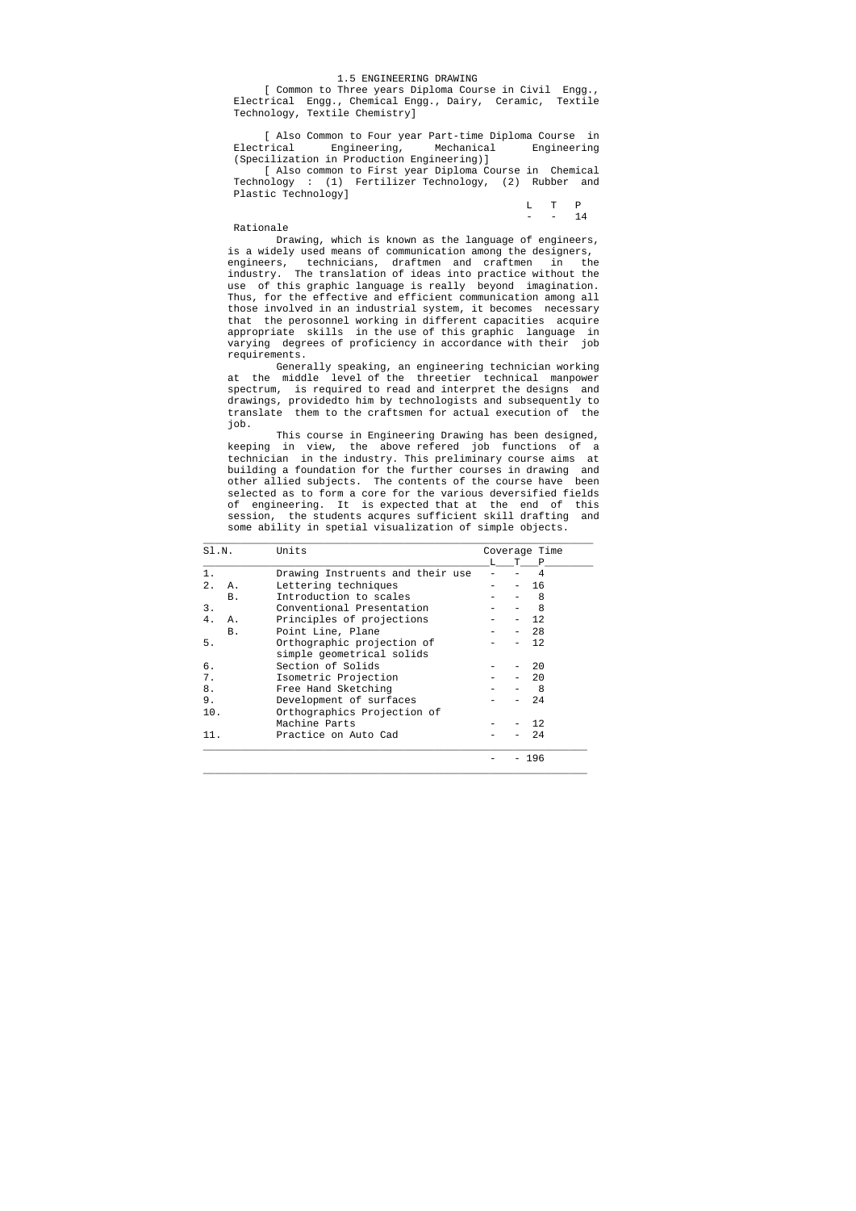# 1.5 ENGINEERING DRAWING

[ Common to Three years Diploma Course in Civil Engg., Electrical Engg., Chemical Engg., Dairy, Ceramic, Textile Technology, Textile Chemistry]

[ Also Common to Four year Part-time Diploma Course in Electrical Engineering, Mechanical Engineering (Specilization in Production Engineering)]

[ Also common to First year Diploma Course in Chemical Technology : (1) Fertilizer Technology, (2) Rubber and Plastic Technology]

| L | T | P |
|---|---|---|
| - | - | 14 |

## Rationale

Drawing, which is known as the language of engineers, is a widely used means of communication among the designers, engineers, technicians, draftmen and craftmen in the industry. The translation of ideas into practice without the use of this graphic language is really beyond imagination. Thus, for the effective and efficient communication among all those involved in an industrial system, it becomes necessary that the perosonnel working in different capacities acquire appropriate skills in the use of this graphic language in varying degrees of proficiency in accordance with their job requirements.

Generally speaking, an engineering technician working at the middle level of the threetier technical manpower spectrum, is required to read and interpret the designs and drawings, providedto him by technologists and subsequently to translate them to the craftsmen for actual execution of the job.

This course in Engineering Drawing has been designed, keeping in view, the above refered job functions of a technician in the industry. This preliminary course aims at building a foundation for the further courses in drawing and other allied subjects. The contents of the course have been selected as to form a core for the various deversified fields of engineering. It is expected that at the end of this session, the students acqures sufficient skill drafting and some ability in spetial visualization of simple objects.

| Sl.N. | | Units | Coverage Time L | T | P |
|---|---|---|---|---|---|
| 1. | | Drawing Instruents and their use | - | - | 4 |
| 2. | A. | Lettering techniques | - | - | 16 |
| | B. | Introduction to scales | - | - | 8 |
| 3. | | Conventional Presentation | - | - | 8 |
| 4. | A. | Principles of projections | - | - | 12 |
| | B. | Point Line, Plane | - | - | 28 |
| 5. | | Orthographic projection of simple geometrical solids | - | - | 12 |
| 6. | | Section of Solids | - | - | 20 |
| 7. | | Isometric Projection | - | - | 20 |
| 8. | | Free Hand Sketching | - | - | 8 |
| 9. | | Development of surfaces | - | - | 24 |
| 10. | | Orthographics Projection of Machine Parts | - | - | 12 |
| 11. | | Practice on Auto Cad | - | - | 24 |
| | | | - | - | 196 |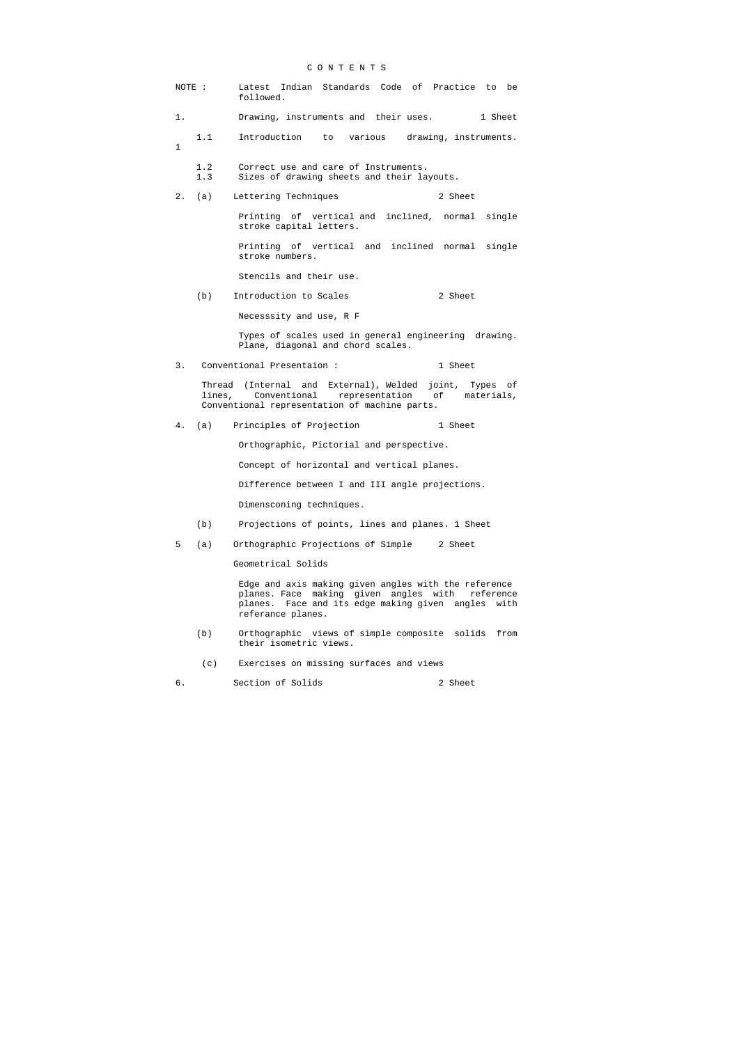# CONTENTS

NOTE : Latest Indian Standards Code of Practice to be followed.

1. Drawing, instruments and their uses. 1 Sheet

   1.1 Introduction to various drawing, instruments. 1

   1.2 Correct use and care of Instruments.

   1.3 Sizes of drawing sheets and their layouts.

2. (a) Lettering Techniques 2 Sheet

   Printing of vertical and inclined, normal single stroke capital letters.

   Printing of vertical and inclined normal single stroke numbers.

   Stencils and their use.

   (b) Introduction to Scales 2 Sheet

   Necesssity and use, R F

   Types of scales used in general engineering drawing. Plane, diagonal and chord scales.

3. Conventional Presentaion : 1 Sheet

   Thread (Internal and External), Welded joint, Types of lines, Conventional representation of materials, Conventional representation of machine parts.

4. (a) Principles of Projection 1 Sheet

   Orthographic, Pictorial and perspective.

   Concept of horizontal and vertical planes.

   Difference between I and III angle projections.

   Dimensconing techniques.

   (b) Projections of points, lines and planes. 1 Sheet

5 (a) Orthographic Projections of Simple 2 Sheet

   Geometrical Solids

   Edge and axis making given angles with the reference planes. Face making given angles with reference planes. Face and its edge making given angles with referance planes.

   (b) Orthographic views of simple composite solids from their isometric views.

   (c) Exercises on missing surfaces and views

6. Section of Solids 2 Sheet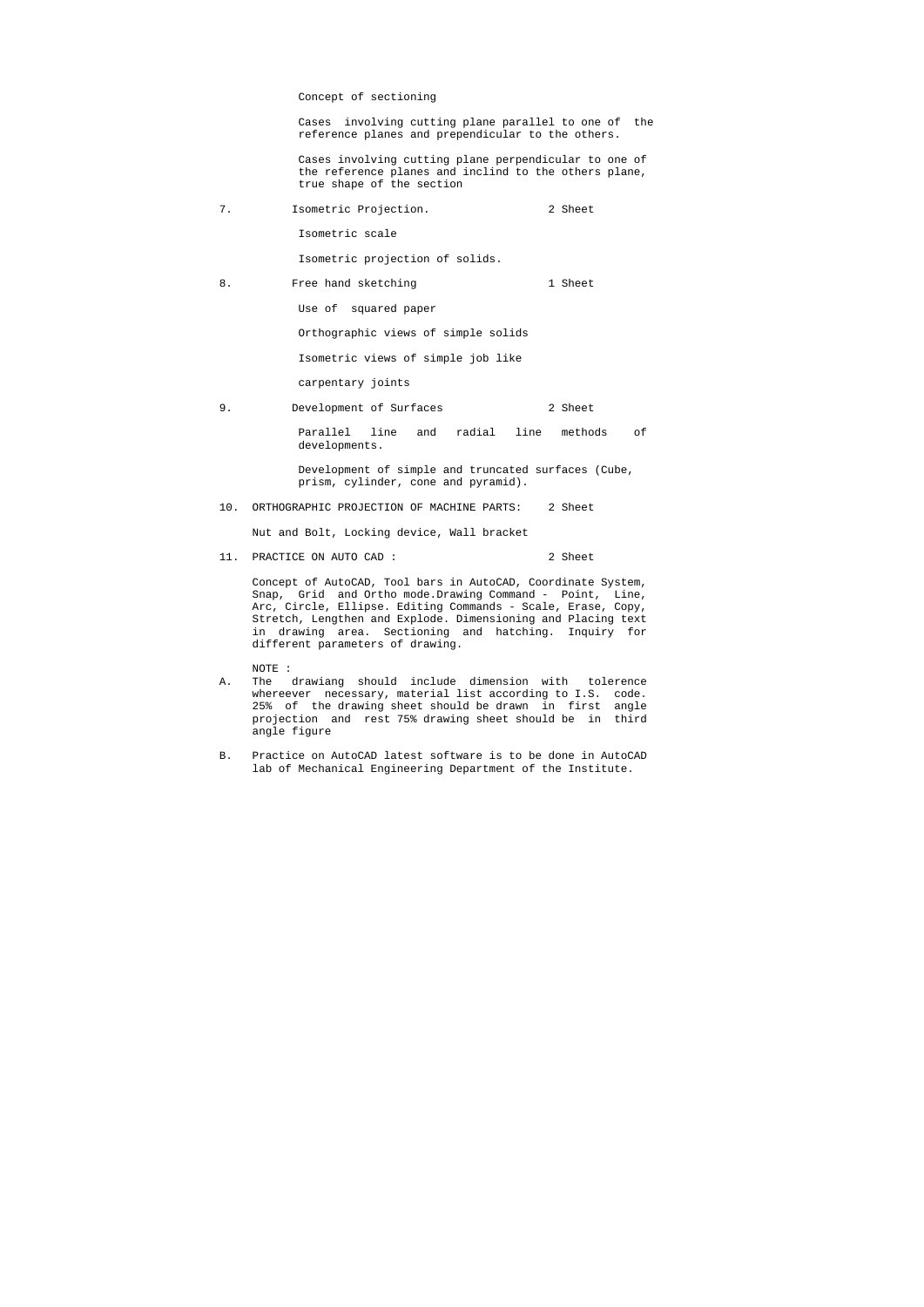Concept of sectioning

Cases involving cutting plane parallel to one of the reference planes and prependicular to the others.

Cases involving cutting plane perpendicular to one of the reference planes and inclind to the others plane, true shape of the section

7. Isometric Projection. 2 Sheet

Isometric scale

Isometric projection of solids.

8. Free hand sketching 1 Sheet

Use of squared paper

Orthographic views of simple solids

Isometric views of simple job like

carpentary joints

9. Development of Surfaces 2 Sheet

Parallel line and radial line methods of developments.

Development of simple and truncated surfaces (Cube, prism, cylinder, cone and pyramid).

10. ORTHOGRAPHIC PROJECTION OF MACHINE PARTS: 2 Sheet

Nut and Bolt, Locking device, Wall bracket

11. PRACTICE ON AUTO CAD : 2 Sheet

Concept of AutoCAD, Tool bars in AutoCAD, Coordinate System, Snap, Grid and Ortho mode.Drawing Command - Point, Line, Arc, Circle, Ellipse. Editing Commands - Scale, Erase, Copy, Stretch, Lengthen and Explode. Dimensioning and Placing text in drawing area. Sectioning and hatching. Inquiry for different parameters of drawing.

NOTE :

A. The drawiang should include dimension with tolerence whereever necessary, material list according to I.S. code. 25% of the drawing sheet should be drawn in first angle projection and rest 75% drawing sheet should be in third angle figure

B. Practice on AutoCAD latest software is to be done in AutoCAD lab of Mechanical Engineering Department of the Institute.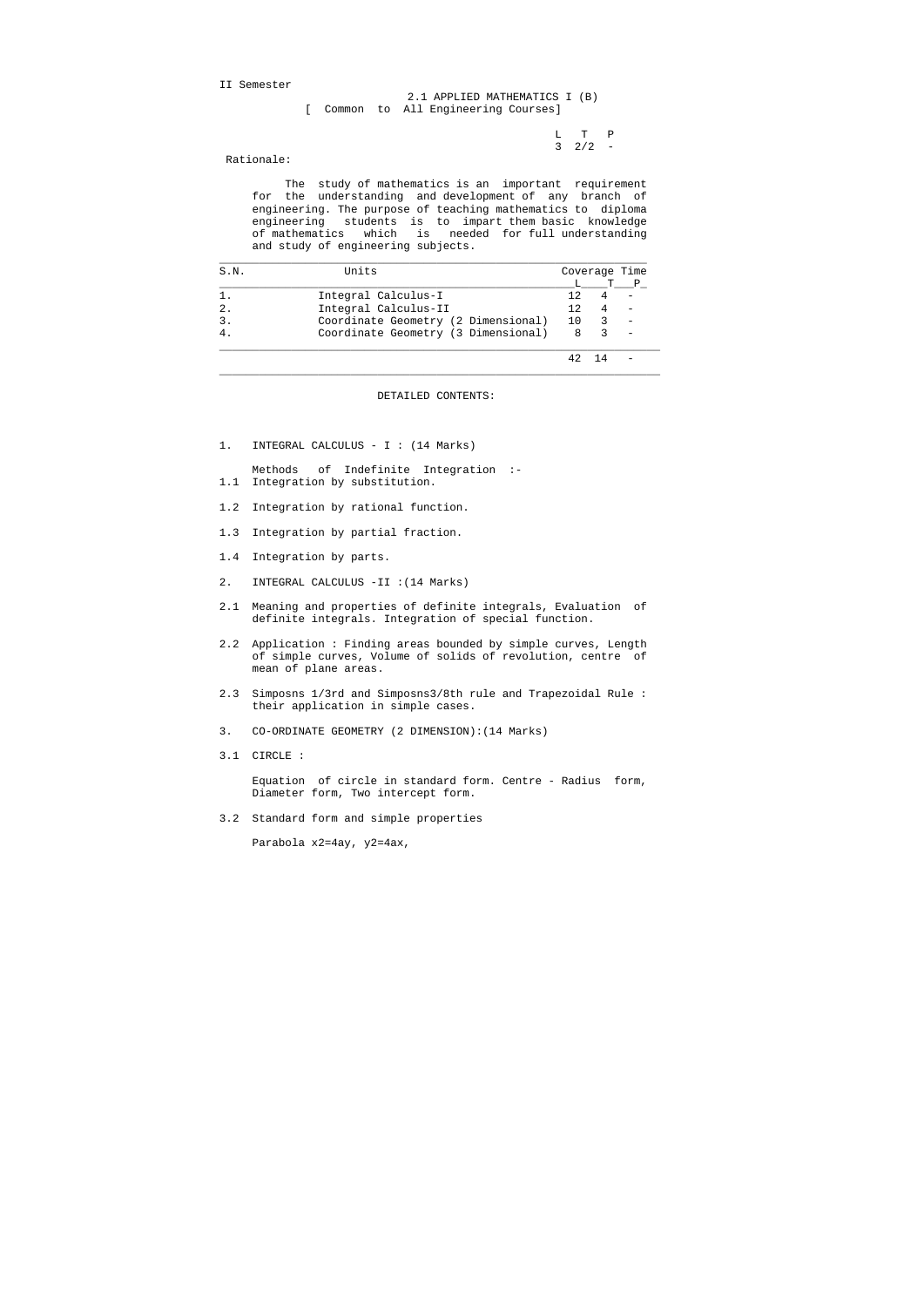II Semester

# 2.1 APPLIED MATHEMATICS I (B)

[ Common to All Engineering Courses]

| L | T | P |
|---|---|---|
| 3 | 2/2 | - |

Rationale:

The study of mathematics is an important requirement for the understanding and development of any branch of engineering. The purpose of teaching mathematics to diploma engineering students is to impart them basic knowledge of mathematics which is needed for full understanding and study of engineering subjects.

| S.N. | Units | Coverage Time L | T | P |
|---|---|---|---|---|
| 1. | Integral Calculus-I | 12 | 4 | - |
| 2. | Integral Calculus-II | 12 | 4 | - |
| 3. | Coordinate Geometry (2 Dimensional) | 10 | 3 | - |
| 4. | Coordinate Geometry (3 Dimensional) | 8 | 3 | - |
| | | 42 | 14 | - |

## DETAILED CONTENTS:

1. INTEGRAL CALCULUS - I : (14 Marks)

Methods of Indefinite Integration :-

1.1 Integration by substitution.

1.2 Integration by rational function.

1.3 Integration by partial fraction.

1.4 Integration by parts.

2. INTEGRAL CALCULUS -II :(14 Marks)

2.1 Meaning and properties of definite integrals, Evaluation of definite integrals. Integration of special function.

2.2 Application : Finding areas bounded by simple curves, Length of simple curves, Volume of solids of revolution, centre of mean of plane areas.

2.3 Simposns 1/3rd and Simposns3/8th rule and Trapezoidal Rule : their application in simple cases.

3. CO-ORDINATE GEOMETRY (2 DIMENSION):(14 Marks)

3.1 CIRCLE :

Equation of circle in standard form. Centre - Radius form, Diameter form, Two intercept form.

3.2 Standard form and simple properties

Parabola $x^2=4ay$, $y^2=4ax$,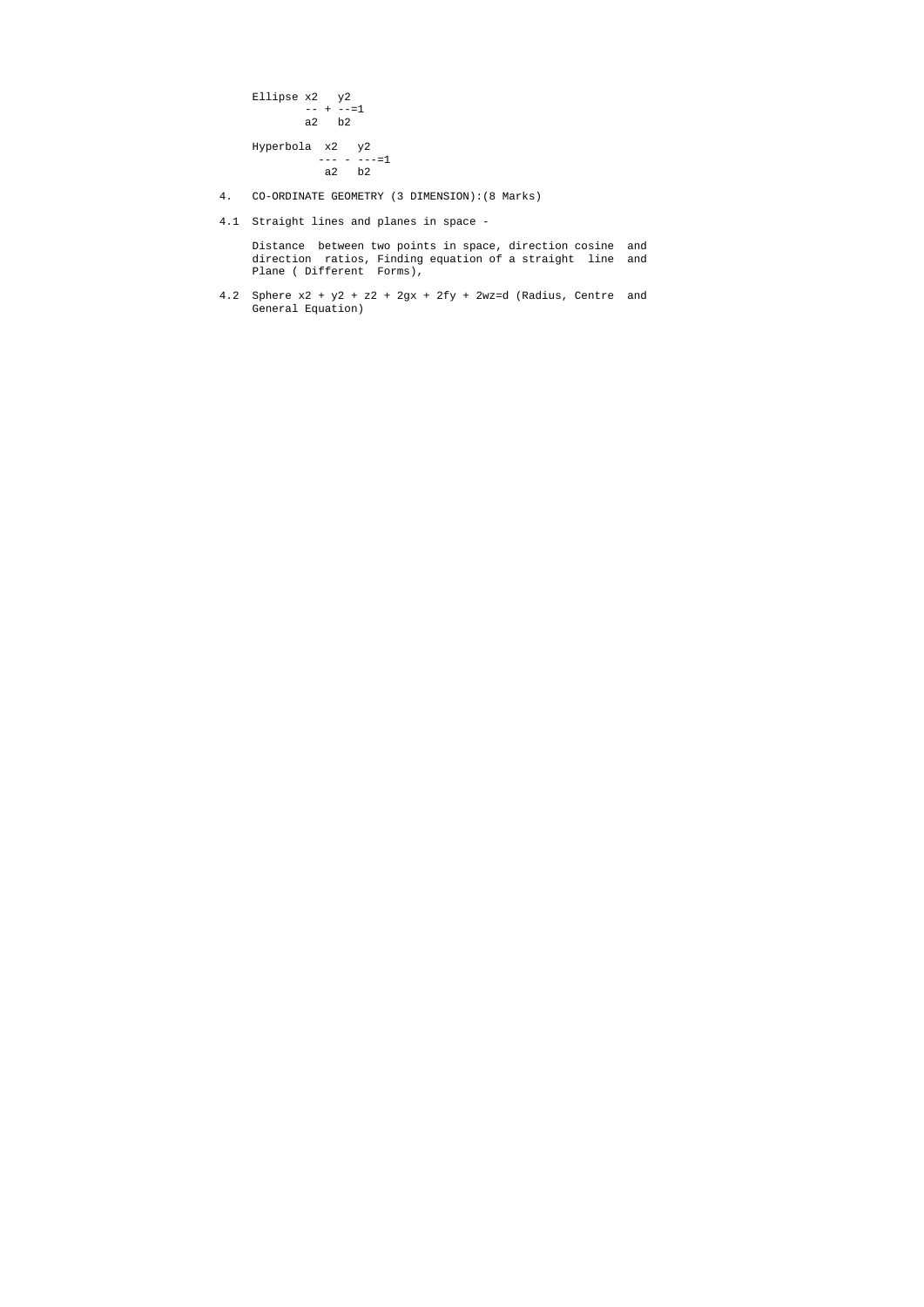Ellipse $\frac{x^2}{a^2} + \frac{y^2}{b^2} = 1$

Hyperbola $\frac{x^2}{a^2} - \frac{y^2}{b^2} = 1$

4. CO-ORDINATE GEOMETRY (3 DIMENSION):(8 Marks)

4.1 Straight lines and planes in space -

Distance between two points in space, direction cosine and direction ratios, Finding equation of a straight line and Plane ( Different Forms),

4.2 Sphere $x^2 + y^2 + z^2 + 2gx + 2fy + 2wz=d$ (Radius, Centre and General Equation)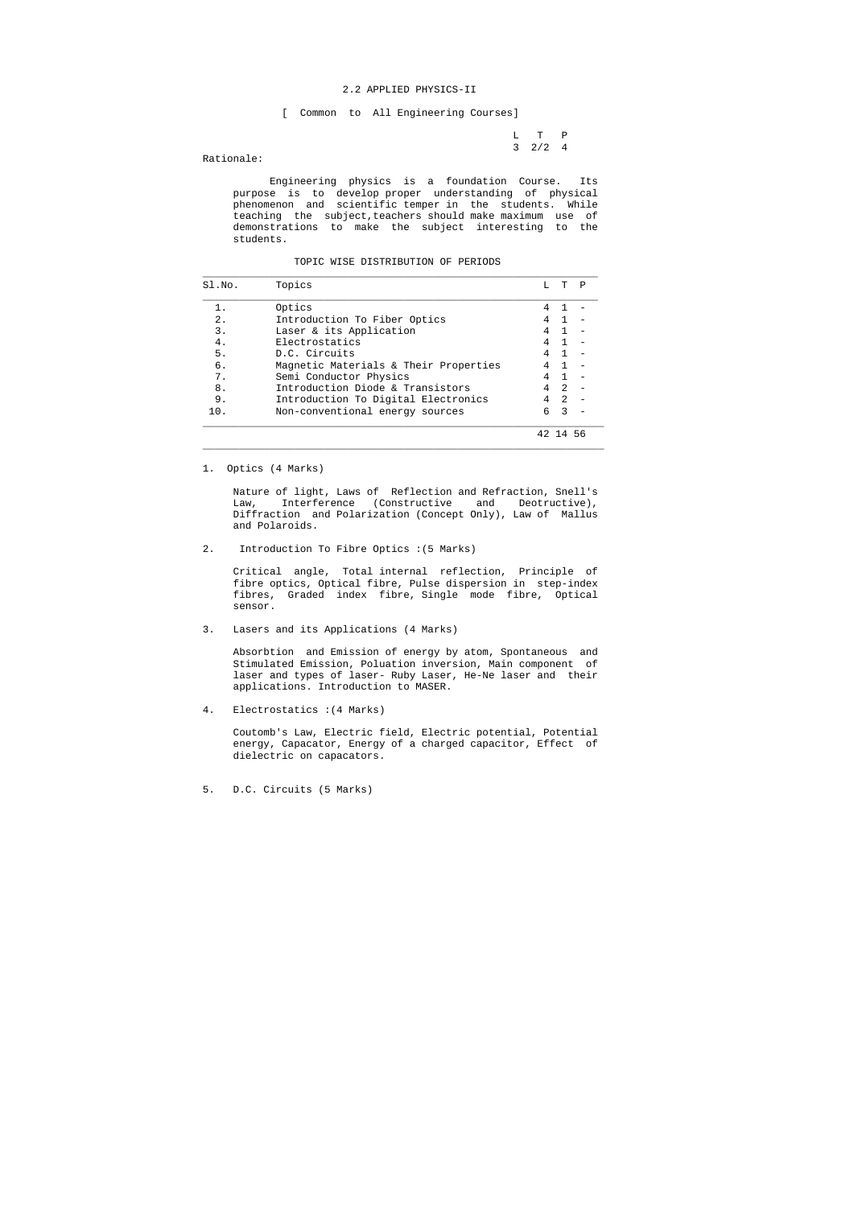## 2.2 APPLIED PHYSICS-II

[ Common to All Engineering Courses]

| L | T | P |
|---|---|---|
| 3 | 2/2 | 4 |

Rationale:

Engineering physics is a foundation Course. Its purpose is to develop proper understanding of physical phenomenon and scientific temper in the students. While teaching the subject,teachers should make maximum use of demonstrations to make the subject interesting to the students.

### TOPIC WISE DISTRIBUTION OF PERIODS

| Sl.No. | Topics | L | T | P |
|---|---|---|---|---|
| 1. | Optics | 4 | 1 | - |
| 2. | Introduction To Fiber Optics | 4 | 1 | - |
| 3. | Laser & its Application | 4 | 1 | - |
| 4. | Electrostatics | 4 | 1 | - |
| 5. | D.C. Circuits | 4 | 1 | - |
| 6. | Magnetic Materials & Their Properties | 4 | 1 | - |
| 7. | Semi Conductor Physics | 4 | 1 | - |
| 8. | Introduction Diode & Transistors | 4 | 2 | - |
| 9. | Introduction To Digital Electronics | 4 | 2 | - |
| 10. | Non-conventional energy sources | 6 | 3 | - |
| | | 42 | 14 | 56 |

1. Optics (4 Marks)

   Nature of light, Laws of Reflection and Refraction, Snell's Law, Interference (Constructive and Deotructive), Diffraction and Polarization (Concept Only), Law of Mallus and Polaroids.

2. Introduction To Fibre Optics :(5 Marks)

   Critical angle, Total internal reflection, Principle of fibre optics, Optical fibre, Pulse dispersion in step-index fibres, Graded index fibre, Single mode fibre, Optical sensor.

3. Lasers and its Applications (4 Marks)

   Absorbtion and Emission of energy by atom, Spontaneous and Stimulated Emission, Poluation inversion, Main component of laser and types of laser- Ruby Laser, He-Ne laser and their applications. Introduction to MASER.

4. Electrostatics :(4 Marks)

   Coutomb's Law, Electric field, Electric potential, Potential energy, Capacator, Energy of a charged capacitor, Effect of dielectric on capacators.

5. D.C. Circuits (5 Marks)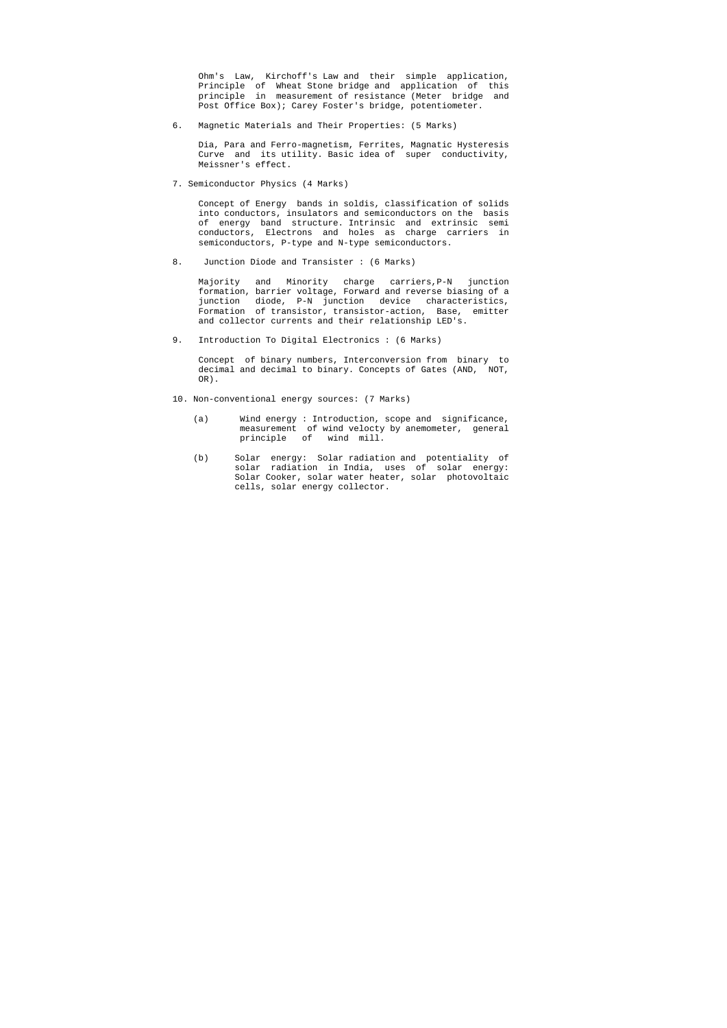Ohm's Law, Kirchoff's Law and their simple application, Principle of Wheat Stone bridge and application of this principle in measurement of resistance (Meter bridge and Post Office Box); Carey Foster's bridge, potentiometer.

6. Magnetic Materials and Their Properties: (5 Marks)

   Dia, Para and Ferro-magnetism, Ferrites, Magnatic Hysteresis Curve and its utility. Basic idea of super conductivity, Meissner's effect.

7. Semiconductor Physics (4 Marks)

   Concept of Energy bands in soldis, classification of solids into conductors, insulators and semiconductors on the basis of energy band structure. Intrinsic and extrinsic semi conductors, Electrons and holes as charge carriers in semiconductors, P-type and N-type semiconductors.

8. Junction Diode and Transister : (6 Marks)

   Majority and Minority charge carriers,P-N junction formation, barrier voltage, Forward and reverse biasing of a junction diode, P-N junction device characteristics, Formation of transistor, transistor-action, Base, emitter and collector currents and their relationship LED's.

9. Introduction To Digital Electronics : (6 Marks)

   Concept of binary numbers, Interconversion from binary to decimal and decimal to binary. Concepts of Gates (AND, NOT, OR).

10. Non-conventional energy sources: (7 Marks)

    (a) Wind energy : Introduction, scope and significance, measurement of wind velocty by anemometer, general principle of wind mill.

    (b) Solar energy: Solar radiation and potentiality of solar radiation in India, uses of solar energy: Solar Cooker, solar water heater, solar photovoltaic cells, solar energy collector.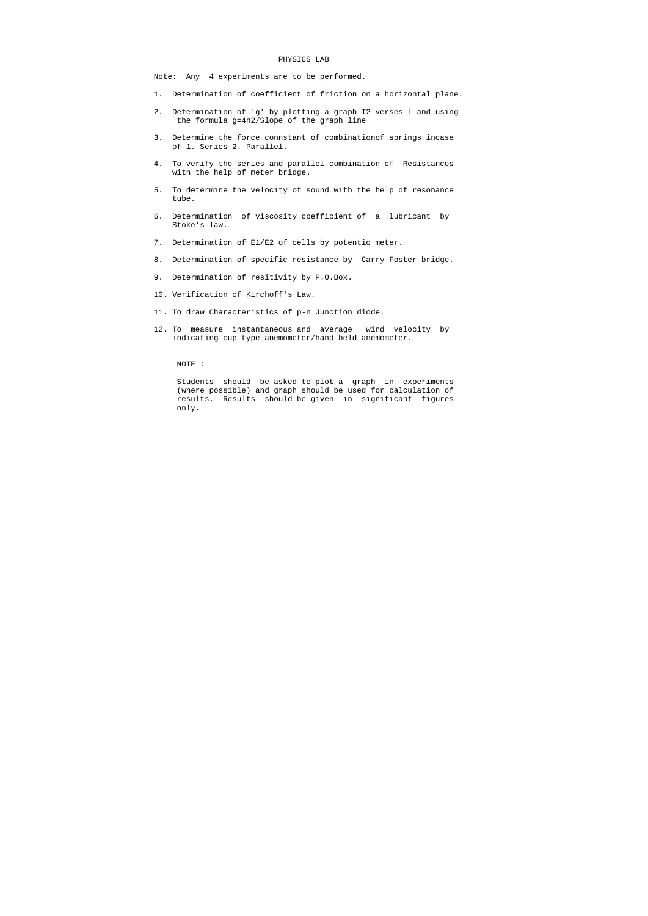# PHYSICS LAB

Note: Any 4 experiments are to be performed.

1. Determination of coefficient of friction on a horizontal plane.
2. Determination of 'g' by plotting a graph T2 verses l and using the formula g=4n2/Slope of the graph line
3. Determine the force connstant of combinationof springs incase of 1. Series 2. Parallel.
4. To verify the series and parallel combination of Resistances with the help of meter bridge.
5. To determine the velocity of sound with the help of resonance tube.
6. Determination of viscosity coefficient of a lubricant by Stoke's law.
7. Determination of E1/E2 of cells by potentio meter.
8. Determination of specific resistance by Carry Foster bridge.
9. Determination of resitivity by P.O.Box.
10. Verification of Kirchoff's Law.
11. To draw Characteristics of p-n Junction diode.
12. To measure instantaneous and average wind velocity by indicating cup type anemometer/hand held anemometer.

NOTE :

Students should be asked to plot a graph in experiments (where possible) and graph should be used for calculation of results. Results should be given in significant figures only.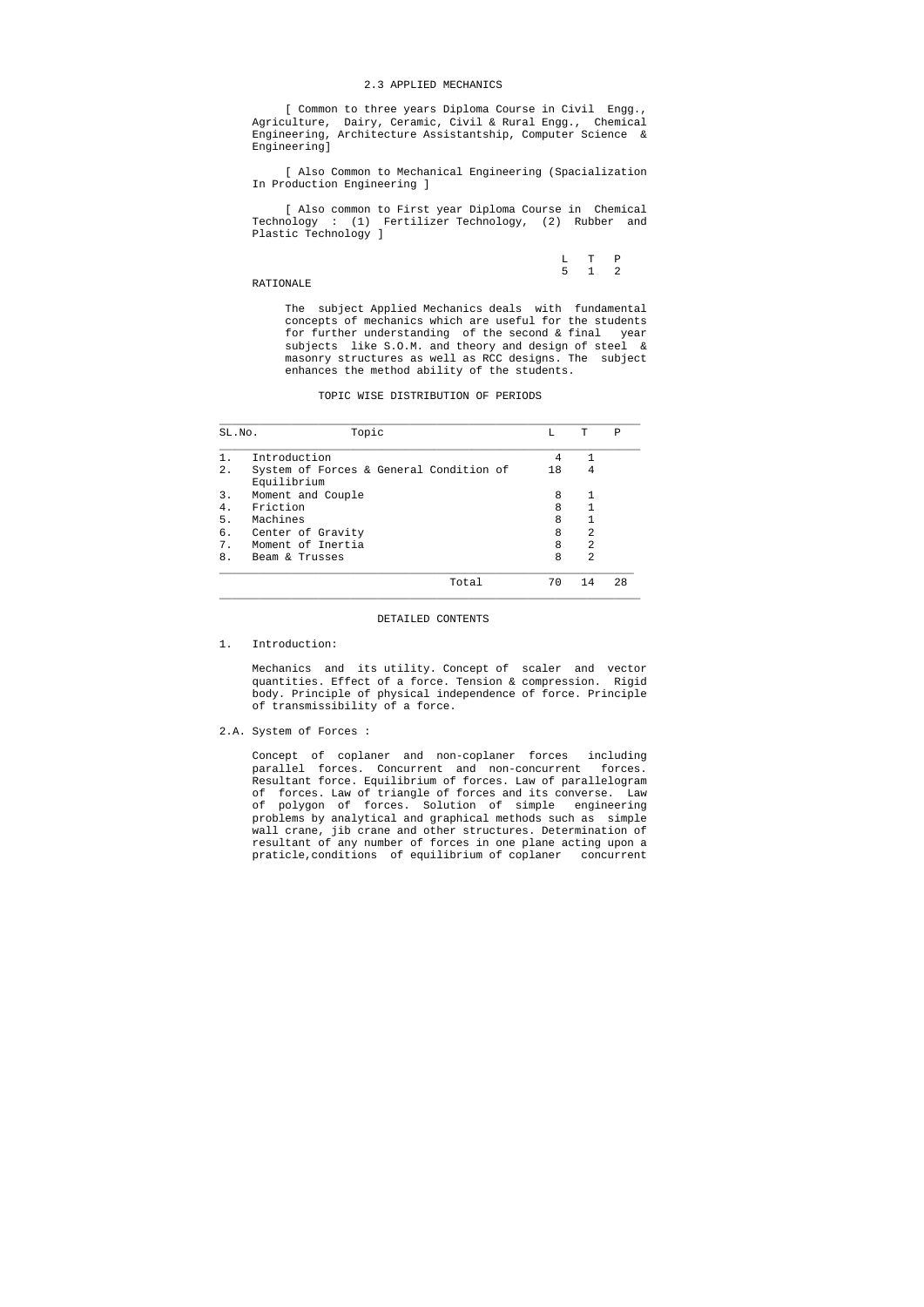# 2.3 APPLIED MECHANICS

[ Common to three years Diploma Course in Civil Engg., Agriculture, Dairy, Ceramic, Civil & Rural Engg., Chemical Engineering, Architecture Assistantship, Computer Science & Engineering]

[ Also Common to Mechanical Engineering (Spacialization In Production Engineering ]

[ Also common to First year Diploma Course in Chemical Technology : (1) Fertilizer Technology, (2) Rubber and Plastic Technology ]

| L | T | P |
|---|---|---|
| 5 | 1 | 2 |

## RATIONALE

The subject Applied Mechanics deals with fundamental concepts of mechanics which are useful for the students for further understanding of the second & final year subjects like S.O.M. and theory and design of steel & masonry structures as well as RCC designs. The subject enhances the method ability of the students.

## TOPIC WISE DISTRIBUTION OF PERIODS

| SL.No. | Topic | L | T | P |
|---|---|---|---|---|
| 1. | Introduction | 4 | 1 | |
| 2. | System of Forces & General Condition of Equilibrium | 18 | 4 | |
| 3. | Moment and Couple | 8 | 1 | |
| 4. | Friction | 8 | 1 | |
| 5. | Machines | 8 | 1 | |
| 6. | Center of Gravity | 8 | 2 | |
| 7. | Moment of Inertia | 8 | 2 | |
| 8. | Beam & Trusses | 8 | 2 | |
| | Total | 70 | 14 | 28 |

## DETAILED CONTENTS

1. Introduction:

Mechanics and its utility. Concept of scaler and vector quantities. Effect of a force. Tension & compression. Rigid body. Principle of physical independence of force. Principle of transmissibility of a force.

2.A. System of Forces :

Concept of coplaner and non-coplaner forces including parallel forces. Concurrent and non-concurrent forces. Resultant force. Equilibrium of forces. Law of parallelogram of forces. Law of triangle of forces and its converse. Law of polygon of forces. Solution of simple engineering problems by analytical and graphical methods such as simple wall crane, jib crane and other structures. Determination of resultant of any number of forces in one plane acting upon a praticle,conditions of equilibrium of coplaner concurrent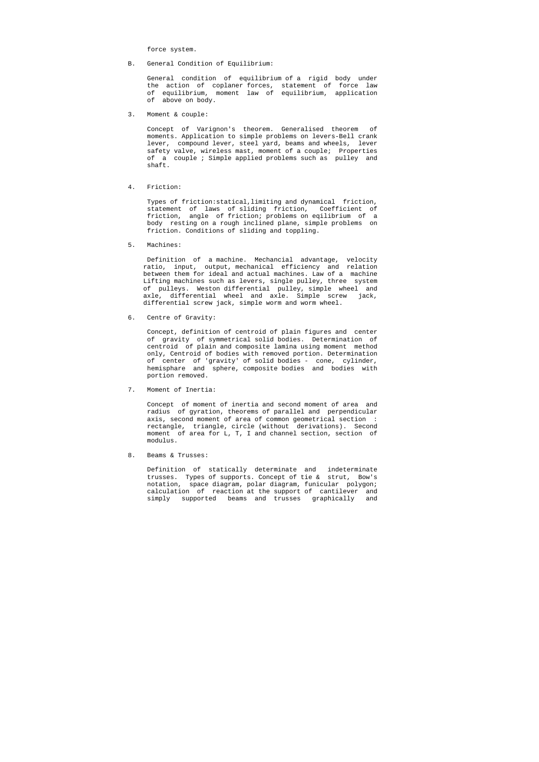force system.

B. General Condition of Equilibrium:

General condition of equilibrium of a rigid body under the action of coplaner forces, statement of force law of equilibrium, moment law of equilibrium, application of above on body.

3. Moment & couple:

Concept of Varignon's theorem. Generalised theorem of moments. Application to simple problems on levers-Bell crank lever, compound lever, steel yard, beams and wheels, lever safety valve, wireless mast, moment of a couple; Properties of a couple ; Simple applied problems such as pulley and shaft.

4. Friction:

Types of friction:statical,limiting and dynamical friction, statement of laws of sliding friction, Coefficient of friction, angle of friction; problems on eqilibrium of a body resting on a rough inclined plane, simple problems on friction. Conditions of sliding and toppling.

5. Machines:

Definition of a machine. Mechancial advantage, velocity ratio, input, output, mechanical efficiency and relation between them for ideal and actual machines. Law of a machine Lifting machines such as levers, single pulley, three system of pulleys. Weston differential pulley, simple wheel and axle, differential wheel and axle. Simple screw jack, differential screw jack, simple worm and worm wheel.

6. Centre of Gravity:

Concept, definition of centroid of plain figures and center of gravity of symmetrical solid bodies. Determination of centroid of plain and composite lamina using moment method only, Centroid of bodies with removed portion. Determination of center of 'gravity' of solid bodies - cone, cylinder, hemisphare and sphere, composite bodies and bodies with portion removed.

7. Moment of Inertia:

Concept of moment of inertia and second moment of area and radius of gyration, theorems of parallel and perpendicular axis, second moment of area of common geometrical section : rectangle, triangle, circle (without derivations). Second moment of area for L, T, I and channel section, section of modulus.

8. Beams & Trusses:

Definition of statically determinate and indeterminate trusses. Types of supports. Concept of tie & strut, Bow's notation, space diagram, polar diagram, funicular polygon; calculation of reaction at the support of cantilever and simply supported beams and trusses graphically and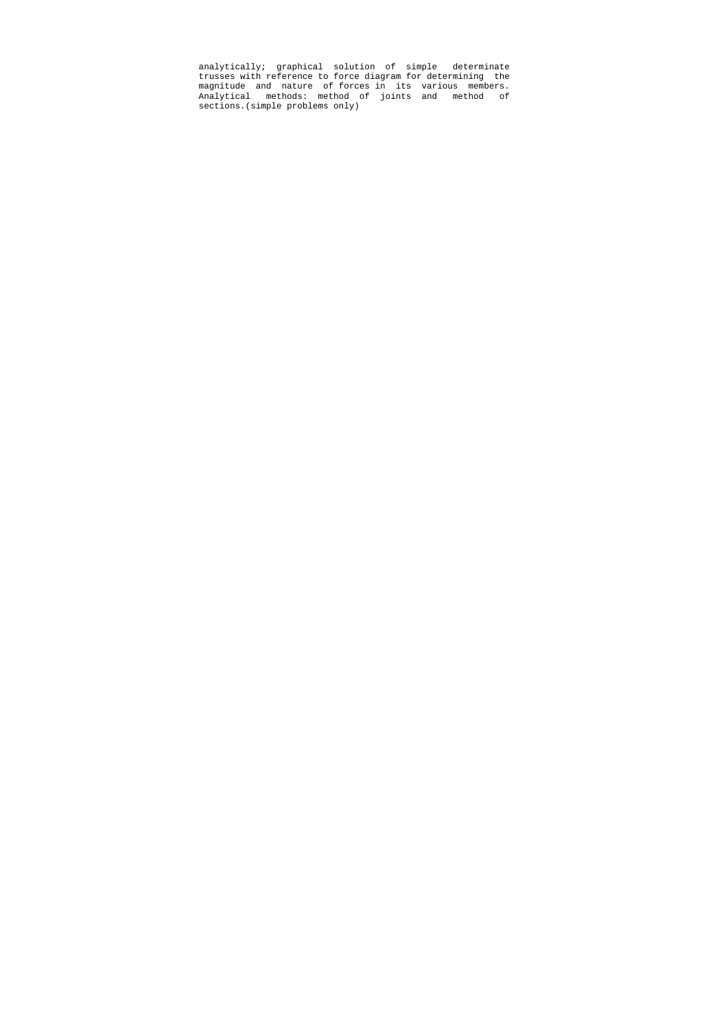analytically; graphical solution of simple determinate trusses with reference to force diagram for determining the magnitude and nature of forces in its various members. Analytical methods: method of joints and method of sections.(simple problems only)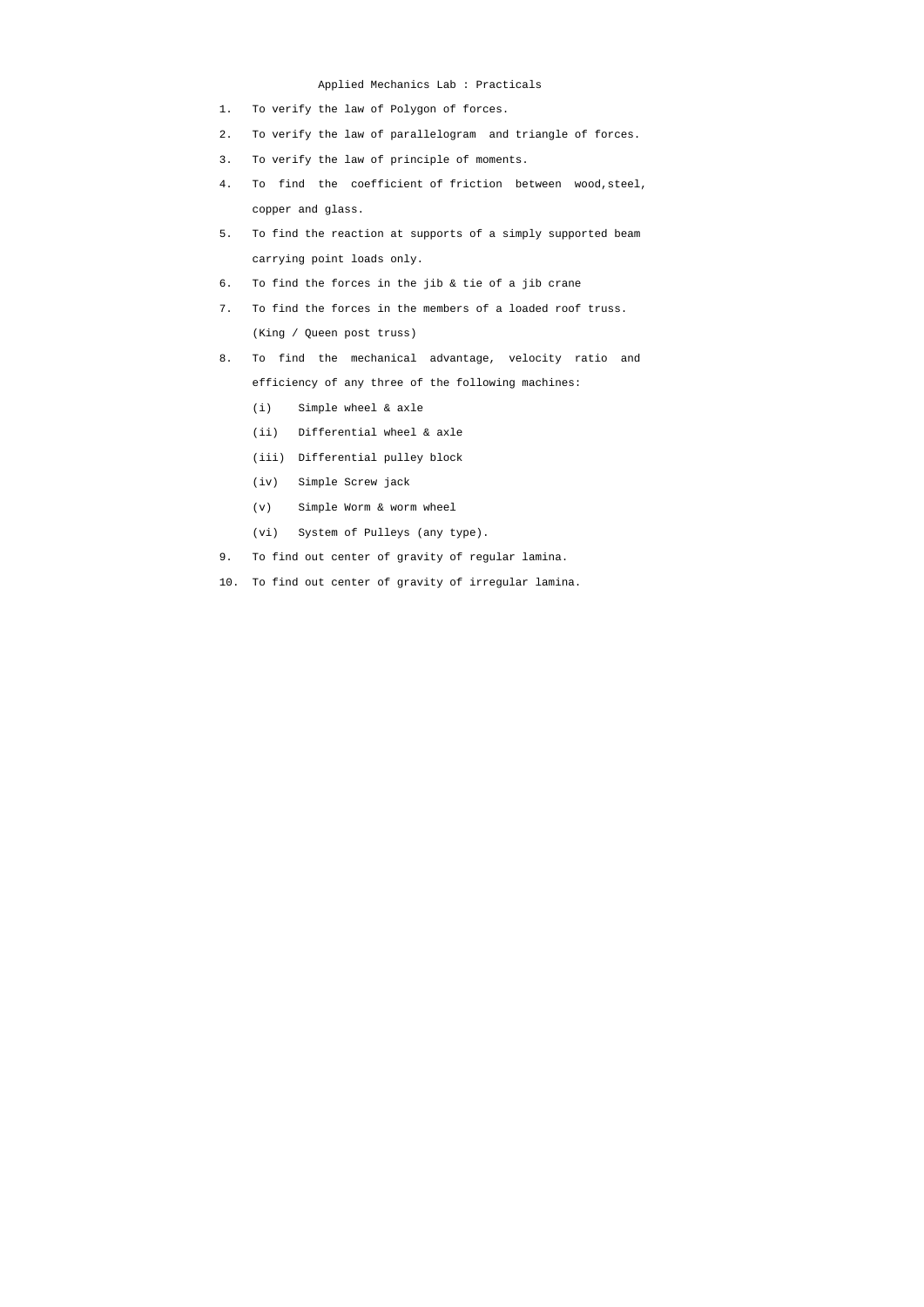## Applied Mechanics Lab : Practicals

1. To verify the law of Polygon of forces.
2. To verify the law of parallelogram and triangle of forces.
3. To verify the law of principle of moments.
4. To find the coefficient of friction between wood,steel, copper and glass.
5. To find the reaction at supports of a simply supported beam carrying point loads only.
6. To find the forces in the jib & tie of a jib crane
7. To find the forces in the members of a loaded roof truss. (King / Queen post truss)
8. To find the mechanical advantage, velocity ratio and efficiency of any three of the following machines:
   - (i) Simple wheel & axle
   - (ii) Differential wheel & axle
   - (iii) Differential pulley block
   - (iv) Simple Screw jack
   - (v) Simple Worm & worm wheel
   - (vi) System of Pulleys (any type).
9. To find out center of gravity of regular lamina.
10. To find out center of gravity of irregular lamina.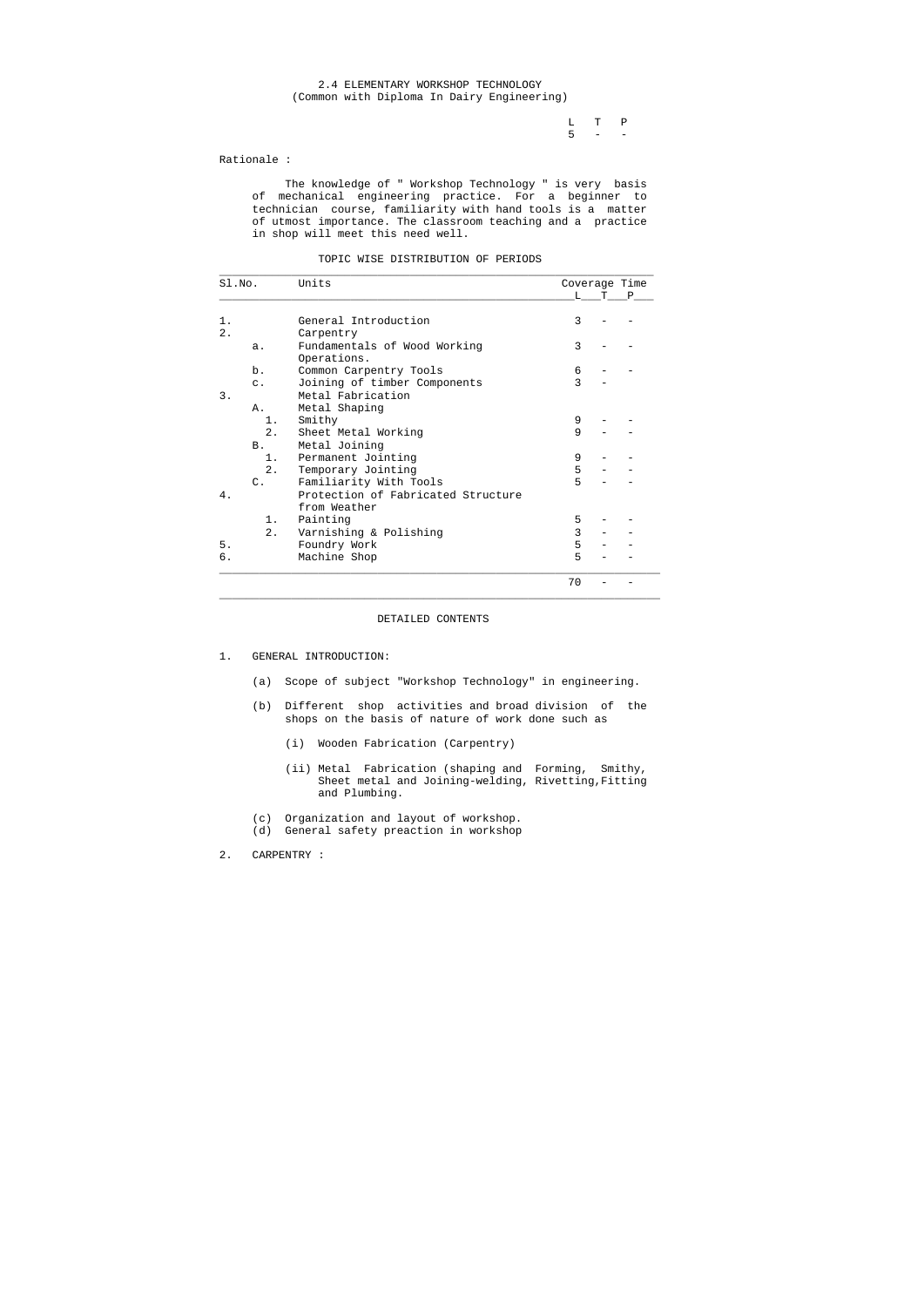# 2.4 ELEMENTARY WORKSHOP TECHNOLOGY
(Common with Diploma In Dairy Engineering)

| L | T | P |
|---|---|---|
| 5 | - | - |

Rationale :

The knowledge of " Workshop Technology " is very basis of mechanical engineering practice. For a beginner to technician course, familiarity with hand tools is a matter of utmost importance. The classroom teaching and a practice in shop will meet this need well.

TOPIC WISE DISTRIBUTION OF PERIODS

| Sl.No. | | Units | Coverage Time | | |
|---|---|---|---|---|---|
| | | | L | T | P |
| 1. | | General Introduction | 3 | - | - |
| 2. | | Carpentry | | | |
| | a. | Fundamentals of Wood Working Operations. | 3 | - | - |
| | b. | Common Carpentry Tools | 6 | - | - |
| | c. | Joining of timber Components | 3 | - | |
| 3. | | Metal Fabrication | | | |
| | A. | Metal Shaping | | | |
| | 1. | Smithy | 9 | - | - |
| | 2. | Sheet Metal Working | 9 | - | - |
| | B. | Metal Joining | | | |
| | 1. | Permanent Jointing | 9 | - | - |
| | 2. | Temporary Jointing | 5 | - | - |
| | C. | Familiarity With Tools | 5 | - | - |
| 4. | | Protection of Fabricated Structure from Weather | | | |
| | 1. | Painting | 5 | - | - |
| | 2. | Varnishing & Polishing | 3 | - | - |
| 5. | | Foundry Work | 5 | - | - |
| 6. | | Machine Shop | 5 | - | - |
| | | | 70 | - | - |

DETAILED CONTENTS

1. GENERAL INTRODUCTION:

   (a) Scope of subject "Workshop Technology" in engineering.

   (b) Different shop activities and broad division of the shops on the basis of nature of work done such as

      (i) Wooden Fabrication (Carpentry)

      (ii) Metal Fabrication (shaping and Forming, Smithy, Sheet metal and Joining-welding, Rivetting,Fitting and Plumbing.

   (c) Organization and layout of workshop.

   (d) General safety preaction in workshop

2. CARPENTRY :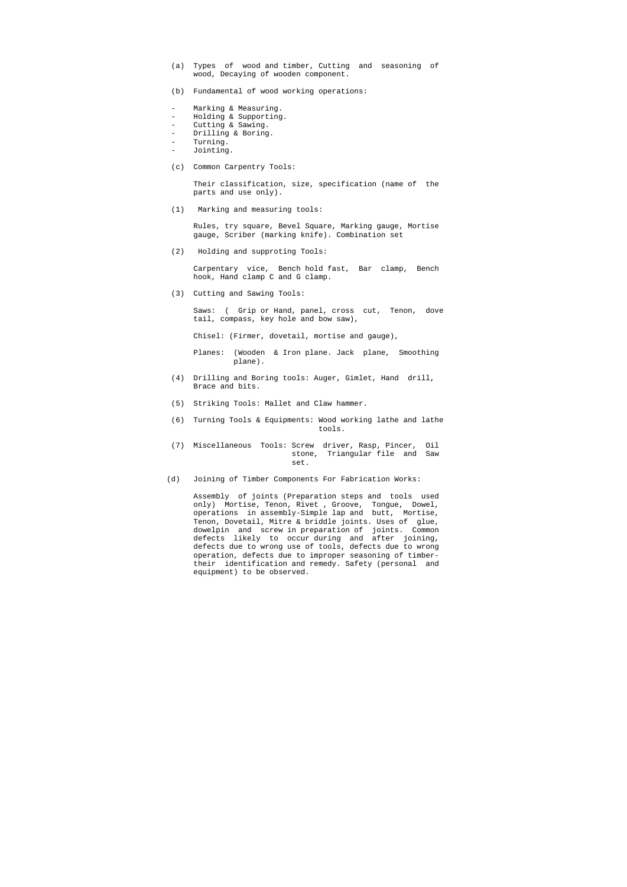(a) Types of wood and timber, Cutting and seasoning of wood, Decaying of wooden component.

(b) Fundamental of wood working operations:

- Marking & Measuring.
- Holding & Supporting.
- Cutting & Sawing.
- Drilling & Boring.
- Turning.
- Jointing.

(c) Common Carpentry Tools:

Their classification, size, specification (name of the parts and use only).

(1) Marking and measuring tools:

Rules, try square, Bevel Square, Marking gauge, Mortise gauge, Scriber (marking knife). Combination set

(2) Holding and supproting Tools:

Carpentary vice, Bench hold fast, Bar clamp, Bench hook, Hand clamp C and G clamp.

(3) Cutting and Sawing Tools:

Saws: ( Grip or Hand, panel, cross cut, Tenon, dove tail, compass, key hole and bow saw),

Chisel: (Firmer, dovetail, mortise and gauge),

Planes: (Wooden & Iron plane. Jack plane, Smoothing plane).

(4) Drilling and Boring tools: Auger, Gimlet, Hand drill, Brace and bits.

(5) Striking Tools: Mallet and Claw hammer.

(6) Turning Tools & Equipments: Wood working lathe and lathe tools.

(7) Miscellaneous Tools: Screw driver, Rasp, Pincer, Oil stone, Triangular file and Saw set.

(d) Joining of Timber Components For Fabrication Works:

Assembly of joints (Preparation steps and tools used only) Mortise, Tenon, Rivet , Groove, Tongue, Dowel, operations in assembly-Simple lap and butt, Mortise, Tenon, Dovetail, Mitre & briddle joints. Uses of glue, dowelpin and screw in preparation of joints. Common defects likely to occur during and after joining, defects due to wrong use of tools, defects due to wrong operation, defects due to improper seasoning of timber- their identification and remedy. Safety (personal and equipment) to be observed.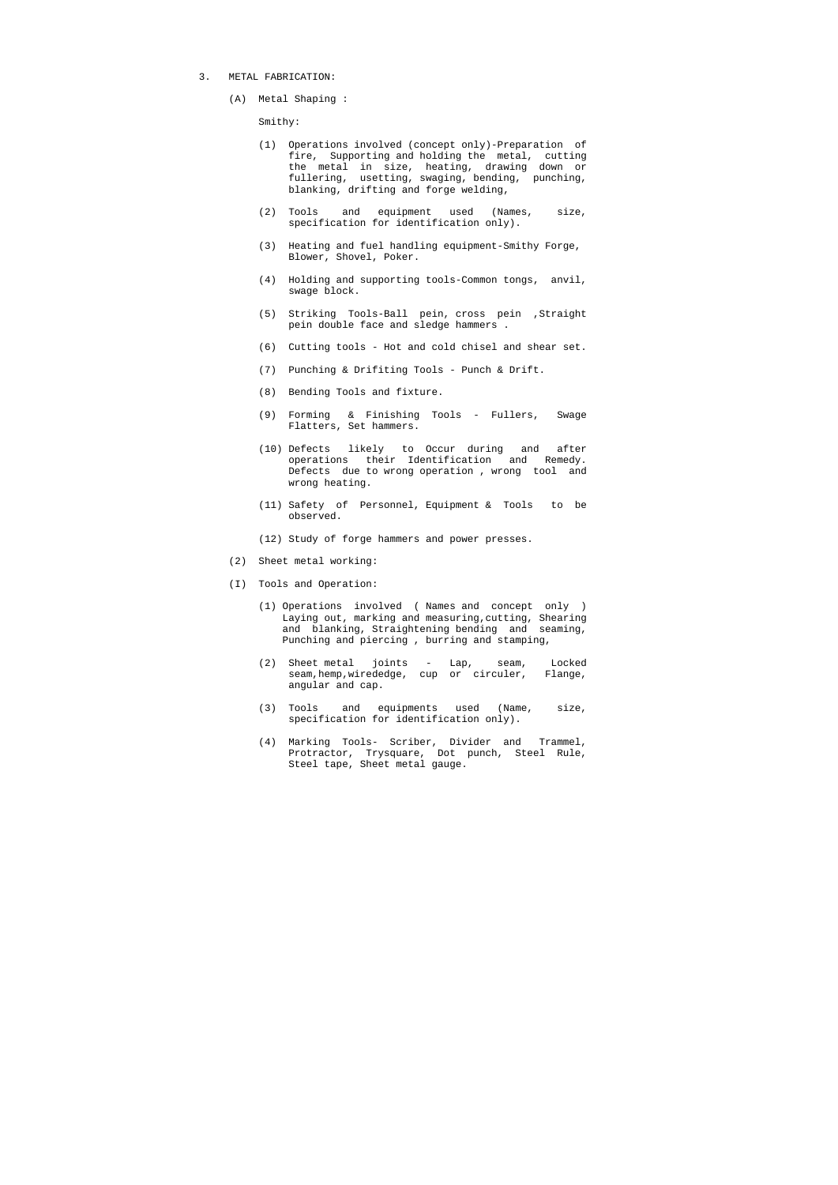3. METAL FABRICATION:

(A) Metal Shaping :

Smithy:

(1) Operations involved (concept only)-Preparation of fire, Supporting and holding the metal, cutting the metal in size, heating, drawing down or fullering, usetting, swaging, bending, punching, blanking, drifting and forge welding,

(2) Tools and equipment used (Names, size, specification for identification only).

(3) Heating and fuel handling equipment-Smithy Forge, Blower, Shovel, Poker.

(4) Holding and supporting tools-Common tongs, anvil, swage block.

(5) Striking Tools-Ball pein, cross pein ,Straight pein double face and sledge hammers .

(6) Cutting tools - Hot and cold chisel and shear set.

(7) Punching & Drifiting Tools - Punch & Drift.

(8) Bending Tools and fixture.

(9) Forming & Finishing Tools - Fullers, Swage Flatters, Set hammers.

(10) Defects likely to Occur during and after operations their Identification and Remedy. Defects due to wrong operation , wrong tool and wrong heating.

(11) Safety of Personnel, Equipment & Tools to be observed.

(12) Study of forge hammers and power presses.

(2) Sheet metal working:

(I) Tools and Operation:

(1) Operations involved ( Names and concept only ) Laying out, marking and measuring,cutting, Shearing and blanking, Straightening bending and seaming, Punching and piercing , burring and stamping,

(2) Sheet metal joints - Lap, seam, Locked seam,hemp,wirededge, cup or circuler, Flange, angular and cap.

(3) Tools and equipments used (Name, size, specification for identification only).

(4) Marking Tools- Scriber, Divider and Trammel, Protractor, Trysquare, Dot punch, Steel Rule, Steel tape, Sheet metal gauge.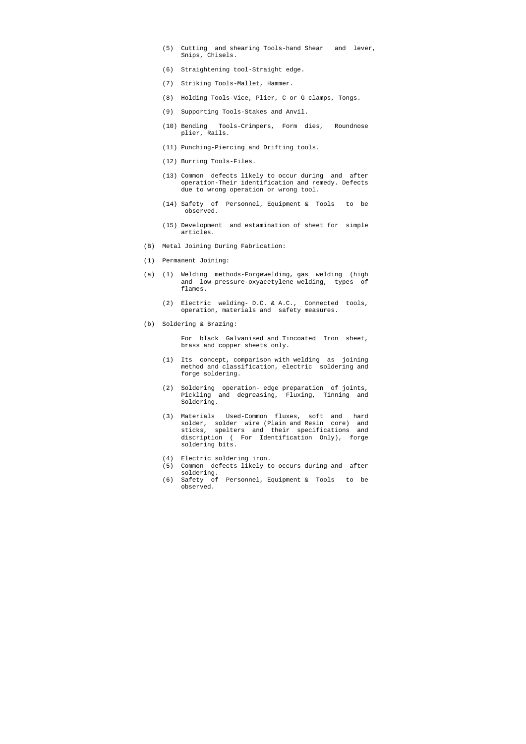(5) Cutting and shearing Tools-hand Shear and lever, Snips, Chisels.

(6) Straightening tool-Straight edge.

(7) Striking Tools-Mallet, Hammer.

(8) Holding Tools-Vice, Plier, C or G clamps, Tongs.

(9) Supporting Tools-Stakes and Anvil.

(10) Bending Tools-Crimpers, Form dies, Roundnose plier, Rails.

(11) Punching-Piercing and Drifting tools.

(12) Burring Tools-Files.

(13) Common defects likely to occur during and after operation-Their identification and remedy. Defects due to wrong operation or wrong tool.

(14) Safety of Personnel, Equipment & Tools to be observed.

(15) Development and estamination of sheet for simple articles.

(B) Metal Joining During Fabrication:

(1) Permanent Joining:

(a) (1) Welding methods-Forgewelding, gas welding (high and low pressure-oxyacetylene welding, types of flames.

(2) Electric welding- D.C. & A.C., Connected tools, operation, materials and safety measures.

(b) Soldering & Brazing:

For black Galvanised and Tincoated Iron sheet, brass and copper sheets only.

(1) Its concept, comparison with welding as joining method and classification, electric soldering and forge soldering.

(2) Soldering operation- edge preparation of joints, Pickling and degreasing, Fluxing, Tinning and Soldering.

(3) Materials Used-Common fluxes, soft and hard solder, solder wire (Plain and Resin core) and sticks, spelters and their specifications and discription ( For Identification Only), forge soldering bits.

(4) Electric soldering iron.

(5) Common defects likely to occurs during and after soldering.

(6) Safety of Personnel, Equipment & Tools to be observed.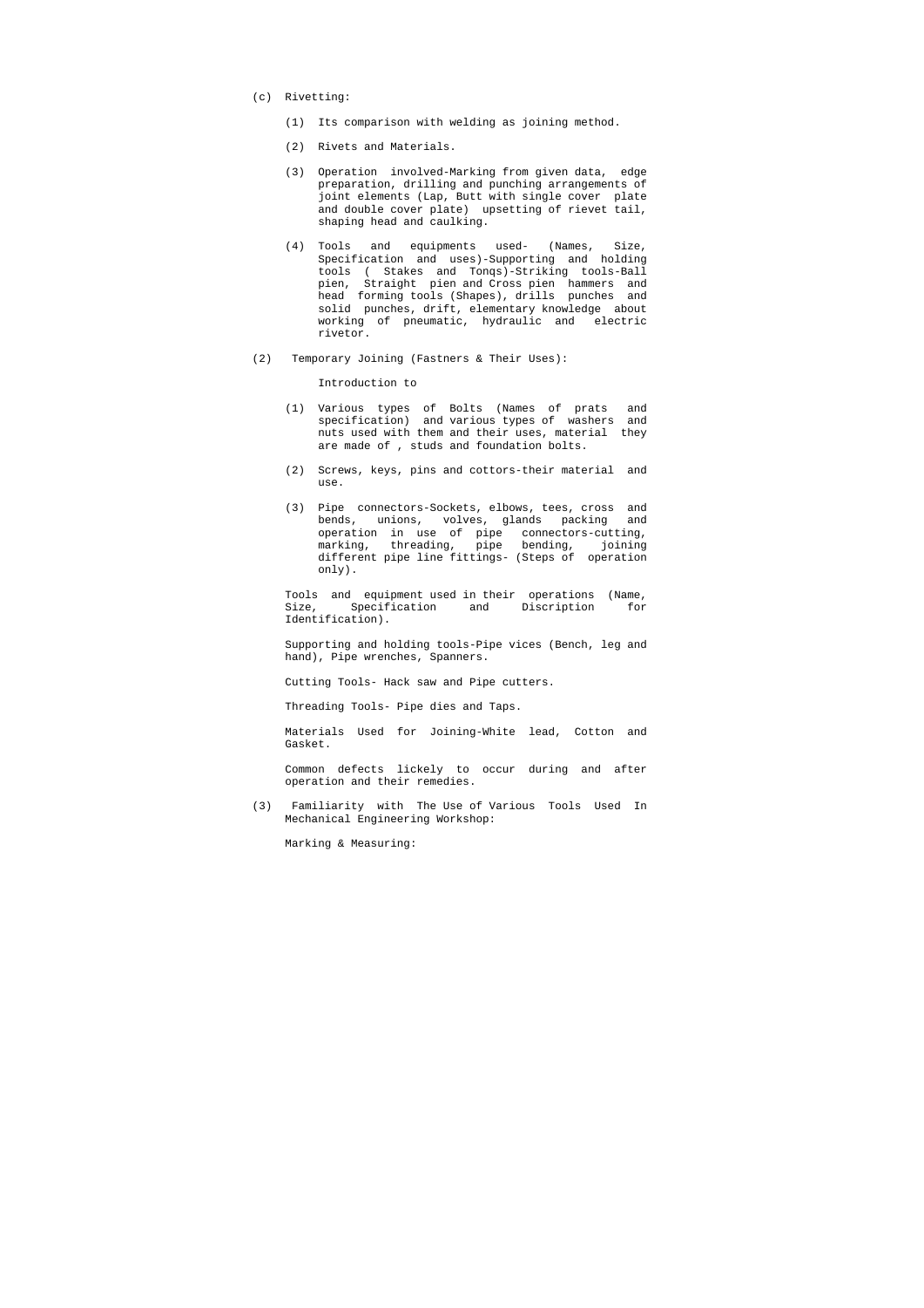(c) Rivetting:

(1) Its comparison with welding as joining method.

(2) Rivets and Materials.

(3) Operation involved-Marking from given data, edge preparation, drilling and punching arrangements of joint elements (Lap, Butt with single cover plate and double cover plate) upsetting of rievet tail, shaping head and caulking.

(4) Tools and equipments used- (Names, Size, Specification and uses)-Supporting and holding tools ( Stakes and Tonqs)-Striking tools-Ball pien, Straight pien and Cross pien hammers and head forming tools (Shapes), drills punches and solid punches, drift, elementary knowledge about working of pneumatic, hydraulic and electric rivetor.

(2) Temporary Joining (Fastners & Their Uses):

Introduction to

(1) Various types of Bolts (Names of prats and specification) and various types of washers and nuts used with them and their uses, material they are made of , studs and foundation bolts.

(2) Screws, keys, pins and cottors-their material and use.

(3) Pipe connectors-Sockets, elbows, tees, cross and bends, unions, volves, glands packing and operation in use of pipe connectors-cutting, marking, threading, pipe bending, joining different pipe line fittings- (Steps of operation only).

Tools and equipment used in their operations (Name, Size, Specification and Discription for Identification).

Supporting and holding tools-Pipe vices (Bench, leg and hand), Pipe wrenches, Spanners.

Cutting Tools- Hack saw and Pipe cutters.

Threading Tools- Pipe dies and Taps.

Materials Used for Joining-White lead, Cotton and Gasket.

Common defects lickely to occur during and after operation and their remedies.

(3) Familiarity with The Use of Various Tools Used In Mechanical Engineering Workshop:

Marking & Measuring: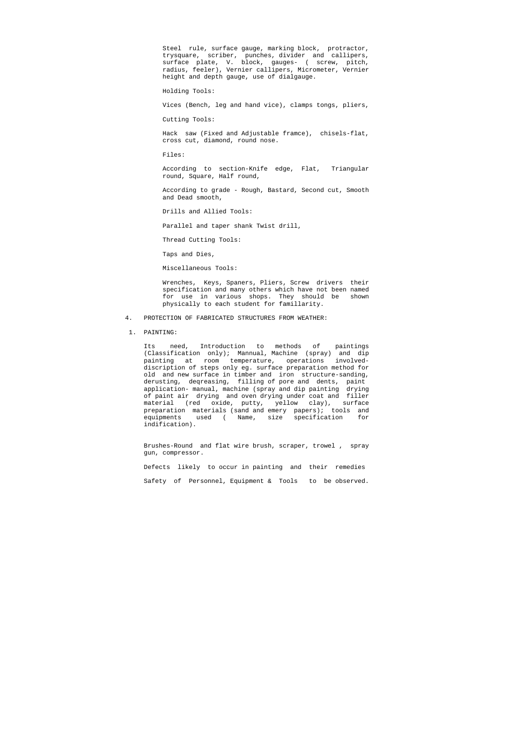Steel rule, surface gauge, marking block, protractor, trysquare, scriber, punches, divider and callipers, surface plate, V. block, gauges- ( screw, pitch, radius, feeler), Vernier callipers, Micrometer, Vernier height and depth gauge, use of dialgauge.

Holding Tools:

Vices (Bench, leg and hand vice), clamps tongs, pliers,

Cutting Tools:

Hack saw (Fixed and Adjustable framce), chisels-flat, cross cut, diamond, round nose.

Files:

According to section-Knife edge, Flat, Triangular round, Square, Half round,

According to grade - Rough, Bastard, Second cut, Smooth and Dead smooth,

Drills and Allied Tools:

Parallel and taper shank Twist drill,

Thread Cutting Tools:

Taps and Dies,

Miscellaneous Tools:

Wrenches, Keys, Spaners, Pliers, Screw drivers their specification and many others which have not been named for use in various shops. They should be shown physically to each student for familliarity.

4. PROTECTION OF FABRICATED STRUCTURES FROM WEATHER:

1. PAINTING:

Its need, Introduction to methods of paintings (Classification only); Mannual, Machine (spray) and dip painting at room temperature, operations involved-discription of steps only eg. surface preparation method for old and new surface in timber and iron structure-sanding, derusting, deqreasing, filling of pore and dents, paint application- manual, machine (spray and dip painting drying of paint air drying and oven drying under coat and filler material (red oxide, putty, yellow clay), surface preparation materials (sand and emery papers); tools and equipments used ( Name, size specification for indification).

Brushes-Round and flat wire brush, scraper, trowel , spray gun, compressor.

Defects likely to occur in painting and their remedies

Safety of Personnel, Equipment & Tools to be observed.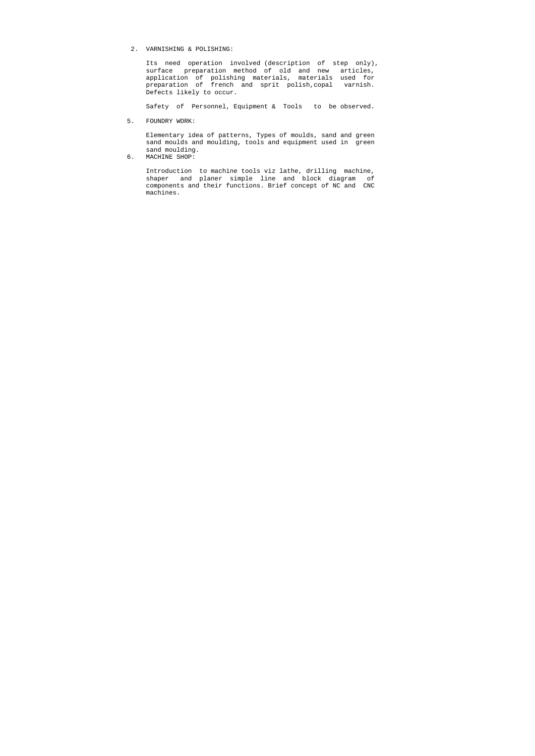2. VARNISHING & POLISHING:

Its need operation involved (description of step only), surface preparation method of old and new articles, application of polishing materials, materials used for preparation of french and sprit polish,copal varnish. Defects likely to occur.

Safety of Personnel, Equipment & Tools to be observed.

5. FOUNDRY WORK:

Elementary idea of patterns, Types of moulds, sand and green sand moulds and moulding, tools and equipment used in green sand moulding.

6. MACHINE SHOP:

Introduction to machine tools viz lathe, drilling machine, shaper and planer simple line and block diagram of components and their functions. Brief concept of NC and CNC machines.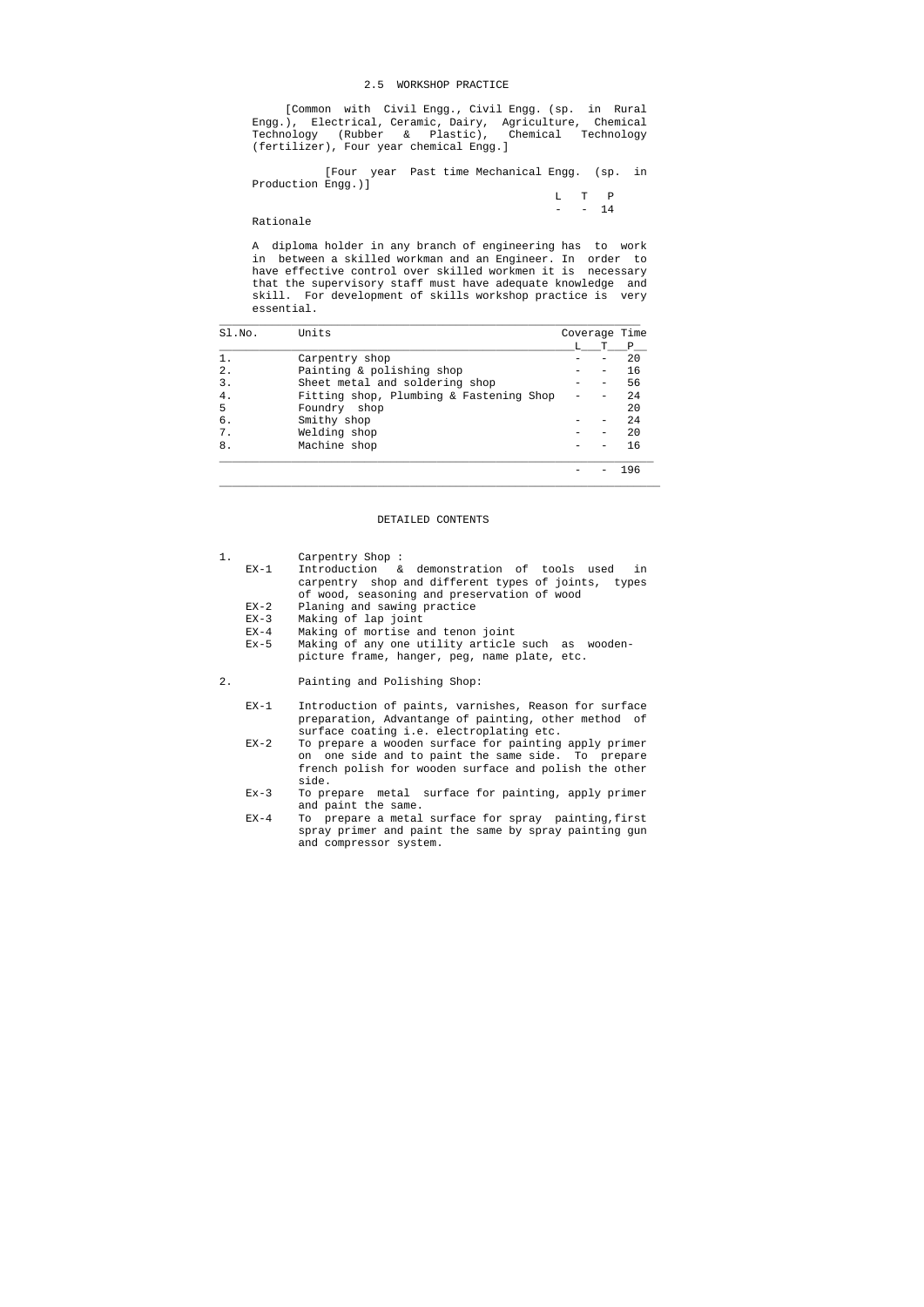## 2.5 WORKSHOP PRACTICE

[Common with Civil Engg., Civil Engg. (sp. in Rural Engg.), Electrical, Ceramic, Dairy, Agriculture, Chemical Technology (Rubber & Plastic), Chemical Technology (fertilizer), Four year chemical Engg.]

[Four year Past time Mechanical Engg. (sp. in Production Engg.)]

| L | T | P |
|---|---|---|
| - | - | 14 |

Rationale

A diploma holder in any branch of engineering has to work in between a skilled workman and an Engineer. In order to have effective control over skilled workmen it is necessary that the supervisory staff must have adequate knowledge and skill. For development of skills workshop practice is very essential.

| Sl.No. | Units | Coverage Time | | |
|---|---|---|---|---|
| | | L | T | P |
| 1. | Carpentry shop | - | - | 20 |
| 2. | Painting & polishing shop | - | - | 16 |
| 3. | Sheet metal and soldering shop | - | - | 56 |
| 4. | Fitting shop, Plumbing & Fastening Shop | - | - | 24 |
| 5 | Foundry shop | | | 20 |
| 6. | Smithy shop | - | - | 24 |
| 7. | Welding shop | - | - | 20 |
| 8. | Machine shop | - | - | 16 |
| | | - | - | 196 |

## DETAILED CONTENTS

1. Carpentry Shop :
   - EX-1 Introduction & demonstration of tools used in carpentry shop and different types of joints, types of wood, seasoning and preservation of wood
   - EX-2 Planing and sawing practice
   - EX-3 Making of lap joint
   - EX-4 Making of mortise and tenon joint
   - Ex-5 Making of any one utility article such as wooden-picture frame, hanger, peg, name plate, etc.

2. Painting and Polishing Shop:
   - EX-1 Introduction of paints, varnishes, Reason for surface preparation, Advantange of painting, other method of surface coating i.e. electroplating etc.
   - EX-2 To prepare a wooden surface for painting apply primer on one side and to paint the same side. To prepare french polish for wooden surface and polish the other side.
   - Ex-3 To prepare metal surface for painting, apply primer and paint the same.
   - EX-4 To prepare a metal surface for spray painting,first spray primer and paint the same by spray painting gun and compressor system.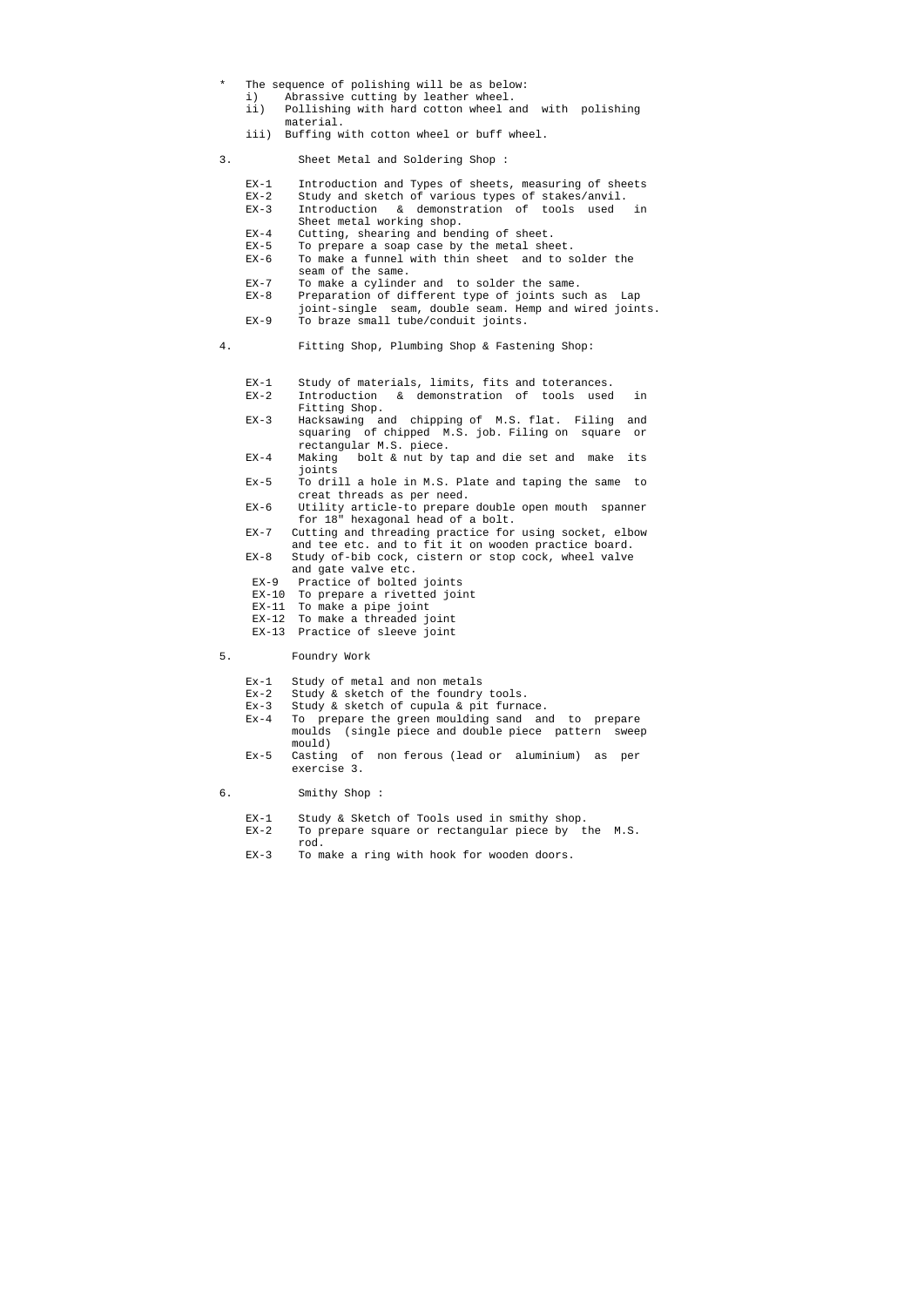* The sequence of polishing will be as below:
  - i) Abrassive cutting by leather wheel.
  - ii) Pollishing with hard cotton wheel and with polishing material.
  - iii) Buffing with cotton wheel or buff wheel.

3. Sheet Metal and Soldering Shop :

- EX-1 Introduction and Types of sheets, measuring of sheets
- EX-2 Study and sketch of various types of stakes/anvil.
- EX-3 Introduction & demonstration of tools used in Sheet metal working shop.
- EX-4 Cutting, shearing and bending of sheet.
- EX-5 To prepare a soap case by the metal sheet.
- EX-6 To make a funnel with thin sheet and to solder the seam of the same.
- EX-7 To make a cylinder and to solder the same.
- EX-8 Preparation of different type of joints such as Lap joint-single seam, double seam. Hemp and wired joints.
- EX-9 To braze small tube/conduit joints.

4. Fitting Shop, Plumbing Shop & Fastening Shop:

- EX-1 Study of materials, limits, fits and toterances.
- EX-2 Introduction & demonstration of tools used in Fitting Shop.
- EX-3 Hacksawing and chipping of M.S. flat. Filing and squaring of chipped M.S. job. Filing on square or rectangular M.S. piece.
- EX-4 Making bolt & nut by tap and die set and make its joints
- Ex-5 To drill a hole in M.S. Plate and taping the same to creat threads as per need.
- EX-6 Utility article-to prepare double open mouth spanner for 18" hexagonal head of a bolt.
- EX-7 Cutting and threading practice for using socket, elbow and tee etc. and to fit it on wooden practice board.
- EX-8 Study of-bib cock, cistern or stop cock, wheel valve and gate valve etc.
- EX-9 Practice of bolted joints
- EX-10 To prepare a rivetted joint
- EX-11 To make a pipe joint
- EX-12 To make a threaded joint
- EX-13 Practice of sleeve joint

5. Foundry Work

- Ex-1 Study of metal and non metals
- Ex-2 Study & sketch of the foundry tools.
- Ex-3 Study & sketch of cupula & pit furnace.
- Ex-4 To prepare the green moulding sand and to prepare moulds (single piece and double piece pattern sweep mould)
- Ex-5 Casting of non ferous (lead or aluminium) as per exercise 3.

6. Smithy Shop :

- EX-1 Study & Sketch of Tools used in smithy shop.
- EX-2 To prepare square or rectangular piece by the M.S. rod.
- EX-3 To make a ring with hook for wooden doors.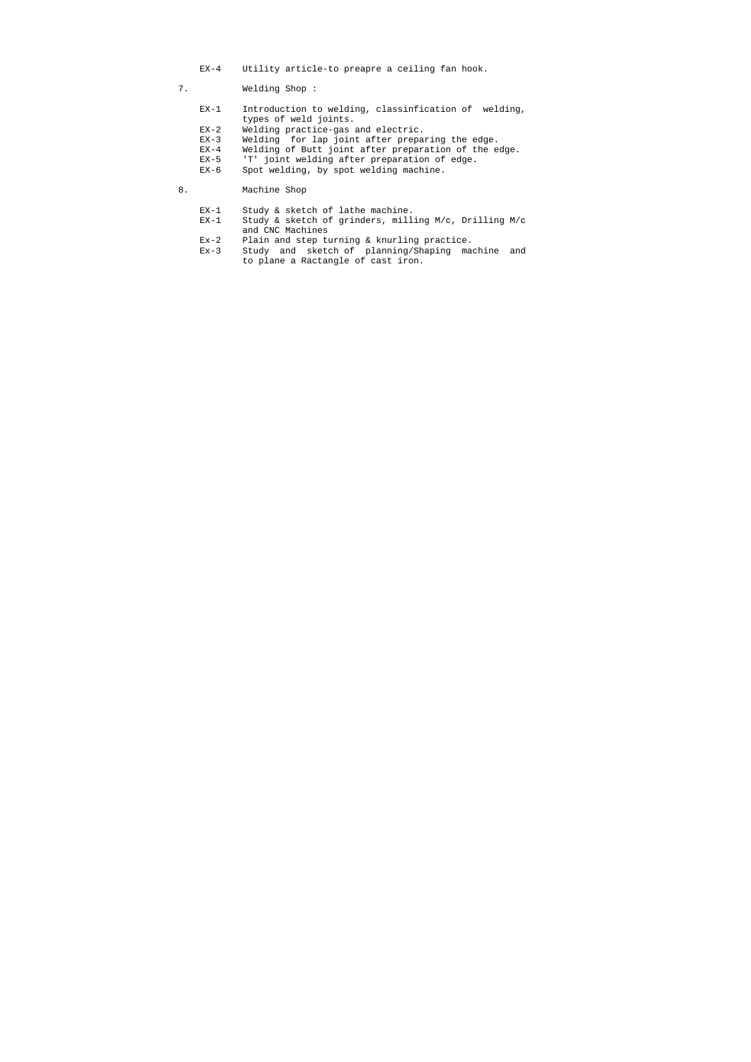EX-4 Utility article-to preapre a ceiling fan hook.

7. Welding Shop :

EX-1 Introduction to welding, classinfication of welding, types of weld joints.
EX-2 Welding practice-gas and electric.
EX-3 Welding for lap joint after preparing the edge.
EX-4 Welding of Butt joint after preparation of the edge.
EX-5 'T' joint welding after preparation of edge.
EX-6 Spot welding, by spot welding machine.

8. Machine Shop

EX-1 Study & sketch of lathe machine.
EX-1 Study & sketch of grinders, milling M/c, Drilling M/c and CNC Machines
Ex-2 Plain and step turning & knurling practice.
Ex-3 Study and sketch of planning/Shaping machine and to plane a Ractangle of cast iron.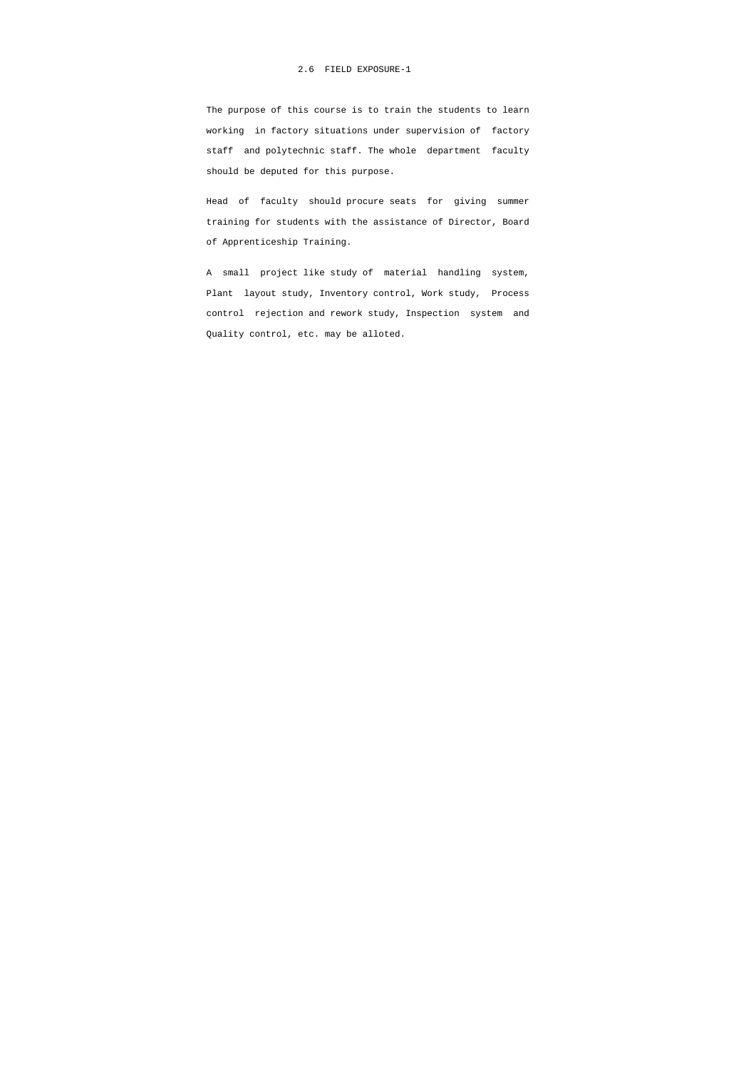## 2.6 FIELD EXPOSURE-1

The purpose of this course is to train the students to learn working in factory situations under supervision of factory staff and polytechnic staff. The whole department faculty should be deputed for this purpose.

Head of faculty should procure seats for giving summer training for students with the assistance of Director, Board of Apprenticeship Training.

A small project like study of material handling system, Plant layout study, Inventory control, Work study, Process control rejection and rework study, Inspection system and Quality control, etc. may be alloted.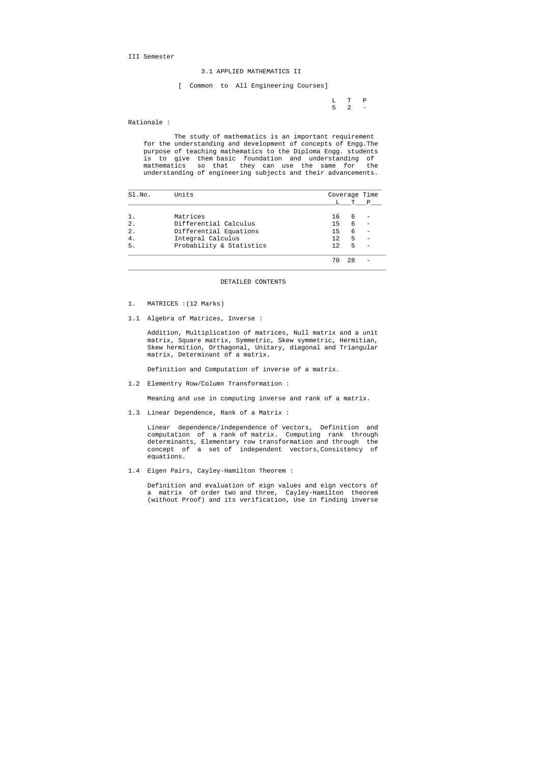III Semester

## 3.1 APPLIED MATHEMATICS II

[ Common to All Engineering Courses]

| L | T | P |
|---|---|---|
| 5 | 2 | - |

Rationale :

The study of mathematics is an important requirement for the understanding and development of concepts of Engg.The purpose of teaching mathematics to the Diploma Engg. students is to give them basic foundation and understanding of mathematics so that they can use the same for the understanding of engineering subjects and their advancements.

| Sl.No. | Units | Coverage Time | | |
|---|---|---|---|---|
| | | L | T | P |
| 1. | Matrices | 16 | 6 | - |
| 2. | Differential Calculus | 15 | 6 | - |
| 2. | Differential Equations | 15 | 6 | - |
| 4. | Integral Calculus | 12 | 5 | - |
| 5. | Probability & Statistics | 12 | 5 | - |
| | | 70 | 28 | - |

## DETAILED CONTENTS

1. MATRICES :(12 Marks)

1.1 Algebra of Matrices, Inverse :

Addition, Multiplication of matrices, Null matrix and a unit matrix, Square matrix, Symmetric, Skew symmetric, Hermitian, Skew hermition, Orthagonal, Unitary, diagonal and Triangular matrix, Determinant of a matrix.

Definition and Computation of inverse of a matrix.

1.2 Elementry Row/Column Transformation :

Meaning and use in computing inverse and rank of a matrix.

1.3 Linear Dependence, Rank of a Matrix :

Linear dependence/independence of vectors, Definition and computation of a rank of matrix. Computing rank through determinants, Elementary row transformation and through the concept of a set of independent vectors,Consistency of equations.

1.4 Eigen Pairs, Cayley-Hamilton Theorem :

Definition and evaluation of eign values and eign vectors of a matrix of order two and three, Cayley-Hamilton theorem (without Proof) and its verification, Use in finding inverse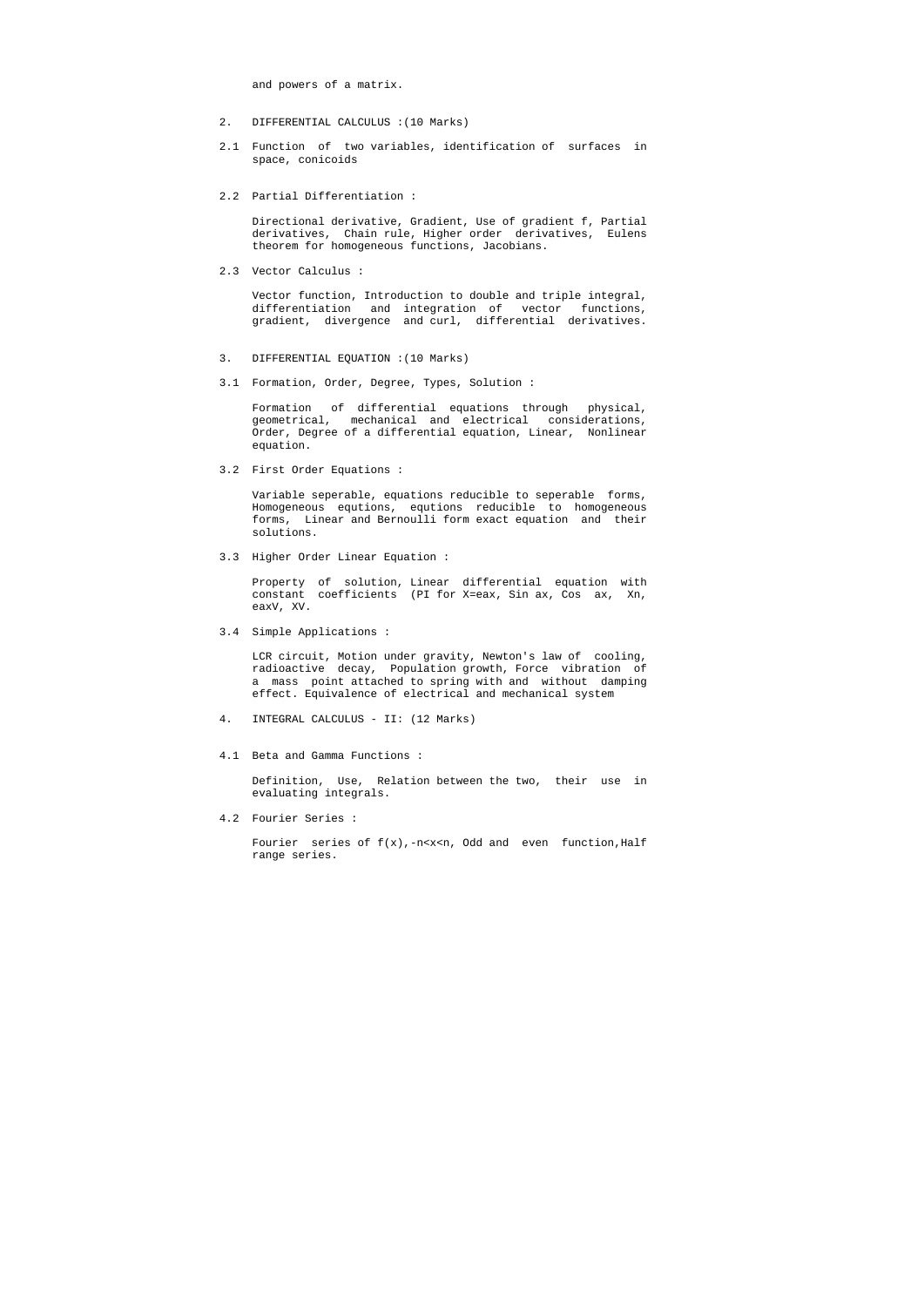and powers of a matrix.

2. DIFFERENTIAL CALCULUS :(10 Marks)

2.1 Function of two variables, identification of surfaces in space, conicoids

2.2 Partial Differentiation :

Directional derivative, Gradient, Use of gradient f, Partial derivatives, Chain rule, Higher order derivatives, Eulens theorem for homogeneous functions, Jacobians.

2.3 Vector Calculus :

Vector function, Introduction to double and triple integral, differentiation and integration of vector functions, gradient, divergence and curl, differential derivatives.

3. DIFFERENTIAL EQUATION :(10 Marks)

3.1 Formation, Order, Degree, Types, Solution :

Formation of differential equations through physical, geometrical, mechanical and electrical considerations, Order, Degree of a differential equation, Linear, Nonlinear equation.

3.2 First Order Equations :

Variable seperable, equations reducible to seperable forms, Homogeneous equtions, equtions reducible to homogeneous forms, Linear and Bernoulli form exact equation and their solutions.

3.3 Higher Order Linear Equation :

Property of solution, Linear differential equation with constant coefficients (PI for X=eax, Sin ax, Cos ax, Xn, eaxV, XV.

3.4 Simple Applications :

LCR circuit, Motion under gravity, Newton's law of cooling, radioactive decay, Population growth, Force vibration of a mass point attached to spring with and without damping effect. Equivalence of electrical and mechanical system

4. INTEGRAL CALCULUS - II: (12 Marks)

4.1 Beta and Gamma Functions :

Definition, Use, Relation between the two, their use in evaluating integrals.

4.2 Fourier Series :

Fourier series of f(x),-n<x<n, Odd and even function,Half range series.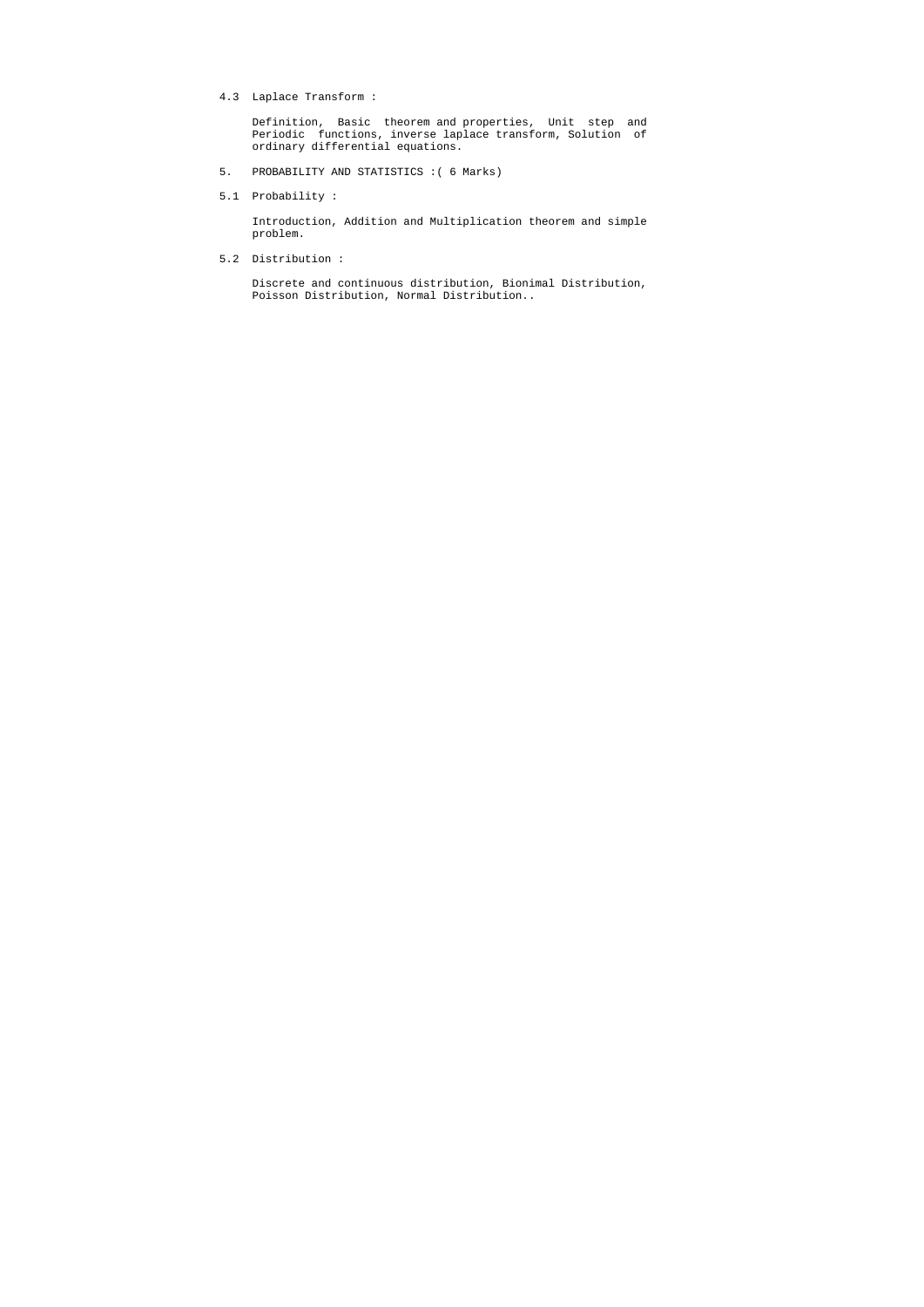4.3 Laplace Transform :

Definition, Basic theorem and properties, Unit step and Periodic functions, inverse laplace transform, Solution of ordinary differential equations.

5. PROBABILITY AND STATISTICS :( 6 Marks)

5.1 Probability :

Introduction, Addition and Multiplication theorem and simple problem.

5.2 Distribution :

Discrete and continuous distribution, Bionimal Distribution, Poisson Distribution, Normal Distribution..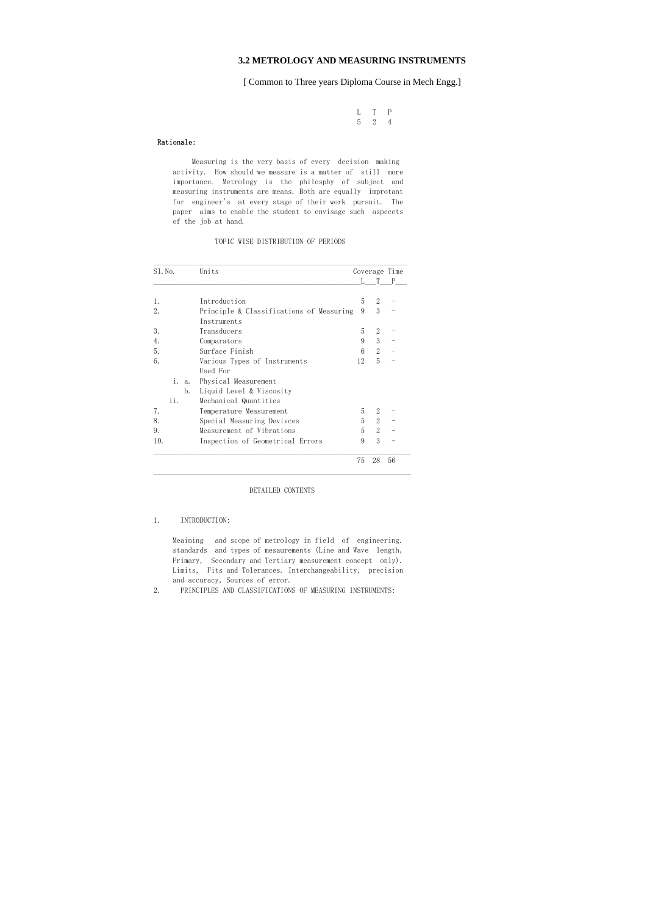**3.2 METROLOGY AND MEASURING INSTRUMENTS**

[ Common to Three years Diploma Course in Mech Engg.]

| L | T | P |
|---|---|---|
| 5 | 2 | 4 |

**Rationale:**

Measuring is the very basis of every decision making activity. How should we measure is a matter of still more importance. Metrology is the philosphy of subject and measuring instruments are means. Both are equally improtant for engineer's at every stage of their work pursuit. The paper aims to enable the student to envisage such aspecets of the job at hand.

TOPIC WISE DISTRIBUTION OF PERIODS

| Sl.No. | Units | Coverage Time L | T | P |
|---|---|---|---|---|
| 1. | Introduction | 5 | 2 | - |
| 2. | Principle & Classifications of Measuring Instruments | 9 | 3 | - |
| 3. | Transducers | 5 | 2 | - |
| 4. | Comparators | 9 | 3 | - |
| 5. | Surface Finish | 6 | 2 | - |
| 6. | Various Types of Instruments Used For | 12 | 5 | - |
| i. a. | Physical Measurement | | | |
| b. | Liquid Level & Viscosity | | | |
| ii. | Mechanical Quantities | | | |
| 7. | Temperature Measurement | 5 | 2 | - |
| 8. | Special Measuring Devivces | 5 | 2 | - |
| 9. | Measurement of Vibrations | 5 | 2 | - |
| 10. | Inspection of Geometrical Errors | 9 | 3 | - |
| | | 75 | 28 | 56 |

DETAILED CONTENTS

1. INTRODUCTION:

   Meaining and scope of metrology in field of engineering. standards and types of mesaurements (Line and Wave length, Primary, Secondary and Tertiary measurement concept only). Limits, Fits and Tolerances. Interchangeability, precision and accuracy, Sources of error.

2. PRINCIPLES AND CLASSIFICATIONS OF MEASURING INSTRUMENTS: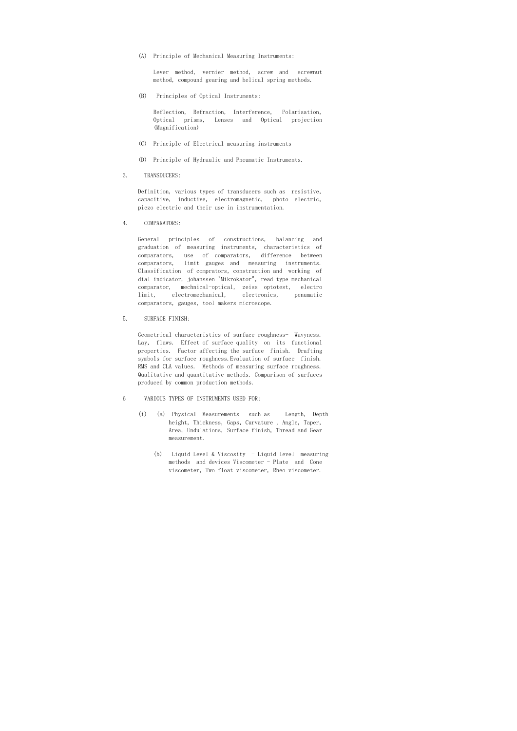(A) Principle of Mechanical Measuring Instruments:

Lever method, vernier method, screw and screwnut method, compound gearing and helical spring methods.

(B) Principles of Optical Instruments:

Reflection, Refraction, Interference, Polarisation, Optical prisms, Lenses and Optical projection (Magnification)

(C) Principle of Electrical measuring instruments

(D) Principle of Hydraulic and Pneumatic Instruments.

3. TRANSDUCERS:

Definition, various types of transducers such as resistive, capacitive, inductive, electromagnetic, photo electric, piezo electric and their use in instrumentation.

4. COMPARATORS:

General principles of constructions, balancing and graduation of measuring instruments, characteristics of comparators, use of comparators, difference between comparators, limit gauges and measuring instruments. Classification of comprators, construction and working of dial indicator, johanssen "Mikrokator", read type mechanical comparator, mechnical-optical, zeiss optotest, electro limit, electromechanical, electronics, penumatic comparators, gauges, tool makers microscope.

5. SURFACE FINISH:

Geometrical characteristics of surface roughness- Wavyness. Lay, flaws. Effect of surface quality on its functional properties. Factor affecting the surface finish. Drafting symbols for surface roughness.Evaluation of surface finish. RMS and CLA values. Methods of measuring surface roughness. Qualitative and quantitative methods. Comparison of surfaces produced by common production methods.

6 VARIOUS TYPES OF INSTRUMENTS USED FOR:

(i) (a) Physical Measurements such as - Length, Depth height, Thickness, Gaps, Curvature , Angle, Taper, Area, Undulations, Surface finish, Thread and Gear measurement.

(b) Liquid Level & Viscosity - Liquid level measuring methods and devices Viscometer - Plate and Cone viscometer, Two float viscometer, Rheo viscometer.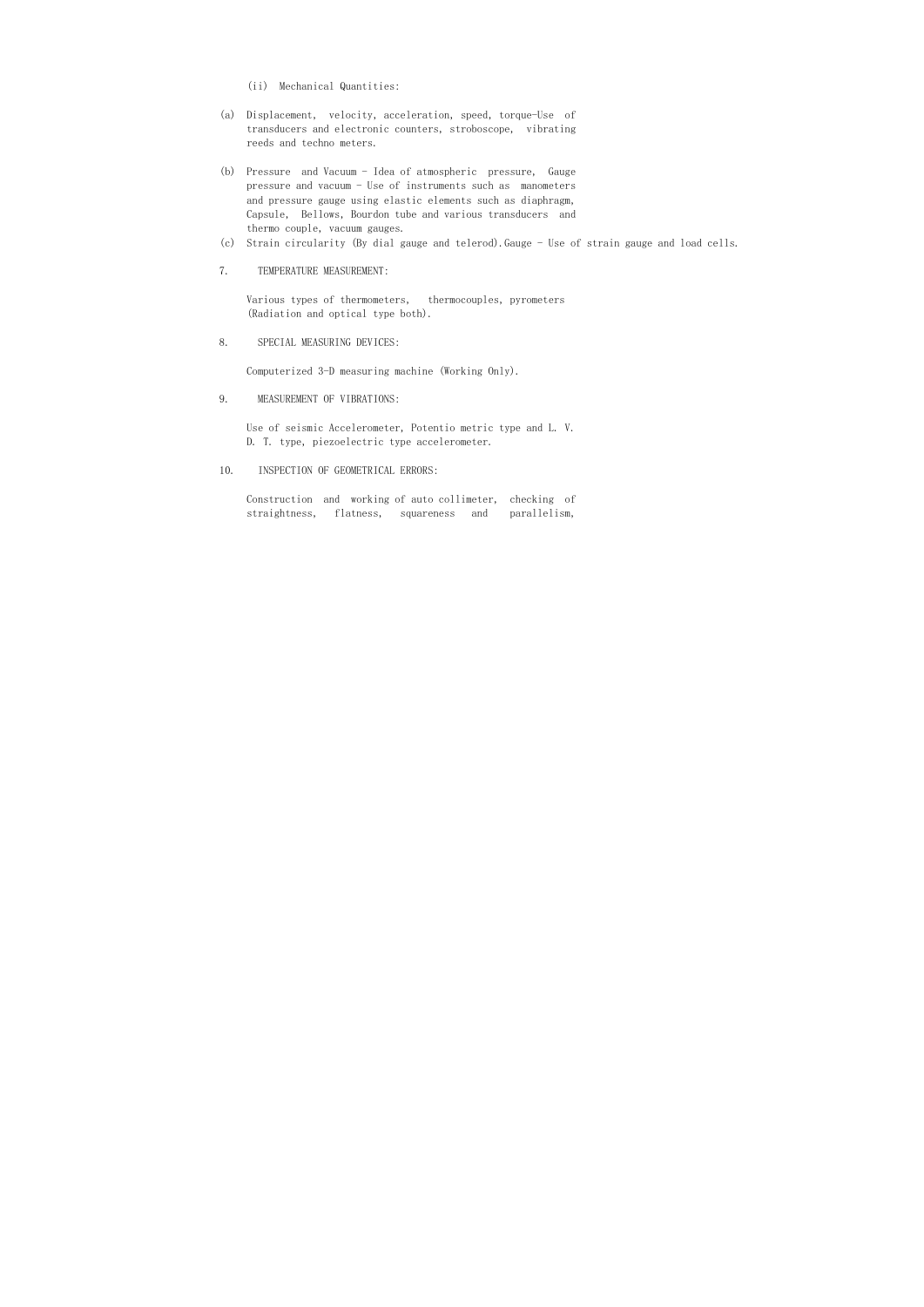(ii) Mechanical Quantities:

(a) Displacement, velocity, acceleration, speed, torque-Use of transducers and electronic counters, stroboscope, vibrating reeds and techno meters.

(b) Pressure and Vacuum - Idea of atmospheric pressure, Gauge pressure and vacuum - Use of instruments such as manometers and pressure gauge using elastic elements such as diaphragm, Capsule, Bellows, Bourdon tube and various transducers and thermo couple, vacuum gauges.

(c) Strain circularity (By dial gauge and telerod).Gauge - Use of strain gauge and load cells.

7. TEMPERATURE MEASUREMENT:

Various types of thermometers, thermocouples, pyrometers (Radiation and optical type both).

8. SPECIAL MEASURING DEVICES:

Computerized 3-D measuring machine (Working Only).

9. MEASUREMENT OF VIBRATIONS:

Use of seismic Accelerometer, Potentio metric type and L. V. D. T. type, piezoelectric type accelerometer.

10. INSPECTION OF GEOMETRICAL ERRORS:

Construction and working of auto collimeter, checking of straightness, flatness, squareness and parallelism,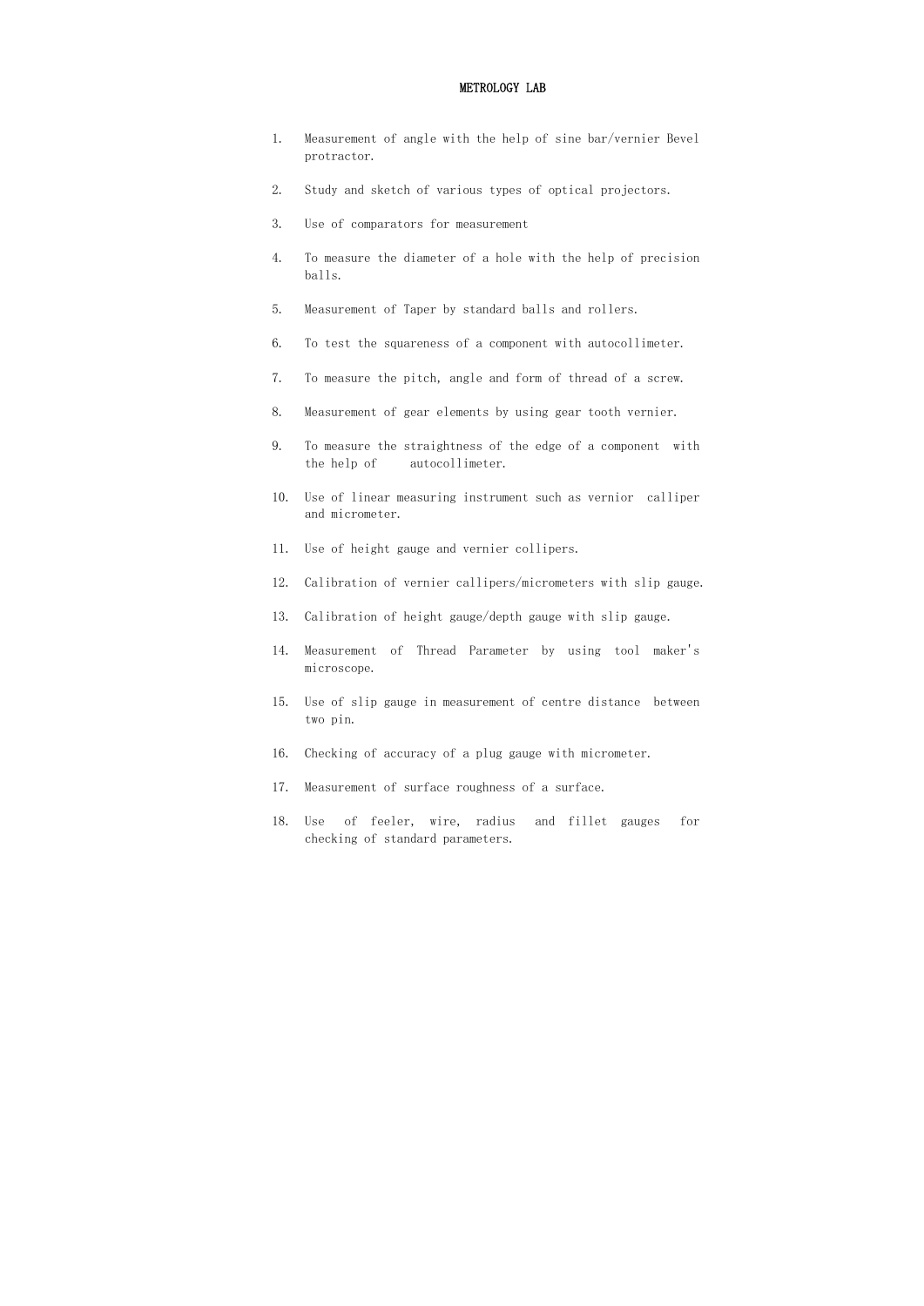# METROLOGY LAB

1. Measurement of angle with the help of sine bar/vernier Bevel protractor.
2. Study and sketch of various types of optical projectors.
3. Use of comparators for measurement
4. To measure the diameter of a hole with the help of precision balls.
5. Measurement of Taper by standard balls and rollers.
6. To test the squareness of a component with autocollimeter.
7. To measure the pitch, angle and form of thread of a screw.
8. Measurement of gear elements by using gear tooth vernier.
9. To measure the straightness of the edge of a component with the help of autocollimeter.
10. Use of linear measuring instrument such as vernior calliper and micrometer.
11. Use of height gauge and vernier collipers.
12. Calibration of vernier callipers/micrometers with slip gauge.
13. Calibration of height gauge/depth gauge with slip gauge.
14. Measurement of Thread Parameter by using tool maker's microscope.
15. Use of slip gauge in measurement of centre distance between two pin.
16. Checking of accuracy of a plug gauge with micrometer.
17. Measurement of surface roughness of a surface.
18. Use of feeler, wire, radius and fillet gauges for checking of standard parameters.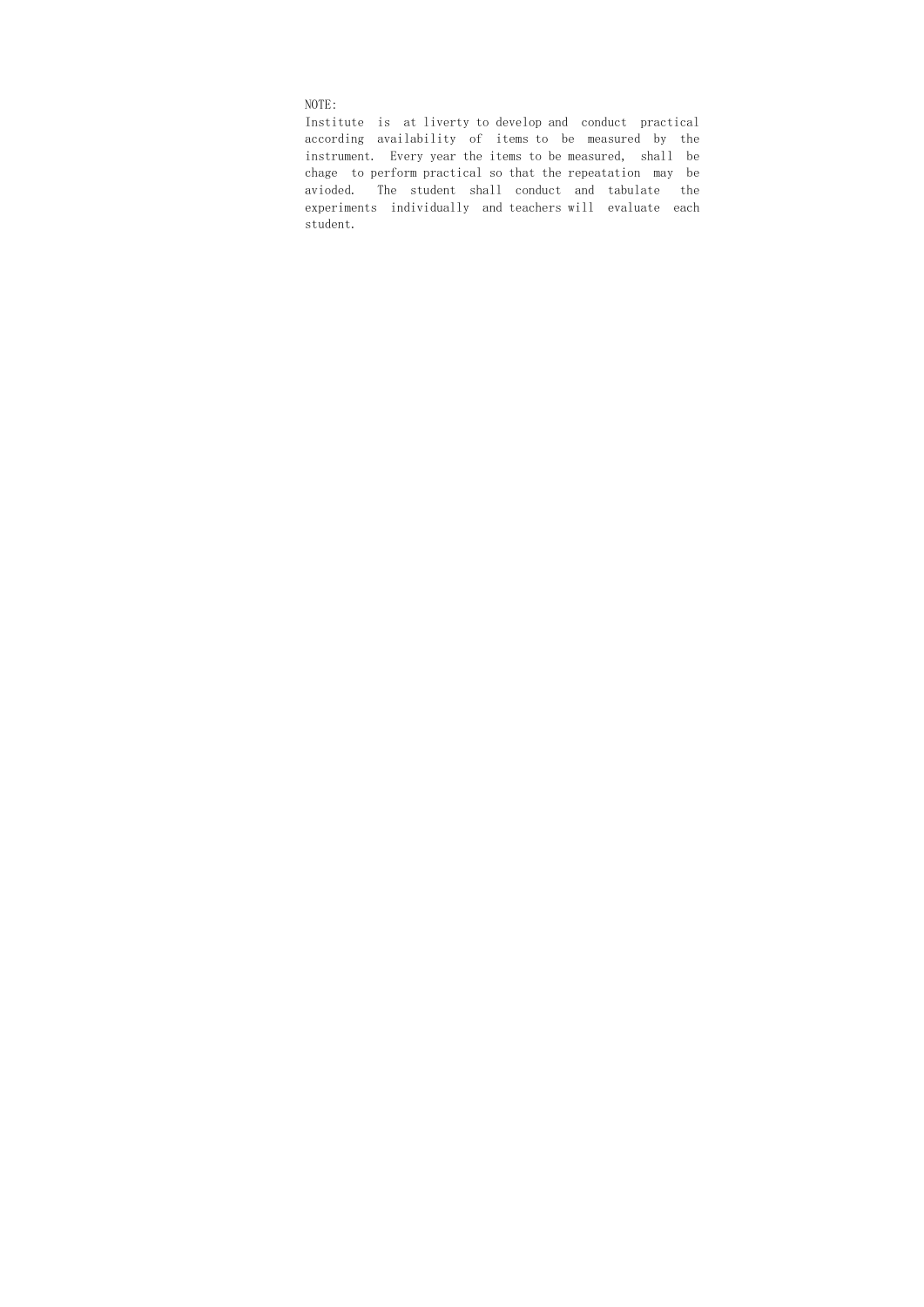NOTE:

Institute is at liverty to develop and conduct practical according availability of items to be measured by the instrument. Every year the items to be measured, shall be chage to perform practical so that the repeatation may be avioded. The student shall conduct and tabulate the experiments individually and teachers will evaluate each student.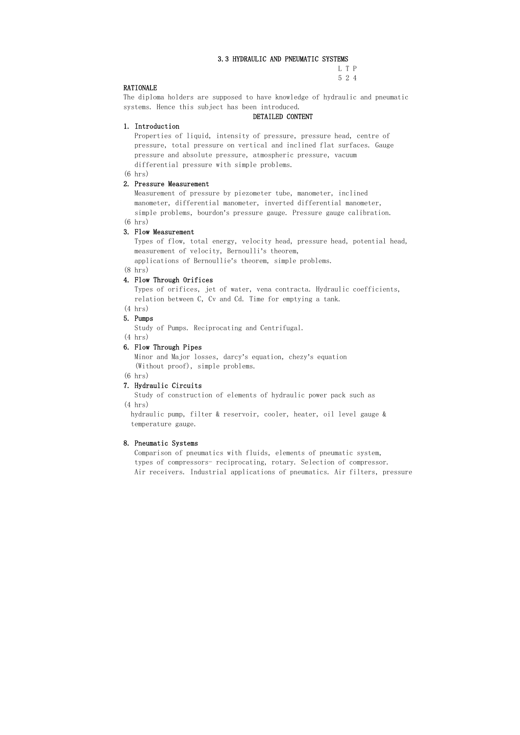# 3.3 HYDRAULIC AND PNEUMATIC SYSTEMS

L T P
5 2 4

## RATIONALE

The diploma holders are supposed to have knowledge of hydraulic and pneumatic systems. Hence this subject has been introduced.

## DETAILED CONTENT

### 1. Introduction

Properties of liquid, intensity of pressure, pressure head, centre of pressure, total pressure on vertical and inclined flat surfaces. Gauge pressure and absolute pressure, atmospheric pressure, vacuum differential pressure with simple problems.

(6 hrs)

### 2. Pressure Measurement

Measurement of pressure by piezometer tube, manometer, inclined manometer, differential manometer, inverted differential manometer, simple problems, bourdon's pressure gauge. Pressure gauge calibration.

(6 hrs)

### 3. Flow Measurement

Types of flow, total energy, velocity head, pressure head, potential head, measurement of velocity, Bernoulli's theorem, applications of Bernoullie's theorem, simple problems.

(8 hrs)

### 4. Flow Through Orifices

Types of orifices, jet of water, vena contracta. Hydraulic coefficients, relation between C, Cv and Cd. Time for emptying a tank.

(4 hrs)

### 5. Pumps

Study of Pumps. Reciprocating and Centrifugal.

(4 hrs)

### 6. Flow Through Pipes

Minor and Major losses, darcy's equation, chezy's equation (Without proof), simple problems.

(6 hrs)

### 7. Hydraulic Circuits

Study of construction of elements of hydraulic power pack such as

(4 hrs)

hydraulic pump, filter & reservoir, cooler, heater, oil level gauge & temperature gauge.

### 8. Pneumatic Systems

Comparison of pneumatics with fluids, elements of pneumatic system, types of compressors- reciprocating, rotary. Selection of compressor. Air receivers. Industrial applications of pneumatics. Air filters, pressure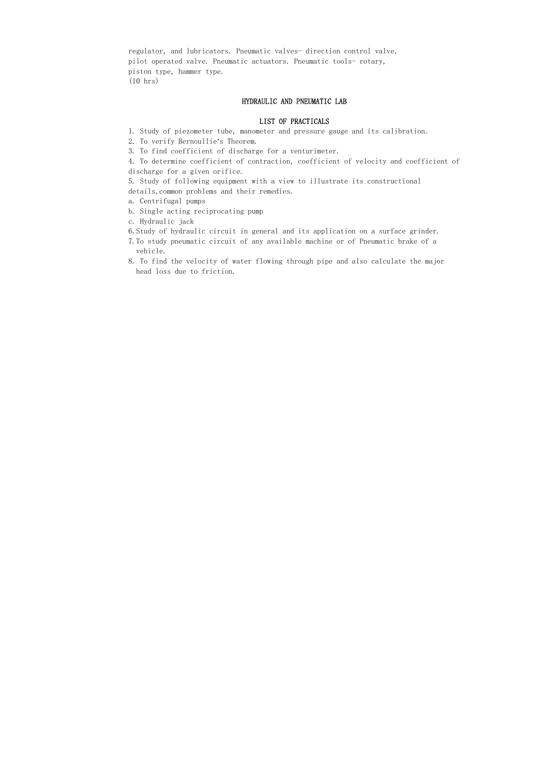regulator, and lubricators. Pneumatic valves- direction control valve, pilot operated valve. Pneumatic actuators. Pneumatic tools- rotary, piston type, hammer type.
(10 hrs)

## HYDRAULIC AND PNEUMATIC LAB

### LIST OF PRACTICALS

1. Study of piezometer tube, manometer and pressure gauge and its calibration.
2. To verify Bernoullie's Theorem.
3. To find coefficient of discharge for a venturimeter.
4. To determine coefficient of contraction, coefficient of velocity and coefficient of discharge for a given orifice.
5. Study of following equipment with a view to illustrate its constructional details, common problems and their remedies.
   a. Centrifugal pumps
   b. Single acting reciprocating pump
   c. Hydraulic jack
6. Study of hydraulic circuit in general and its application on a surface grinder.
7. To study pneumatic circuit of any available machine or of Pneumatic brake of a vehicle.
8. To find the velocity of water flowing through pipe and also calculate the major head loss due to friction.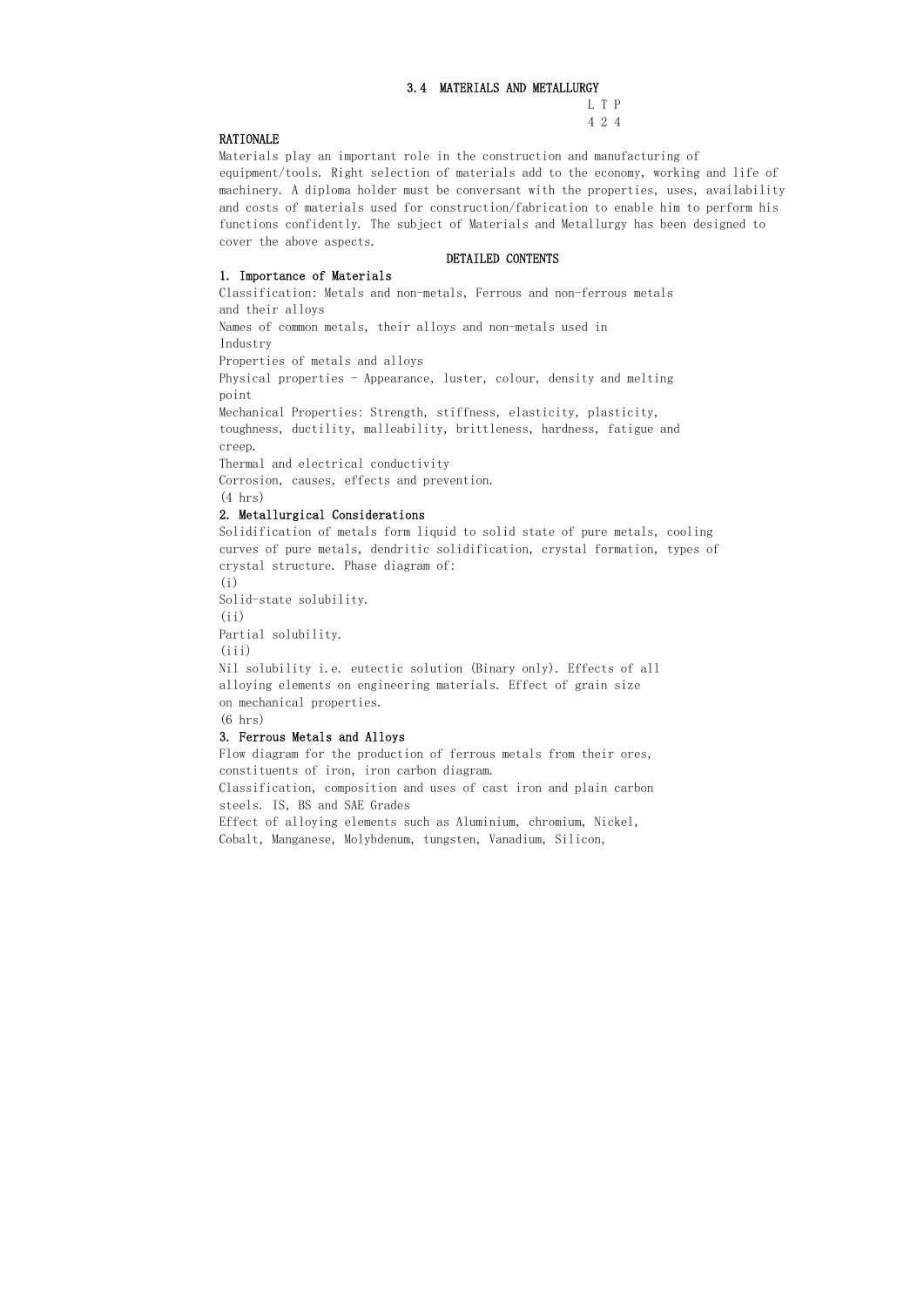## 3.4 MATERIALS AND METALLURGY

L T P
4 2 4

### RATIONALE

Materials play an important role in the construction and manufacturing of equipment/tools. Right selection of materials add to the economy, working and life of machinery. A diploma holder must be conversant with the properties, uses, availability and costs of materials used for construction/fabrication to enable him to perform his functions confidently. The subject of Materials and Metallurgy has been designed to cover the above aspects.

### DETAILED CONTENTS

**1. Importance of Materials**

Classification: Metals and non-metals, Ferrous and non-ferrous metals and their alloys

Names of common metals, their alloys and non-metals used in Industry

Properties of metals and alloys

Physical properties - Appearance, luster, colour, density and melting point

Mechanical Properties: Strength, stiffness, elasticity, plasticity, toughness, ductility, malleability, brittleness, hardness, fatigue and creep.

Thermal and electrical conductivity

Corrosion, causes, effects and prevention.

(4 hrs)

**2. Metallurgical Considerations**

Solidification of metals form liquid to solid state of pure metals, cooling curves of pure metals, dendritic solidification, crystal formation, types of crystal structure. Phase diagram of:

(i) Solid-state solubility.

(ii) Partial solubility.

(iii) Nil solubility i.e. eutectic solution (Binary only). Effects of all alloying elements on engineering materials. Effect of grain size on mechanical properties.

(6 hrs)

**3. Ferrous Metals and Alloys**

Flow diagram for the production of ferrous metals from their ores, constituents of iron, iron carbon diagram.

Classification, composition and uses of cast iron and plain carbon steels. IS, BS and SAE Grades

Effect of alloying elements such as Aluminium, chromium, Nickel, Cobalt, Manganese, Molybdenum, tungsten, Vanadium, Silicon,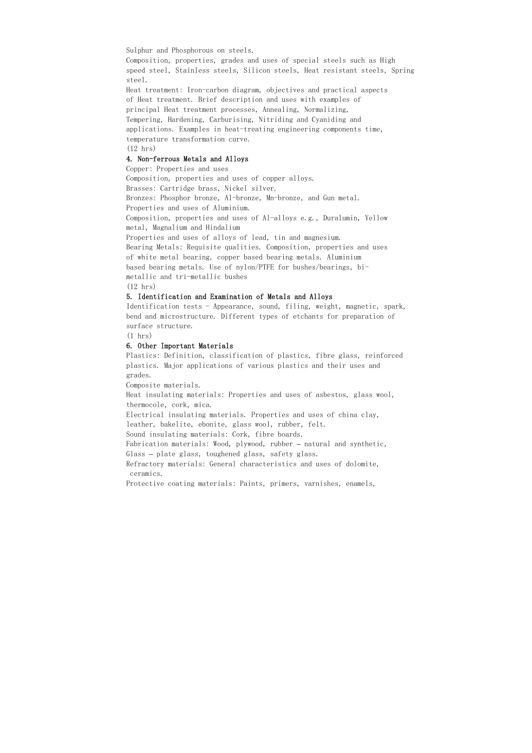Sulphur and Phosphorous on steels.

Composition, properties, grades and uses of special steels such as High speed steel, Stainless steels, Silicon steels, Heat resistant steels, Spring steel.

Heat treatment: Iron-carbon diagram, objectives and practical aspects of Heat treatment. Brief description and uses with examples of principal Heat treatment processes, Annealing, Normalizing, Tempering, Hardening, Carburising, Nitriding and Cyaniding and applications. Examples in heat-treating engineering components time, temperature transformation curve.

(12 hrs)

### 4. Non-ferrous Metals and Alloys

Copper: Properties and uses

Composition, properties and uses of copper alloys.

Brasses: Cartridge brass, Nickel silver.

Bronzes: Phosphor bronze, Al-bronze, Mn-bronze, and Gun metal.

Properties and uses of Aluminium.

Composition, properties and uses of Al-alloys e.g., Duralumin, Yellow metal, Magnalium and Hindalium

Properties and uses of alloys of lead, tin and magnesium.

Bearing Metals: Requisite qualities. Composition, properties and uses of white metal bearing, copper based bearing metals. Aluminium based bearing metals. Use of nylon/PTFE for bushes/bearings, bi-metallic and tri-metallic bushes

(12 hrs)

### 5. Identification and Examination of Metals and Alloys

Identification tests - Appearance, sound, filing, weight, magnetic, spark, bend and microstructure. Different types of etchants for preparation of surface structure.

(1 hrs)

### 6. Other Important Materials

Plastics: Definition, classification of plastics, fibre glass, reinforced plastics. Major applications of various plastics and their uses and grades.

Composite materials.

Heat insulating materials: Properties and uses of asbestos, glass wool, thermocole, cork, mica.

Electrical insulating materials. Properties and uses of china clay, leather, bakelite, ebonite, glass wool, rubber, felt.

Sound insulating materials: Cork, fibre boards.

Fabrication materials: Wood, plywood, rubber – natural and synthetic, Glass – plate glass, toughened glass, safety glass.

Refractory materials: General characteristics and uses of dolomite, ceramics.

Protective coating materials: Paints, primers, varnishes, enamels,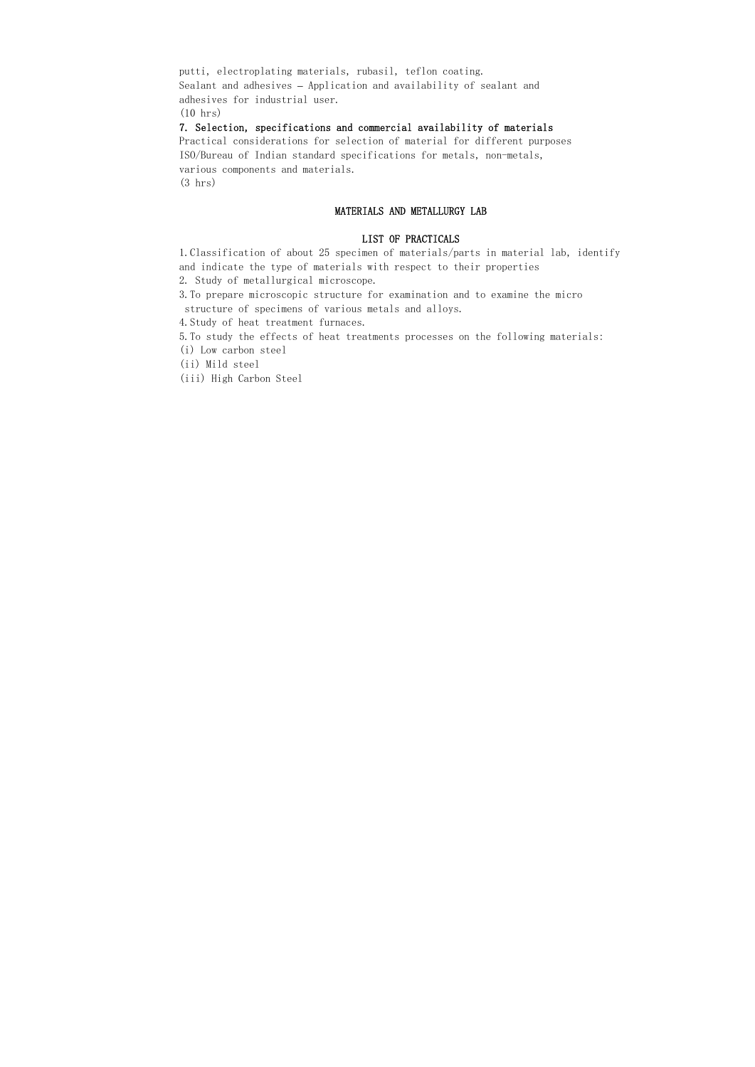putti, electroplating materials, rubasil, teflon coating.
Sealant and adhesives – Application and availability of sealant and adhesives for industrial user.
(10 hrs)

**7. Selection, specifications and commercial availability of materials**

Practical considerations for selection of material for different purposes ISO/Bureau of Indian standard specifications for metals, non-metals, various components and materials.
(3 hrs)

## MATERIALS AND METALLURGY LAB

### LIST OF PRACTICALS

1. Classification of about 25 specimen of materials/parts in material lab, identify and indicate the type of materials with respect to their properties
2. Study of metallurgical microscope.
3. To prepare microscopic structure for examination and to examine the micro structure of specimens of various metals and alloys.
4. Study of heat treatment furnaces.
5. To study the effects of heat treatments processes on the following materials:

(i) Low carbon steel
(ii) Mild steel
(iii) High Carbon Steel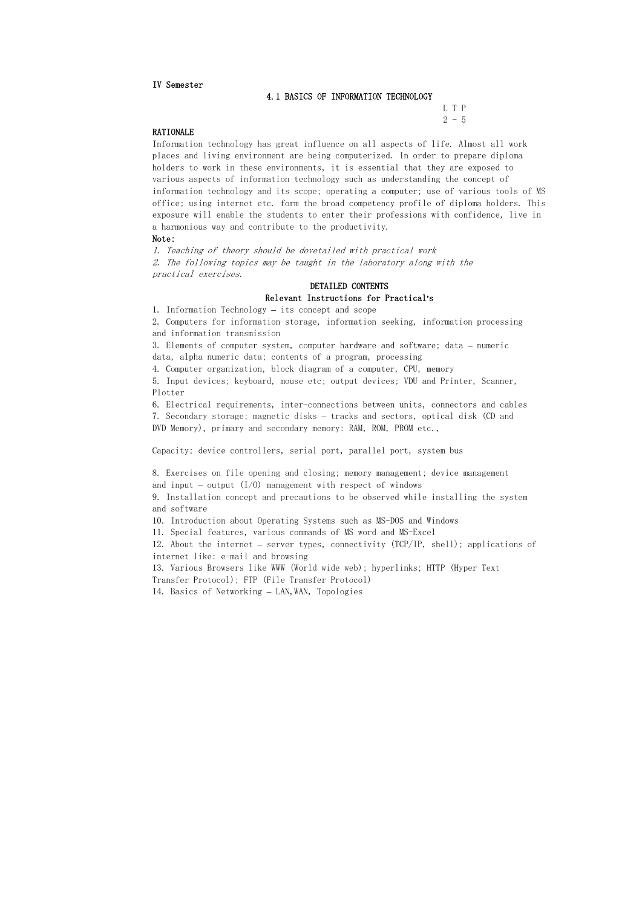IV Semester

# 4.1 BASICS OF INFORMATION TECHNOLOGY

L T P
2 - 5

## RATIONALE

Information technology has great influence on all aspects of life. Almost all work places and living environment are being computerized. In order to prepare diploma holders to work in these environments, it is essential that they are exposed to various aspects of information technology such as understanding the concept of information technology and its scope; operating a computer; use of various tools of MS office; using internet etc. form the broad competency profile of diploma holders. This exposure will enable the students to enter their professions with confidence, live in a harmonious way and contribute to the productivity.

**Note:**

*1. Teaching of theory should be dovetailed with practical work*

*2. The following topics may be taught in the laboratory along with the practical exercises.*

## DETAILED CONTENTS

### Relevant Instructions for Practical's

1. Information Technology – its concept and scope
2. Computers for information storage, information seeking, information processing and information transmission
3. Elements of computer system, computer hardware and software; data – numeric data, alpha numeric data; contents of a program, processing
4. Computer organization, block diagram of a computer, CPU, memory
5. Input devices; keyboard, mouse etc; output devices; VDU and Printer, Scanner, Plotter
6. Electrical requirements, inter-connections between units, connectors and cables
7. Secondary storage; magnetic disks – tracks and sectors, optical disk (CD and DVD Memory), primary and secondary memory: RAM, ROM, PROM etc.,

   Capacity; device controllers, serial port, parallel port, system bus

8. Exercises on file opening and closing; memory management; device management and input – output (I/O) management with respect of windows
9. Installation concept and precautions to be observed while installing the system and software
10. Introduction about Operating Systems such as MS-DOS and Windows
11. Special features, various commands of MS word and MS-Excel
12. About the internet – server types, connectivity (TCP/IP, shell); applications of internet like: e-mail and browsing
13. Various Browsers like WWW (World wide web); hyperlinks; HTTP (Hyper Text Transfer Protocol); FTP (File Transfer Protocol)
14. Basics of Networking – LAN,WAN, Topologies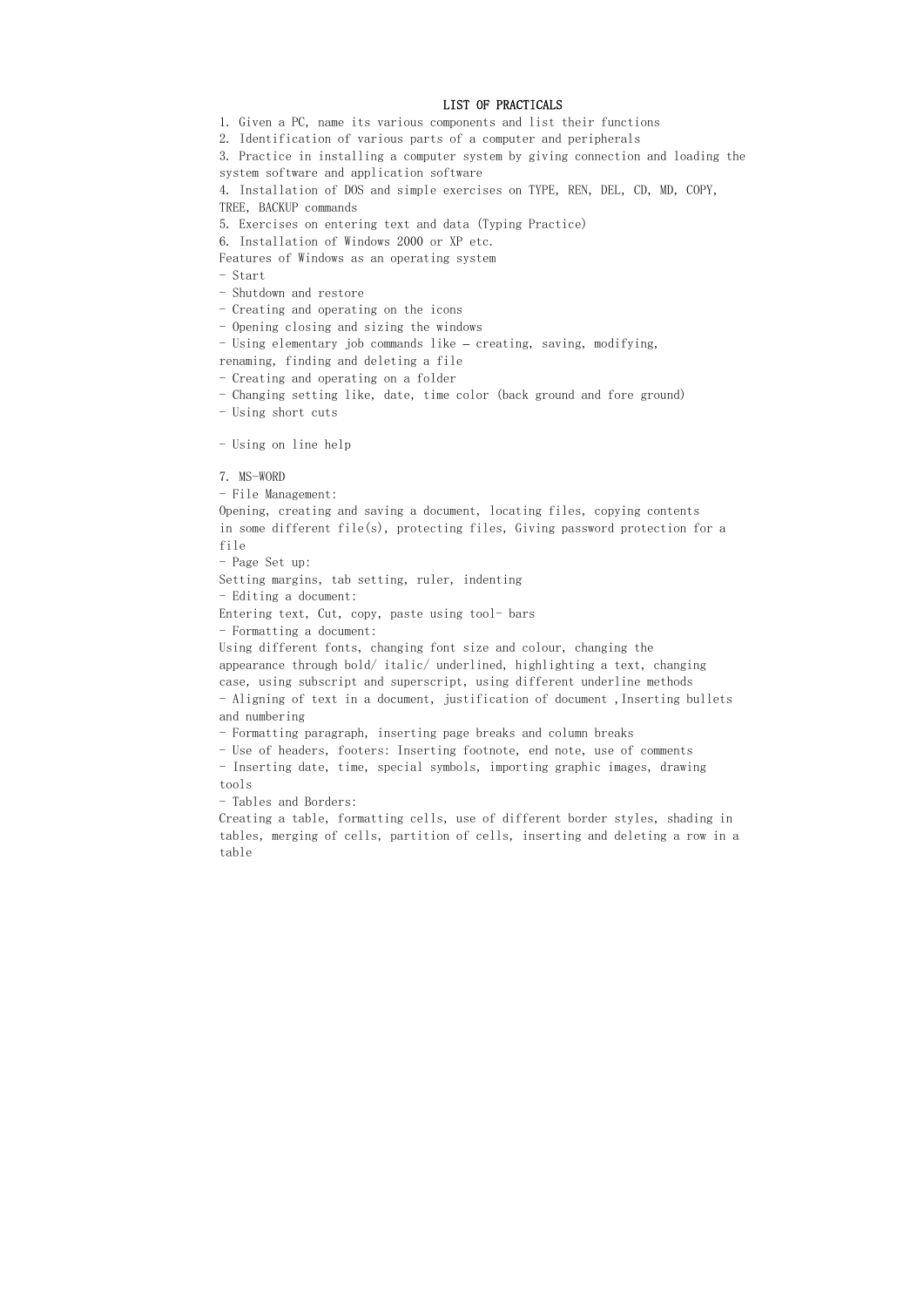# LIST OF PRACTICALS

1. Given a PC, name its various components and list their functions
2. Identification of various parts of a computer and peripherals
3. Practice in installing a computer system by giving connection and loading the system software and application software
4. Installation of DOS and simple exercises on TYPE, REN, DEL, CD, MD, COPY, TREE, BACKUP commands
5. Exercises on entering text and data (Typing Practice)
6. Installation of Windows 2000 or XP etc.

Features of Windows as an operating system

- Start
- Shutdown and restore
- Creating and operating on the icons
- Opening closing and sizing the windows
- Using elementary job commands like – creating, saving, modifying, renaming, finding and deleting a file
- Creating and operating on a folder
- Changing setting like, date, time color (back ground and fore ground)
- Using short cuts
- Using on line help

7. MS-WORD

- File Management:
Opening, creating and saving a document, locating files, copying contents in some different file(s), protecting files, Giving password protection for a file
- Page Set up:
Setting margins, tab setting, ruler, indenting
- Editing a document:
Entering text, Cut, copy, paste using tool- bars
- Formatting a document:
Using different fonts, changing font size and colour, changing the appearance through bold/ italic/ underlined, highlighting a text, changing case, using subscript and superscript, using different underline methods
- Aligning of text in a document, justification of document ,Inserting bullets and numbering
- Formatting paragraph, inserting page breaks and column breaks
- Use of headers, footers: Inserting footnote, end note, use of comments
- Inserting date, time, special symbols, importing graphic images, drawing tools
- Tables and Borders:
Creating a table, formatting cells, use of different border styles, shading in tables, merging of cells, partition of cells, inserting and deleting a row in a table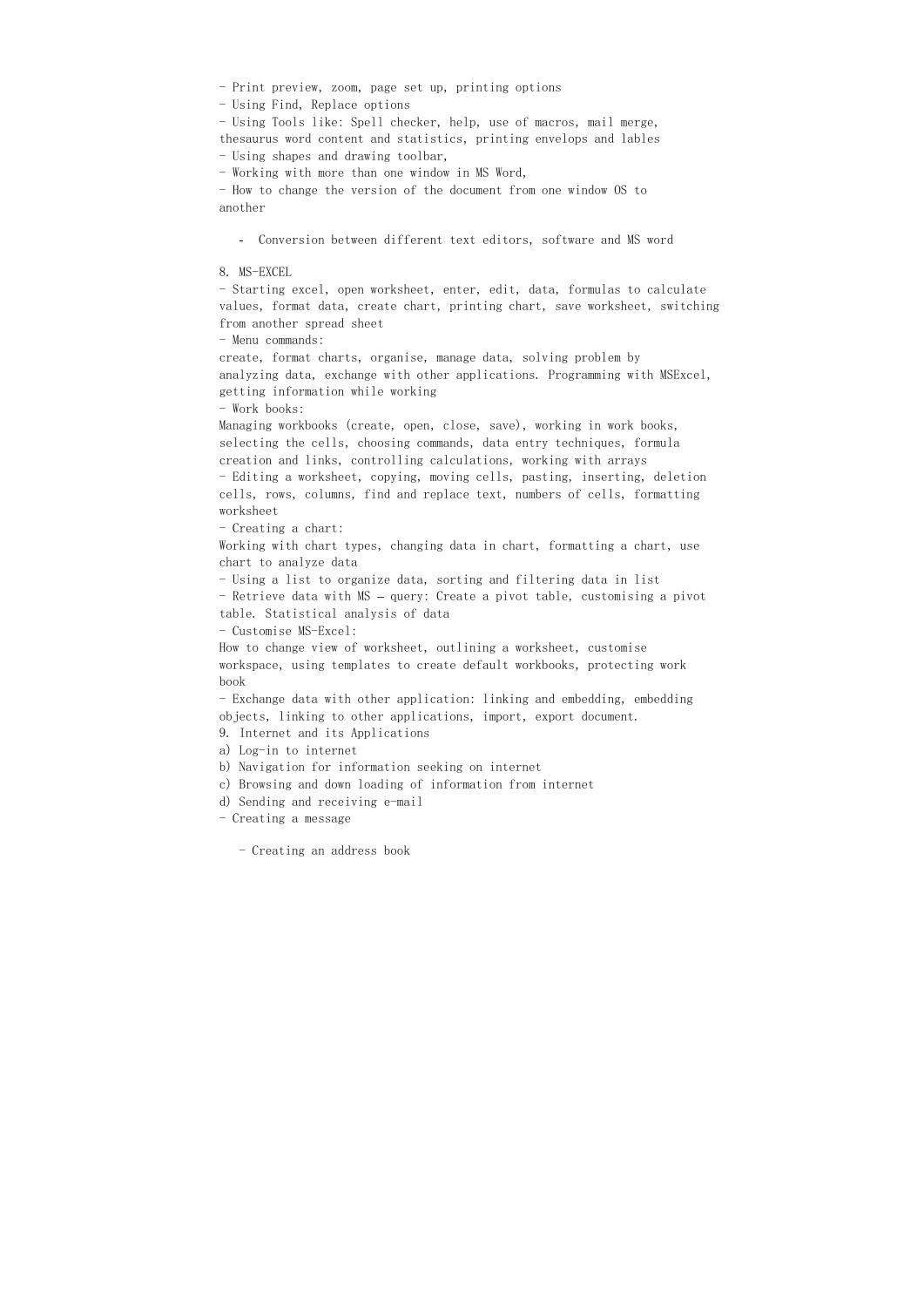- Print preview, zoom, page set up, printing options
- Using Find, Replace options
- Using Tools like: Spell checker, help, use of macros, mail merge, thesaurus word content and statistics, printing envelops and lables
- Using shapes and drawing toolbar,
- Working with more than one window in MS Word,
- How to change the version of the document from one window OS to another

  - Conversion between different text editors, software and MS word

8. MS-EXCEL
- Starting excel, open worksheet, enter, edit, data, formulas to calculate values, format data, create chart, printing chart, save worksheet, switching from another spread sheet
- Menu commands:
create, format charts, organise, manage data, solving problem by analyzing data, exchange with other applications. Programming with MSExcel, getting information while working
- Work books:
Managing workbooks (create, open, close, save), working in work books, selecting the cells, choosing commands, data entry techniques, formula creation and links, controlling calculations, working with arrays
- Editing a worksheet, copying, moving cells, pasting, inserting, deletion cells, rows, columns, find and replace text, numbers of cells, formatting worksheet
- Creating a chart:
Working with chart types, changing data in chart, formatting a chart, use chart to analyze data
- Using a list to organize data, sorting and filtering data in list
- Retrieve data with MS – query: Create a pivot table, customising a pivot table. Statistical analysis of data
- Customise MS-Excel:
How to change view of worksheet, outlining a worksheet, customise workspace, using templates to create default workbooks, protecting work book
- Exchange data with other application: linking and embedding, embedding objects, linking to other applications, import, export document.

9. Internet and its Applications

a) Log-in to internet
b) Navigation for information seeking on internet
c) Browsing and down loading of information from internet
d) Sending and receiving e-mail
- Creating a message

  - Creating an address book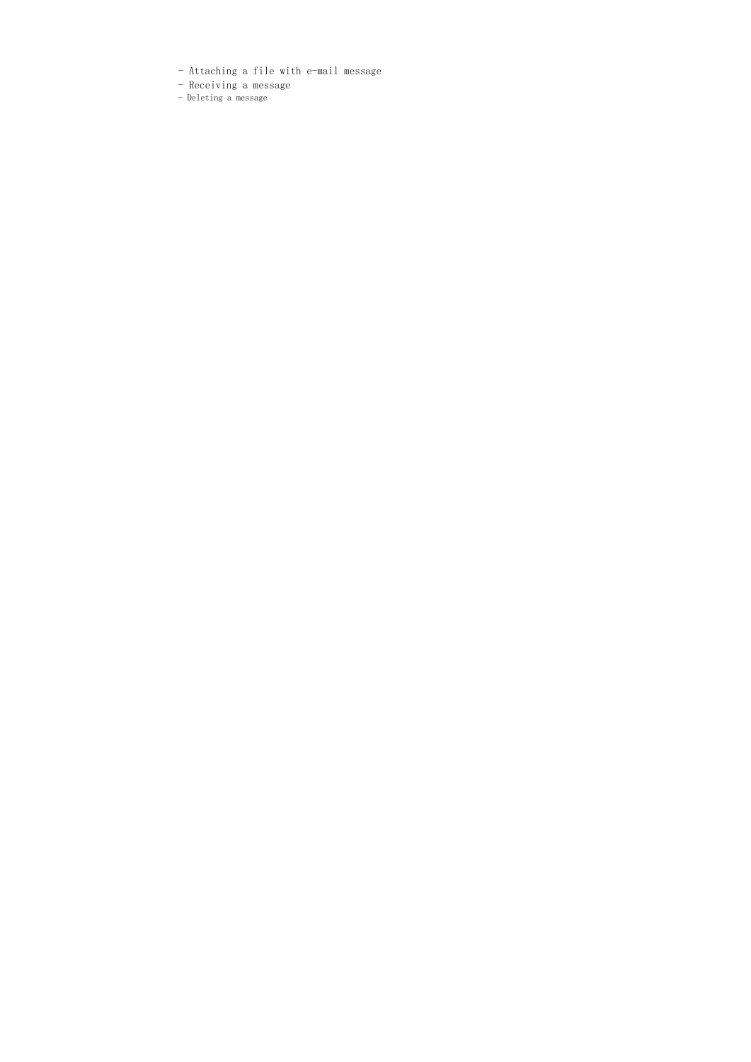- Attaching a file with e-mail message
- Receiving a message
- Deleting a message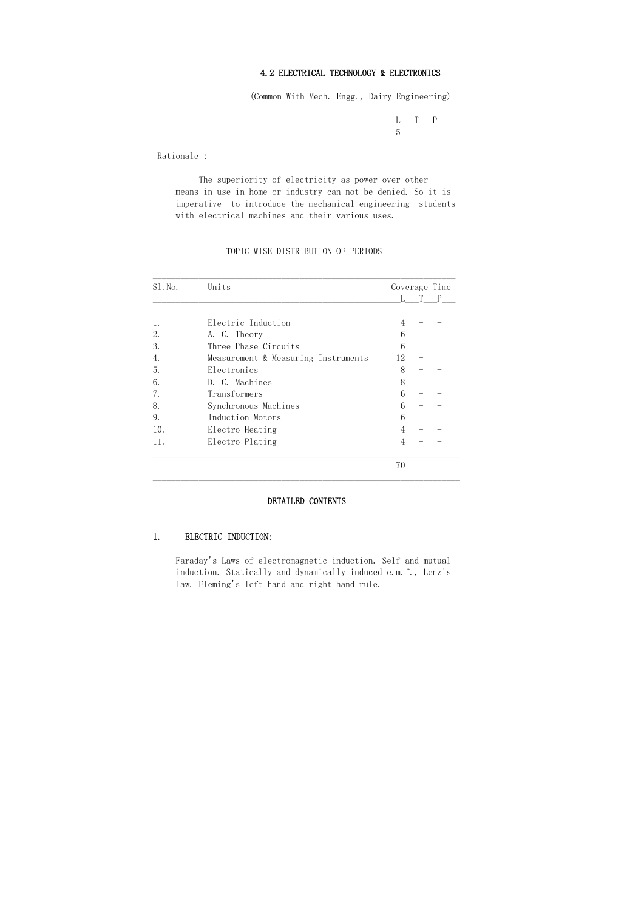## 4.2 ELECTRICAL TECHNOLOGY & ELECTRONICS

(Common With Mech. Engg., Dairy Engineering)

| L | T | P |
|---|---|---|
| 5 | - | - |

Rationale :

The superiority of electricity as power over other means in use in home or industry can not be denied. So it is imperative to introduce the mechanical engineering students with electrical machines and their various uses.

### TOPIC WISE DISTRIBUTION OF PERIODS

| Sl.No. | Units | Coverage Time L | T | P |
|---|---|---|---|---|
| 1. | Electric Induction | 4 | - | - |
| 2. | A. C. Theory | 6 | - | - |
| 3. | Three Phase Circuits | 6 | - | - |
| 4. | Measurement & Measuring Instruments | 12 | - | |
| 5. | Electronics | 8 | - | - |
| 6. | D. C. Machines | 8 | - | - |
| 7. | Transformers | 6 | - | - |
| 8. | Synchronous Machines | 6 | - | - |
| 9. | Induction Motors | 6 | - | - |
| 10. | Electro Heating | 4 | - | - |
| 11. | Electro Plating | 4 | - | - |
| | | 70 | - | - |

### DETAILED CONTENTS

#### 1. ELECTRIC INDUCTION:

Faraday's Laws of electromagnetic induction. Self and mutual induction. Statically and dynamically induced e.m.f., Lenz's law. Fleming's left hand and right hand rule.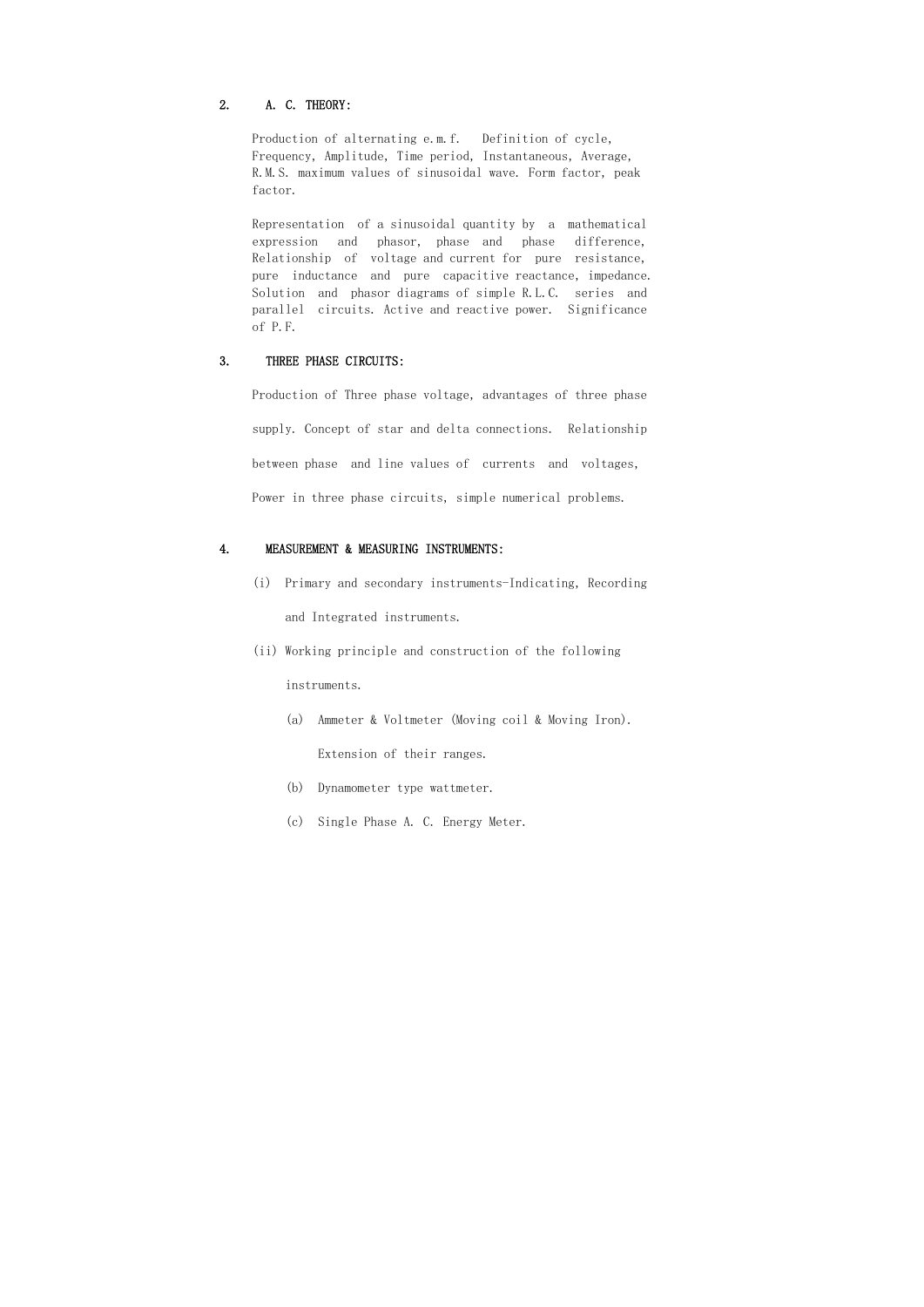## 2. A. C. THEORY:

Production of alternating e.m.f. Definition of cycle, Frequency, Amplitude, Time period, Instantaneous, Average, R.M.S. maximum values of sinusoidal wave. Form factor, peak factor.

Representation of a sinusoidal quantity by a mathematical expression and phasor, phase and phase difference, Relationship of voltage and current for pure resistance, pure inductance and pure capacitive reactance, impedance. Solution and phasor diagrams of simple R.L.C. series and parallel circuits. Active and reactive power. Significance of P.F.

## 3. THREE PHASE CIRCUITS:

Production of Three phase voltage, advantages of three phase supply. Concept of star and delta connections. Relationship between phase and line values of currents and voltages, Power in three phase circuits, simple numerical problems.

## 4. MEASUREMENT & MEASURING INSTRUMENTS:

(i) Primary and secondary instruments-Indicating, Recording and Integrated instruments.

(ii) Working principle and construction of the following instruments.

- (a) Ammeter & Voltmeter (Moving coil & Moving Iron). Extension of their ranges.
- (b) Dynamometer type wattmeter.
- (c) Single Phase A. C. Energy Meter.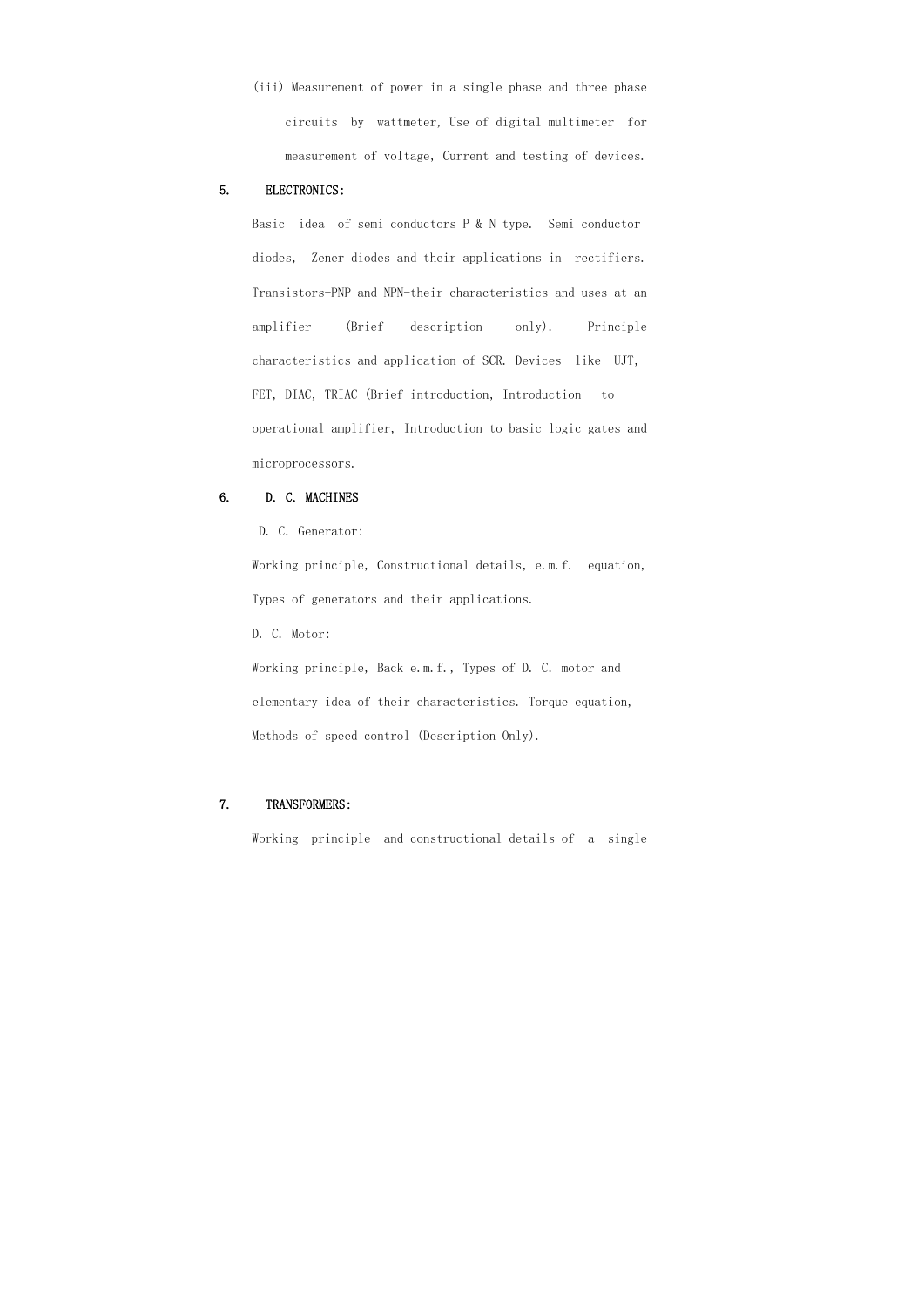(iii) Measurement of power in a single phase and three phase circuits by wattmeter, Use of digital multimeter for measurement of voltage, Current and testing of devices.

## 5. ELECTRONICS:

Basic idea of semi conductors P & N type. Semi conductor diodes, Zener diodes and their applications in rectifiers. Transistors-PNP and NPN-their characteristics and uses at an amplifier (Brief description only). Principle characteristics and application of SCR. Devices like UJT, FET, DIAC, TRIAC (Brief introduction, Introduction to operational amplifier, Introduction to basic logic gates and microprocessors.

## 6. D. C. MACHINES

D. C. Generator:

Working principle, Constructional details, e.m.f. equation, Types of generators and their applications.

D. C. Motor:

Working principle, Back e.m.f., Types of D. C. motor and elementary idea of their characteristics. Torque equation, Methods of speed control (Description Only).

## 7. TRANSFORMERS:

Working principle and constructional details of a single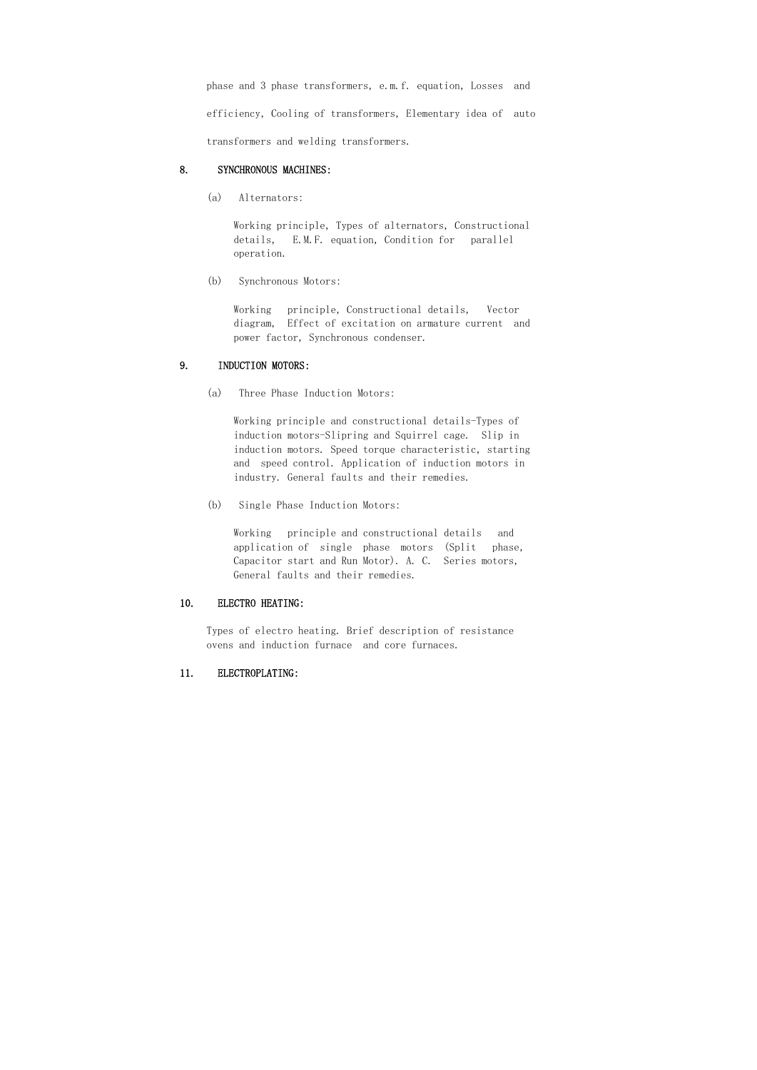phase and 3 phase transformers, e.m.f. equation, Losses and efficiency, Cooling of transformers, Elementary idea of auto transformers and welding transformers.

**8. SYNCHRONOUS MACHINES:**

(a) Alternators:

Working principle, Types of alternators, Constructional details, E.M.F. equation, Condition for parallel operation.

(b) Synchronous Motors:

Working principle, Constructional details, Vector diagram, Effect of excitation on armature current and power factor, Synchronous condenser.

**9. INDUCTION MOTORS:**

(a) Three Phase Induction Motors:

Working principle and constructional details-Types of induction motors-Slipring and Squirrel cage. Slip in induction motors. Speed torque characteristic, starting and speed control. Application of induction motors in industry. General faults and their remedies.

(b) Single Phase Induction Motors:

Working principle and constructional details and application of single phase motors (Split phase, Capacitor start and Run Motor). A. C. Series motors, General faults and their remedies.

**10. ELECTRO HEATING:**

Types of electro heating. Brief description of resistance ovens and induction furnace and core furnaces.

**11. ELECTROPLATING:**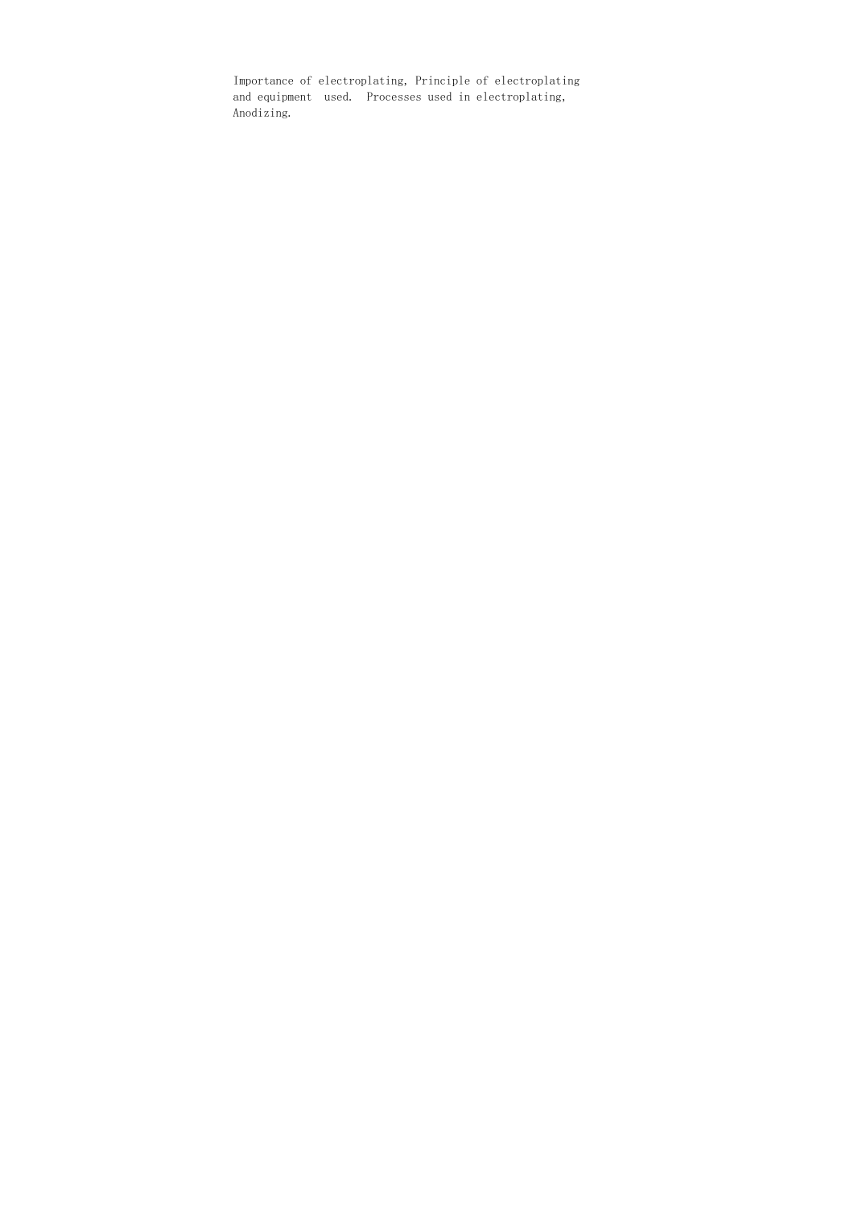Importance of electroplating, Principle of electroplating and equipment used. Processes used in electroplating, Anodizing.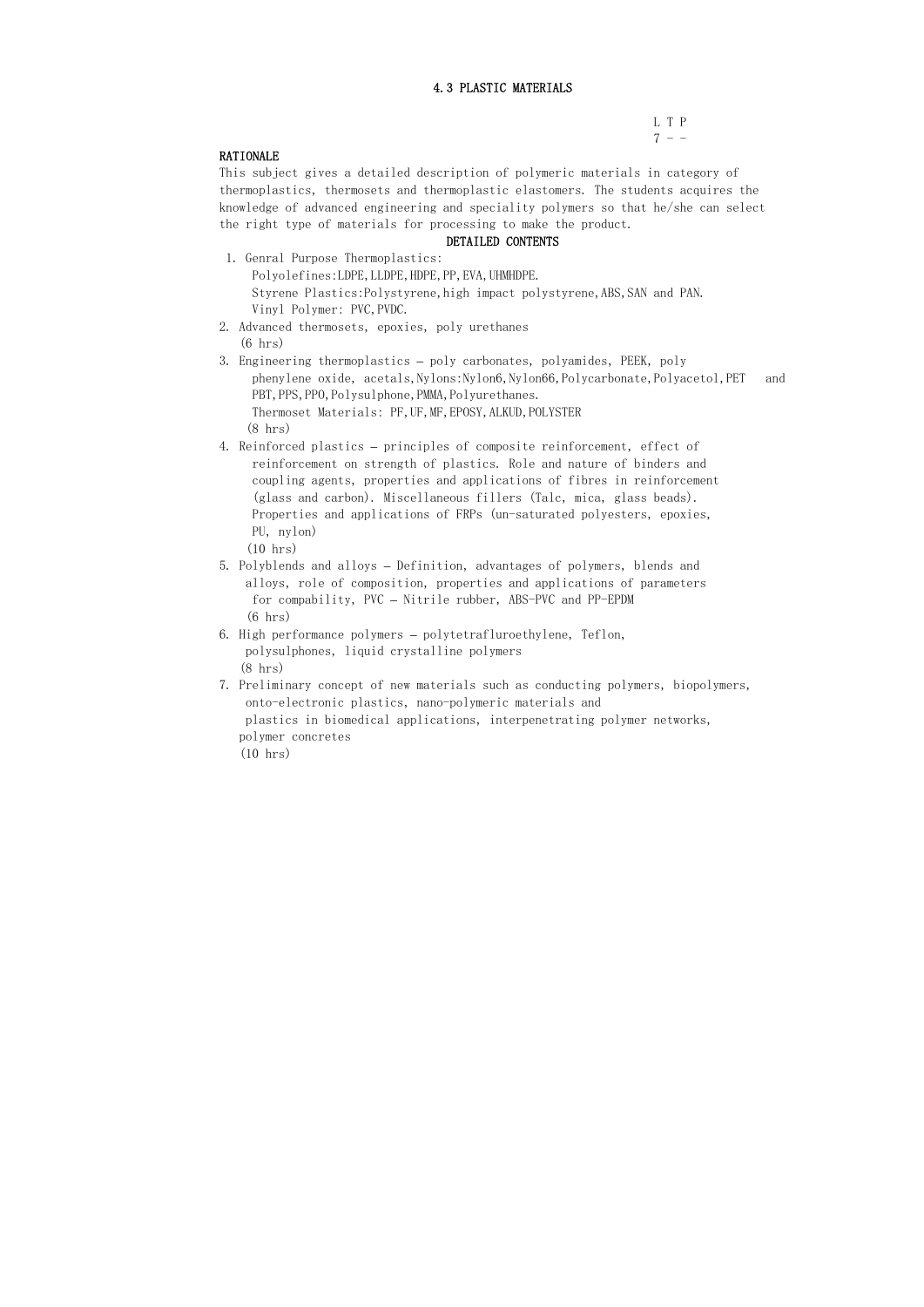# 4.3 PLASTIC MATERIALS

| L | T | P |
|---|---|---|
| 7 | - | - |

**RATIONALE**

This subject gives a detailed description of polymeric materials in category of thermoplastics, thermosets and thermoplastic elastomers. The students acquires the knowledge of advanced engineering and speciality polymers so that he/she can select the right type of materials for processing to make the product.

**DETAILED CONTENTS**

1. Genral Purpose Thermoplastics:
   Polyolefines:LDPE,LLDPE,HDPE,PP,EVA,UHMHDPE.
   Styrene Plastics:Polystyrene,high impact polystyrene,ABS,SAN and PAN.
   Vinyl Polymer: PVC,PVDC.
2. Advanced thermosets, epoxies, poly urethanes
   (6 hrs)
3. Engineering thermoplastics – poly carbonates, polyamides, PEEK, poly phenylene oxide, acetals,Nylons:Nylon6,Nylon66,Polycarbonate,Polyacetol,PET and PBT,PPS,PPO,Polysulphone,PMMA,Polyurethanes.
   Thermoset Materials: PF,UF,MF,EPOSY,ALKUD,POLYSTER
   (8 hrs)
4. Reinforced plastics – principles of composite reinforcement, effect of reinforcement on strength of plastics. Role and nature of binders and coupling agents, properties and applications of fibres in reinforcement (glass and carbon). Miscellaneous fillers (Talc, mica, glass beads). Properties and applications of FRPs (un-saturated polyesters, epoxies, PU, nylon)
   (10 hrs)
5. Polyblends and alloys – Definition, advantages of polymers, blends and alloys, role of composition, properties and applications of parameters for compability, PVC – Nitrile rubber, ABS-PVC and PP-EPDM
   (6 hrs)
6. High performance polymers – polytetrafluroethylene, Teflon, polysulphones, liquid crystalline polymers
   (8 hrs)
7. Preliminary concept of new materials such as conducting polymers, biopolymers, onto-electronic plastics, nano-polymeric materials and plastics in biomedical applications, interpenetrating polymer networks, polymer concretes
   (10 hrs)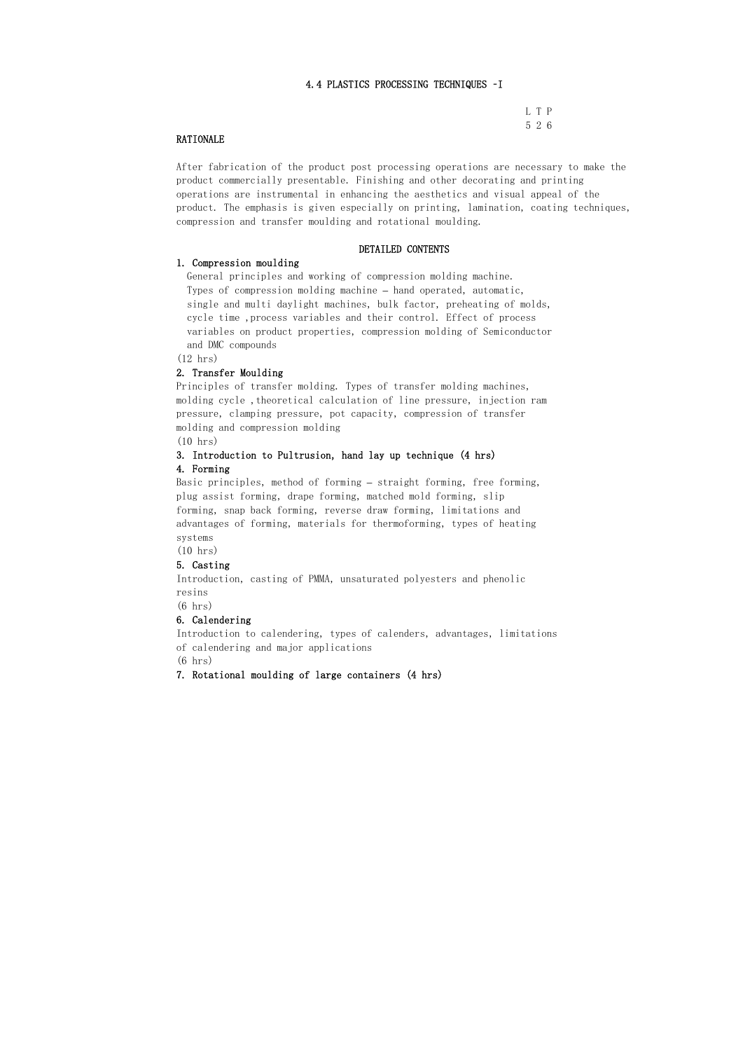## 4.4 PLASTICS PROCESSING TECHNIQUES -I

L T P
5 2 6

### RATIONALE

After fabrication of the product post processing operations are necessary to make the product commercially presentable. Finishing and other decorating and printing operations are instrumental in enhancing the aesthetics and visual appeal of the product. The emphasis is given especially on printing, lamination, coating techniques, compression and transfer moulding and rotational moulding.

### DETAILED CONTENTS

**1. Compression moulding**

General principles and working of compression molding machine. Types of compression molding machine – hand operated, automatic, single and multi daylight machines, bulk factor, preheating of molds, cycle time ,process variables and their control. Effect of process variables on product properties, compression molding of Semiconductor and DMC compounds

(12 hrs)

**2. Transfer Moulding**

Principles of transfer molding. Types of transfer molding machines, molding cycle ,theoretical calculation of line pressure, injection ram pressure, clamping pressure, pot capacity, compression of transfer molding and compression molding

(10 hrs)

**3. Introduction to Pultrusion, hand lay up technique (4 hrs)**

**4. Forming**

Basic principles, method of forming – straight forming, free forming, plug assist forming, drape forming, matched mold forming, slip forming, snap back forming, reverse draw forming, limitations and advantages of forming, materials for thermoforming, types of heating systems

(10 hrs)

**5. Casting**

Introduction, casting of PMMA, unsaturated polyesters and phenolic resins

(6 hrs)

**6. Calendering**

Introduction to calendering, types of calenders, advantages, limitations of calendering and major applications

(6 hrs)

**7. Rotational moulding of large containers (4 hrs)**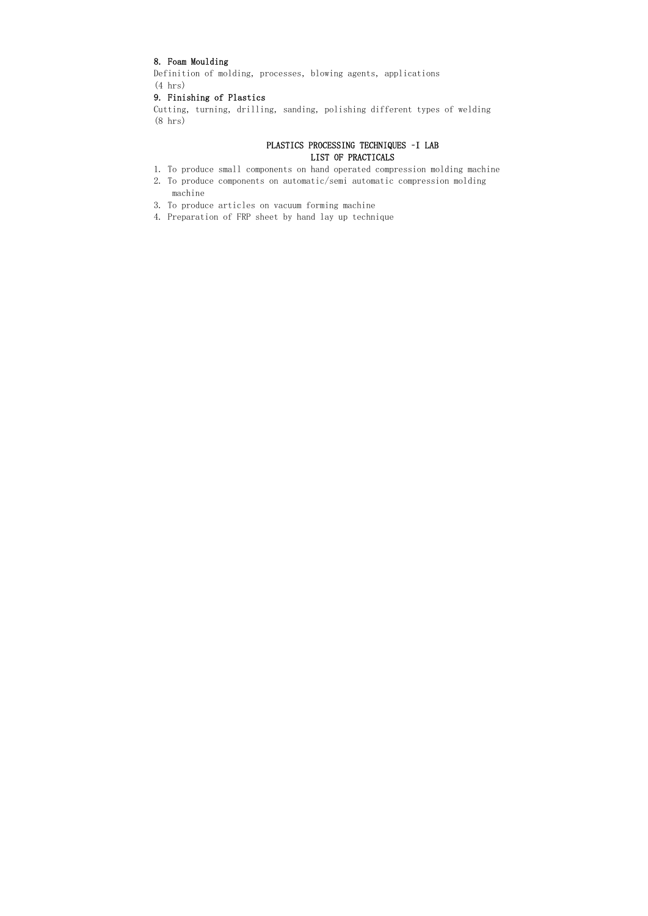**8. Foam Moulding**

Definition of molding, processes, blowing agents, applications
(4 hrs)

**9. Finishing of Plastics**

Cutting, turning, drilling, sanding, polishing different types of welding
(8 hrs)

## PLASTICS PROCESSING TECHNIQUES -I LAB
## LIST OF PRACTICALS

1. To produce small components on hand operated compression molding machine
2. To produce components on automatic/semi automatic compression molding machine
3. To produce articles on vacuum forming machine
4. Preparation of FRP sheet by hand lay up technique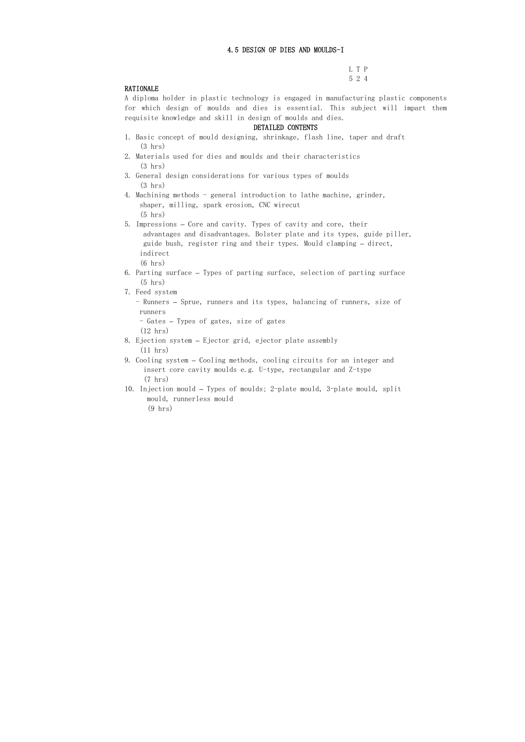## 4.5 DESIGN OF DIES AND MOULDS-I

| L | T | P |
|---|---|---|
| 5 | 2 | 4 |

### RATIONALE

A diploma holder in plastic technology is engaged in manufacturing plastic components for which design of moulds and dies is essential. This subject will impart them requisite knowledge and skill in design of moulds and dies.

### DETAILED CONTENTS

1. Basic concept of mould designing, shrinkage, flash line, taper and draft
   (3 hrs)
2. Materials used for dies and moulds and their characteristics
   (3 hrs)
3. General design considerations for various types of moulds
   (3 hrs)
4. Machining methods - general introduction to lathe machine, grinder, shaper, milling, spark erosion, CNC wirecut
   (5 hrs)
5. Impressions – Core and cavity. Types of cavity and core, their advantages and disadvantages. Bolster plate and its types, guide piller, guide bush, register ring and their types. Mould clamping – direct, indirect
   (6 hrs)
6. Parting surface – Types of parting surface, selection of parting surface
   (5 hrs)
7. Feed system
   - Runners – Sprue, runners and its types, balancing of runners, size of runners
   - Gates – Types of gates, size of gates

   (12 hrs)
8. Ejection system – Ejector grid, ejector plate assembly
   (11 hrs)
9. Cooling system – Cooling methods, cooling circuits for an integer and insert core cavity moulds e.g. U-type, rectangular and Z-type
   (7 hrs)
10. Injection mould – Types of moulds; 2-plate mould, 3-plate mould, split mould, runnerless mould
    (9 hrs)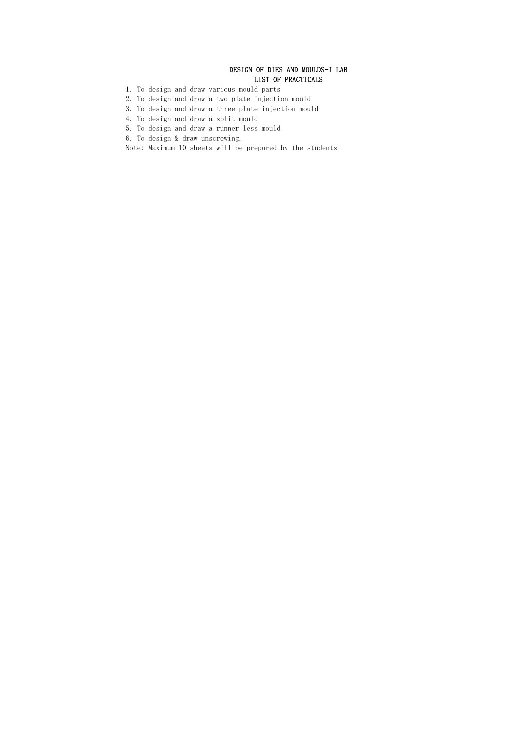# DESIGN OF DIES AND MOULDS-I LAB

## LIST OF PRACTICALS

1. To design and draw various mould parts
2. To design and draw a two plate injection mould
3. To design and draw a three plate injection mould
4. To design and draw a split mould
5. To design and draw a runner less mould
6. To design & draw unscrewing.

Note: Maximum 10 sheets will be prepared by the students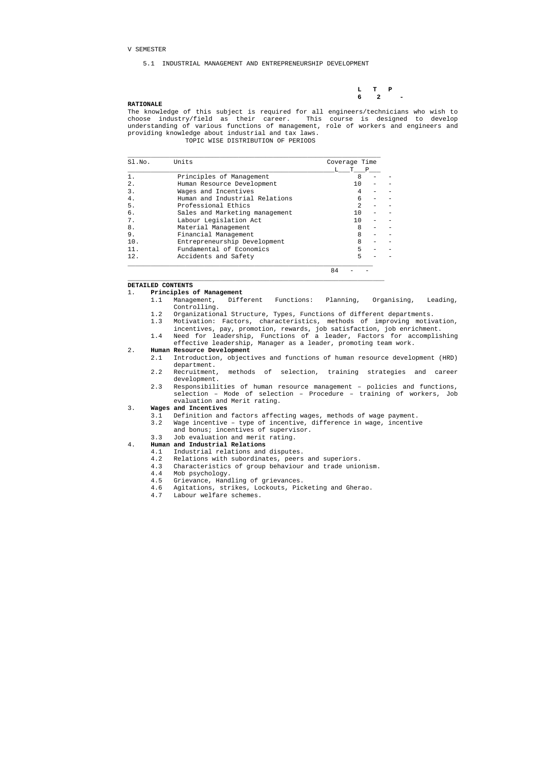V SEMESTER

## 5.1 INDUSTRIAL MANAGEMENT AND ENTREPRENEURSHIP DEVELOPMENT

| L | T | P |
|---|---|---|
| **6** | **2** | **-** |

**RATIONALE**

The knowledge of this subject is required for all engineers/technicians who wish to choose industry/field as their career. This course is designed to develop understanding of various functions of management, role of workers and engineers and providing knowledge about industrial and tax laws.

TOPIC WISE DISTRIBUTION OF PERIODS

| Sl.No. | Units | Coverage Time | | |
|---|---|---|---|---|
| | | L | T | P |
| 1. | Principles of Management | 8 | - | - |
| 2. | Human Resource Development | 10 | - | - |
| 3. | Wages and Incentives | 4 | - | - |
| 4. | Human and Industrial Relations | 6 | - | - |
| 5. | Professional Ethics | 2 | - | - |
| 6. | Sales and Marketing management | 10 | - | - |
| 7. | Labour Legislation Act | 10 | - | - |
| 8. | Material Management | 8 | - | - |
| 9. | Financial Management | 8 | - | - |
| 10. | Entrepreneurship Development | 8 | - | - |
| 11. | Fundamental of Economics | 5 | - | - |
| 12. | Accidents and Safety | 5 | - | - |
| | | 84 | - | - |

**DETAILED CONTENTS**

1. **Principles of Management**
   - 1.1 Management, Different Functions: Planning, Organising, Leading, Controlling.
   - 1.2 Organizational Structure, Types, Functions of different departments.
   - 1.3 Motivation: Factors, characteristics, methods of improving motivation, incentives, pay, promotion, rewards, job satisfaction, job enrichment.
   - 1.4 Need for leadership, Functions of a leader, Factors for accomplishing effective leadership, Manager as a leader, promoting team work.
2. **Human Resource Development**
   - 2.1 Introduction, objectives and functions of human resource development (HRD) department.
   - 2.2 Recruitment, methods of selection, training strategies and career development.
   - 2.3 Responsibilities of human resource management – policies and functions, selection – Mode of selection – Procedure – training of workers, Job evaluation and Merit rating.
3. **Wages and Incentives**
   - 3.1 Definition and factors affecting wages, methods of wage payment.
   - 3.2 Wage incentive – type of incentive, difference in wage, incentive and bonus; incentives of supervisor.
   - 3.3 Job evaluation and merit rating.
4. **Human and Industrial Relations**
   - 4.1 Industrial relations and disputes.
   - 4.2 Relations with subordinates, peers and superiors.
   - 4.3 Characteristics of group behaviour and trade unionism.
   - 4.4 Mob psychology.
   - 4.5 Grievance, Handling of grievances.
   - 4.6 Agitations, strikes, Lockouts, Picketing and Gherao.
   - 4.7 Labour welfare schemes.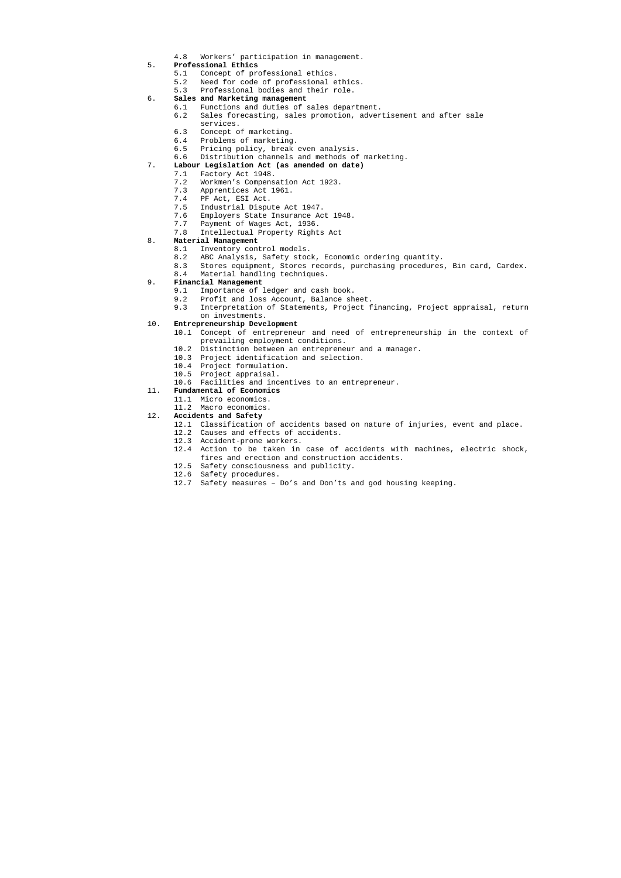- 4.8 Workers' participation in management.

5. **Professional Ethics**
   - 5.1 Concept of professional ethics.
   - 5.2 Need for code of professional ethics.
   - 5.3 Professional bodies and their role.

6. **Sales and Marketing management**
   - 6.1 Functions and duties of sales department.
   - 6.2 Sales forecasting, sales promotion, advertisement and after sale services.
   - 6.3 Concept of marketing.
   - 6.4 Problems of marketing.
   - 6.5 Pricing policy, break even analysis.
   - 6.6 Distribution channels and methods of marketing.

7. **Labour Legislation Act (as amended on date)**
   - 7.1 Factory Act 1948.
   - 7.2 Workmen's Compensation Act 1923.
   - 7.3 Apprentices Act 1961.
   - 7.4 PF Act, ESI Act.
   - 7.5 Industrial Dispute Act 1947.
   - 7.6 Employers State Insurance Act 1948.
   - 7.7 Payment of Wages Act, 1936.
   - 7.8 Intellectual Property Rights Act

8. **Material Management**
   - 8.1 Inventory control models.
   - 8.2 ABC Analysis, Safety stock, Economic ordering quantity.
   - 8.3 Stores equipment, Stores records, purchasing procedures, Bin card, Cardex.
   - 8.4 Material handling techniques.

9. **Financial Management**
   - 9.1 Importance of ledger and cash book.
   - 9.2 Profit and loss Account, Balance sheet.
   - 9.3 Interpretation of Statements, Project financing, Project appraisal, return on investments.

10. **Entrepreneurship Development**
    - 10.1 Concept of entrepreneur and need of entrepreneurship in the context of prevailing employment conditions.
    - 10.2 Distinction between an entrepreneur and a manager.
    - 10.3 Project identification and selection.
    - 10.4 Project formulation.
    - 10.5 Project appraisal.
    - 10.6 Facilities and incentives to an entrepreneur.

11. **Fundamental of Economics**
    - 11.1 Micro economics.
    - 11.2 Macro economics.

12. **Accidents and Safety**
    - 12.1 Classification of accidents based on nature of injuries, event and place.
    - 12.2 Causes and effects of accidents.
    - 12.3 Accident-prone workers.
    - 12.4 Action to be taken in case of accidents with machines, electric shock, fires and erection and construction accidents.
    - 12.5 Safety consciousness and publicity.
    - 12.6 Safety procedures.
    - 12.7 Safety measures – Do's and Don'ts and god housing keeping.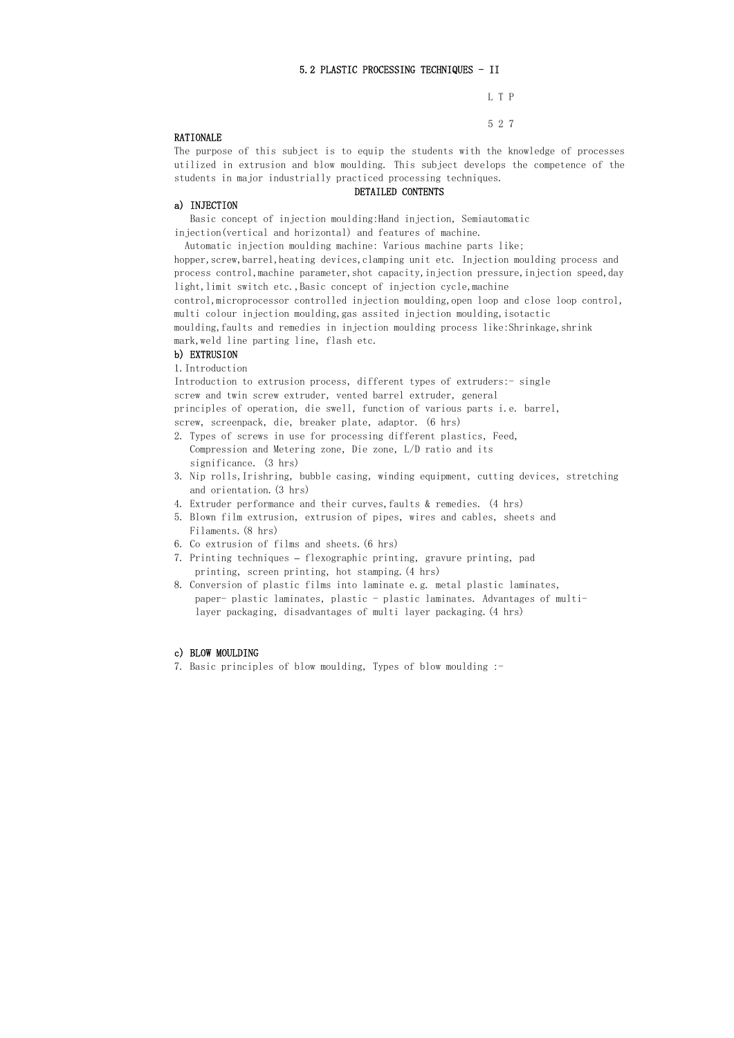## 5.2 PLASTIC PROCESSING TECHNIQUES - II

L T P

5 2 7

### RATIONALE

The purpose of this subject is to equip the students with the knowledge of processes utilized in extrusion and blow moulding. This subject develops the competence of the students in major industrially practiced processing techniques.

### DETAILED CONTENTS

#### a) INJECTION

Basic concept of injection moulding:Hand injection, Semiautomatic injection(vertical and horizontal) and features of machine.

Automatic injection moulding machine: Various machine parts like; hopper,screw,barrel,heating devices,clamping unit etc. Injection moulding process and process control,machine parameter,shot capacity,injection pressure,injection speed,day light,limit switch etc.,Basic concept of injection cycle,machine control,microprocessor controlled injection moulding,open loop and close loop control, multi colour injection moulding,gas assited injection moulding,isotactic moulding,faults and remedies in injection moulding process like:Shrinkage,shrink mark,weld line parting line, flash etc.

#### b) EXTRUSION

1. Introduction

Introduction to extrusion process, different types of extruders:- single screw and twin screw extruder, vented barrel extruder, general principles of operation, die swell, function of various parts i.e. barrel, screw, screenpack, die, breaker plate, adaptor. (6 hrs)

2. Types of screws in use for processing different plastics, Feed, Compression and Metering zone, Die zone, L/D ratio and its significance. (3 hrs)
3. Nip rolls,Irishring, bubble casing, winding equipment, cutting devices, stretching and orientation.(3 hrs)
4. Extruder performance and their curves,faults & remedies. (4 hrs)
5. Blown film extrusion, extrusion of pipes, wires and cables, sheets and Filaments.(8 hrs)
6. Co extrusion of films and sheets.(6 hrs)
7. Printing techniques – flexographic printing, gravure printing, pad printing, screen printing, hot stamping.(4 hrs)
8. Conversion of plastic films into laminate e.g. metal plastic laminates, paper- plastic laminates, plastic - plastic laminates. Advantages of multi-layer packaging, disadvantages of multi layer packaging.(4 hrs)

#### c) BLOW MOULDING

7. Basic principles of blow moulding, Types of blow moulding :-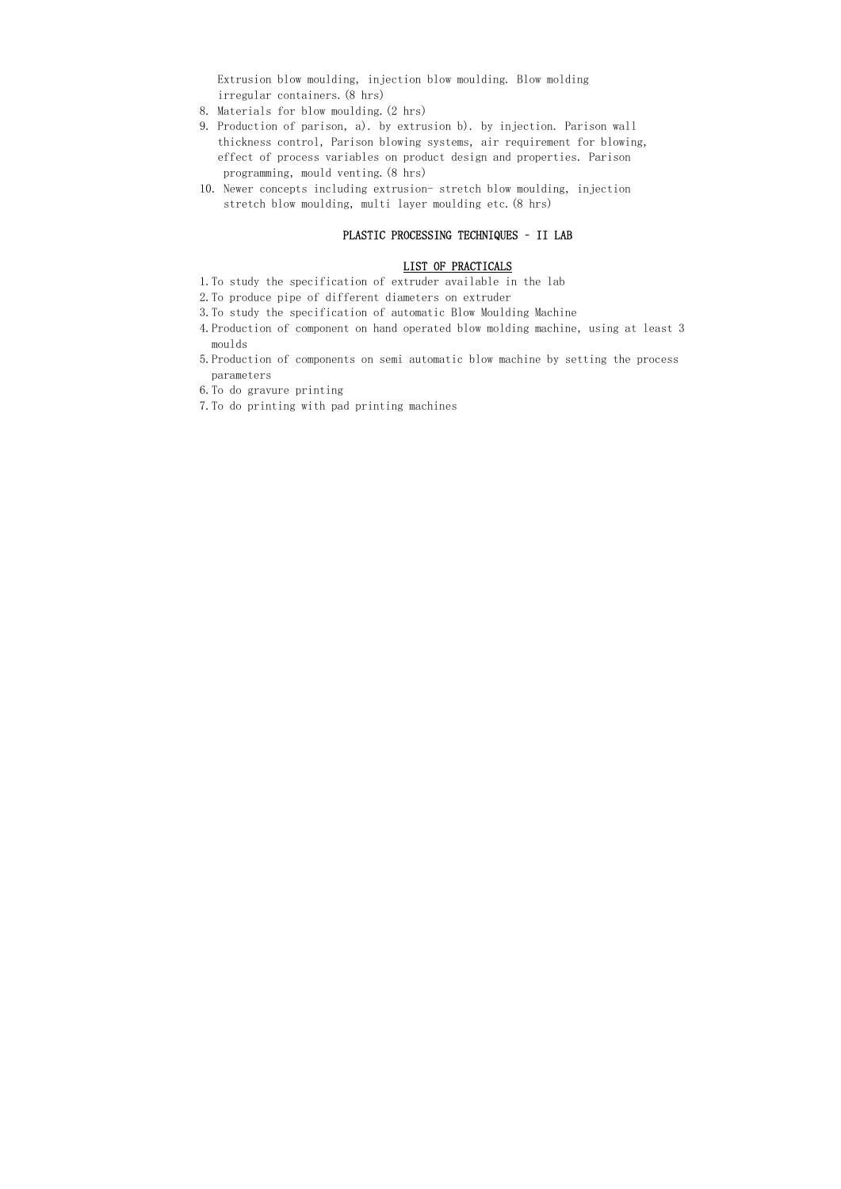Extrusion blow moulding, injection blow moulding. Blow molding irregular containers.(8 hrs)

8. Materials for blow moulding.(2 hrs)
9. Production of parison, a). by extrusion b). by injection. Parison wall thickness control, Parison blowing systems, air requirement for blowing, effect of process variables on product design and properties. Parison programming, mould venting.(8 hrs)
10. Newer concepts including extrusion- stretch blow moulding, injection stretch blow moulding, multi layer moulding etc.(8 hrs)

## PLASTIC PROCESSING TECHNIQUES – II LAB

### LIST OF PRACTICALS

1. To study the specification of extruder available in the lab
2. To produce pipe of different diameters on extruder
3. To study the specification of automatic Blow Moulding Machine
4. Production of component on hand operated blow molding machine, using at least 3 moulds
5. Production of components on semi automatic blow machine by setting the process parameters
6. To do gravure printing
7. To do printing with pad printing machines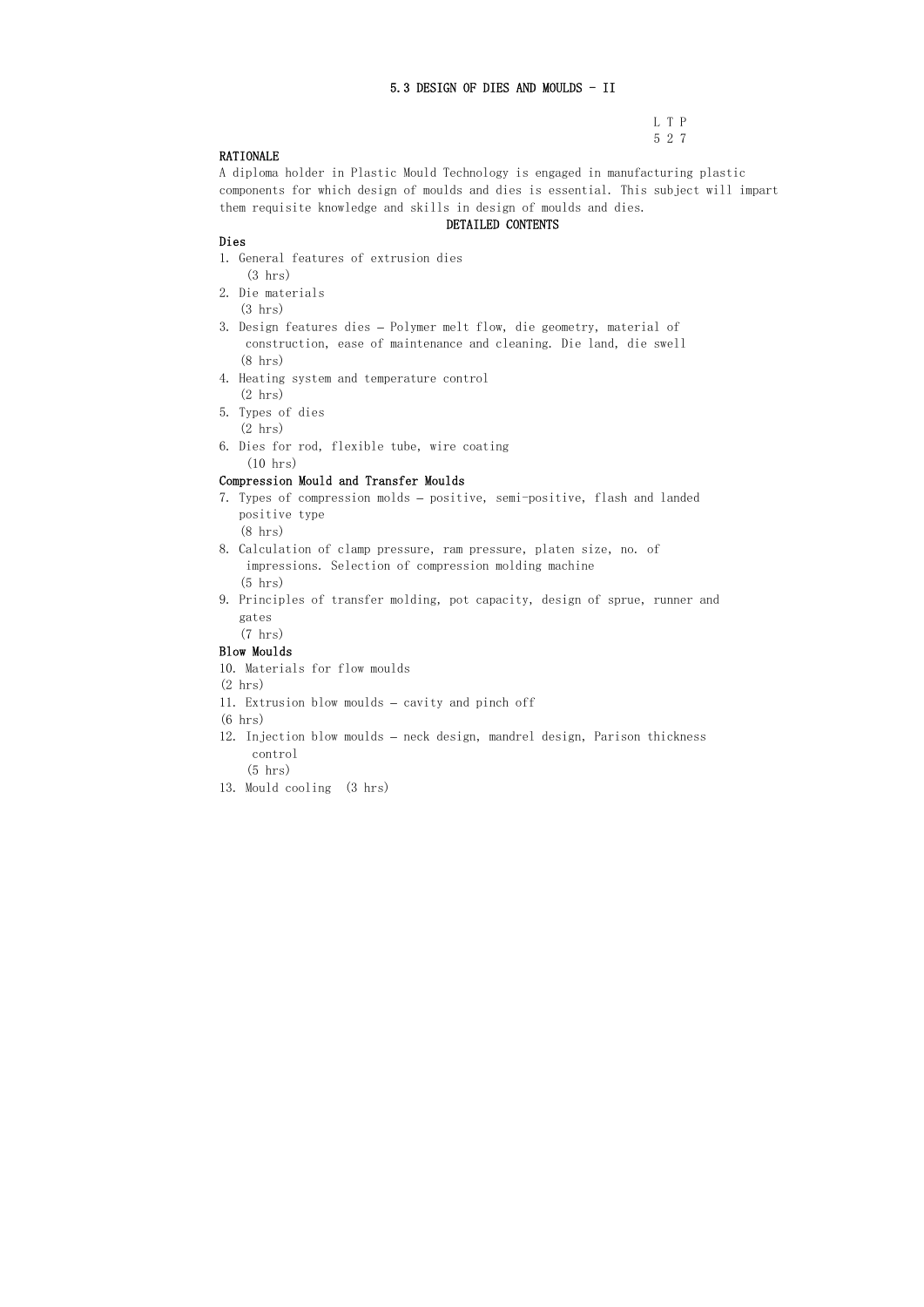# 5.3 DESIGN OF DIES AND MOULDS - II

L T P
5 2 7

## RATIONALE

A diploma holder in Plastic Mould Technology is engaged in manufacturing plastic components for which design of moulds and dies is essential. This subject will impart them requisite knowledge and skills in design of moulds and dies.

## DETAILED CONTENTS

### Dies

1. General features of extrusion dies
   (3 hrs)
2. Die materials
   (3 hrs)
3. Design features dies – Polymer melt flow, die geometry, material of construction, ease of maintenance and cleaning. Die land, die swell
   (8 hrs)
4. Heating system and temperature control
   (2 hrs)
5. Types of dies
   (2 hrs)
6. Dies for rod, flexible tube, wire coating
   (10 hrs)

### Compression Mould and Transfer Moulds

7. Types of compression molds – positive, semi-positive, flash and landed positive type
   (8 hrs)
8. Calculation of clamp pressure, ram pressure, platen size, no. of impressions. Selection of compression molding machine
   (5 hrs)
9. Principles of transfer molding, pot capacity, design of sprue, runner and gates
   (7 hrs)

### Blow Moulds

10. Materials for flow moulds
    (2 hrs)
11. Extrusion blow moulds – cavity and pinch off
    (6 hrs)
12. Injection blow moulds – neck design, mandrel design, Parison thickness control
    (5 hrs)
13. Mould cooling (3 hrs)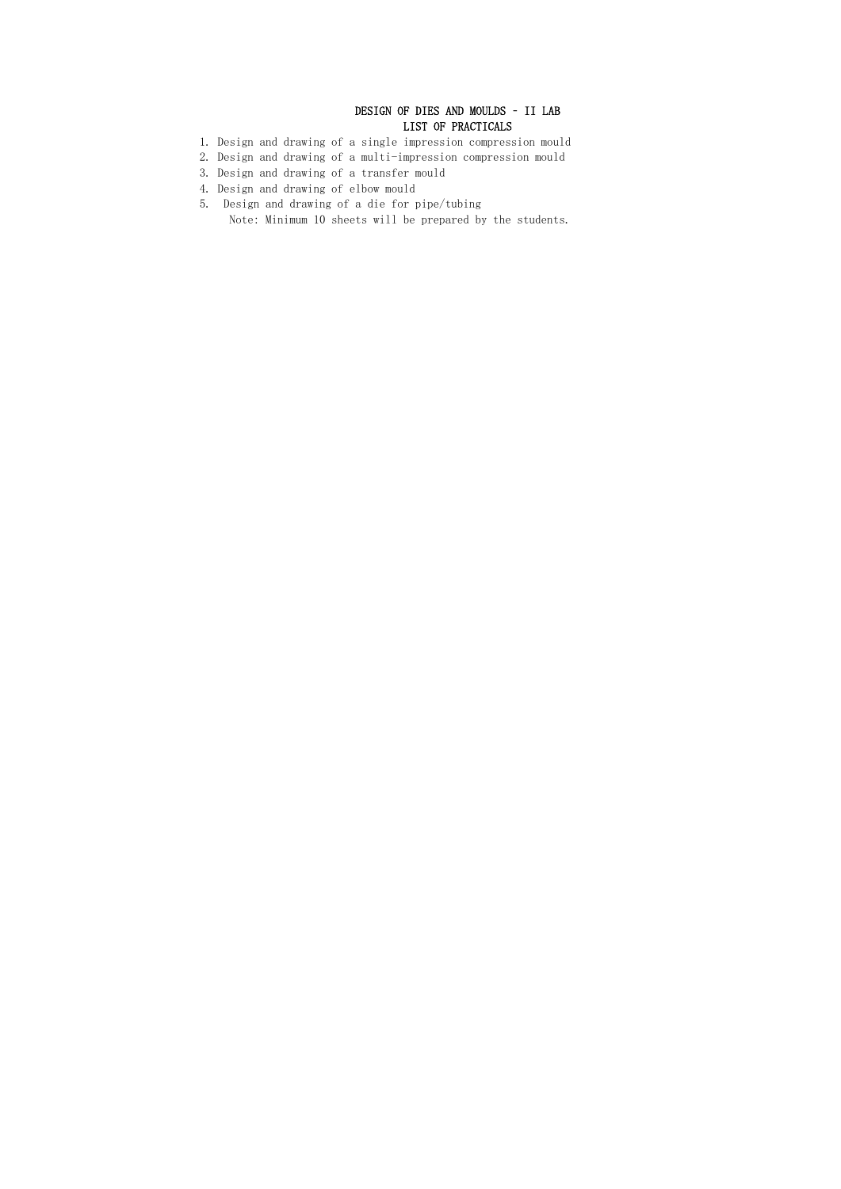# DESIGN OF DIES AND MOULDS – II LAB

## LIST OF PRACTICALS

1. Design and drawing of a single impression compression mould
2. Design and drawing of a multi-impression compression mould
3. Design and drawing of a transfer mould
4. Design and drawing of elbow mould
5. Design and drawing of a die for pipe/tubing

Note: Minimum 10 sheets will be prepared by the students.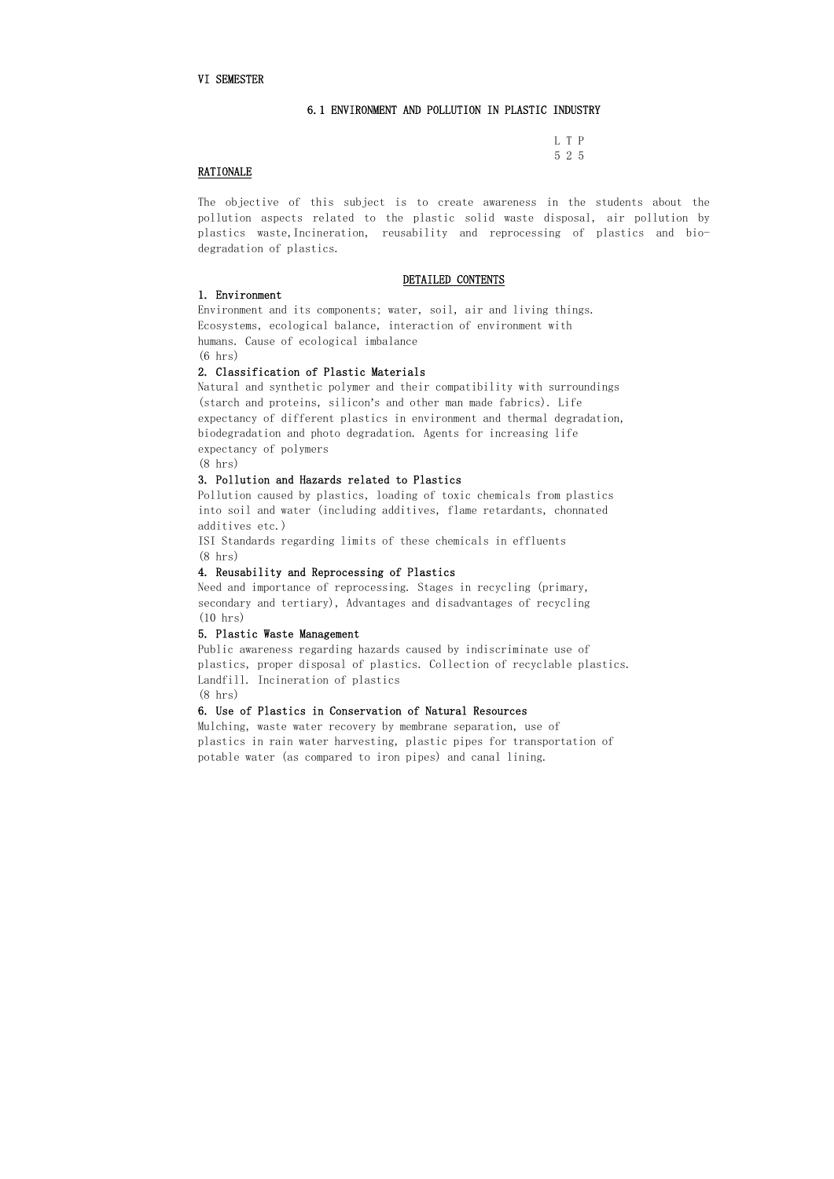VI SEMESTER

## 6.1 ENVIRONMENT AND POLLUTION IN PLASTIC INDUSTRY

L T P
5 2 5

**RATIONALE**

The objective of this subject is to create awareness in the students about the pollution aspects related to the plastic solid waste disposal, air pollution by plastics waste, Incineration, reusability and reprocessing of plastics and bio-degradation of plastics.

**DETAILED CONTENTS**

**1. Environment**

Environment and its components; water, soil, air and living things. Ecosystems, ecological balance, interaction of environment with humans. Cause of ecological imbalance

(6 hrs)

**2. Classification of Plastic Materials**

Natural and synthetic polymer and their compatibility with surroundings (starch and proteins, silicon's and other man made fabrics). Life expectancy of different plastics in environment and thermal degradation, biodegradation and photo degradation. Agents for increasing life expectancy of polymers

(8 hrs)

**3. Pollution and Hazards related to Plastics**

Pollution caused by plastics, loading of toxic chemicals from plastics into soil and water (including additives, flame retardants, chonnated additives etc.)

ISI Standards regarding limits of these chemicals in effluents

(8 hrs)

**4. Reusability and Reprocessing of Plastics**

Need and importance of reprocessing. Stages in recycling (primary, secondary and tertiary), Advantages and disadvantages of recycling

(10 hrs)

**5. Plastic Waste Management**

Public awareness regarding hazards caused by indiscriminate use of plastics, proper disposal of plastics. Collection of recyclable plastics. Landfill. Incineration of plastics

(8 hrs)

**6. Use of Plastics in Conservation of Natural Resources**

Mulching, waste water recovery by membrane separation, use of plastics in rain water harvesting, plastic pipes for transportation of potable water (as compared to iron pipes) and canal lining.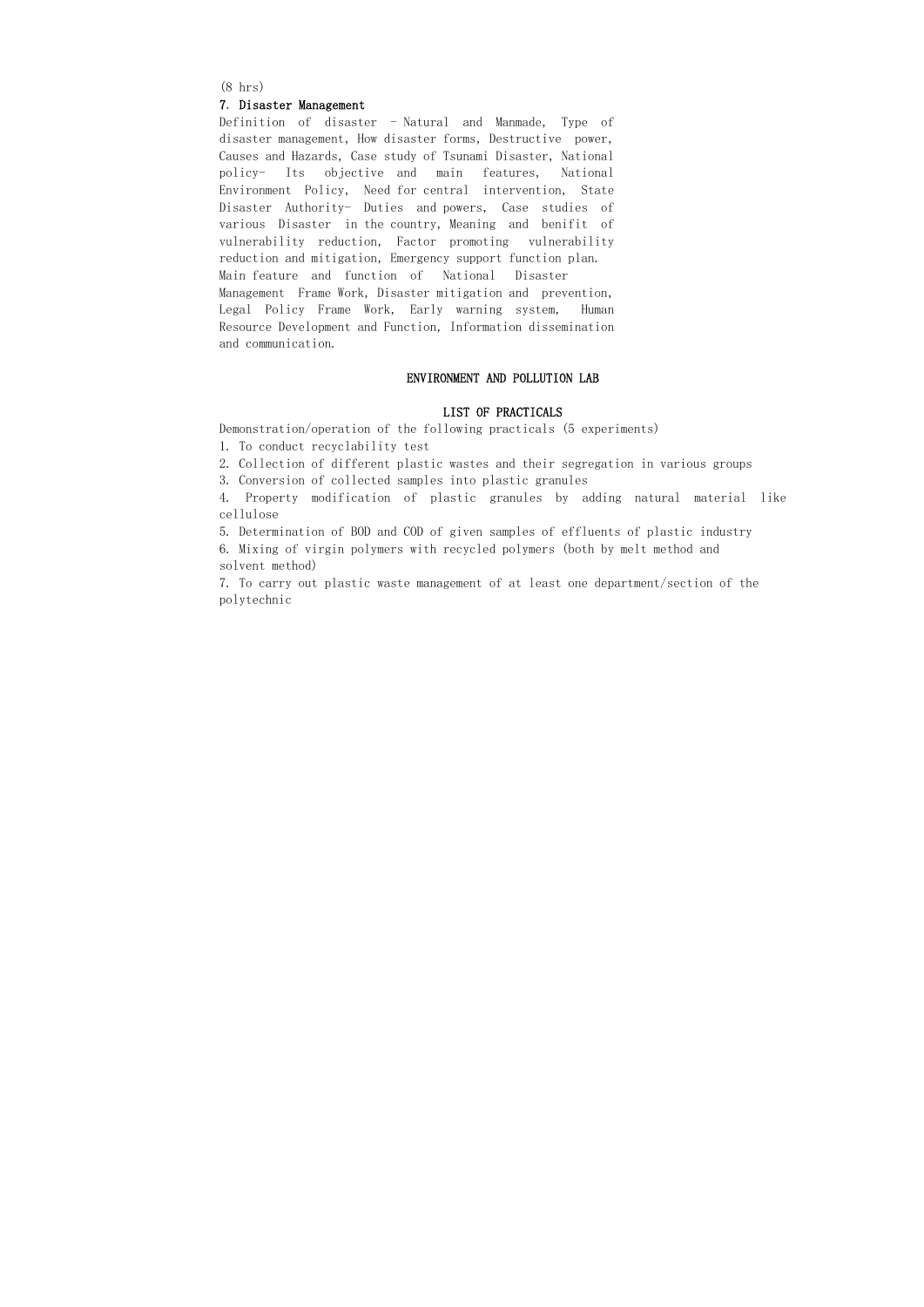(8 hrs)

### 7. Disaster Management

Definition of disaster - Natural and Manmade, Type of disaster management, How disaster forms, Destructive power, Causes and Hazards, Case study of Tsunami Disaster, National policy- Its objective and main features, National Environment Policy, Need for central intervention, State Disaster Authority- Duties and powers, Case studies of various Disaster in the country, Meaning and benifit of vulnerability reduction, Factor promoting vulnerability reduction and mitigation, Emergency support function plan. Main feature and function of National Disaster Management Frame Work, Disaster mitigation and prevention, Legal Policy Frame Work, Early warning system, Human Resource Development and Function, Information dissemination and communication.

## ENVIRONMENT AND POLLUTION LAB

### LIST OF PRACTICALS

Demonstration/operation of the following practicals (5 experiments)

1. To conduct recyclability test
2. Collection of different plastic wastes and their segregation in various groups
3. Conversion of collected samples into plastic granules
4. Property modification of plastic granules by adding natural material like cellulose
5. Determination of BOD and COD of given samples of effluents of plastic industry
6. Mixing of virgin polymers with recycled polymers (both by melt method and solvent method)
7. To carry out plastic waste management of at least one department/section of the polytechnic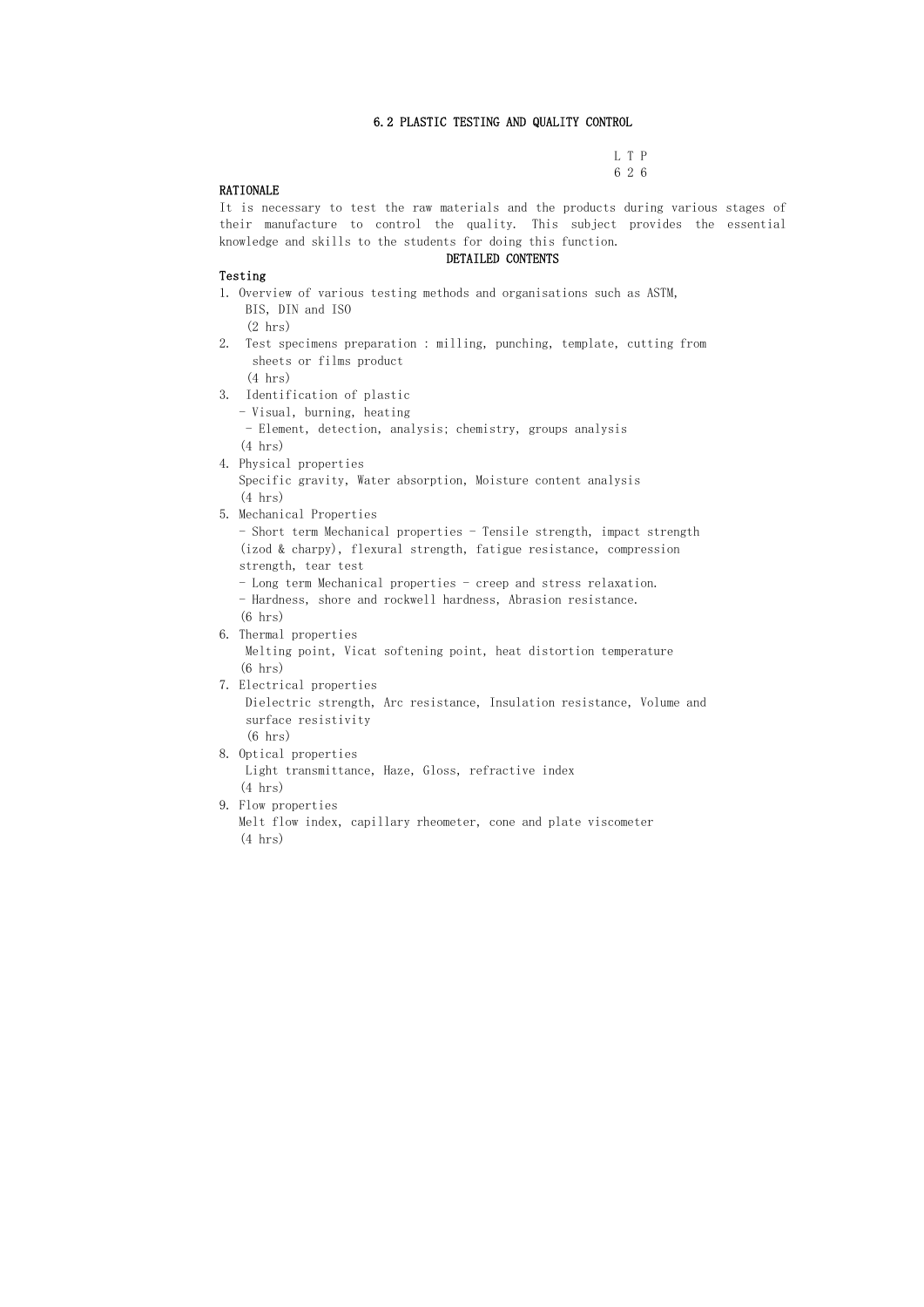## 6.2 PLASTIC TESTING AND QUALITY CONTROL

L T P
6 2 6

**RATIONALE**

It is necessary to test the raw materials and the products during various stages of their manufacture to control the quality. This subject provides the essential knowledge and skills to the students for doing this function.

**DETAILED CONTENTS**

**Testing**

1. Overview of various testing methods and organisations such as ASTM, BIS, DIN and ISO
   (2 hrs)
2. Test specimens preparation : milling, punching, template, cutting from sheets or films product
   (4 hrs)
3. Identification of plastic
   - Visual, burning, heating
   - Element, detection, analysis; chemistry, groups analysis

   (4 hrs)
4. Physical properties
   Specific gravity, Water absorption, Moisture content analysis
   (4 hrs)
5. Mechanical Properties
   - Short term Mechanical properties - Tensile strength, impact strength (izod & charpy), flexural strength, fatigue resistance, compression strength, tear test
   - Long term Mechanical properties - creep and stress relaxation.
   - Hardness, shore and rockwell hardness, Abrasion resistance.

   (6 hrs)
6. Thermal properties
   Melting point, Vicat softening point, heat distortion temperature
   (6 hrs)
7. Electrical properties
   Dielectric strength, Arc resistance, Insulation resistance, Volume and surface resistivity
   (6 hrs)
8. Optical properties
   Light transmittance, Haze, Gloss, refractive index
   (4 hrs)
9. Flow properties
   Melt flow index, capillary rheometer, cone and plate viscometer
   (4 hrs)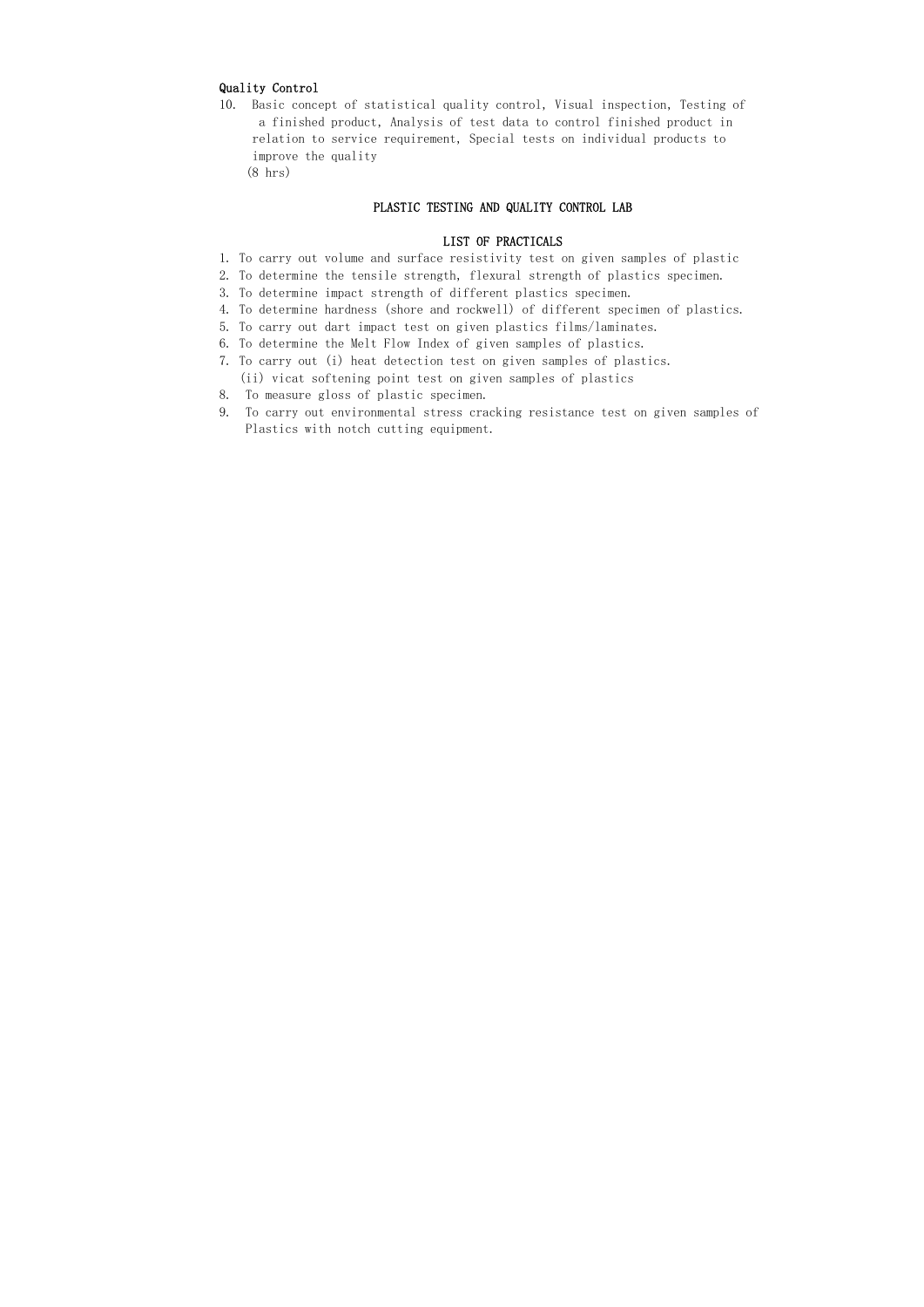**Quality Control**

10. Basic concept of statistical quality control, Visual inspection, Testing of a finished product, Analysis of test data to control finished product in relation to service requirement, Special tests on individual products to improve the quality
(8 hrs)

## PLASTIC TESTING AND QUALITY CONTROL LAB

### LIST OF PRACTICALS

1. To carry out volume and surface resistivity test on given samples of plastic
2. To determine the tensile strength, flexural strength of plastics specimen.
3. To determine impact strength of different plastics specimen.
4. To determine hardness (shore and rockwell) of different specimen of plastics.
5. To carry out dart impact test on given plastics films/laminates.
6. To determine the Melt Flow Index of given samples of plastics.
7. To carry out (i) heat detection test on given samples of plastics.
   (ii) vicat softening point test on given samples of plastics
8. To measure gloss of plastic specimen.
9. To carry out environmental stress cracking resistance test on given samples of Plastics with notch cutting equipment.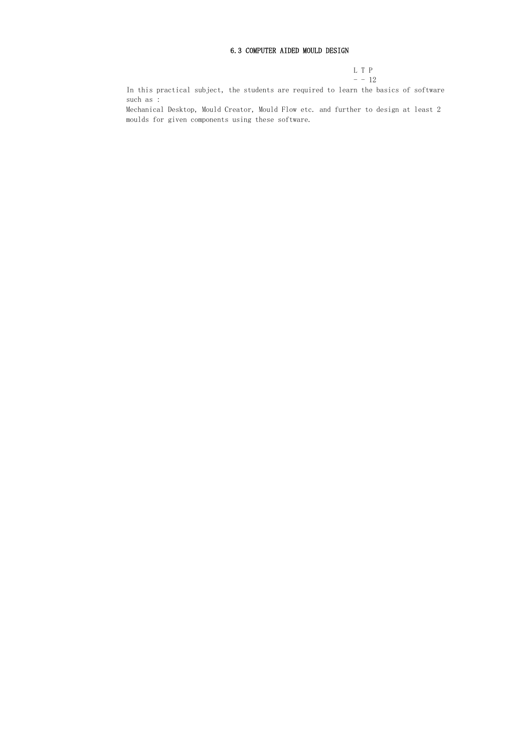# 6.3 COMPUTER AIDED MOULD DESIGN

| L | T | P |
|---|---|---|
| - | - | 12 |

In this practical subject, the students are required to learn the basics of software such as :

Mechanical Desktop, Mould Creator, Mould Flow etc. and further to design at least 2 moulds for given components using these software.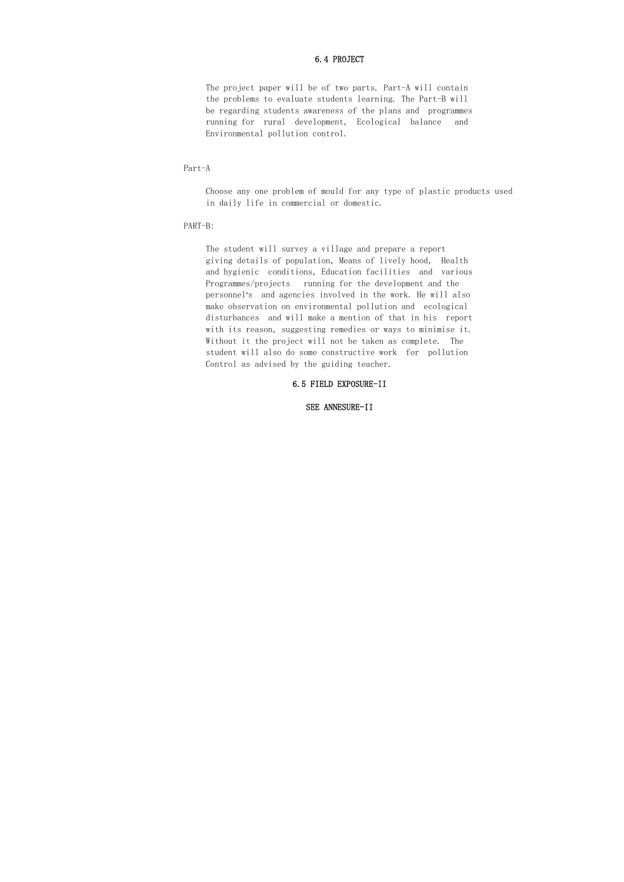## 6.4 PROJECT

The project paper will be of two parts. Part-A will contain the problems to evaluate students learning. The Part-B will be regarding students awareness of the plans and programmes running for rural development, Ecological balance and Environmental pollution control.

Part-A

Choose any one problem of mould for any type of plastic products used in daily life in commercial or domestic.

PART-B:

The student will survey a village and prepare a report giving details of population, Means of lively hood, Health and hygienic conditions, Education facilities and various Programmes/projects running for the development and the personnel's and agencies involved in the work. He will also make observation on environmental pollution and ecological disturbances and will make a mention of that in his report with its reason, suggesting remedies or ways to minimise it. Without it the project will not be taken as complete. The student will also do some constructive work for pollution Control as advised by the guiding teacher.

## 6.5 FIELD EXPOSURE-II

SEE ANNESURE-II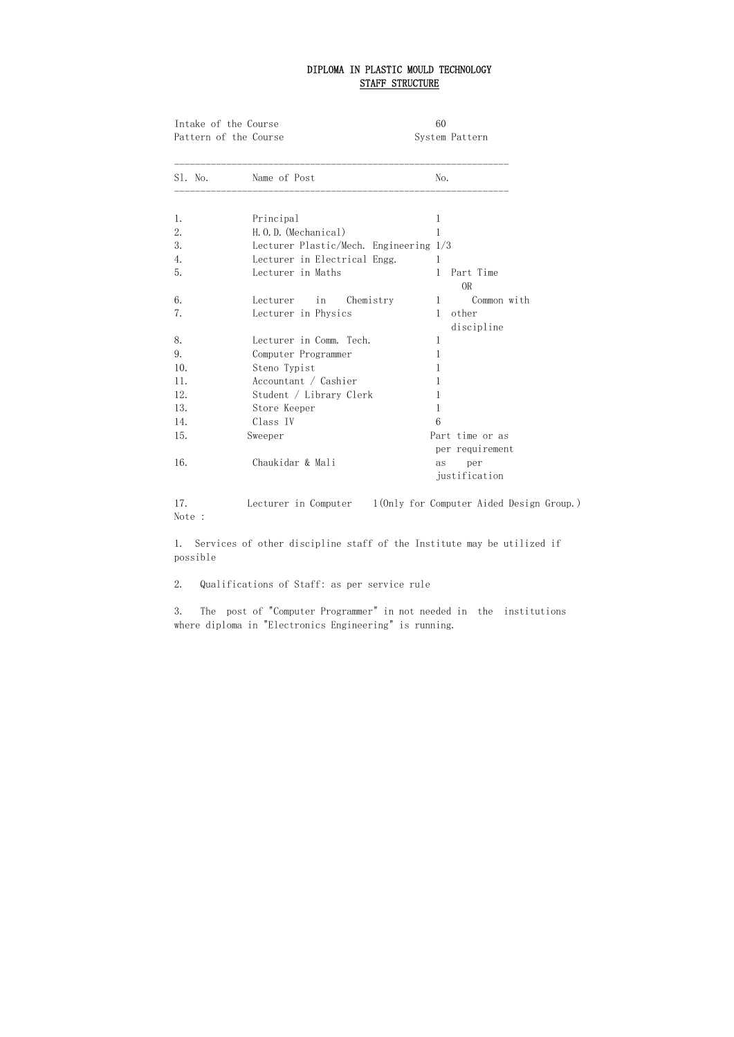# DIPLOMA IN PLASTIC MOULD TECHNOLOGY

## STAFF STRUCTURE

Intake of the Course: 60

Pattern of the Course: System Pattern

| Sl. No. | Name of Post | No. |
|---|---|---|
| 1. | Principal | 1 |
| 2. | H.O.D.(Mechanical) | 1 |
| 3. | Lecturer Plastic/Mech. Engineering | 1/3 |
| 4. | Lecturer in Electrical Engg. | 1 |
| 5. | Lecturer in Maths | 1 Part Time OR |
| 6. | Lecturer in Chemistry | 1 Common with |
| 7. | Lecturer in Physics | 1 other discipline |
| 8. | Lecturer in Comm. Tech. | 1 |
| 9. | Computer Programmer | 1 |
| 10. | Steno Typist | 1 |
| 11. | Accountant / Cashier | 1 |
| 12. | Student / Library Clerk | 1 |
| 13. | Store Keeper | 1 |
| 14. | Class IV | 6 |
| 15. | Sweeper | Part time or as per requirement |
| 16. | Chaukidar & Mali | as per justification |
| 17. | Lecturer in Computer | 1(Only for Computer Aided Design Group.) |

Note :

1. Services of other discipline staff of the Institute may be utilized if possible

2. Qualifications of Staff: as per service rule

3. The post of "Computer Programmer" in not needed in the institutions where diploma in "Electronics Engineering" is running.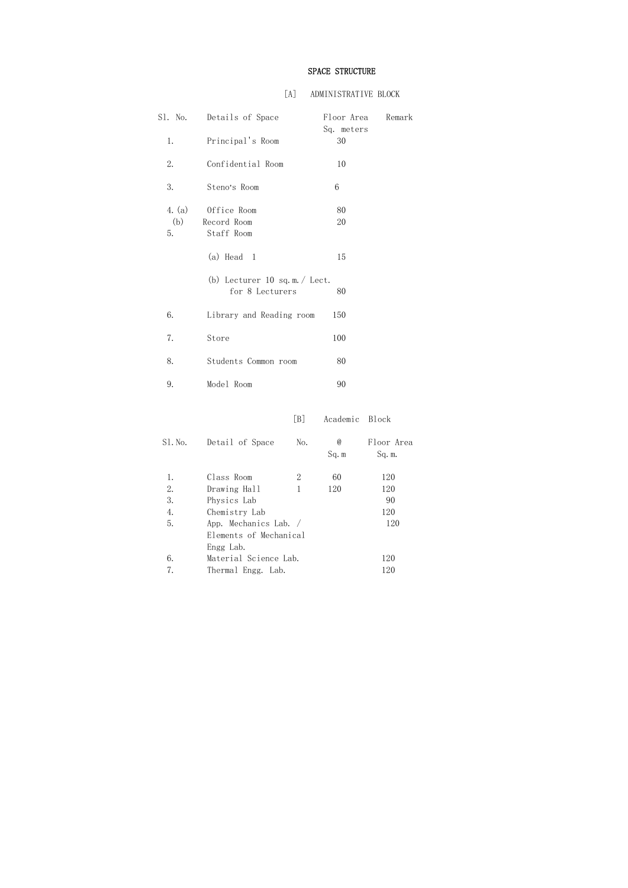# SPACE STRUCTURE

## [A] ADMINISTRATIVE BLOCK

| Sl. No. | Details of Space | Floor Area Sq. meters | Remark |
|---|---|---|---|
| 1. | Principal's Room | 30 | |
| 2. | Confidential Room | 10 | |
| 3. | Steno's Room | 6 | |
| 4. (a) | Office Room | 80 | |
| (b) | Record Room | 20 | |
| 5. | Staff Room | | |
| | (a) Head 1 | 15 | |
| | (b) Lecturer 10 sq.m./ Lect. for 8 Lecturers | 80 | |
| 6. | Library and Reading room | 150 | |
| 7. | Store | 100 | |
| 8. | Students Common room | 80 | |
| 9. | Model Room | 90 | |

## [B] Academic Block

| Sl.No. | Detail of Space | No. | @ Sq.m | Floor Area Sq.m. |
|---|---|---|---|---|
| 1. | Class Room | 2 | 60 | 120 |
| 2. | Drawing Hall | 1 | 120 | 120 |
| 3. | Physics Lab | | | 90 |
| 4. | Chemistry Lab | | | 120 |
| 5. | App. Mechanics Lab. / Elements of Mechanical Engg Lab. | | | 120 |
| 6. | Material Science Lab. | | | 120 |
| 7. | Thermal Engg. Lab. | | | 120 |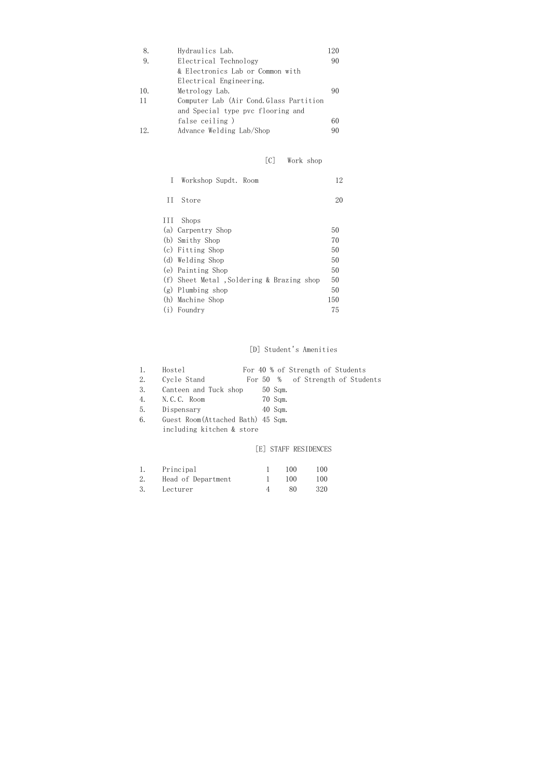| | | |
|---|---|---|
| 8. | Hydraulics Lab. | 120 |
| 9. | Electrical Technology & Electronics Lab or Common with Electrical Engineering. | 90 |
| 10. | Metrology Lab. | 90 |
| 11 | Computer Lab (Air Cond.Glass Partition and Special type pvc flooring and false ceiling ) | 60 |
| 12. | Advance Welding Lab/Shop | 90 |

### [C] Work shop

| | | |
|---|---|---|
| I | Workshop Supdt. Room | 12 |
| II | Store | 20 |
| III | Shops | |
| (a) | Carpentry Shop | 50 |
| (b) | Smithy Shop | 70 |
| (c) | Fitting Shop | 50 |
| (d) | Welding Shop | 50 |
| (e) | Painting Shop | 50 |
| (f) | Sheet Metal ,Soldering & Brazing shop | 50 |
| (g) | Plumbing shop | 50 |
| (h) | Machine Shop | 150 |
| (i) | Foundry | 75 |

### [D] Student's Amenities

| | | |
|---|---|---|
| 1. | Hostel | For 40 % of Strength of Students |
| 2. | Cycle Stand | For 50 % of Strength of Students |
| 3. | Canteen and Tuck shop | 50 Sqm. |
| 4. | N.C.C. Room | 70 Sqm. |
| 5. | Dispensary | 40 Sqm. |
| 6. | Guest Room(Attached Bath) including kitchen & store | 45 Sqm. |

### [E] STAFF RESIDENCES

| | | | | |
|---|---|---|---|---|
| 1. | Principal | 1 | 100 | 100 |
| 2. | Head of Department | 1 | 100 | 100 |
| 3. | Lecturer | 4 | 80 | 320 |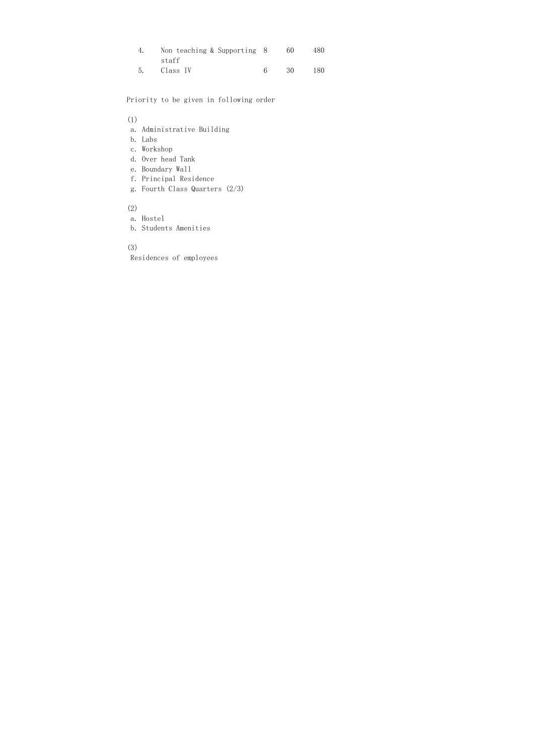| | | | | |
|---|---|---|---|---|
| 4. | Non teaching & Supporting staff | 8 | 60 | 480 |
| 5. | Class IV | 6 | 30 | 180 |

Priority to be given in following order

(1)

a. Administrative Building
b. Labs
c. Workshop
d. Over head Tank
e. Boundary Wall
f. Principal Residence
g. Fourth Class Quarters (2/3)

(2)

a. Hostel
b. Students Amenities

(3)

Residences of employees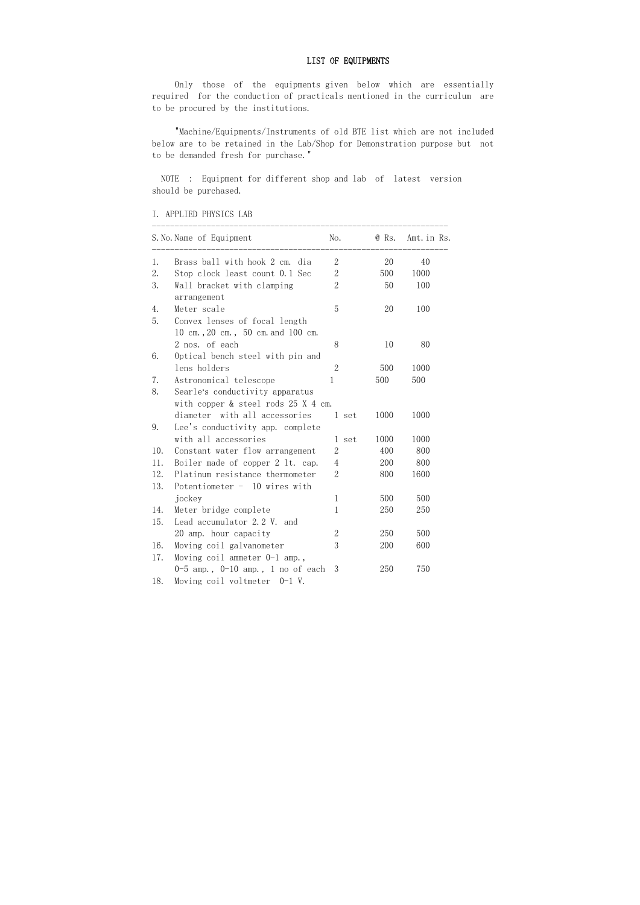# LIST OF EQUIPMENTS

Only those of the equipments given below which are essentially required for the conduction of practicals mentioned in the curriculum are to be procured by the institutions.

"Machine/Equipments/Instruments of old BTE list which are not included below are to be retained in the Lab/Shop for Demonstration purpose but not to be demanded fresh for purchase."

NOTE : Equipment for different shop and lab of latest version should be purchased.

## I. APPLIED PHYSICS LAB

| S.No. | Name of Equipment | No. | @ Rs. | Amt.in Rs. |
|---|---|---|---|---|
| 1. | Brass ball with hook 2 cm. dia | 2 | 20 | 40 |
| 2. | Stop clock least count 0.1 Sec | 2 | 500 | 1000 |
| 3. | Wall bracket with clamping arrangement | 2 | 50 | 100 |
| 4. | Meter scale | 5 | 20 | 100 |
| 5. | Convex lenses of focal length 10 cm.,20 cm., 50 cm.and 100 cm. 2 nos. of each | 8 | 10 | 80 |
| 6. | Optical bench steel with pin and lens holders | 2 | 500 | 1000 |
| 7. | Astronomical telescope | 1 | 500 | 500 |
| 8. | Searle's conductivity apparatus with copper & steel rods 25 X 4 cm. diameter with all accessories | 1 set | 1000 | 1000 |
| 9. | Lee's conductivity app. complete with all accessories | 1 set | 1000 | 1000 |
| 10. | Constant water flow arrangement | 2 | 400 | 800 |
| 11. | Boiler made of copper 2 lt. cap. | 4 | 200 | 800 |
| 12. | Platinum resistance thermometer | 2 | 800 | 1600 |
| 13. | Potentiometer - 10 wires with jockey | 1 | 500 | 500 |
| 14. | Meter bridge complete | 1 | 250 | 250 |
| 15. | Lead accumulator 2.2 V. and 20 amp. hour capacity | 2 | 250 | 500 |
| 16. | Moving coil galvanometer | 3 | 200 | 600 |
| 17. | Moving coil ammeter 0-1 amp., 0-5 amp., 0-10 amp., 1 no of each | 3 | 250 | 750 |
| 18. | Moving coil voltmeter 0-1 V. | | | |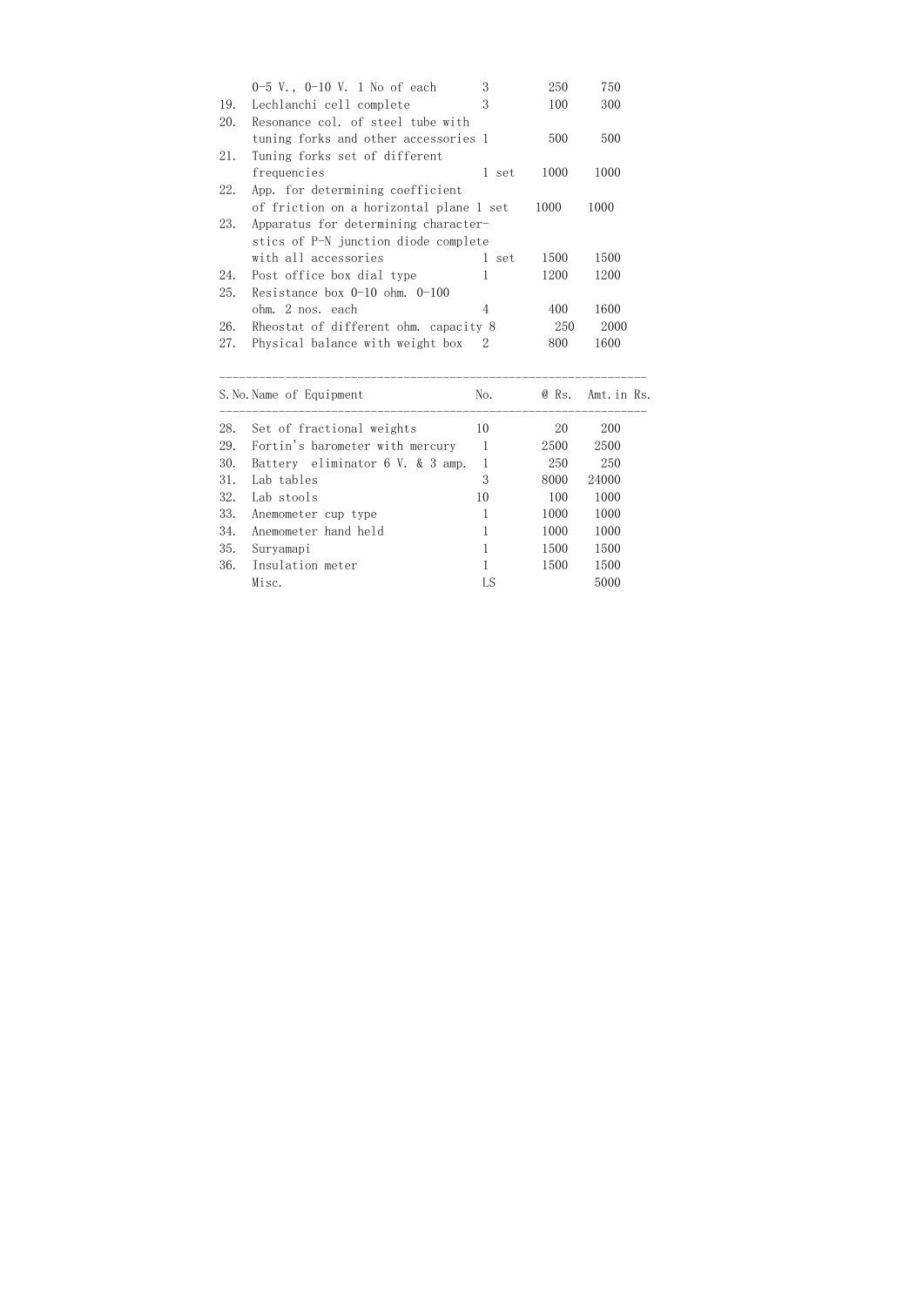| S.No. | Name of Equipment | No. | @ Rs. | Amt. in Rs. |
|---|---|---|---|---|
| | 0-5 V., 0-10 V. 1 No of each | 3 | 250 | 750 |
| 19. | Lechlanchi cell complete | 3 | 100 | 300 |
| 20. | Resonance col. of steel tube with tuning forks and other accessories | 1 | 500 | 500 |
| 21. | Tuning forks set of different frequencies | 1 set | 1000 | 1000 |
| 22. | App. for determining coefficient of friction on a horizontal plane | 1 set | 1000 | 1000 |
| 23. | Apparatus for determining characterstics of P-N junction diode complete with all accessories | 1 set | 1500 | 1500 |
| 24. | Post office box dial type | 1 | 1200 | 1200 |
| 25. | Resistance box 0-10 ohm. 0-100 ohm. 2 nos. each | 4 | 400 | 1600 |
| 26. | Rheostat of different ohm. capacity | 8 | 250 | 2000 |
| 27. | Physical balance with weight box | 2 | 800 | 1600 |
| 28. | Set of fractional weights | 10 | 20 | 200 |
| 29. | Fortin's barometer with mercury | 1 | 2500 | 2500 |
| 30. | Battery eliminator 6 V. & 3 amp. | 1 | 250 | 250 |
| 31. | Lab tables | 3 | 8000 | 24000 |
| 32. | Lab stools | 10 | 100 | 1000 |
| 33. | Anemometer cup type | 1 | 1000 | 1000 |
| 34. | Anemometer hand held | 1 | 1000 | 1000 |
| 35. | Suryamapi | 1 | 1500 | 1500 |
| 36. | Insulation meter | 1 | 1500 | 1500 |
| | Misc. | LS | | 5000 |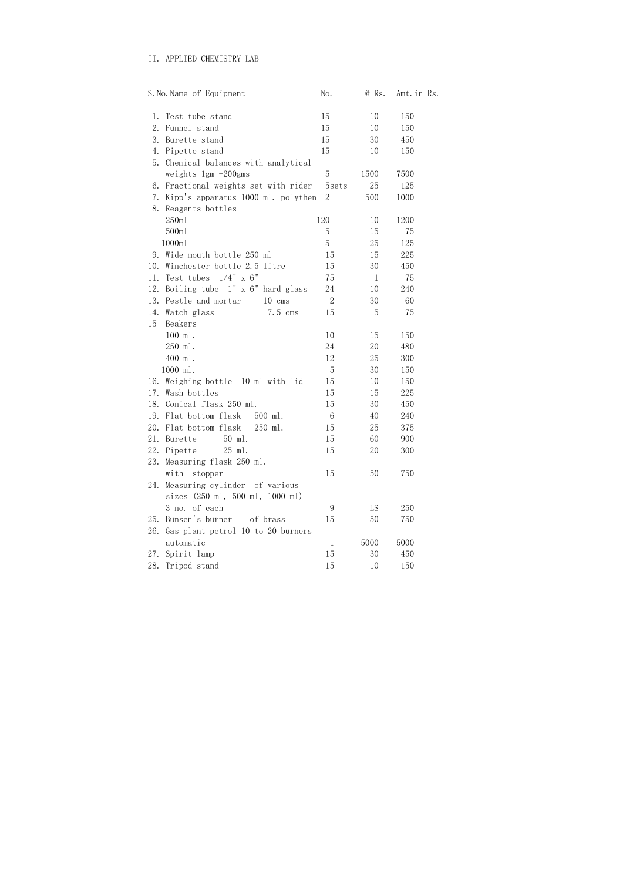## II. APPLIED CHEMISTRY LAB

| S.No. | Name of Equipment | No. | @ Rs. | Amt. in Rs. |
|---|---|---|---|---|
| 1. | Test tube stand | 15 | 10 | 150 |
| 2. | Funnel stand | 15 | 10 | 150 |
| 3. | Burette stand | 15 | 30 | 450 |
| 4. | Pipette stand | 15 | 10 | 150 |
| 5. | Chemical balances with analytical weights 1gm -200gms | 5 | 1500 | 7500 |
| 6. | Fractional weights set with rider | 5sets | 25 | 125 |
| 7. | Kipp's apparatus 1000 ml. polythen | 2 | 500 | 1000 |
| 8. | Reagents bottles | | | |
| | 250ml | 120 | 10 | 1200 |
| | 500ml | 5 | 15 | 75 |
| | 1000ml | 5 | 25 | 125 |
| 9. | Wide mouth bottle 250 ml | 15 | 15 | 225 |
| 10. | Winchester bottle 2.5 litre | 15 | 30 | 450 |
| 11. | Test tubes 1/4" x 6" | 75 | 1 | 75 |
| 12. | Boiling tube 1" x 6" hard glass | 24 | 10 | 240 |
| 13. | Pestle and mortar 10 cms | 2 | 30 | 60 |
| 14. | Watch glass 7.5 cms | 15 | 5 | 75 |
| 15 | Beakers | | | |
| | 100 ml. | 10 | 15 | 150 |
| | 250 ml. | 24 | 20 | 480 |
| | 400 ml. | 12 | 25 | 300 |
| | 1000 ml. | 5 | 30 | 150 |
| 16. | Weighing bottle 10 ml with lid | 15 | 10 | 150 |
| 17. | Wash bottles | 15 | 15 | 225 |
| 18. | Conical flask 250 ml. | 15 | 30 | 450 |
| 19. | Flat bottom flask 500 ml. | 6 | 40 | 240 |
| 20. | Flat bottom flask 250 ml. | 15 | 25 | 375 |
| 21. | Burette 50 ml. | 15 | 60 | 900 |
| 22. | Pipette 25 ml. | 15 | 20 | 300 |
| 23. | Measuring flask 250 ml. with stopper | 15 | 50 | 750 |
| 24. | Measuring cylinder of various sizes (250 ml, 500 ml, 1000 ml) 3 no. of each | 9 | LS | 250 |
| 25. | Bunsen's burner of brass | 15 | 50 | 750 |
| 26. | Gas plant petrol 10 to 20 burners automatic | 1 | 5000 | 5000 |
| 27. | Spirit lamp | 15 | 30 | 450 |
| 28. | Tripod stand | 15 | 10 | 150 |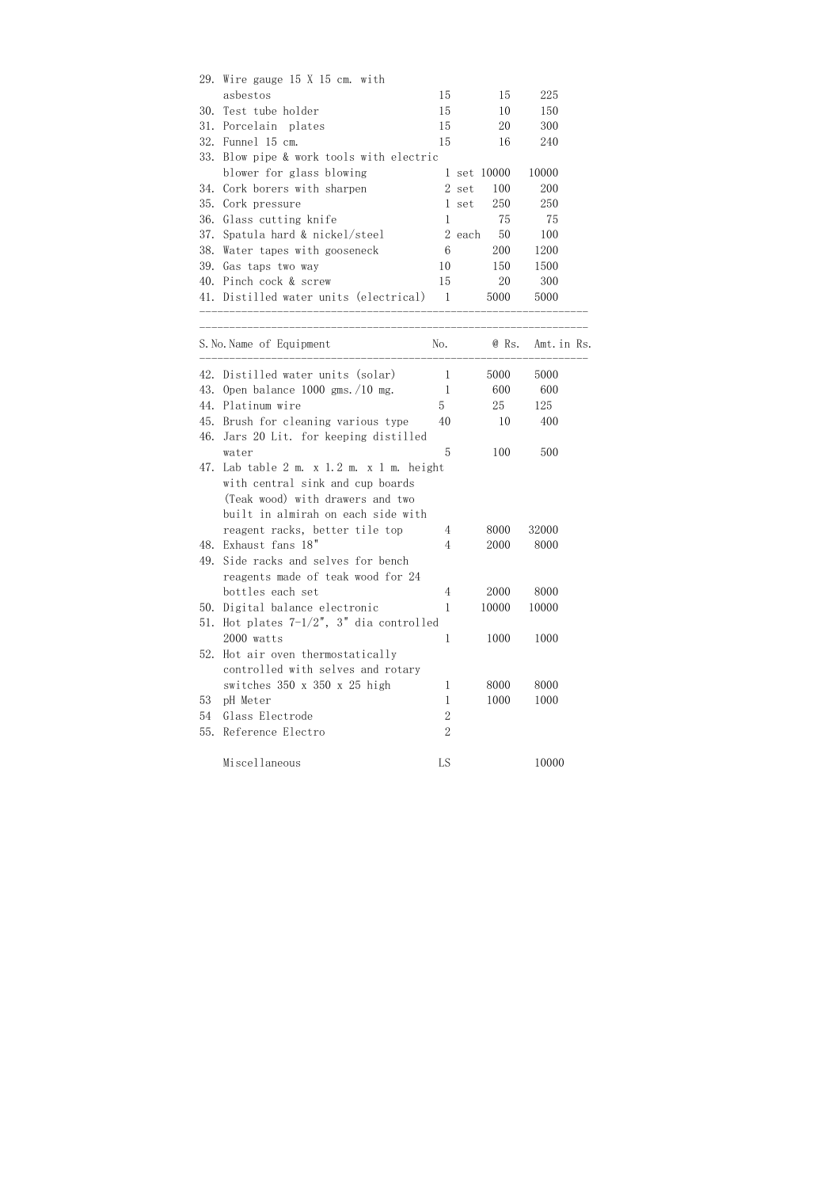| S.No. | Name of Equipment | No. | @ Rs. | Amt. in Rs. |
|---|---|---|---|---|
| 29. | Wire gauge 15 X 15 cm. with asbestos | 15 | 15 | 225 |
| 30. | Test tube holder | 15 | 10 | 150 |
| 31. | Porcelain plates | 15 | 20 | 300 |
| 32. | Funnel 15 cm. | 15 | 16 | 240 |
| 33. | Blow pipe & work tools with electric blower for glass blowing | 1 set | 10000 | 10000 |
| 34. | Cork borers with sharpen | 2 set | 100 | 200 |
| 35. | Cork pressure | 1 set | 250 | 250 |
| 36. | Glass cutting knife | 1 | 75 | 75 |
| 37. | Spatula hard & nickel/steel | 2 each | 50 | 100 |
| 38. | Water tapes with gooseneck | 6 | 200 | 1200 |
| 39. | Gas taps two way | 10 | 150 | 1500 |
| 40. | Pinch cock & screw | 15 | 20 | 300 |
| 41. | Distilled water units (electrical) | 1 | 5000 | 5000 |
| 42. | Distilled water units (solar) | 1 | 5000 | 5000 |
| 43. | Open balance 1000 gms./10 mg. | 1 | 600 | 600 |
| 44. | Platinum wire | 5 | 25 | 125 |
| 45. | Brush for cleaning various type | 40 | 10 | 400 |
| 46. | Jars 20 Lit. for keeping distilled water | 5 | 100 | 500 |
| 47. | Lab table 2 m. x 1.2 m. x 1 m. height with central sink and cup boards (Teak wood) with drawers and two built in almirah on each side with reagent racks, better tile top | 4 | 8000 | 32000 |
| 48. | Exhaust fans 18" | 4 | 2000 | 8000 |
| 49. | Side racks and selves for bench reagents made of teak wood for 24 bottles each set | 4 | 2000 | 8000 |
| 50. | Digital balance electronic | 1 | 10000 | 10000 |
| 51. | Hot plates 7-1/2", 3" dia controlled 2000 watts | 1 | 1000 | 1000 |
| 52. | Hot air oven thermostatically controlled with selves and rotary switches 350 x 350 x 25 high | 1 | 8000 | 8000 |
| 53 | pH Meter | 1 | 1000 | 1000 |
| 54 | Glass Electrode | 2 | | |
| 55. | Reference Electro | 2 | | |
| | Miscellaneous | LS | | 10000 |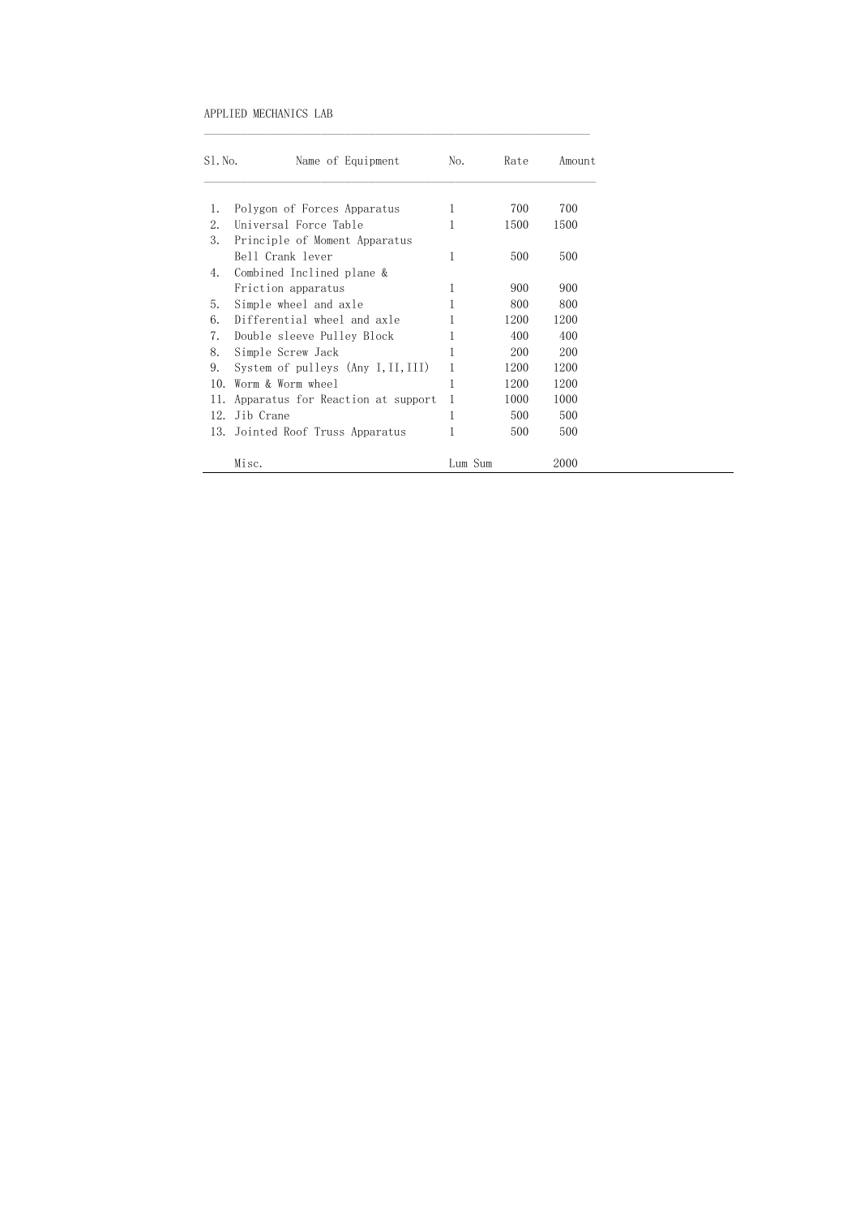APPLIED MECHANICS LAB

| Sl.No. | Name of Equipment | No. | Rate | Amount |
|---|---|---|---|---|
| 1. | Polygon of Forces Apparatus | 1 | 700 | 700 |
| 2. | Universal Force Table | 1 | 1500 | 1500 |
| 3. | Principle of Moment Apparatus Bell Crank lever | 1 | 500 | 500 |
| 4. | Combined Inclined plane & Friction apparatus | 1 | 900 | 900 |
| 5. | Simple wheel and axle | 1 | 800 | 800 |
| 6. | Differential wheel and axle | 1 | 1200 | 1200 |
| 7. | Double sleeve Pulley Block | 1 | 400 | 400 |
| 8. | Simple Screw Jack | 1 | 200 | 200 |
| 9. | System of pulleys (Any I,II,III) | 1 | 1200 | 1200 |
| 10. | Worm & Worm wheel | 1 | 1200 | 1200 |
| 11. | Apparatus for Reaction at support | 1 | 1000 | 1000 |
| 12. | Jib Crane | 1 | 500 | 500 |
| 13. | Jointed Roof Truss Apparatus | 1 | 500 | 500 |
| | Misc. | Lum Sum | | 2000 |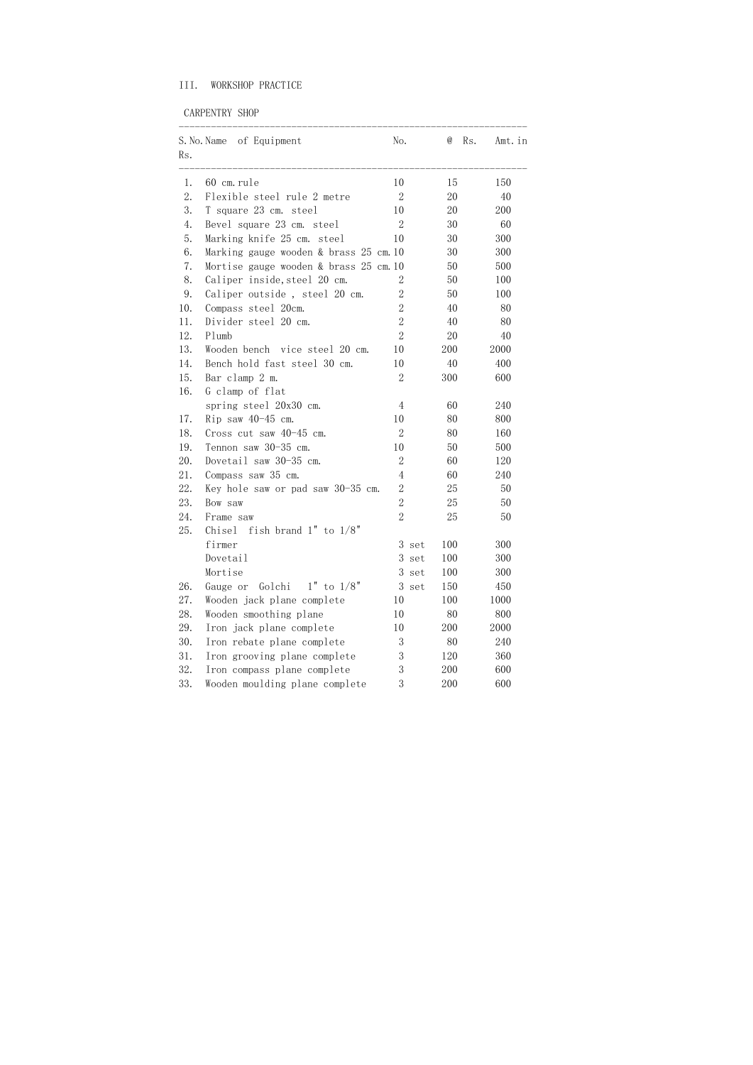## III. WORKSHOP PRACTICE

### CARPENTRY SHOP

| S.No. | Name of Equipment | No. | @ Rs. | Amt.in Rs. |
|---|---|---|---|---|
| 1. | 60 cm.rule | 10 | 15 | 150 |
| 2. | Flexible steel rule 2 metre | 2 | 20 | 40 |
| 3. | T square 23 cm. steel | 10 | 20 | 200 |
| 4. | Bevel square 23 cm. steel | 2 | 30 | 60 |
| 5. | Marking knife 25 cm. steel | 10 | 30 | 300 |
| 6. | Marking gauge wooden & brass 25 cm. | 10 | 30 | 300 |
| 7. | Mortise gauge wooden & brass 25 cm. | 10 | 50 | 500 |
| 8. | Caliper inside,steel 20 cm. | 2 | 50 | 100 |
| 9. | Caliper outside , steel 20 cm. | 2 | 50 | 100 |
| 10. | Compass steel 20cm. | 2 | 40 | 80 |
| 11. | Divider steel 20 cm. | 2 | 40 | 80 |
| 12. | Plumb | 2 | 20 | 40 |
| 13. | Wooden bench vice steel 20 cm. | 10 | 200 | 2000 |
| 14. | Bench hold fast steel 30 cm. | 10 | 40 | 400 |
| 15. | Bar clamp 2 m. | 2 | 300 | 600 |
| 16. | G clamp of flat spring steel 20x30 cm. | 4 | 60 | 240 |
| 17. | Rip saw 40-45 cm. | 10 | 80 | 800 |
| 18. | Cross cut saw 40-45 cm. | 2 | 80 | 160 |
| 19. | Tennon saw 30-35 cm. | 10 | 50 | 500 |
| 20. | Dovetail saw 30-35 cm. | 2 | 60 | 120 |
| 21. | Compass saw 35 cm. | 4 | 60 | 240 |
| 22. | Key hole saw or pad saw 30-35 cm. | 2 | 25 | 50 |
| 23. | Bow saw | 2 | 25 | 50 |
| 24. | Frame saw | 2 | 25 | 50 |
| 25. | Chisel fish brand 1" to 1/8" | | | |
| | firmer | 3 set | 100 | 300 |
| | Dovetail | 3 set | 100 | 300 |
| | Mortise | 3 set | 100 | 300 |
| 26. | Gauge or Golchi 1" to 1/8" | 3 set | 150 | 450 |
| 27. | Wooden jack plane complete | 10 | 100 | 1000 |
| 28. | Wooden smoothing plane | 10 | 80 | 800 |
| 29. | Iron jack plane complete | 10 | 200 | 2000 |
| 30. | Iron rebate plane complete | 3 | 80 | 240 |
| 31. | Iron grooving plane complete | 3 | 120 | 360 |
| 32. | Iron compass plane complete | 3 | 200 | 600 |
| 33. | Wooden moulding plane complete | 3 | 200 | 600 |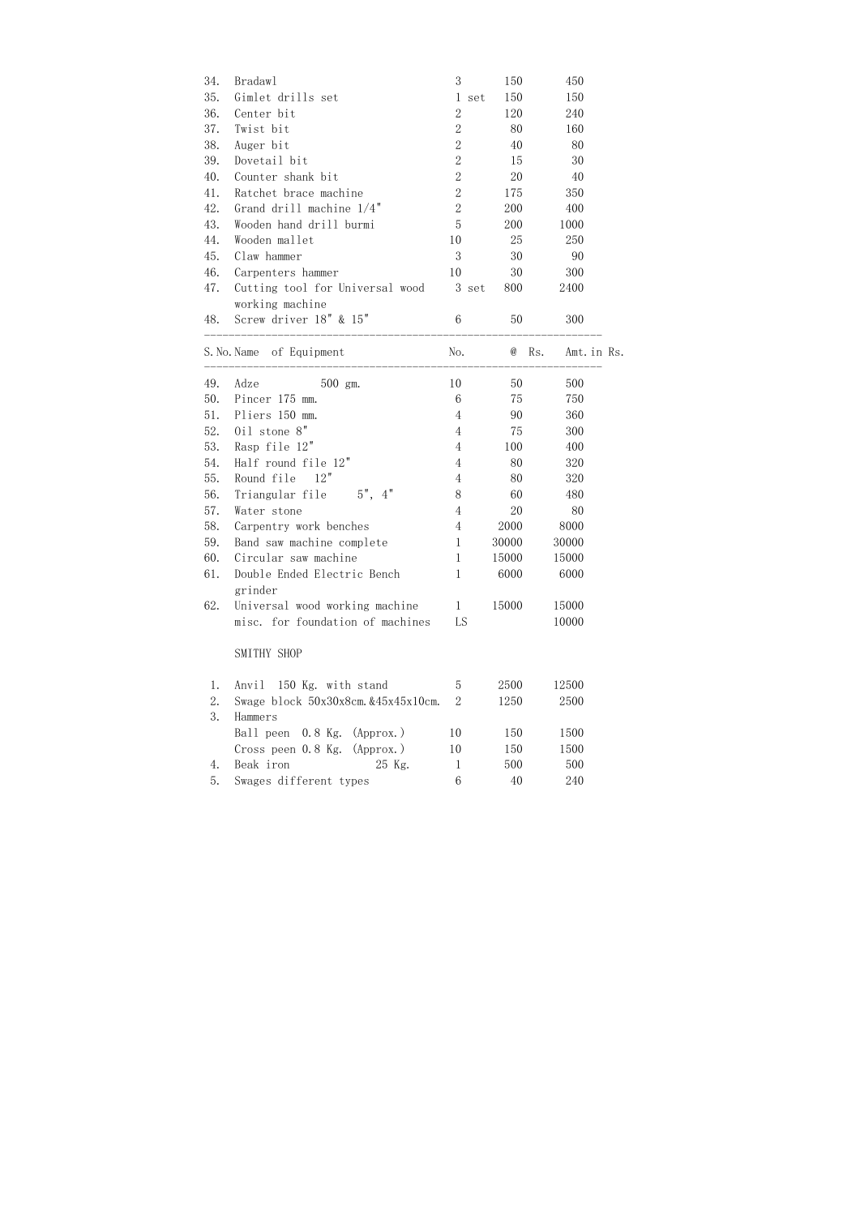| S.No. | Name of Equipment | No. | @ Rs. | Amt. in Rs. |
|---|---|---|---|---|
| 34. | Bradawl | 3 | 150 | 450 |
| 35. | Gimlet drills set | 1 set | 150 | 150 |
| 36. | Center bit | 2 | 120 | 240 |
| 37. | Twist bit | 2 | 80 | 160 |
| 38. | Auger bit | 2 | 40 | 80 |
| 39. | Dovetail bit | 2 | 15 | 30 |
| 40. | Counter shank bit | 2 | 20 | 40 |
| 41. | Ratchet brace machine | 2 | 175 | 350 |
| 42. | Grand drill machine 1/4" | 2 | 200 | 400 |
| 43. | Wooden hand drill burmi | 5 | 200 | 1000 |
| 44. | Wooden mallet | 10 | 25 | 250 |
| 45. | Claw hammer | 3 | 30 | 90 |
| 46. | Carpenters hammer | 10 | 30 | 300 |
| 47. | Cutting tool for Universal wood working machine | 3 set | 800 | 2400 |
| 48. | Screw driver 18" & 15" | 6 | 50 | 300 |

| S.No. | Name of Equipment | No. | @ Rs. | Amt. in Rs. |
|---|---|---|---|---|
| 49. | Adze 500 gm. | 10 | 50 | 500 |
| 50. | Pincer 175 mm. | 6 | 75 | 750 |
| 51. | Pliers 150 mm. | 4 | 90 | 360 |
| 52. | Oil stone 8" | 4 | 75 | 300 |
| 53. | Rasp file 12" | 4 | 100 | 400 |
| 54. | Half round file 12" | 4 | 80 | 320 |
| 55. | Round file 12" | 4 | 80 | 320 |
| 56. | Triangular file 5", 4" | 8 | 60 | 480 |
| 57. | Water stone | 4 | 20 | 80 |
| 58. | Carpentry work benches | 4 | 2000 | 8000 |
| 59. | Band saw machine complete | 1 | 30000 | 30000 |
| 60. | Circular saw machine | 1 | 15000 | 15000 |
| 61. | Double Ended Electric Bench grinder | 1 | 6000 | 6000 |
| 62. | Universal wood working machine | 1 | 15000 | 15000 |
| | misc. for foundation of machines | LS | | 10000 |

SMITHY SHOP

| S.No. | Name of Equipment | No. | @ Rs. | Amt. in Rs. |
|---|---|---|---|---|
| 1. | Anvil 150 Kg. with stand | 5 | 2500 | 12500 |
| 2. | Swage block 50x30x8cm.&45x45x10cm. | 2 | 1250 | 2500 |
| 3. | Hammers | | | |
| | Ball peen 0.8 Kg. (Approx.) | 10 | 150 | 1500 |
| | Cross peen 0.8 Kg. (Approx.) | 10 | 150 | 1500 |
| 4. | Beak iron 25 Kg. | 1 | 500 | 500 |
| 5. | Swages different types | 6 | 40 | 240 |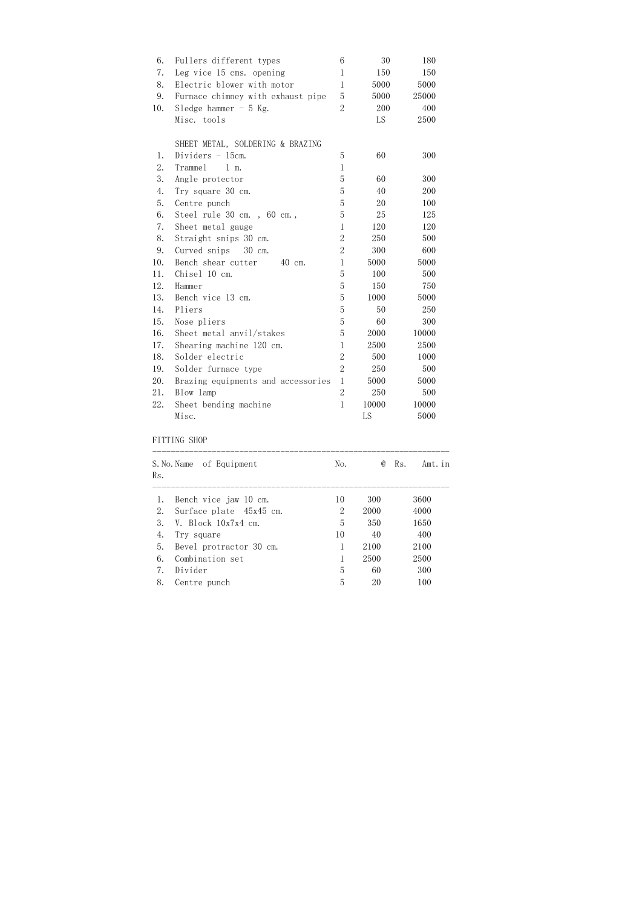| | | | | |
|---|---|---|---|---|
| 6. | Fullers different types | 6 | 30 | 180 |
| 7. | Leg vice 15 cms. opening | 1 | 150 | 150 |
| 8. | Electric blower with motor | 1 | 5000 | 5000 |
| 9. | Furnace chimney with exhaust pipe | 5 | 5000 | 25000 |
| 10. | Sledge hammer - 5 Kg. | 2 | 200 | 400 |
| | Misc. tools | | LS | 2500 |

SHEET METAL, SOLDERING & BRAZING

| | | | | |
|---|---|---|---|---|
| 1. | Dividers - 15cm. | 5 | 60 | 300 |
| 2. | Trammel 1 m. | 1 | | |
| 3. | Angle protector | 5 | 60 | 300 |
| 4. | Try square 30 cm. | 5 | 40 | 200 |
| 5. | Centre punch | 5 | 20 | 100 |
| 6. | Steel rule 30 cm. , 60 cm., | 5 | 25 | 125 |
| 7. | Sheet metal gauge | 1 | 120 | 120 |
| 8. | Straight snips 30 cm. | 2 | 250 | 500 |
| 9. | Curved snips 30 cm. | 2 | 300 | 600 |
| 10. | Bench shear cutter 40 cm. | 1 | 5000 | 5000 |
| 11. | Chisel 10 cm. | 5 | 100 | 500 |
| 12. | Hammer | 5 | 150 | 750 |
| 13. | Bench vice 13 cm. | 5 | 1000 | 5000 |
| 14. | Pliers | 5 | 50 | 250 |
| 15. | Nose pliers | 5 | 60 | 300 |
| 16. | Sheet metal anvil/stakes | 5 | 2000 | 10000 |
| 17. | Shearing machine 120 cm. | 1 | 2500 | 2500 |
| 18. | Solder electric | 2 | 500 | 1000 |
| 19. | Solder furnace type | 2 | 250 | 500 |
| 20. | Brazing equipments and accessories | 1 | 5000 | 5000 |
| 21. | Blow lamp | 2 | 250 | 500 |
| 22. | Sheet bending machine | 1 | 10000 | 10000 |
| | Misc. | | LS | 5000 |

FITTING SHOP

| S.No. | Name of Equipment | No. | @ Rs. | Amt.in Rs. |
|---|---|---|---|---|
| 1. | Bench vice jaw 10 cm. | 10 | 300 | 3600 |
| 2. | Surface plate 45x45 cm. | 2 | 2000 | 4000 |
| 3. | V. Block 10x7x4 cm. | 5 | 350 | 1650 |
| 4. | Try square | 10 | 40 | 400 |
| 5. | Bevel protractor 30 cm. | 1 | 2100 | 2100 |
| 6. | Combination set | 1 | 2500 | 2500 |
| 7. | Divider | 5 | 60 | 300 |
| 8. | Centre punch | 5 | 20 | 100 |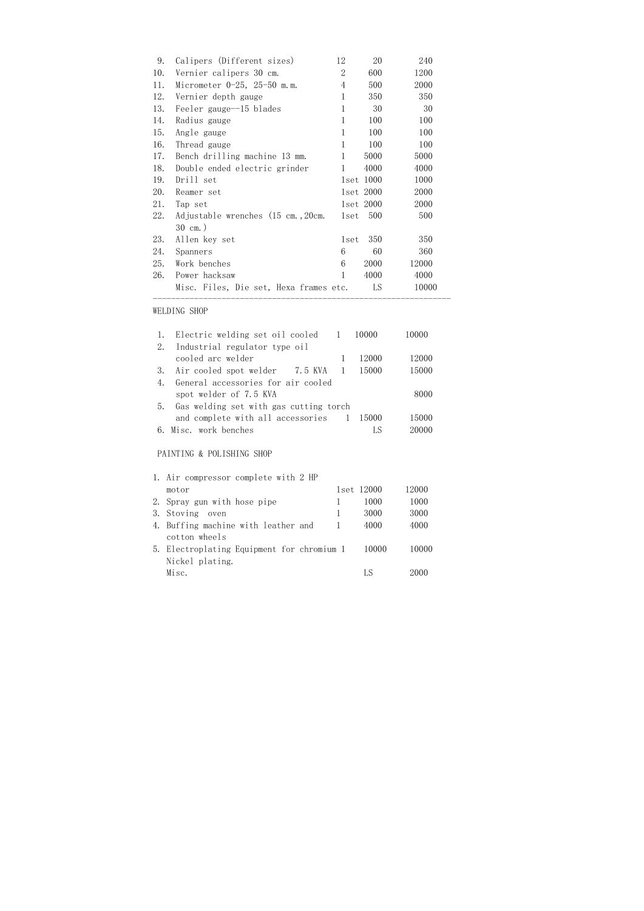| No. | Item | Qty | Rate | Amount |
|---|---|---|---|---|
| 9. | Calipers (Different sizes) | 12 | 20 | 240 |
| 10. | Vernier calipers 30 cm. | 2 | 600 | 1200 |
| 11. | Micrometer 0-25, 25-50 m.m. | 4 | 500 | 2000 |
| 12. | Vernier depth gauge | 1 | 350 | 350 |
| 13. | Feeler gauge--15 blades | 1 | 30 | 30 |
| 14. | Radius gauge | 1 | 100 | 100 |
| 15. | Angle gauge | 1 | 100 | 100 |
| 16. | Thread gauge | 1 | 100 | 100 |
| 17. | Bench drilling machine 13 mm. | 1 | 5000 | 5000 |
| 18. | Double ended electric grinder | 1 | 4000 | 4000 |
| 19. | Drill set | 1set | 1000 | 1000 |
| 20. | Reamer set | 1set | 2000 | 2000 |
| 21. | Tap set | 1set | 2000 | 2000 |
| 22. | Adjustable wrenches (15 cm.,20cm. 30 cm.) | 1set | 500 | 500 |
| 23. | Allen key set | 1set | 350 | 350 |
| 24. | Spanners | 6 | 60 | 360 |
| 25. | Work benches | 6 | 2000 | 12000 |
| 26. | Power hacksaw | 1 | 4000 | 4000 |
| | Misc. Files, Die set, Hexa frames etc. | | LS | 10000 |

WELDING SHOP

| No. | Item | Qty | Rate | Amount |
|---|---|---|---|---|
| 1. | Electric welding set oil cooled | 1 | 10000 | 10000 |
| 2. | Industrial regulator type oil cooled arc welder | 1 | 12000 | 12000 |
| 3. | Air cooled spot welder 7.5 KVA | 1 | 15000 | 15000 |
| 4. | General accessories for air cooled spot welder of 7.5 KVA | | | 8000 |
| 5. | Gas welding set with gas cutting torch and complete with all accessories | 1 | 15000 | 15000 |
| 6. | Misc. work benches | | LS | 20000 |

PAINTING & POLISHING SHOP

| No. | Item | Qty | Rate | Amount |
|---|---|---|---|---|
| 1. | Air compressor complete with 2 HP motor | 1set | 12000 | 12000 |
| 2. | Spray gun with hose pipe | 1 | 1000 | 1000 |
| 3. | Stoving oven | 1 | 3000 | 3000 |
| 4. | Buffing machine with leather and cotton wheels | 1 | 4000 | 4000 |
| 5. | Electroplating Equipment for chromium Nickel plating. | 1 | 10000 | 10000 |
| | Misc. | | LS | 2000 |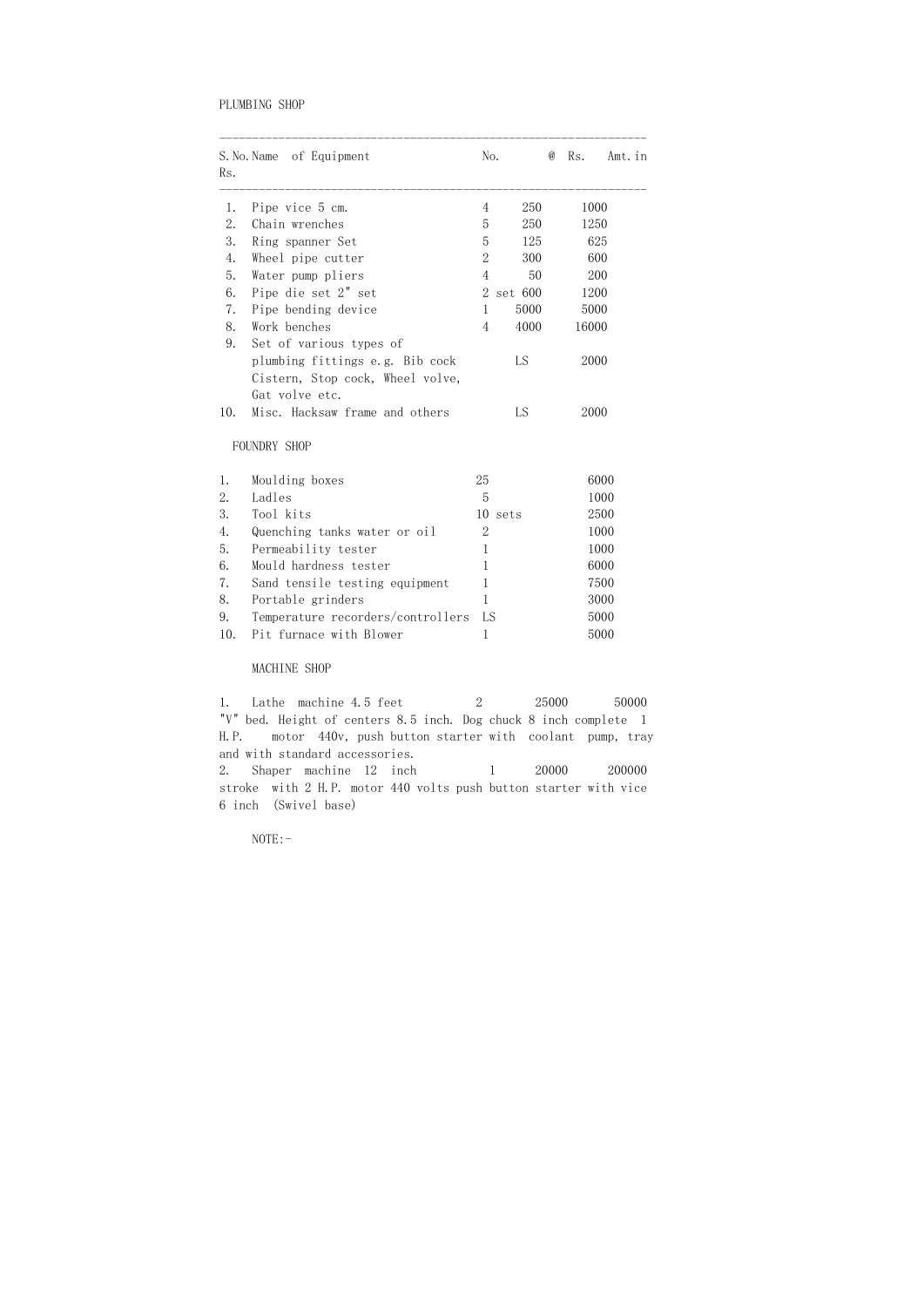PLUMBING SHOP

| S.No. | Name of Equipment | No. | @ Rs. | Amt. in Rs. |
|---|---|---|---|---|
| 1. | Pipe vice 5 cm. | 4 | 250 | 1000 |
| 2. | Chain wrenches | 5 | 250 | 1250 |
| 3. | Ring spanner Set | 5 | 125 | 625 |
| 4. | Wheel pipe cutter | 2 | 300 | 600 |
| 5. | Water pump pliers | 4 | 50 | 200 |
| 6. | Pipe die set 2" set | 2 set | 600 | 1200 |
| 7. | Pipe bending device | 1 | 5000 | 5000 |
| 8. | Work benches | 4 | 4000 | 16000 |
| 9. | Set of various types of plumbing fittings e.g. Bib cock Cistern, Stop cock, Wheel volve, Gat volve etc. | | LS | 2000 |
| 10. | Misc. Hacksaw frame and others | | LS | 2000 |

FOUNDRY SHOP

| S.No. | Name of Equipment | No. | Amt. in Rs. |
|---|---|---|---|
| 1. | Moulding boxes | 25 | 6000 |
| 2. | Ladles | 5 | 1000 |
| 3. | Tool kits | 10 sets | 2500 |
| 4. | Quenching tanks water or oil | 2 | 1000 |
| 5. | Permeability tester | 1 | 1000 |
| 6. | Mould hardness tester | 1 | 6000 |
| 7. | Sand tensile testing equipment | 1 | 7500 |
| 8. | Portable grinders | 1 | 3000 |
| 9. | Temperature recorders/controllers | LS | 5000 |
| 10. | Pit furnace with Blower | 1 | 5000 |

MACHINE SHOP

| S.No. | Name of Equipment | No. | @ Rs. | Amt. in Rs. |
|---|---|---|---|---|
| 1. | Lathe machine 4.5 feet "V" bed. Height of centers 8.5 inch. Dog chuck 8 inch complete 1 H.P. motor 440v, push button starter with coolant pump, tray and with standard accessories. | 2 | 25000 | 50000 |
| 2. | Shaper machine 12 inch stroke with 2 H.P. motor 440 volts push button starter with vice 6 inch (Swivel base) | 1 | 20000 | 200000 |

NOTE:-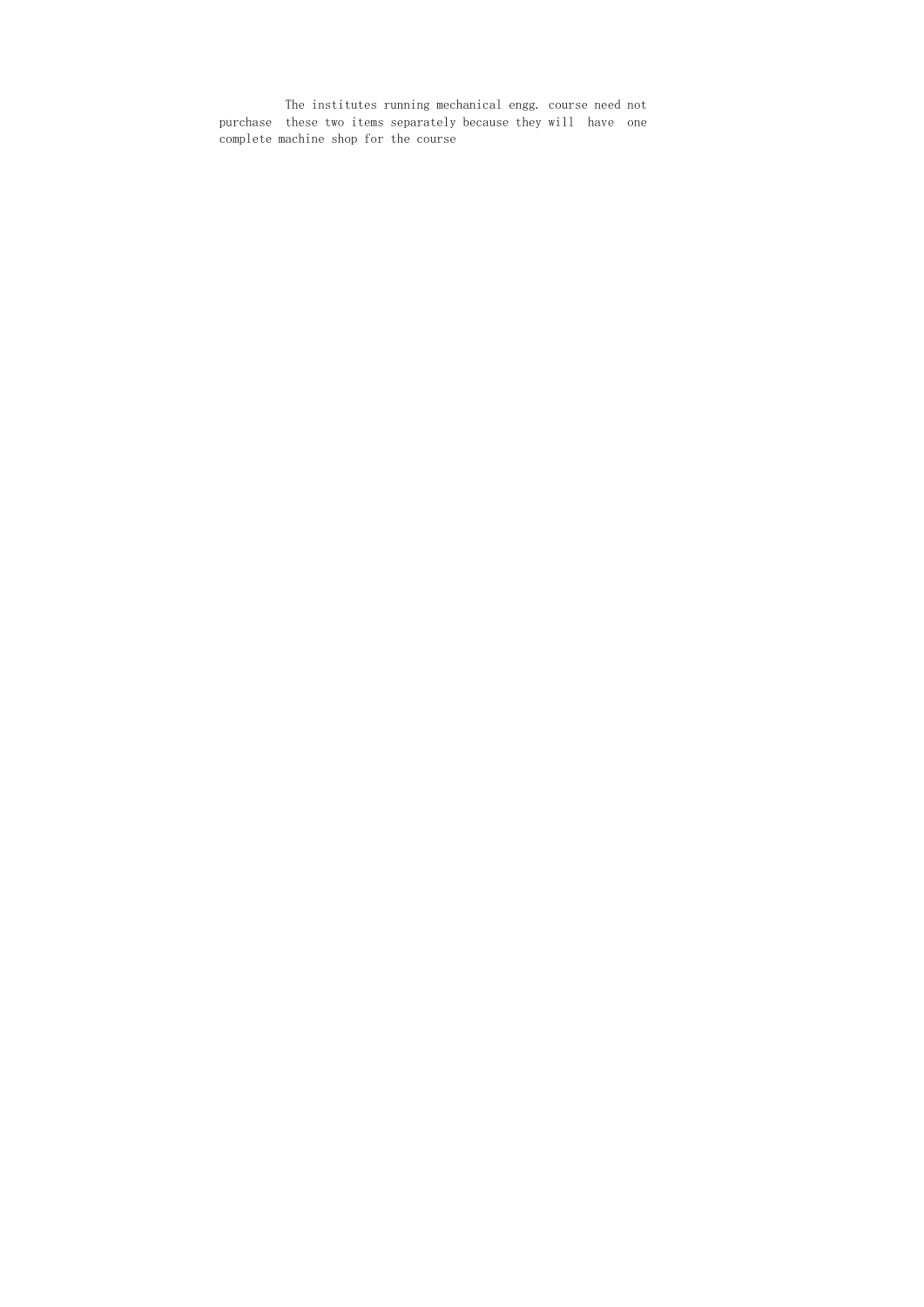The institutes running mechanical engg. course need not purchase these two items separately because they will have one complete machine shop for the course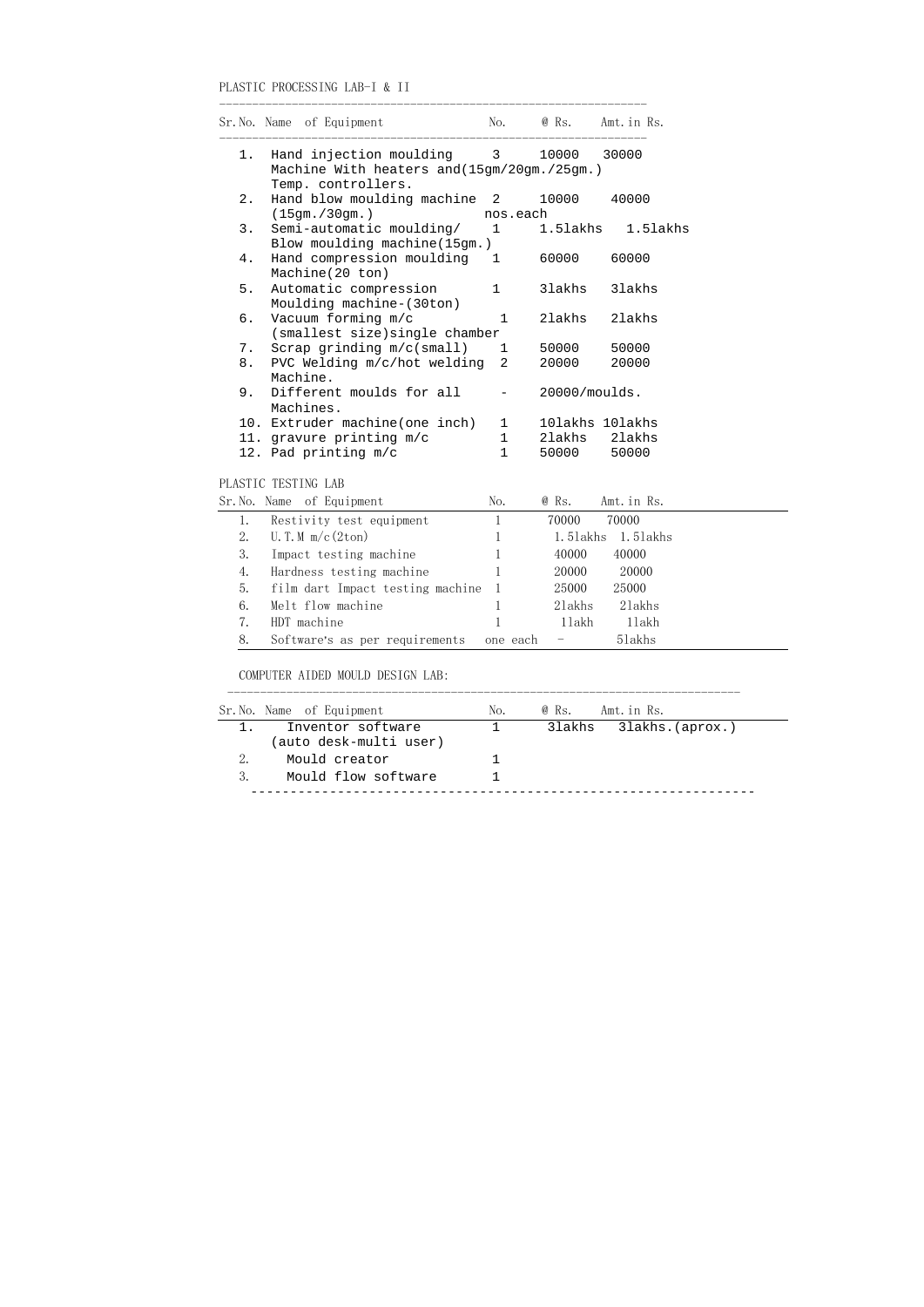PLASTIC PROCESSING LAB-I & II

| Sr.No. | Name of Equipment | No. | @ Rs. | Amt.in Rs. |
|---|---|---|---|---|
| 1. | Hand injection moulding Machine With heaters and (15gm/20gm./25gm.) Temp. controllers. | 3 | 10000 | 30000 |
| 2. | Hand blow moulding machine (15gm./30gm.) | 2 nos.each | 10000 | 40000 |
| 3. | Semi-automatic moulding/ Blow moulding machine(15gm.) | 1 | 1.5lakhs | 1.5lakhs |
| 4. | Hand compression moulding Machine(20 ton) | 1 | 60000 | 60000 |
| 5. | Automatic compression Moulding machine-(30ton) | 1 | 3lakhs | 3lakhs |
| 6. | Vacuum forming m/c (smallest size)single chamber | 1 | 2lakhs | 2lakhs |
| 7. | Scrap grinding m/c(small) | 1 | 50000 | 50000 |
| 8. | PVC Welding m/c/hot welding Machine. | 2 | 20000 | 20000 |
| 9. | Different moulds for all Machines. | - | 20000/moulds. | |
| 10. | Extruder machine(one inch) | 1 | 10lakhs | 10lakhs |
| 11. | gravure printing m/c | 1 | 2lakhs | 2lakhs |
| 12. | Pad printing m/c | 1 | 50000 | 50000 |

PLASTIC TESTING LAB

| Sr.No. | Name of Equipment | No. | @ Rs. | Amt.in Rs. |
|---|---|---|---|---|
| 1. | Restivity test equipment | 1 | 70000 | 70000 |
| 2. | U.T.M m/c(2ton) | 1 | 1.5lakhs | 1.5lakhs |
| 3. | Impact testing machine | 1 | 40000 | 40000 |
| 4. | Hardness testing machine | 1 | 20000 | 20000 |
| 5. | film dart Impact testing machine | 1 | 25000 | 25000 |
| 6. | Melt flow machine | 1 | 2lakhs | 2lakhs |
| 7. | HDT machine | 1 | 1lakh | 1lakh |
| 8. | Software's as per requirements | one each | - | 5lakhs |

COMPUTER AIDED MOULD DESIGN LAB:

| Sr.No. | Name of Equipment | No. | @ Rs. | Amt.in Rs. |
|---|---|---|---|---|
| 1. | Inventor software (auto desk-multi user) | 1 | 3lakhs | 3lakhs.(aprox.) |
| 2. | Mould creator | 1 | | |
| 3. | Mould flow software | 1 | | |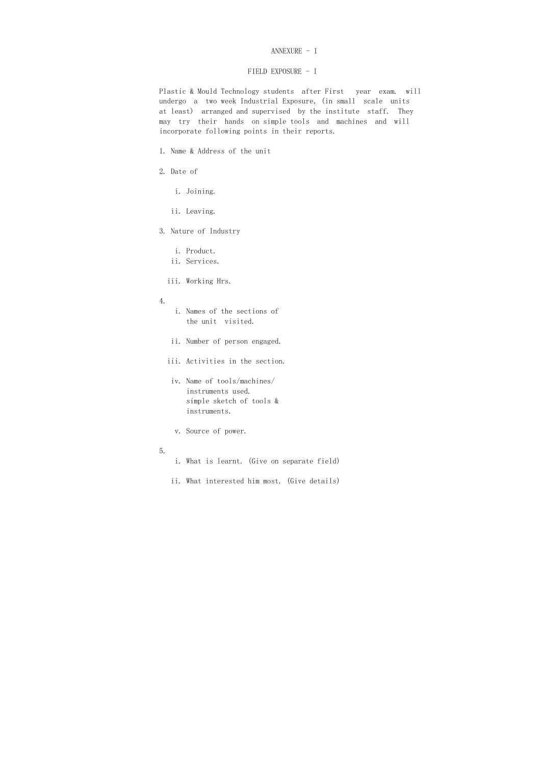# ANNEXURE - I

## FIELD EXPOSURE - I

Plastic & Mould Technology students after First year exam. will undergo a two week Industrial Exposure, (in small scale units at least) arranged and supervised by the institute staff. They may try their hands on simple tools and machines and will incorporate following points in their reports.

1. Name & Address of the unit

2. Date of

   i. Joining.

   ii. Leaving.

3. Nature of Industry

   i. Product.
   
   ii. Services.

   iii. Working Hrs.

4. 
   i. Names of the sections of the unit visited.

   ii. Number of person engaged.

   iii. Activities in the section.

   iv. Name of tools/machines/ instruments used.
   simple sketch of tools & instruments.

   v. Source of power.

5. 
   i. What is learnt. (Give on separate field)

   ii. What interested him most. (Give details)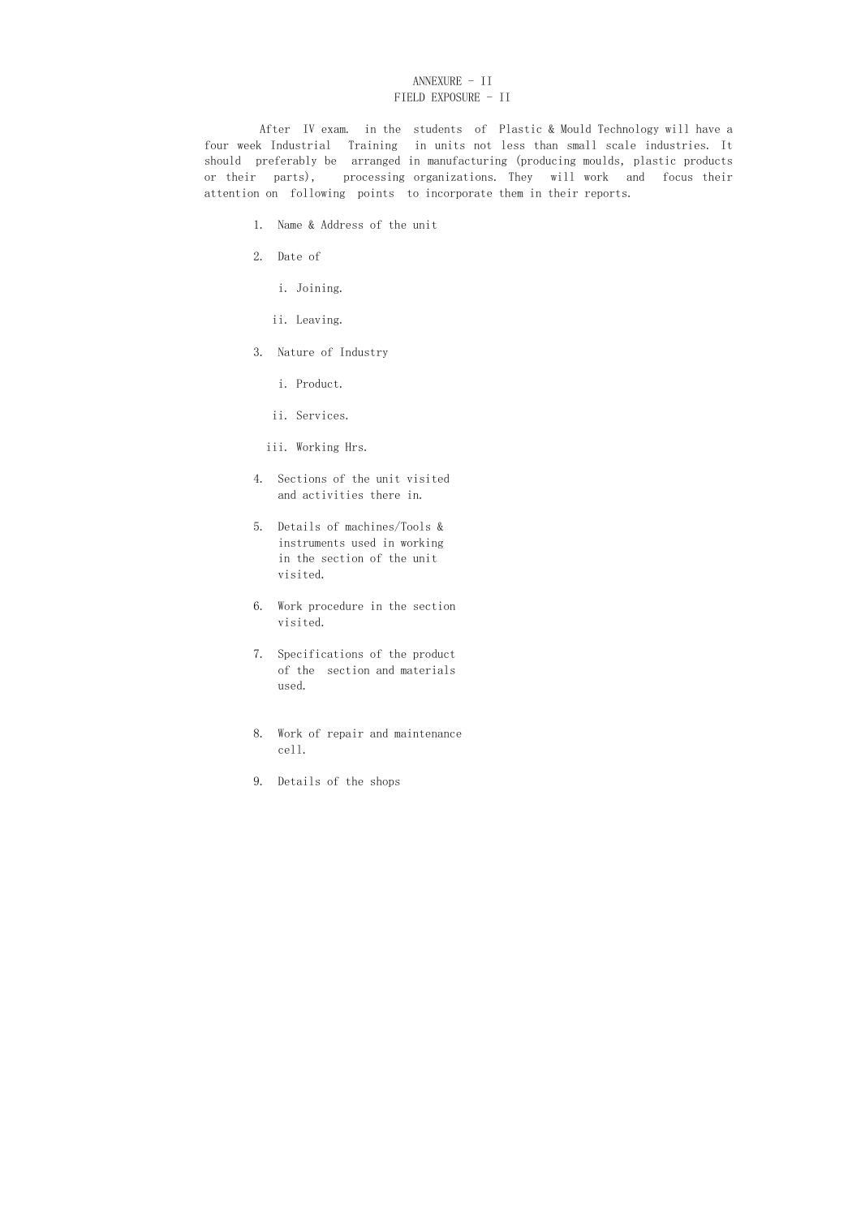# ANNEXURE - II

## FIELD EXPOSURE - II

After IV exam. in the students of Plastic & Mould Technology will have a four week Industrial Training in units not less than small scale industries. It should preferably be arranged in manufacturing (producing moulds, plastic products or their parts), processing organizations. They will work and focus their attention on following points to incorporate them in their reports.

1. Name & Address of the unit
2. Date of
   - i. Joining.
   - ii. Leaving.
3. Nature of Industry
   - i. Product.
   - ii. Services.
   - iii. Working Hrs.
4. Sections of the unit visited and activities there in.
5. Details of machines/Tools & instruments used in working in the section of the unit visited.
6. Work procedure in the section visited.
7. Specifications of the product of the section and materials used.
8. Work of repair and maintenance cell.
9. Details of the shops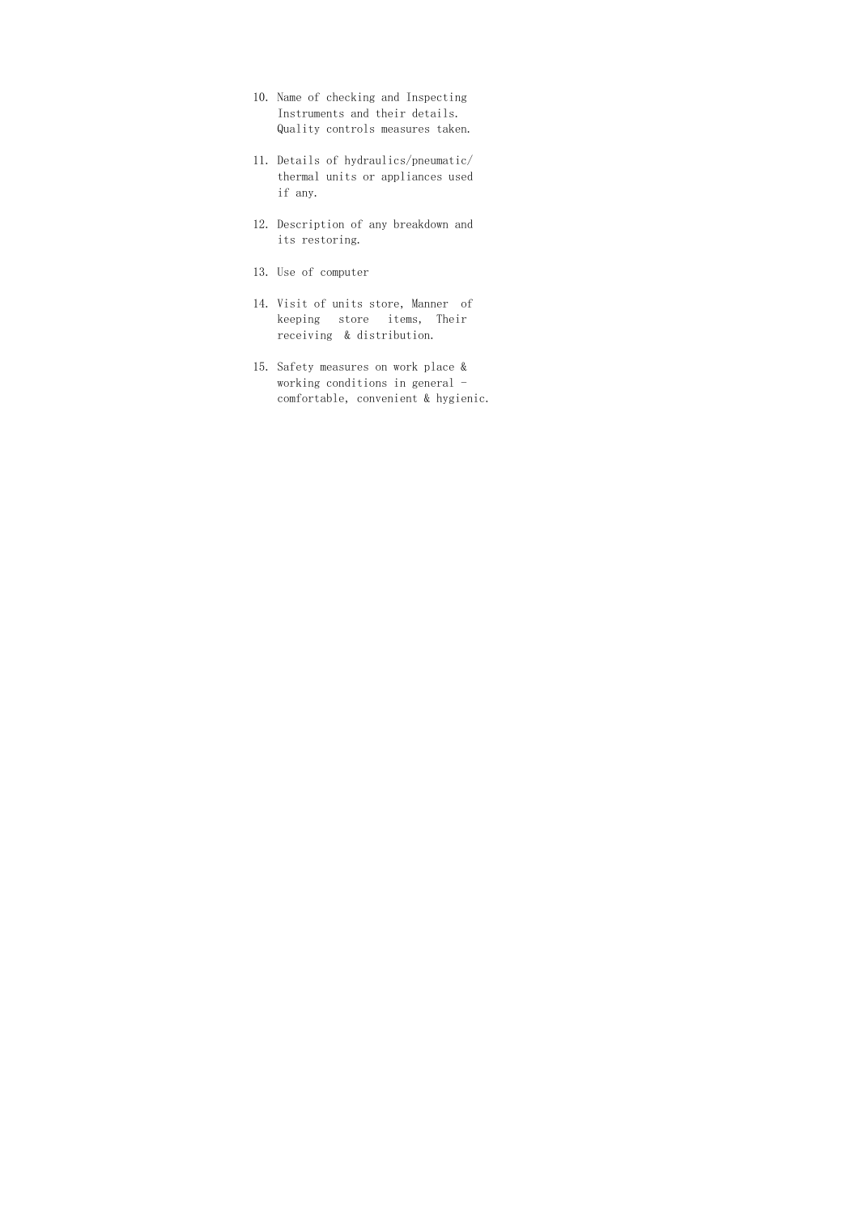10. Name of checking and Inspecting Instruments and their details. Quality controls measures taken.

11. Details of hydraulics/pneumatic/ thermal units or appliances used if any.

12. Description of any breakdown and its restoring.

13. Use of computer

14. Visit of units store, Manner of keeping store items, Their receiving & distribution.

15. Safety measures on work place & working conditions in general - comfortable, convenient & hygienic.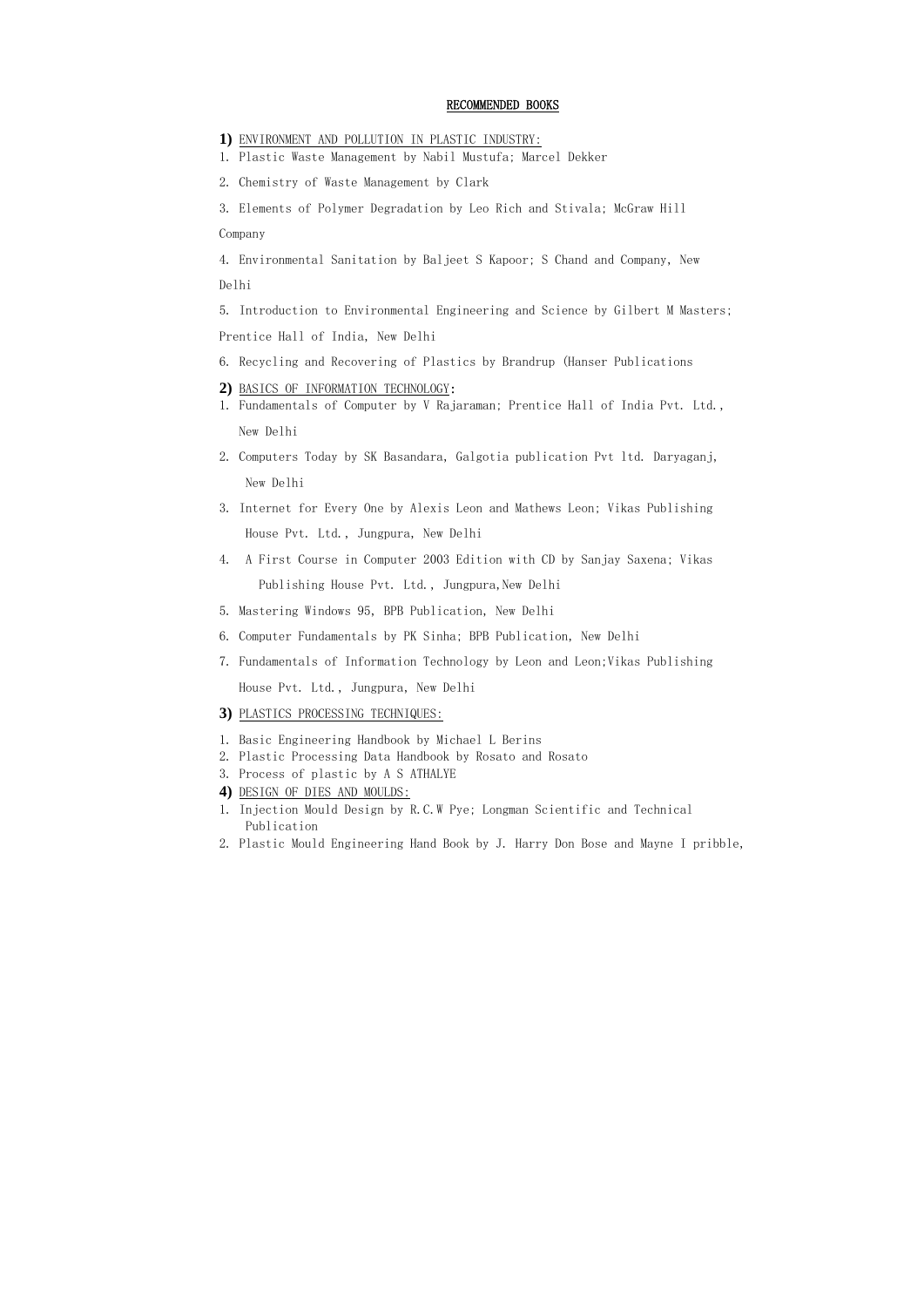## RECOMMENDED BOOKS

**1)** ENVIRONMENT AND POLLUTION IN PLASTIC INDUSTRY:

1. Plastic Waste Management by Nabil Mustufa; Marcel Dekker
2. Chemistry of Waste Management by Clark
3. Elements of Polymer Degradation by Leo Rich and Stivala; McGraw Hill Company
4. Environmental Sanitation by Baljeet S Kapoor; S Chand and Company, New Delhi
5. Introduction to Environmental Engineering and Science by Gilbert M Masters; Prentice Hall of India, New Delhi
6. Recycling and Recovering of Plastics by Brandrup (Hanser Publications

**2)** BASICS OF INFORMATION TECHNOLOGY:

1. Fundamentals of Computer by V Rajaraman; Prentice Hall of India Pvt. Ltd., New Delhi
2. Computers Today by SK Basandara, Galgotia publication Pvt ltd. Daryaganj, New Delhi
3. Internet for Every One by Alexis Leon and Mathews Leon; Vikas Publishing House Pvt. Ltd., Jungpura, New Delhi
4. A First Course in Computer 2003 Edition with CD by Sanjay Saxena; Vikas Publishing House Pvt. Ltd., Jungpura,New Delhi
5. Mastering Windows 95, BPB Publication, New Delhi
6. Computer Fundamentals by PK Sinha; BPB Publication, New Delhi
7. Fundamentals of Information Technology by Leon and Leon;Vikas Publishing House Pvt. Ltd., Jungpura, New Delhi

**3)** PLASTICS PROCESSING TECHNIQUES:

1. Basic Engineering Handbook by Michael L Berins
2. Plastic Processing Data Handbook by Rosato and Rosato
3. Process of plastic by A S ATHALYE

**4)** DESIGN OF DIES AND MOULDS:

1. Injection Mould Design by R.C.W Pye; Longman Scientific and Technical Publication
2. Plastic Mould Engineering Hand Book by J. Harry Don Bose and Mayne I pribble,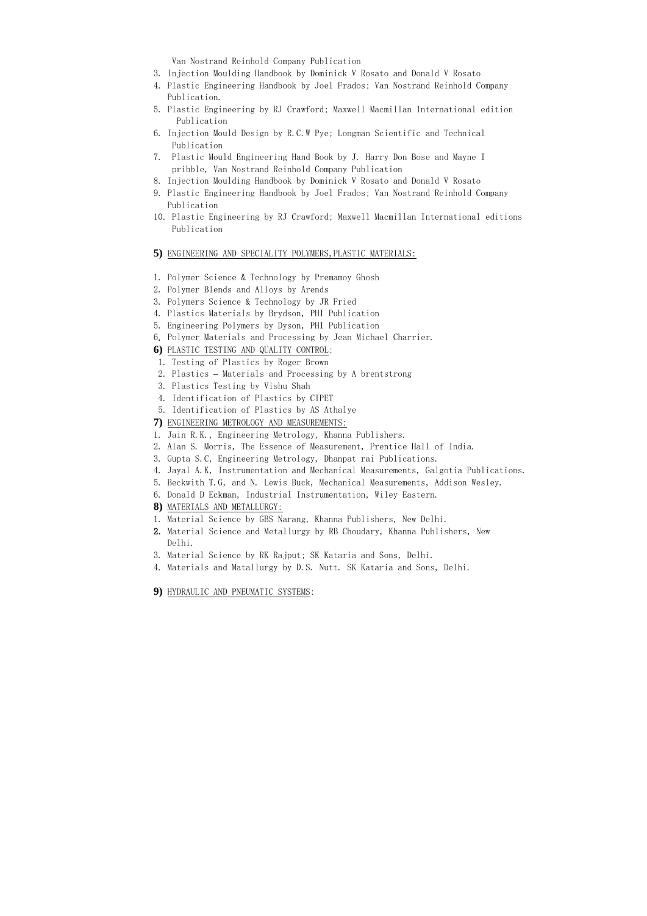Van Nostrand Reinhold Company Publication

3. Injection Moulding Handbook by Dominick V Rosato and Donald V Rosato
4. Plastic Engineering Handbook by Joel Frados; Van Nostrand Reinhold Company Publication.
5. Plastic Engineering by RJ Crawford; Maxwell Macmillan International edition Publication
6. Injection Mould Design by R.C.W Pye; Longman Scientific and Technical Publication
7. Plastic Mould Engineering Hand Book by J. Harry Don Bose and Mayne I pribble, Van Nostrand Reinhold Company Publication
8. Injection Moulding Handbook by Dominick V Rosato and Donald V Rosato
9. Plastic Engineering Handbook by Joel Frados; Van Nostrand Reinhold Company Publication
10. Plastic Engineering by RJ Crawford; Maxwell Macmillan International editions Publication

**5)** ENGINEERING AND SPECIALITY POLYMERS,PLASTIC MATERIALS:

1. Polymer Science & Technology by Premamoy Ghosh
2. Polymer Blends and Alloys by Arends
3. Polymers Science & Technology by JR Fried
4. Plastics Materials by Brydson, PHI Publication
5. Engineering Polymers by Dyson, PHI Publication
6. Polymer Materials and Processing by Jean Michael Charrier.

**6)** PLASTIC TESTING AND QUALITY CONTROL:

1. Testing of Plastics by Roger Brown
2. Plastics – Materials and Processing by A brentstrong
3. Plastics Testing by Vishu Shah
4. Identification of Plastics by CIPET
5. Identification of Plastics by AS Athalye

**7)** ENGINEERING METROLOGY AND MEASUREMENTS:

1. Jain R.K., Engineering Metrology, Khanna Publishers.
2. Alan S. Morris, The Essence of Measurement, Prentice Hall of India.
3. Gupta S.C, Engineering Metrology, Dhanpat rai Publications.
4. Jayal A.K, Instrumentation and Mechanical Measurements, Galgotia Publications.
5. Beckwith T.G, and N. Lewis Buck, Mechanical Measurements, Addison Wesley.
6. Donald D Eckman, Industrial Instrumentation, Wiley Eastern.

**8)** MATERIALS AND METALLURGY:

1. Material Science by GBS Narang, Khanna Publishers, New Delhi.
2. Material Science and Metallurgy by RB Choudary, Khanna Publishers, New Delhi.
3. Material Science by RK Rajput; SK Kataria and Sons, Delhi.
4. Materials and Matallurgy by D.S. Nutt. SK Kataria and Sons, Delhi.

**9)** HYDRAULIC AND PNEUMATIC SYSTEMS: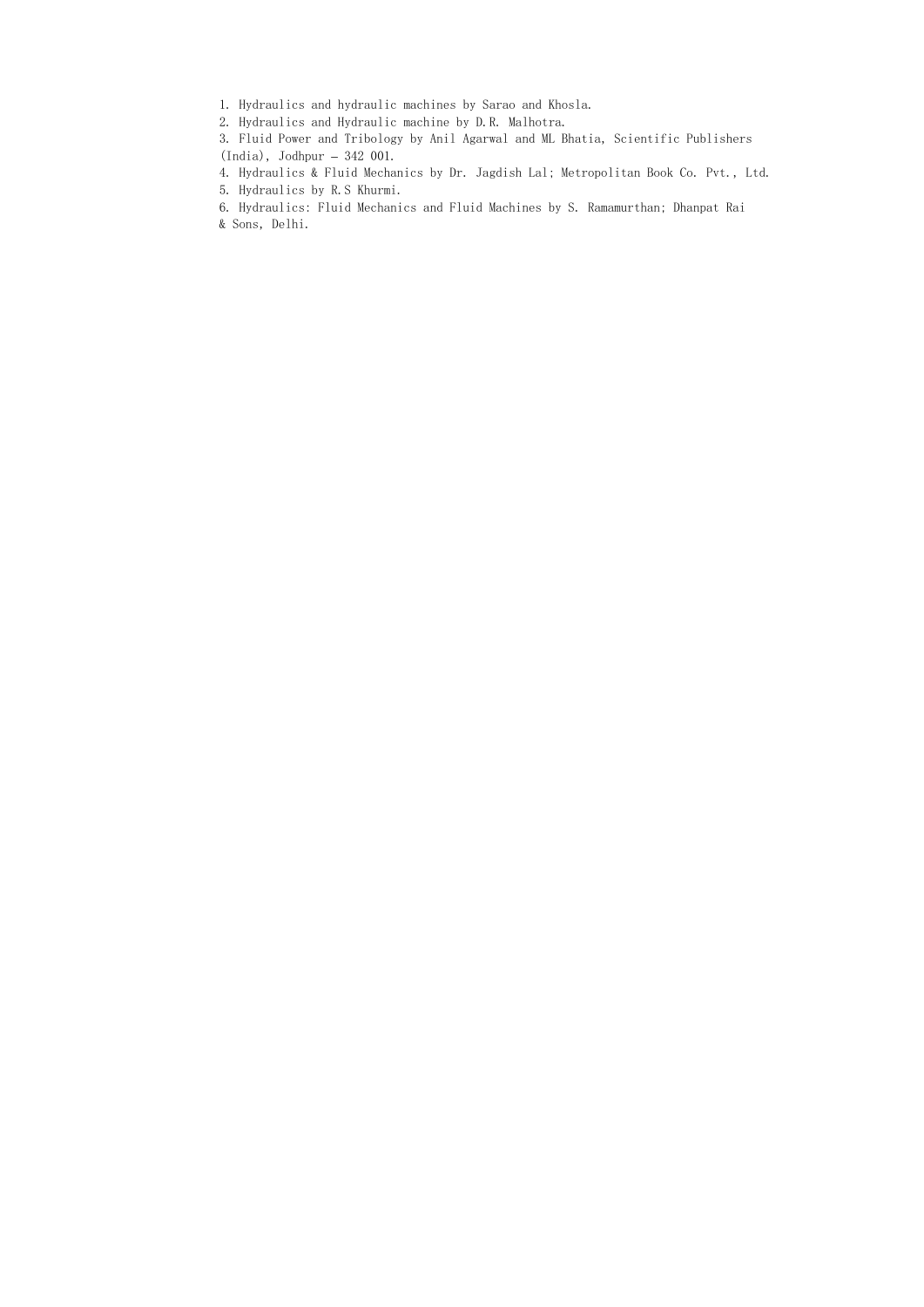1. Hydraulics and hydraulic machines by Sarao and Khosla.
2. Hydraulics and Hydraulic machine by D.R. Malhotra.
3. Fluid Power and Tribology by Anil Agarwal and ML Bhatia, Scientific Publishers (India), Jodhpur – 342 001.
4. Hydraulics & Fluid Mechanics by Dr. Jagdish Lal; Metropolitan Book Co. Pvt., Ltd.
5. Hydraulics by R.S Khurmi.
6. Hydraulics: Fluid Mechanics and Fluid Machines by S. Ramamurthan; Dhanpat Rai & Sons, Delhi.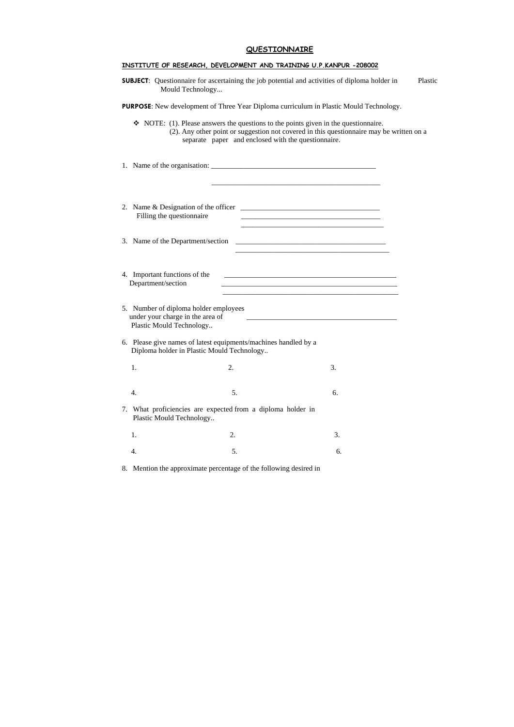# QUESTIONNAIRE

**INSTITUTE OF RESEARCH, DEVELOPMENT AND TRAINING U.P.KANPUR -208002**

**SUBJECT**: Questionnaire for ascertaining the job potential and activities of diploma holder in Plastic Mould Technology...

**PURPOSE**: New development of Three Year Diploma curriculum in Plastic Mould Technology.

- NOTE: (1). Please answers the questions to the points given in the questionnaire.
  (2). Any other point or suggestion not covered in this questionnaire may be written on a separate paper and enclosed with the questionnaire.

1. Name of the organisation: _____________________________________________

   _____________________________________________

2. Name & Designation of the officer _____________________________________
   Filling the questionnaire _____________________________________
   _____________________________________

3. Name of the Department/section _____________________________________
   _____________________________________

4. Important functions of the Department/section _____________________________________
   _____________________________________
   _____________________________________

5. Number of diploma holder employees under your charge in the area of Plastic Mould Technology.. _____________________________________

6. Please give names of latest equipments/machines handled by a Diploma holder in Plastic Mould Technology..

   1. 2. 3.

   4. 5. 6.

7. What proficiencies are expected from a diploma holder in Plastic Mould Technology..

   1. 2. 3.

   4. 5. 6.

8. Mention the approximate percentage of the following desired in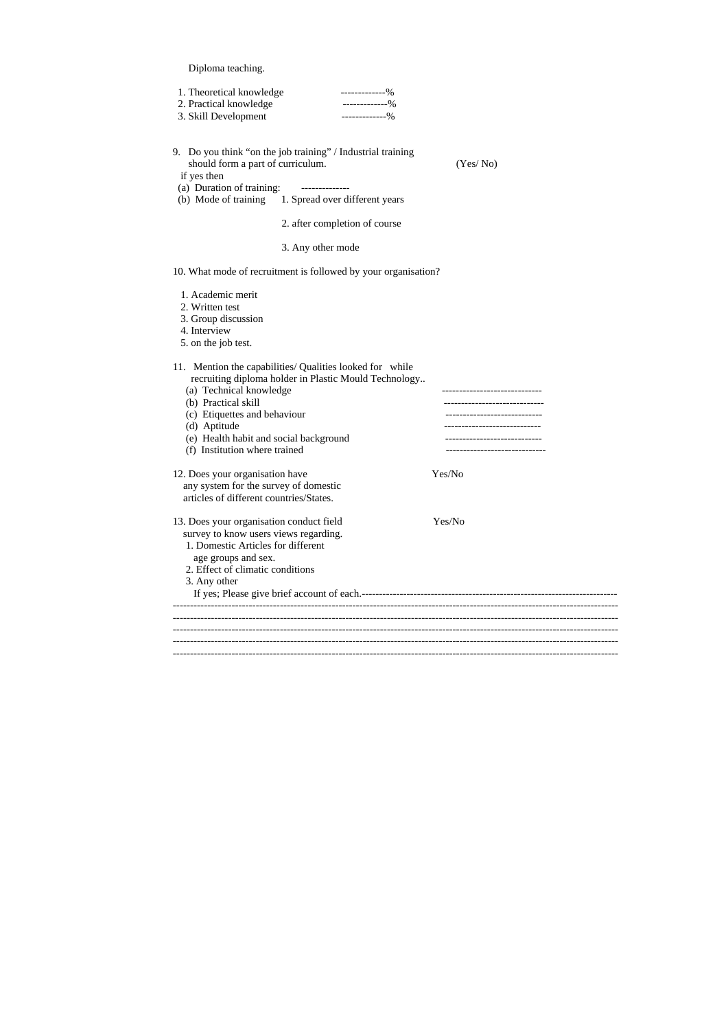Diploma teaching.

1. Theoretical knowledge -------------%
2. Practical knowledge -------------%
3. Skill Development -------------%

9. Do you think "on the job training" / Industrial training should form a part of curriculum. (Yes/ No)

   if yes then

   (a) Duration of training: --------------

   (b) Mode of training 1. Spread over different years

   2. after completion of course

   3. Any other mode

10. What mode of recruitment is followed by your organisation?

    1. Academic merit
    2. Written test
    3. Group discussion
    4. Interview
    5. on the job test.

11. Mention the capabilities/ Qualities looked for while recruiting diploma holder in Plastic Mould Technology..

    (a) Technical knowledge -----------------------------
    (b) Practical skill -----------------------------
    (c) Etiquettes and behaviour ----------------------------
    (d) Aptitude ----------------------------
    (e) Health habit and social background ----------------------------
    (f) Institution where trained -----------------------------

12. Does your organisation have any system for the survey of domestic articles of different countries/States. Yes/No

13. Does your organisation conduct field survey to know users views regarding. Yes/No

    1. Domestic Articles for different age groups and sex.
    2. Effect of climatic conditions
    3. Any other

    If yes; Please give brief account of each.------------------------------------------------------------------------

------------------------------------------------------------------------------------------------------------------------

------------------------------------------------------------------------------------------------------------------------

------------------------------------------------------------------------------------------------------------------------

------------------------------------------------------------------------------------------------------------------------

------------------------------------------------------------------------------------------------------------------------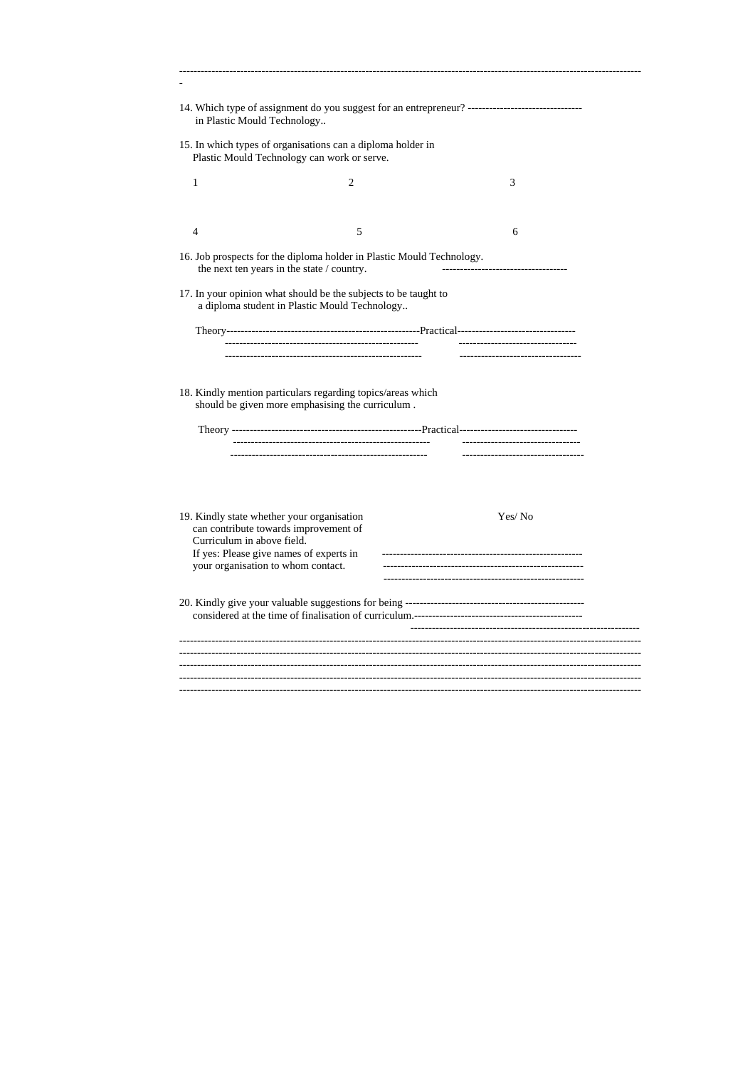-----------------------------------------------------------------------------------------------------------------------------------
-

14. Which type of assignment do you suggest for an entrepreneur? --------------------------------
    in Plastic Mould Technology..

15. In which types of organisations can a diploma holder in
    Plastic Mould Technology can work or serve.

| 1 | 2 | 3 |
|---|---|---|
| 4 | 5 | 6 |

16. Job prospects for the diploma holder in Plastic Mould Technology.
    the next ten years in the state / country. -----------------------------------

17. In your opinion what should be the subjects to be taught to
    a diploma student in Plastic Mould Technology..

    Theory-------------------------------------------------------Practical---------------------------------
    ------------------------------------------------------- ---------------------------------
    ------------------------------------------------------- ----------------------------------

18. Kindly mention particulars regarding topics/areas which
    should be given more emphasising the curriculum .

    Theory ------------------------------------------------------Practical---------------------------------
    ------------------------------------------------------- ---------------------------------
    ------------------------------------------------------- ----------------------------------

19. Kindly state whether your organisation can contribute towards improvement of Curriculum in above field. Yes/ No
    If yes: Please give names of experts in your organisation to whom contact.
    --------------------------------------------------------
    --------------------------------------------------------
    --------------------------------------------------------

20. Kindly give your valuable suggestions for being --------------------------------------------------
    considered at the time of finalisation of curriculum.-----------------------------------------------
    ---------------------------------------------------------------
-----------------------------------------------------------------------------------------------------------------------------------
-----------------------------------------------------------------------------------------------------------------------------------
-----------------------------------------------------------------------------------------------------------------------------------
-----------------------------------------------------------------------------------------------------------------------------------
-----------------------------------------------------------------------------------------------------------------------------------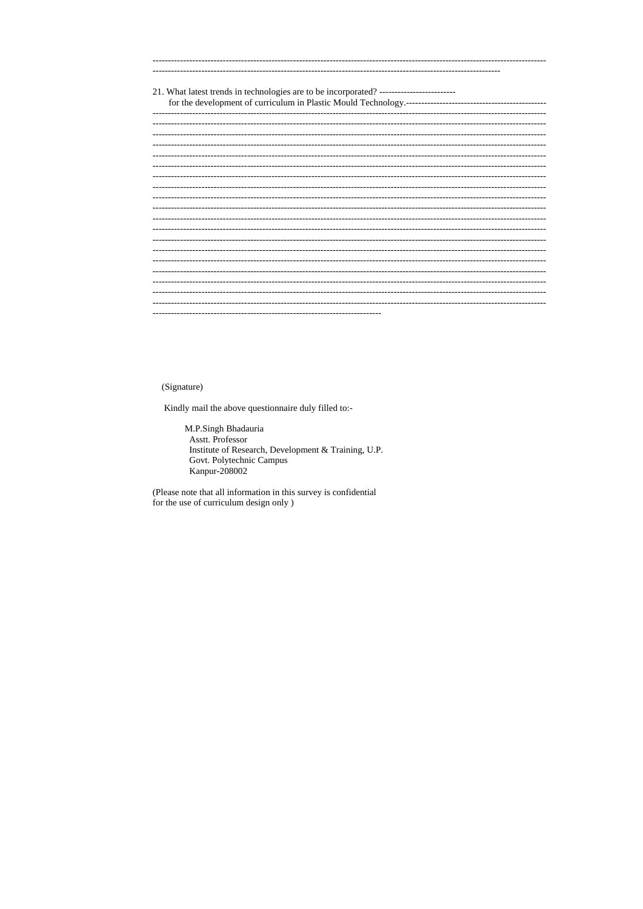------------------------------------------------------------------------------------------------------------------------------------
--------------------------------------------------------------------------------------------------------------------

21. What latest trends in technologies are to be incorporated? -------------------------
    for the development of curriculum in Plastic Mould Technology.----------------------------------------------
------------------------------------------------------------------------------------------------------------------------------------
------------------------------------------------------------------------------------------------------------------------------------
------------------------------------------------------------------------------------------------------------------------------------
------------------------------------------------------------------------------------------------------------------------------------
------------------------------------------------------------------------------------------------------------------------------------
------------------------------------------------------------------------------------------------------------------------------------
------------------------------------------------------------------------------------------------------------------------------------
------------------------------------------------------------------------------------------------------------------------------------
------------------------------------------------------------------------------------------------------------------------------------
------------------------------------------------------------------------------------------------------------------------------------
------------------------------------------------------------------------------------------------------------------------------------
------------------------------------------------------------------------------------------------------------------------------------
------------------------------------------------------------------------------------------------------------------------------------
------------------------------------------------------------------------------------------------------------------------------------
------------------------------------------------------------------------------------------------------------------------------------
------------------------------------------------------------------------------------------------------------------------------------
------------------------------------------------------------------------------------------------------------------------------------
------------------------------------------------------------------------------------------------------------------------------------
------------------------------------------------------------------------------------------------------------------------------------
----------------------------------------------------------------------------

(Signature)

Kindly mail the above questionnaire duly filled to:-

M.P.Singh Bhadauria
Asstt. Professor
Institute of Research, Development & Training, U.P.
Govt. Polytechnic Campus
Kanpur-208002

(Please note that all information in this survey is confidential for the use of curriculum design only )